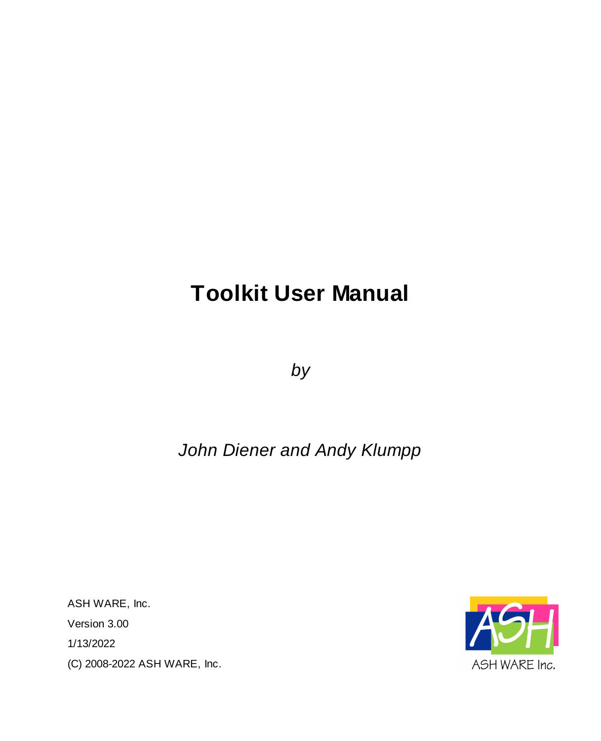# Toolkit User Manual

*by*

*John Diener and Andy Klumpp*

ASH WARE, Inc.

Version 3.00

1/13/2022

(C) 2008-2022 ASH WARE, Inc.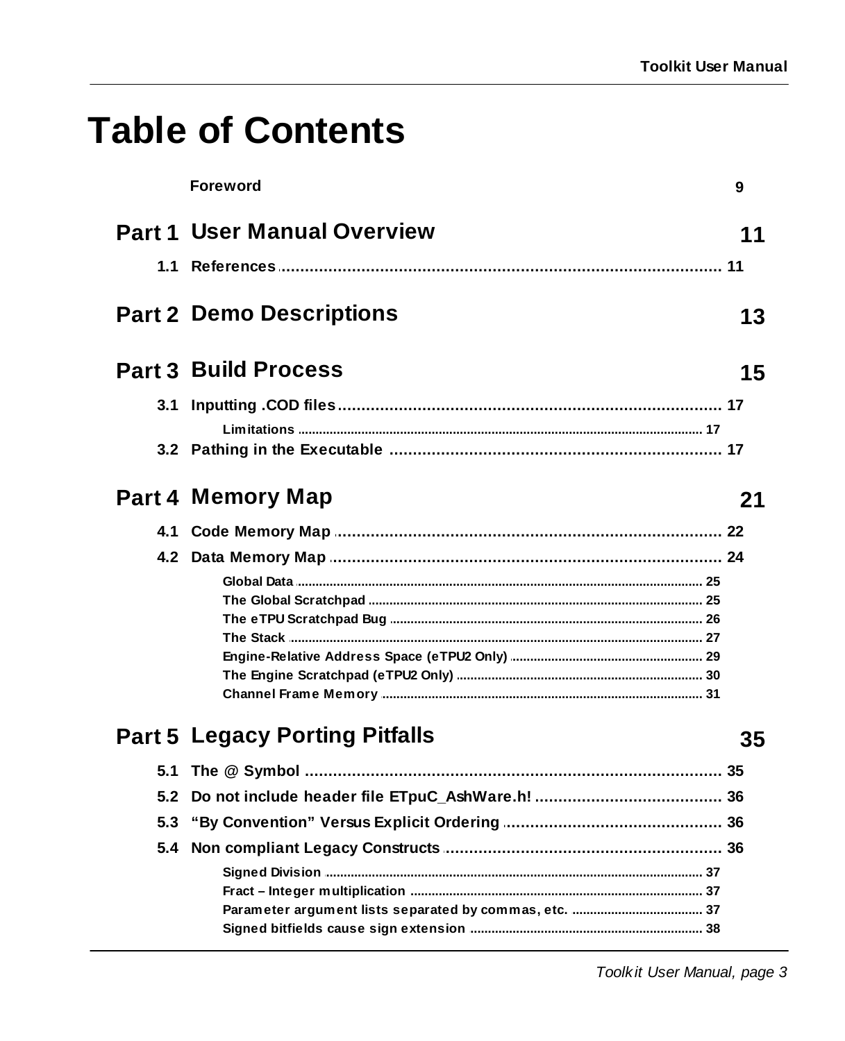# Table of Contents

**Foreword** 9

**Part 1 User Manual Overview** 11

- 1.1 References ... 11

**Part 2 Demo Descriptions** 13

**Part 3 Build Process** 15

- 3.1 Inputting .COD files ... 17
  - Limitations ... 17
- 3.2 Pathing in the Executable ... 17

**Part 4 Memory Map** 21

- 4.1 Code Memory Map ... 22
- 4.2 Data Memory Map ... 24
  - Global Data ... 25
  - The Global Scratchpad ... 25
  - The eTPU Scratchpad Bug ... 26
  - The Stack ... 27
  - Engine-Relative Address Space (eTPU2 Only) ... 29
  - The Engine Scratchpad (eTPU2 Only) ... 30
  - Channel Frame Memory ... 31

**Part 5 Legacy Porting Pitfalls** 35

- 5.1 The @ Symbol ... 35
- 5.2 Do not include header file ETpuC_AshWare.h! ... 36
- 5.3 "By Convention" Versus Explicit Ordering ... 36
- 5.4 Non compliant Legacy Constructs ... 36
  - Signed Division ... 37
  - Fract – Integer multiplication ... 37
  - Parameter argument lists separated by commas, etc. ... 37
  - Signed bitfields cause sign extension ... 38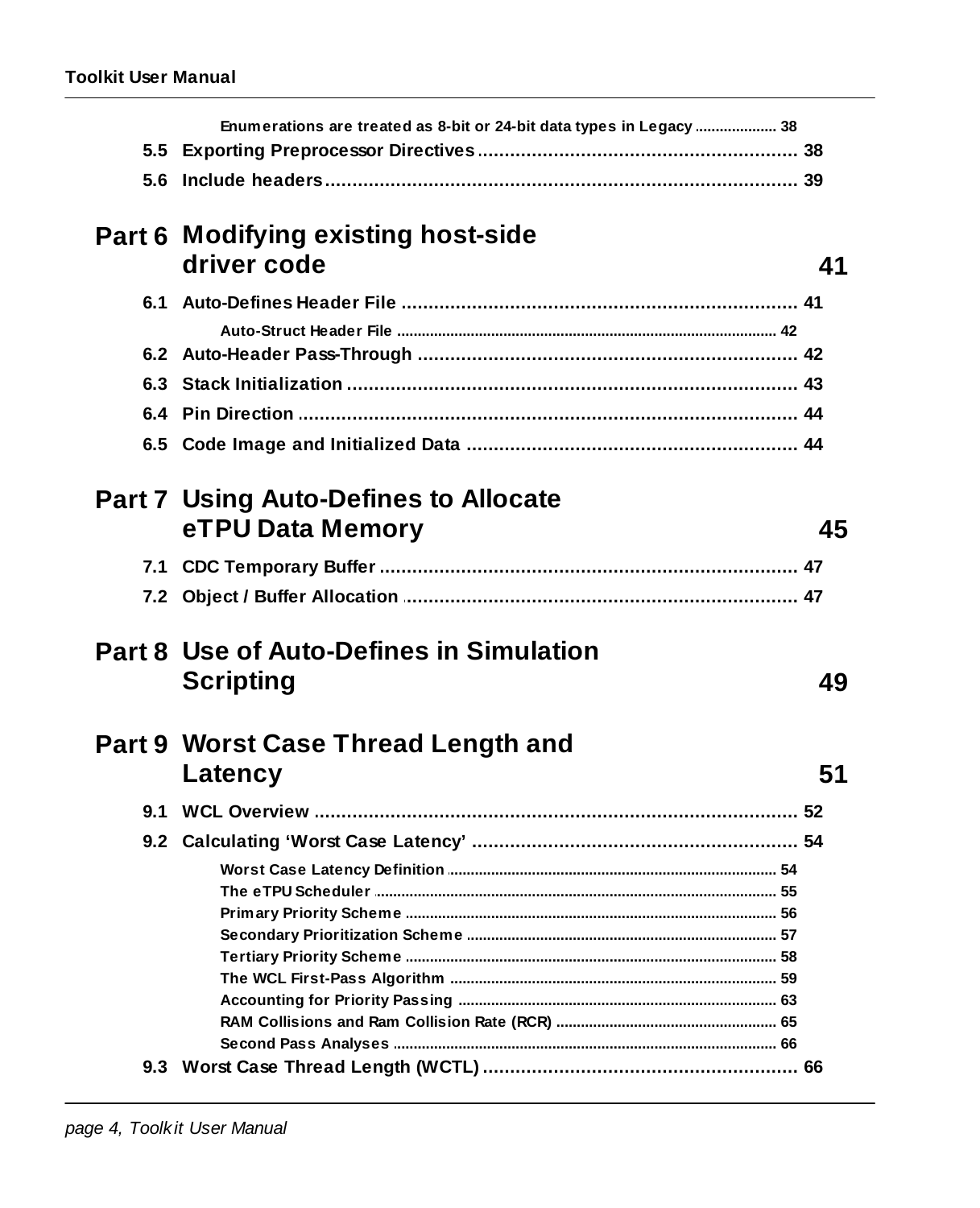Enumerations are treated as 8-bit or 24-bit data types in Legacy .................... 38

5.5 Exporting Preprocessor Directives ........................................................... 38

5.6 Include headers ........................................................................................ 39

**Part 6 Modifying existing host-side driver code** **41**

6.1 Auto-Defines Header File ........................................................................ 41

Auto-Struct Header File ........................................................................................... 42

6.2 Auto-Header Pass-Through ...................................................................... 42

6.3 Stack Initialization .................................................................................... 43

6.4 Pin Direction ............................................................................................. 44

6.5 Code Image and Initialized Data ............................................................. 44

**Part 7 Using Auto-Defines to Allocate eTPU Data Memory** **45**

7.1 CDC Temporary Buffer ............................................................................. 47

7.2 Object / Buffer Allocation ......................................................................... 47

**Part 8 Use of Auto-Defines in Simulation Scripting** **49**

**Part 9 Worst Case Thread Length and Latency** **51**

9.1 WCL Overview .......................................................................................... 52

9.2 Calculating 'Worst Case Latency' ............................................................ 54

Worst Case Latency Definition ............................................................................... 54

The eTPU Scheduler ................................................................................................ 55

Primary Priority Scheme .......................................................................................... 56

Secondary Prioritization Scheme ........................................................................... 57

Tertiary Priority Scheme .......................................................................................... 58

The WCL First-Pass Algorithm ............................................................................... 59

Accounting for Priority Passing ............................................................................. 63

RAM Collisions and Ram Collision Rate (RCR) ...................................................... 65

Second Pass Analyses ............................................................................................. 66

9.3 Worst Case Thread Length (WCTL) .......................................................... 66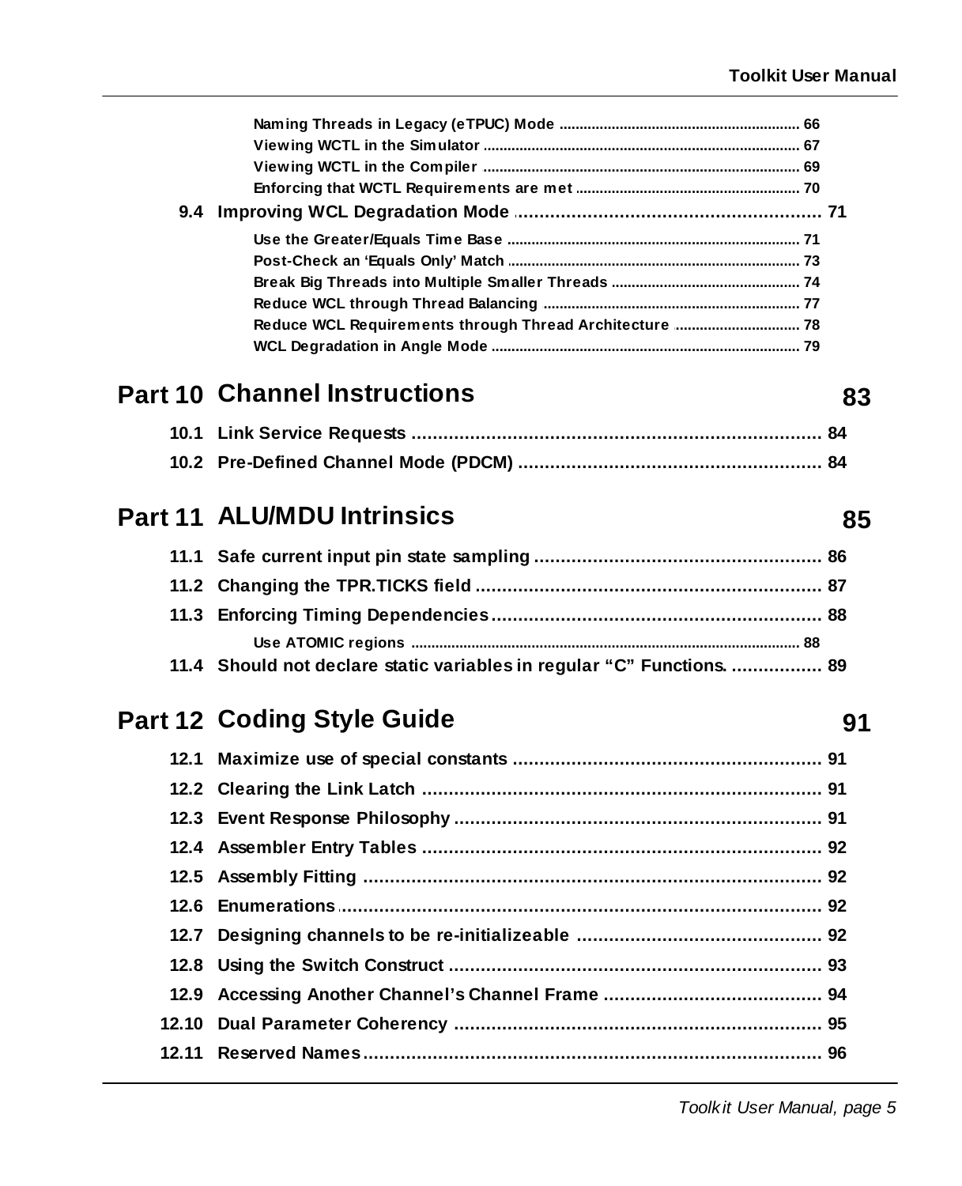Naming Threads in Legacy (eTPUC) Mode ............................................................ 66
Viewing WCTL in the Simulator ............................................................................ 67
Viewing WCTL in the Compiler ............................................................................ 69
Enforcing that WCTL Requirements are met ...................................................... 70

9.4 Improving WCL Degradation Mode ........................................................ 71

Use the Greater/Equals Time Base ...................................................................... 71
Post-Check an 'Equals Only' Match ...................................................................... 73
Break Big Threads into Multiple Smaller Threads .............................................. 74
Reduce WCL through Thread Balancing ............................................................. 77
Reduce WCL Requirements through Thread Architecture ............................... 78
WCL Degradation in Angle Mode ........................................................................ 79

## Part 10 Channel Instructions 83

10.1 Link Service Requests ........................................................................... 84
10.2 Pre-Defined Channel Mode (PDCM) ....................................................... 84

## Part 11 ALU/MDU Intrinsics 85

11.1 Safe current input pin state sampling .................................................... 86
11.2 Changing the TPR.TICKS field ............................................................... 87
11.3 Enforcing Timing Dependencies ............................................................ 88

Use ATOMIC regions ............................................................................................. 88

11.4 Should not declare static variables in regular "C" Functions. ................. 89

## Part 12 Coding Style Guide 91

12.1 Maximize use of special constants ......................................................... 91
12.2 Clearing the Link Latch .......................................................................... 91
12.3 Event Response Philosophy ................................................................... 91
12.4 Assembler Entry Tables .......................................................................... 92
12.5 Assembly Fitting ..................................................................................... 92
12.6 Enumerations .......................................................................................... 92
12.7 Designing channels to be re-initializeable ............................................. 92
12.8 Using the Switch Construct .................................................................... 93
12.9 Accessing Another Channel's Channel Frame ........................................ 94
12.10 Dual Parameter Coherency ................................................................... 95
12.11 Reserved Names .................................................................................... 96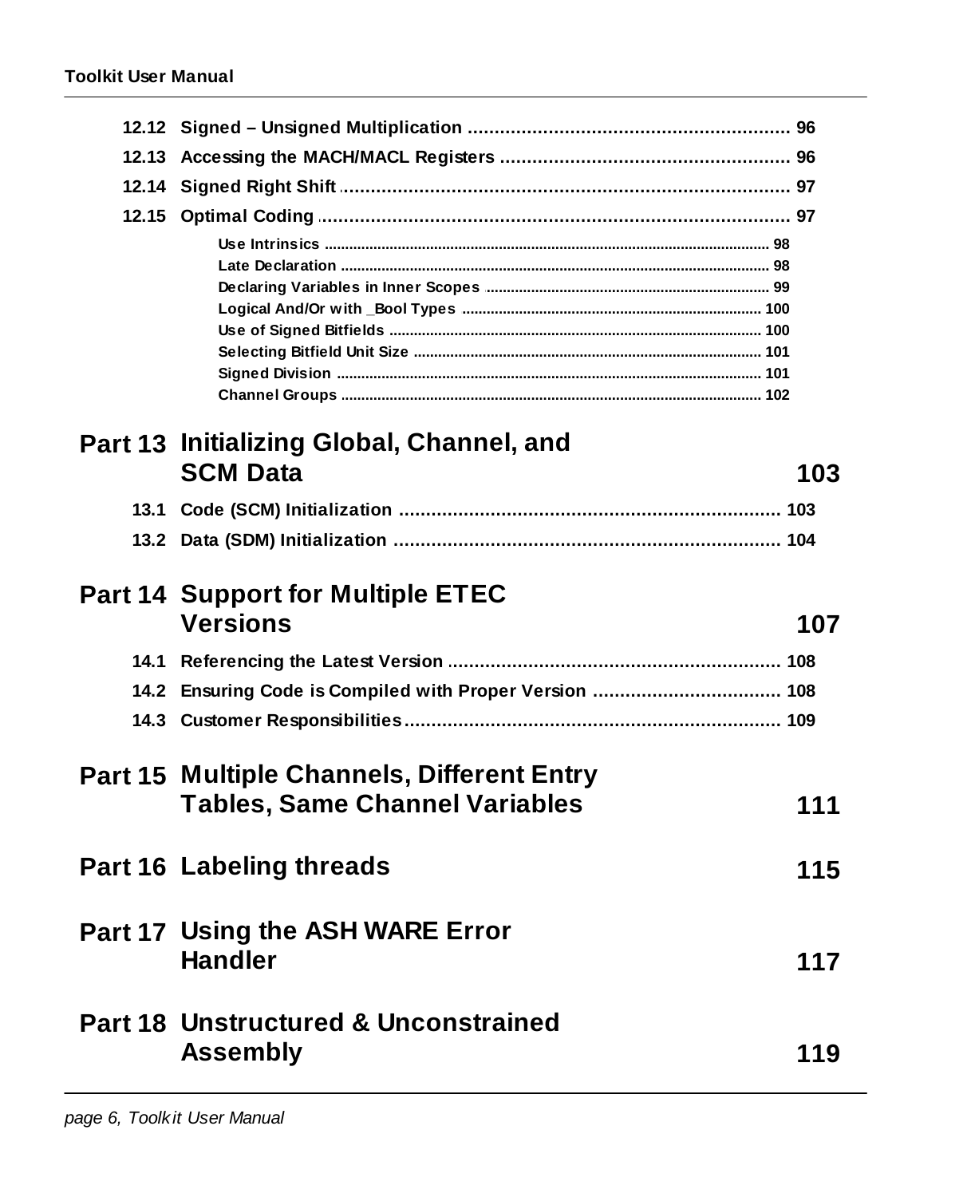12.12 Signed – Unsigned Multiplication ............................................................ 96

12.13 Accessing the MACH/MACL Registers ...................................................... 96

12.14 Signed Right Shift ...................................................................................... 97

12.15 Optimal Coding .......................................................................................... 97

- Use Intrinsics ............................................................................................................ 98
- Late Declaration ........................................................................................................ 98
- Declaring Variables in Inner Scopes ..................................................................... 99
- Logical And/Or with _Bool Types .......................................................................... 100
- Use of Signed Bitfields ........................................................................................... 100
- Selecting Bitfield Unit Size ..................................................................................... 101
- Signed Division ........................................................................................................ 101
- Channel Groups ....................................................................................................... 102

## Part 13 Initializing Global, Channel, and SCM Data 103

13.1 Code (SCM) Initialization ....................................................................... 103

13.2 Data (SDM) Initialization ........................................................................ 104

## Part 14 Support for Multiple ETEC Versions 107

14.1 Referencing the Latest Version ............................................................. 108

14.2 Ensuring Code is Compiled with Proper Version .................................. 108

14.3 Customer Responsibilities ...................................................................... 109

## Part 15 Multiple Channels, Different Entry Tables, Same Channel Variables 111

## Part 16 Labeling threads 115

## Part 17 Using the ASH WARE Error Handler 117

## Part 18 Unstructured & Unconstrained Assembly 119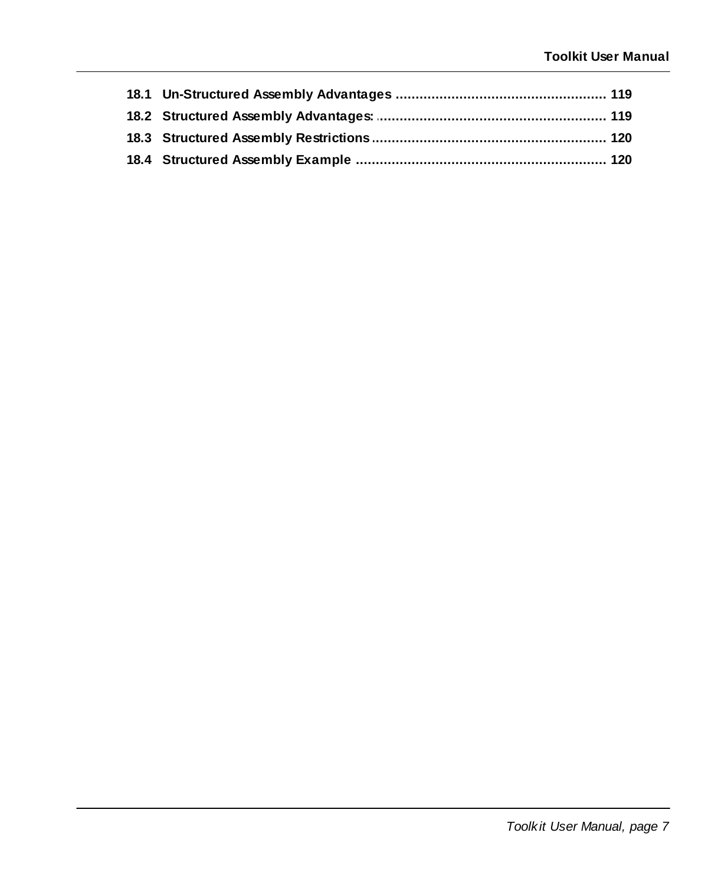18.1 Un-Structured Assembly Advantages .................................................... 119
18.2 Structured Assembly Advantages: ......................................................... 119
18.3 Structured Assembly Restrictions .......................................................... 120
18.4 Structured Assembly Example .............................................................. 120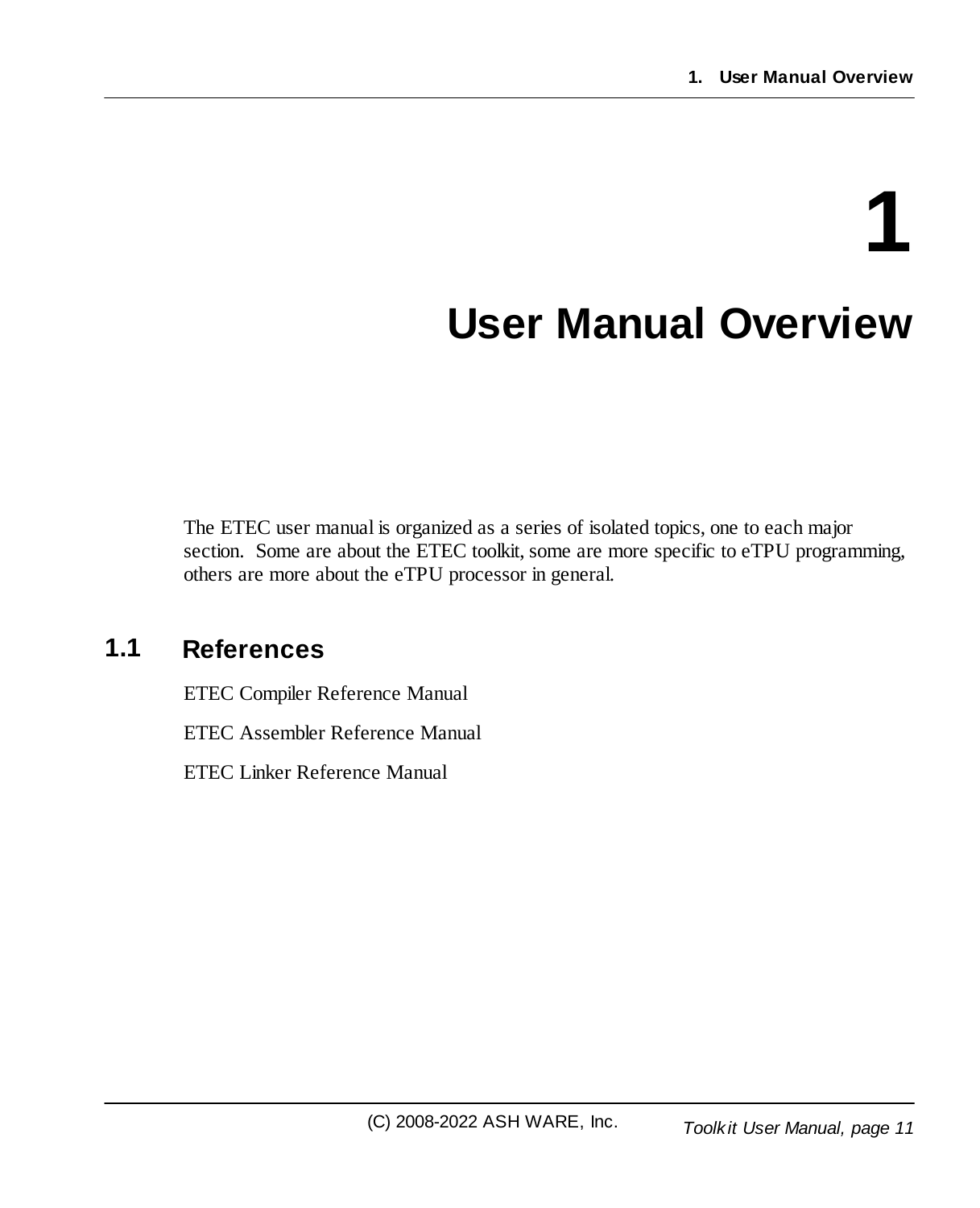# 1 User Manual Overview

The ETEC user manual is organized as a series of isolated topics, one to each major section. Some are about the ETEC toolkit, some are more specific to eTPU programming, others are more about the eTPU processor in general.

## 1.1 References

ETEC Compiler Reference Manual

ETEC Assembler Reference Manual

ETEC Linker Reference Manual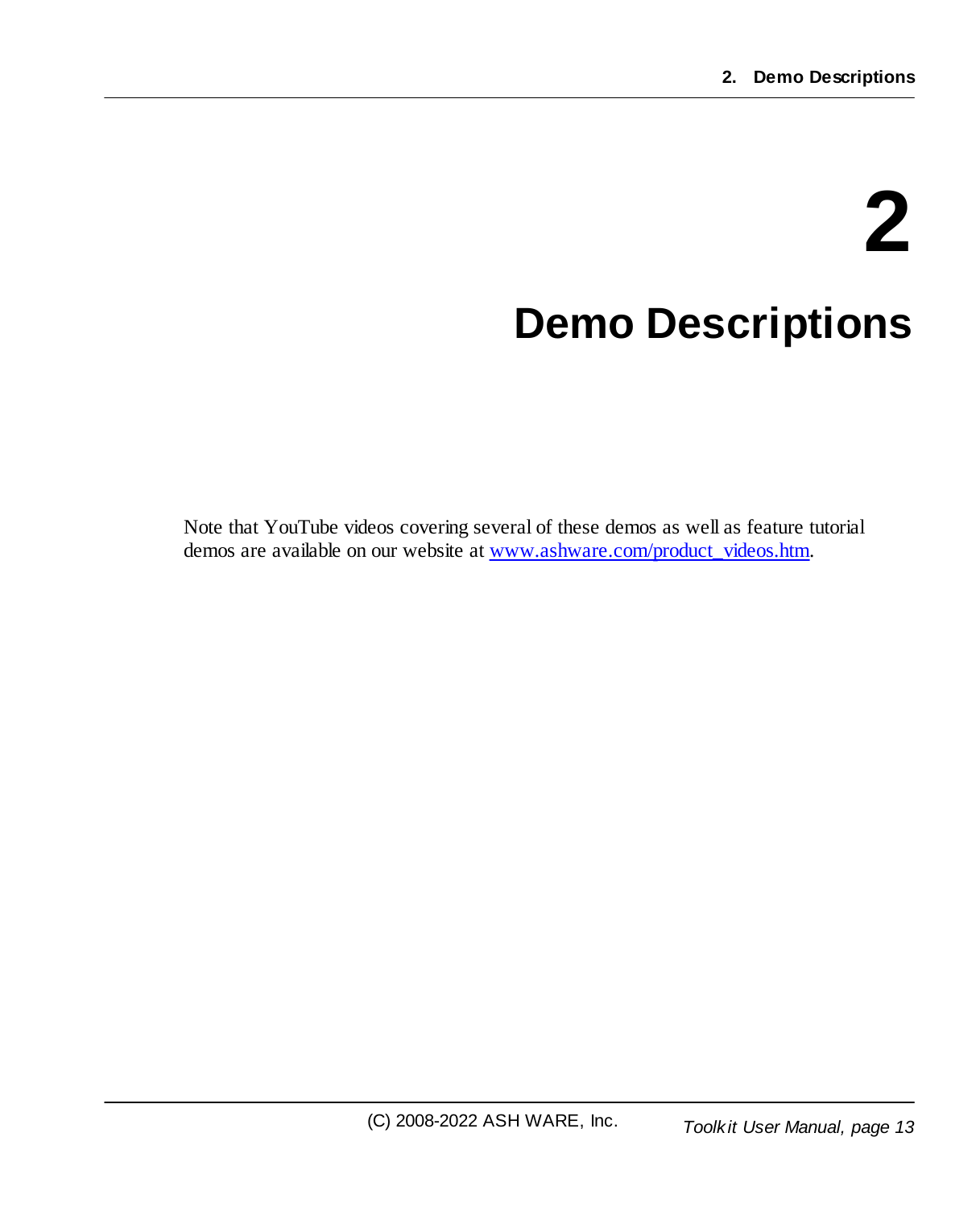# 2 Demo Descriptions

Note that YouTube videos covering several of these demos as well as feature tutorial demos are available on our website at [www.ashware.com/product_videos.htm](www.ashware.com/product_videos.htm).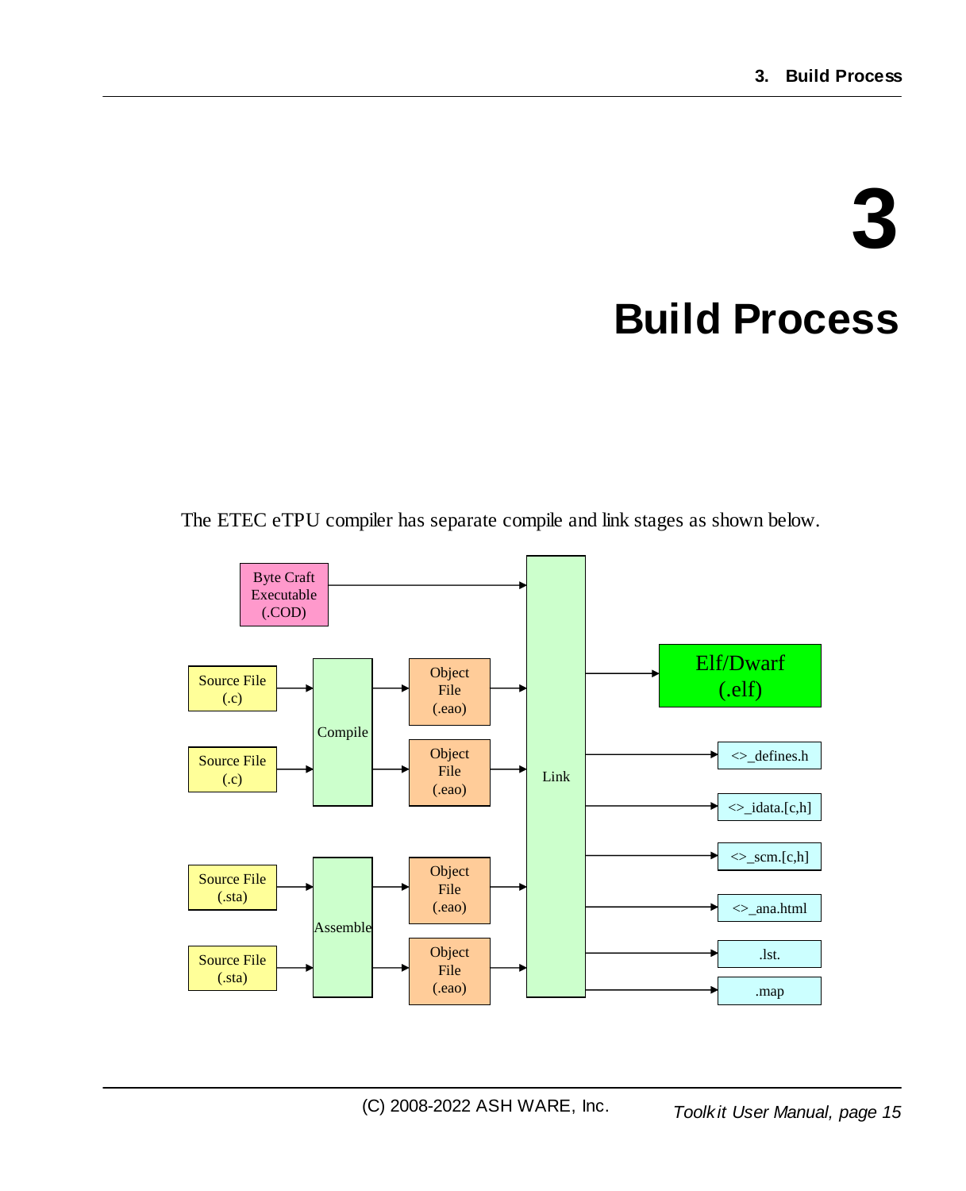# 3 Build Process

The ETEC eTPU compiler has separate compile and link stages as shown below.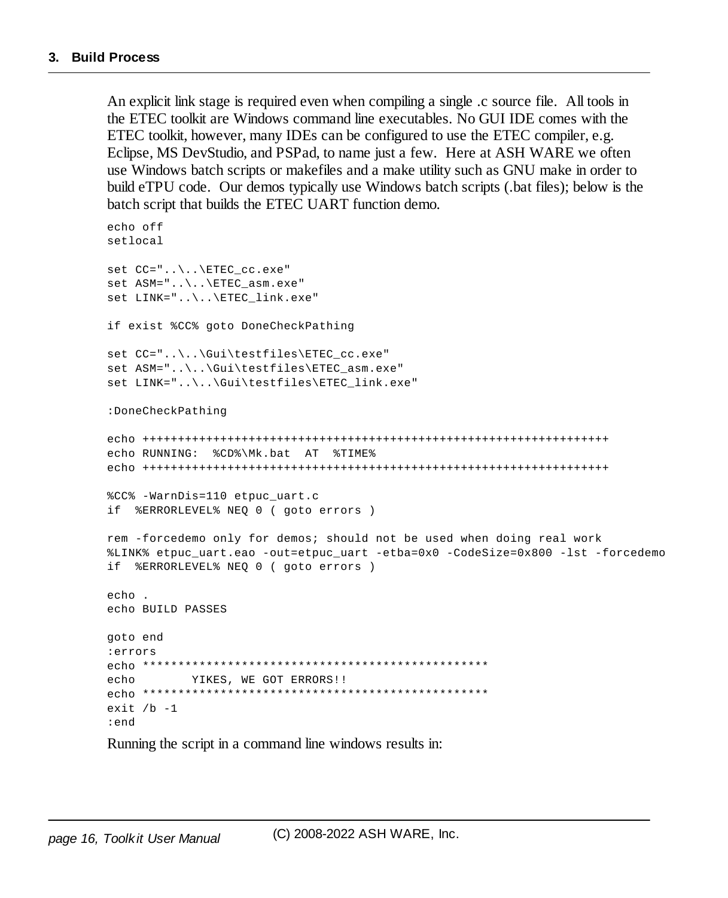An explicit link stage is required even when compiling a single .c source file. All tools in the ETEC toolkit are Windows command line executables. No GUI IDE comes with the ETEC toolkit, however, many IDEs can be configured to use the ETEC compiler, e.g. Eclipse, MS DevStudio, and PSPad, to name just a few. Here at ASH WARE we often use Windows batch scripts or makefiles and a make utility such as GNU make in order to build eTPU code. Our demos typically use Windows batch scripts (.bat files); below is the batch script that builds the ETEC UART function demo.

```
echo off
setlocal

set CC="..\..\ETEC_cc.exe"
set ASM="..\..\ETEC_asm.exe"
set LINK="..\..\ETEC_link.exe"

if exist %CC% goto DoneCheckPathing

set CC="..\..\Gui\testfiles\ETEC_cc.exe"
set ASM="..\..\Gui\testfiles\ETEC_asm.exe"
set LINK="..\..\Gui\testfiles\ETEC_link.exe"

:DoneCheckPathing

echo +++++++++++++++++++++++++++++++++++++++++++++++++++++++++++++++++++++
echo RUNNING:  %CD%\Mk.bat  AT  %TIME%
echo +++++++++++++++++++++++++++++++++++++++++++++++++++++++++++++++++++++

%CC% -WarnDis=110 etpuc_uart.c
if  %ERRORLEVEL% NEQ 0 ( goto errors )

rem -forcedemo only for demos; should not be used when doing real work
%LINK% etpuc_uart.eao -out=etpuc_uart -etba=0x0 -CodeSize=0x800 -lst -forcedemo
if  %ERRORLEVEL% NEQ 0 ( goto errors )

echo .
echo BUILD PASSES

goto end
:errors
echo **************************************************
echo        YIKES, WE GOT ERRORS!!
echo **************************************************
exit /b -1
:end
```

Running the script in a command line windows results in: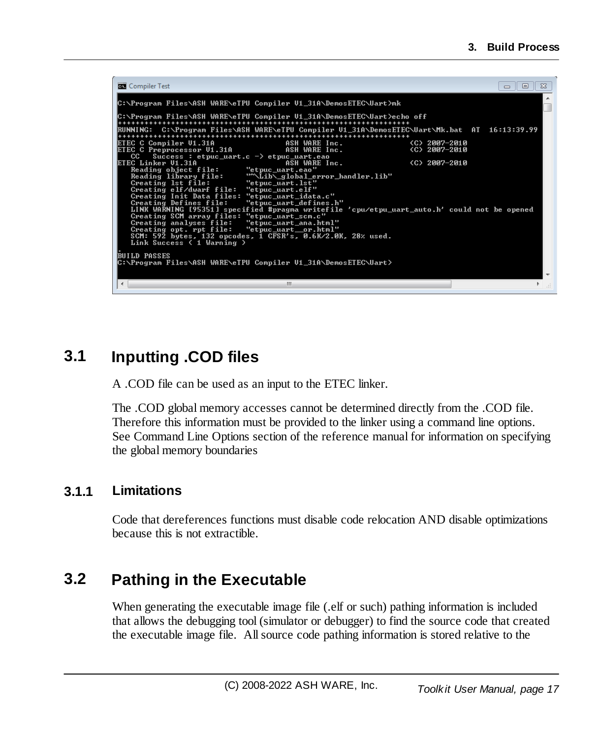```
C:\Program Files\ASH WARE\eTPU Compiler V1_31A\DemosETEC\Uart>mk

C:\Program Files\ASH WARE\eTPU Compiler V1_31A\DemosETEC\Uart>echo off
++++++++++++++++++++++++++++++++++++++++++++++++++++++++++++++++++++
RUNNING:  C:\Program Files\ASH WARE\eTPU Compiler V1_31A\DemosETEC\Uart\Mk.bat  AT  16:13:39.99
++++++++++++++++++++++++++++++++++++++++++++++++++++++++++++++++++++
ETEC C Compiler V1.31A              ASH WARE Inc.              (C) 2007-2010
ETEC C Preprocessor V1.31A          ASH WARE Inc.              (C) 2007-2010
   CC   Success : etpuc_uart.c -> etpuc_uart.eao
ETEC Linker V1.31A                  ASH WARE Inc.              (C) 2007-2010
   Reading object file:       "etpuc_uart.eao"
   Reading library file:      "~\Lib\_global_error_handler.lib"
   Creating lst file:         "etpuc_uart.lst"
   Creating elf/dwarf file:   "etpuc_uart.elf"
   Creating Init Data files:  "etpuc_uart_idata.c"
   Creating Defines file:     "etpuc_uart_defines.h"
   LINK WARNING [95351] specified #pragma writefile 'cpu/etpu_uart_auto.h' could not be opened
   Creating SCM array files:  "etpuc_uart_scm.c"
   Creating analyses file:    "etpuc_uart_ana.html"
   Creating opt. rpt file:    "etpuc_uart__or.html"
   SCM: 592 bytes, 132 opcodes, 1 CFSR's, 0.6K/2.0K, 28% used.
   Link Success ( 1 Warning )
.
BUILD PASSES
C:\Program Files\ASH WARE\eTPU Compiler V1_31A\DemosETEC\Uart>
```

## 3.1 Inputting .COD files

A .COD file can be used as an input to the ETEC linker.

The .COD global memory accesses cannot be determined directly from the .COD file. Therefore this information must be provided to the linker using a command line options. See Command Line Options section of the reference manual for information on specifying the global memory boundaries

### 3.1.1 Limitations

Code that dereferences functions must disable code relocation AND disable optimizations because this is not extractible.

## 3.2 Pathing in the Executable

When generating the executable image file (.elf or such) pathing information is included that allows the debugging tool (simulator or debugger) to find the source code that created the executable image file. All source code pathing information is stored relative to the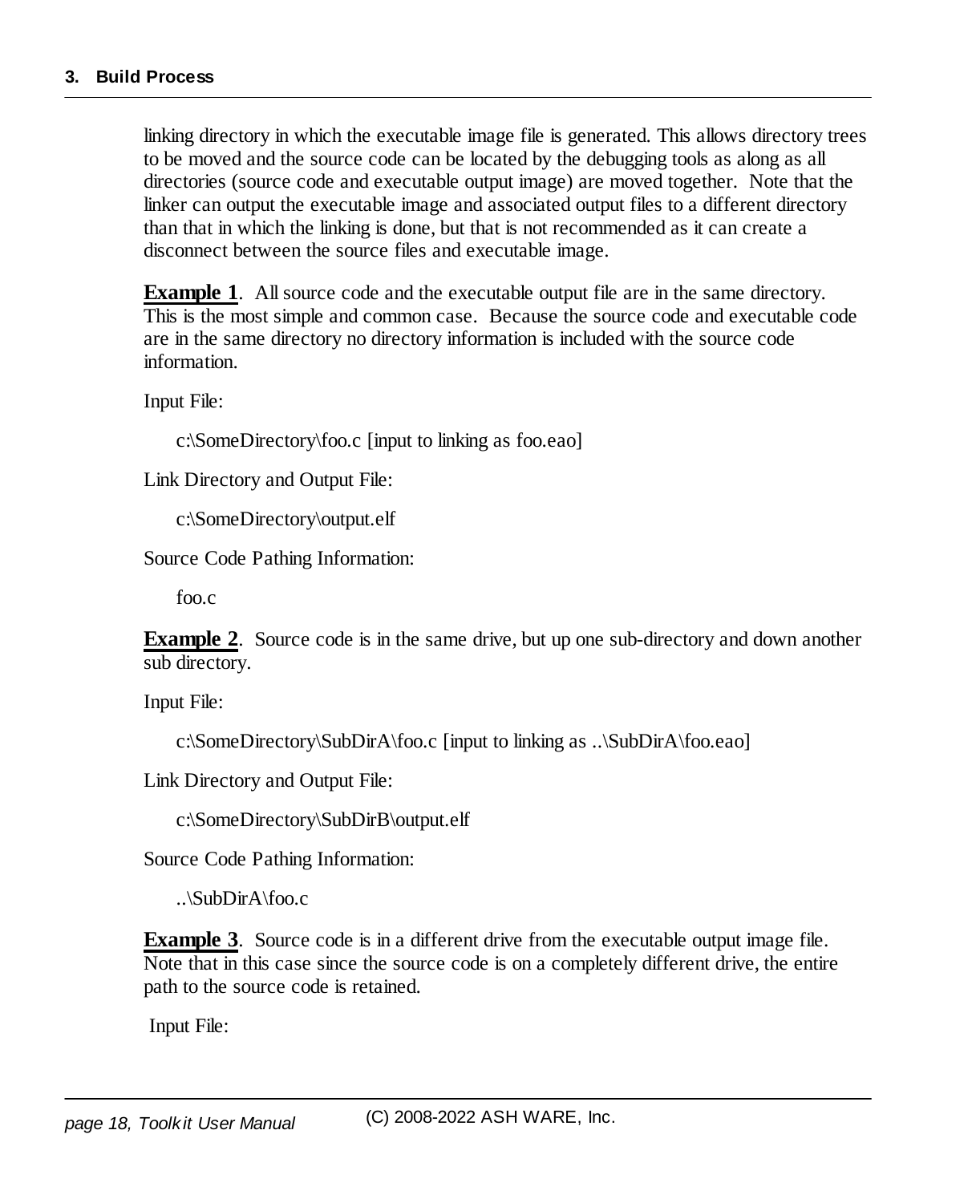linking directory in which the executable image file is generated. This allows directory trees to be moved and the source code can be located by the debugging tools as along as all directories (source code and executable output image) are moved together. Note that the linker can output the executable image and associated output files to a different directory than that in which the linking is done, but that is not recommended as it can create a disconnect between the source files and executable image.

**Example 1**. All source code and the executable output file are in the same directory. This is the most simple and common case. Because the source code and executable code are in the same directory no directory information is included with the source code information.

Input File:

c:\SomeDirectory\foo.c [input to linking as foo.eao]

Link Directory and Output File:

c:\SomeDirectory\output.elf

Source Code Pathing Information:

foo.c

**Example 2**. Source code is in the same drive, but up one sub-directory and down another sub directory.

Input File:

c:\SomeDirectory\SubDirA\foo.c [input to linking as ..\SubDirA\foo.eao]

Link Directory and Output File:

c:\SomeDirectory\SubDirB\output.elf

Source Code Pathing Information:

..\SubDirA\foo.c

**Example 3**. Source code is in a different drive from the executable output image file. Note that in this case since the source code is on a completely different drive, the entire path to the source code is retained.

Input File: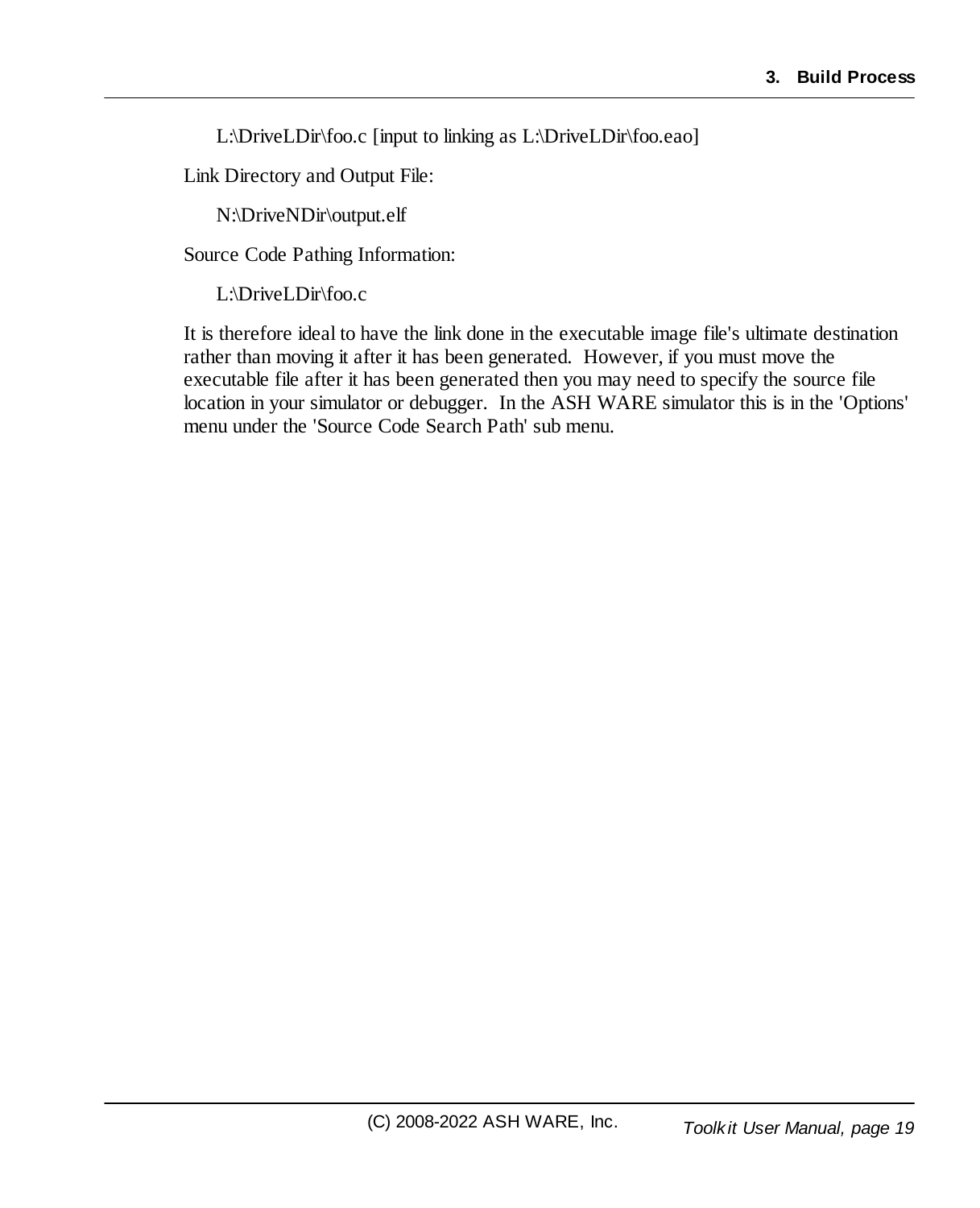L:\DriveLDir\foo.c [input to linking as L:\DriveLDir\foo.eao]

Link Directory and Output File:

N:\DriveNDir\output.elf

Source Code Pathing Information:

L:\DriveLDir\foo.c

It is therefore ideal to have the link done in the executable image file's ultimate destination rather than moving it after it has been generated. However, if you must move the executable file after it has been generated then you may need to specify the source file location in your simulator or debugger. In the ASH WARE simulator this is in the 'Options' menu under the 'Source Code Search Path' sub menu.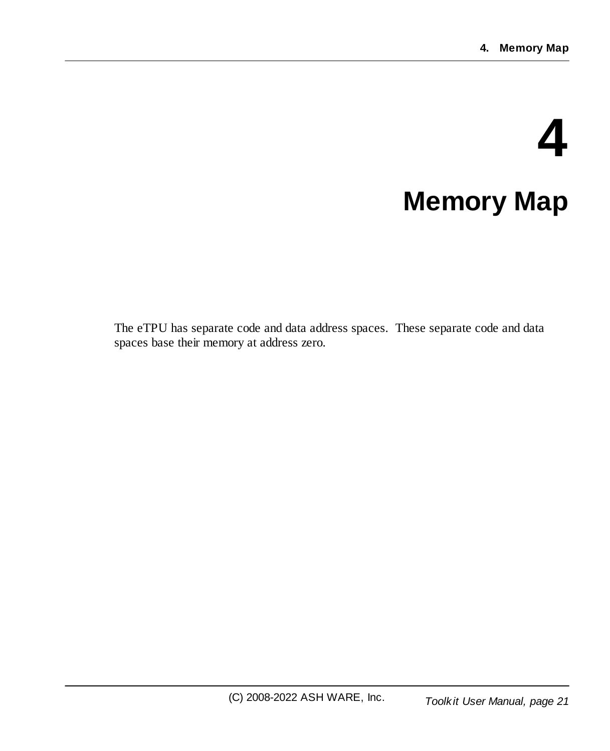# 4 Memory Map

The eTPU has separate code and data address spaces. These separate code and data spaces base their memory at address zero.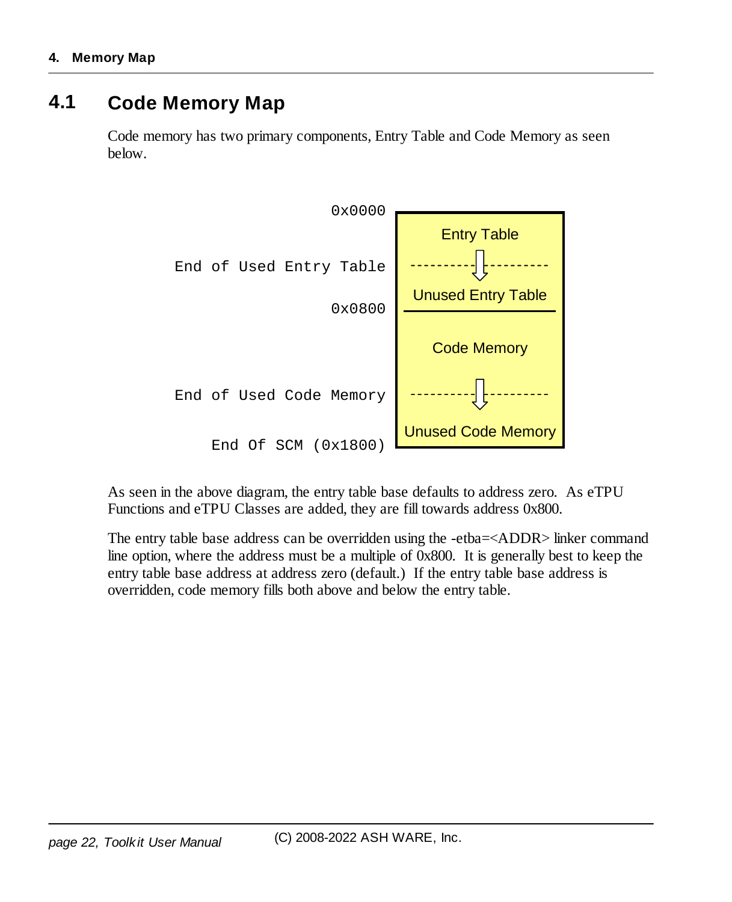## 4.1 Code Memory Map

Code memory has two primary components, Entry Table and Code Memory as seen below.

```
                 0x0000  +----------------------+
                         |     Entry Table      |
End of Used Entry Table  | ----------|--------- |
                         |  Unused Entry Table  |
                 0x0800  |----------------------|
                         |     Code Memory      |
End of Used Code Memory  | ----------|--------- |
                         |  Unused Code Memory  |
   End Of SCM (0x1800)   +----------------------+
```

As seen in the above diagram, the entry table base defaults to address zero. As eTPU Functions and eTPU Classes are added, they are fill towards address 0x800.

The entry table base address can be overridden using the -etba=<ADDR> linker command line option, where the address must be a multiple of 0x800. It is generally best to keep the entry table base address at address zero (default.) If the entry table base address is overridden, code memory fills both above and below the entry table.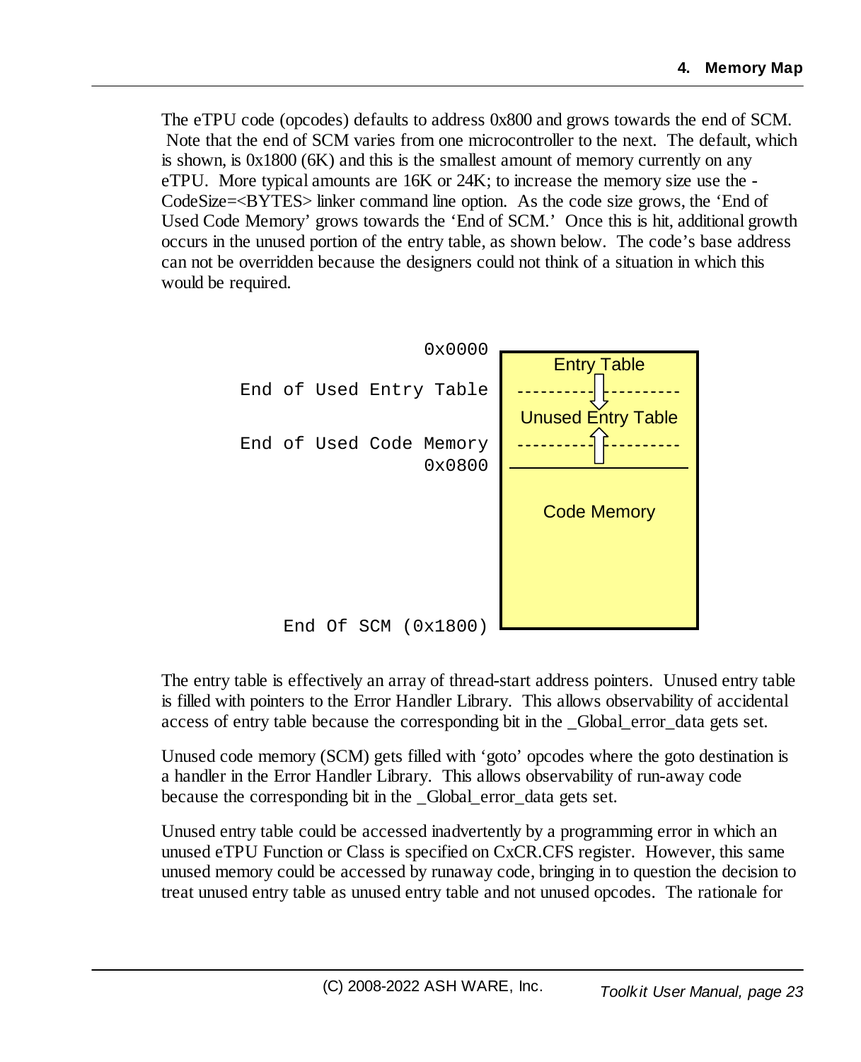The eTPU code (opcodes) defaults to address 0x800 and grows towards the end of SCM. Note that the end of SCM varies from one microcontroller to the next. The default, which is shown, is 0x1800 (6K) and this is the smallest amount of memory currently on any eTPU. More typical amounts are 16K or 24K; to increase the memory size use the -CodeSize=<BYTES> linker command line option. As the code size grows, the 'End of Used Code Memory' grows towards the 'End of SCM.' Once this is hit, additional growth occurs in the unused portion of the entry table, as shown below. The code's base address can not be overridden because the designers could not think of a situation in which this would be required.

```
                      0x0000  +---------------------------+
                              |        Entry Table        |
       End of Used Entry Table|  ---------|  |----------  |
                              |           v               |
                              |    Unused Entry Table     |
                              |           ^               |
      End of Used Code Memory |  ---------|  |----------  |
                      0x0800  |---------------------------|
                              |                           |
                              |        Code Memory        |
                              |                           |
                              |                           |
         End Of SCM (0x1800)  +---------------------------+
```

The entry table is effectively an array of thread-start address pointers. Unused entry table is filled with pointers to the Error Handler Library. This allows observability of accidental access of entry table because the corresponding bit in the _Global_error_data gets set.

Unused code memory (SCM) gets filled with 'goto' opcodes where the goto destination is a handler in the Error Handler Library. This allows observability of run-away code because the corresponding bit in the _Global_error_data gets set.

Unused entry table could be accessed inadvertently by a programming error in which an unused eTPU Function or Class is specified on CxCR.CFS register. However, this same unused memory could be accessed by runaway code, bringing in to question the decision to treat unused entry table as unused entry table and not unused opcodes. The rationale for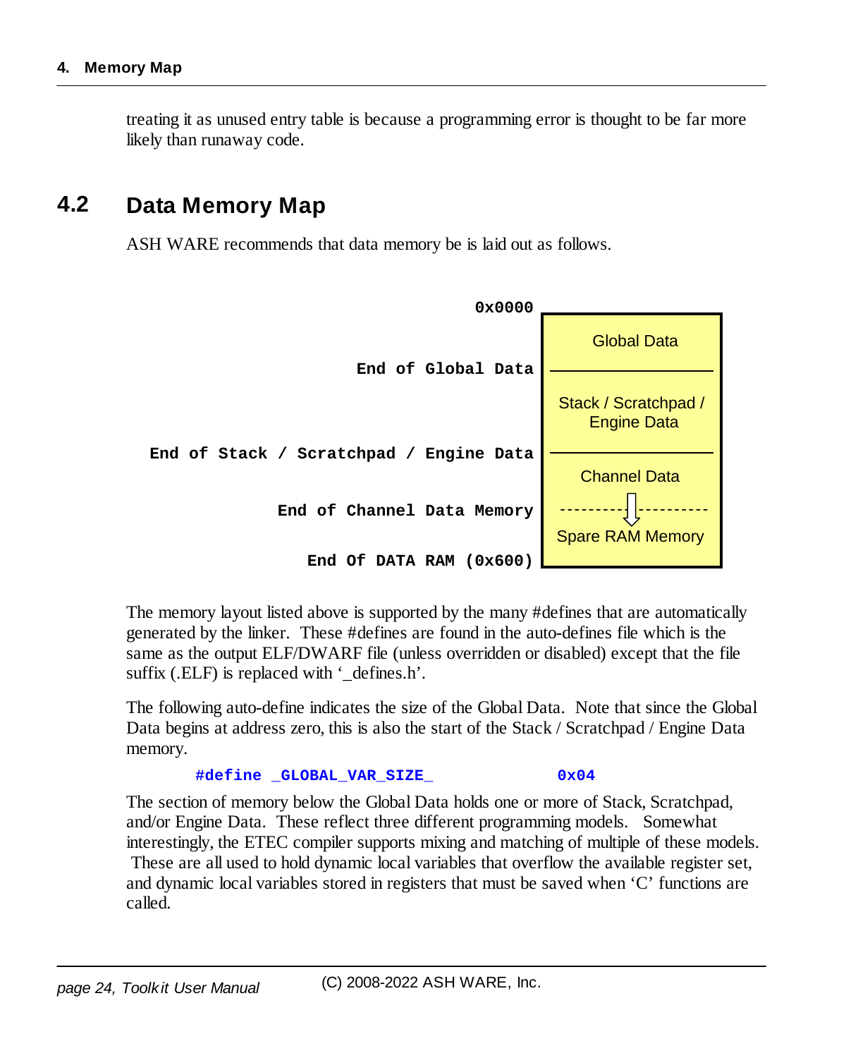treating it as unused entry table is because a programming error is thought to be far more likely than runaway code.

## 4.2 Data Memory Map

ASH WARE recommends that data memory be is laid out as follows.

| Address | Region |
|---|---|
| **0x0000** | Global Data |
| **End of Global Data** | Stack / Scratchpad / Engine Data |
| **End of Stack / Scratchpad / Engine Data** | Channel Data |
| **End of Channel Data Memory** | Spare RAM Memory |
| **End Of DATA RAM (0x600)** | |

The memory layout listed above is supported by the many #defines that are automatically generated by the linker. These #defines are found in the auto-defines file which is the same as the output ELF/DWARF file (unless overridden or disabled) except that the file suffix (.ELF) is replaced with '_defines.h'.

The following auto-define indicates the size of the Global Data. Note that since the Global Data begins at address zero, this is also the start of the Stack / Scratchpad / Engine Data memory.

```
#define _GLOBAL_VAR_SIZE_            0x04
```

The section of memory below the Global Data holds one or more of Stack, Scratchpad, and/or Engine Data. These reflect three different programming models. Somewhat interestingly, the ETEC compiler supports mixing and matching of multiple of these models. These are all used to hold dynamic local variables that overflow the available register set, and dynamic local variables stored in registers that must be saved when 'C' functions are called.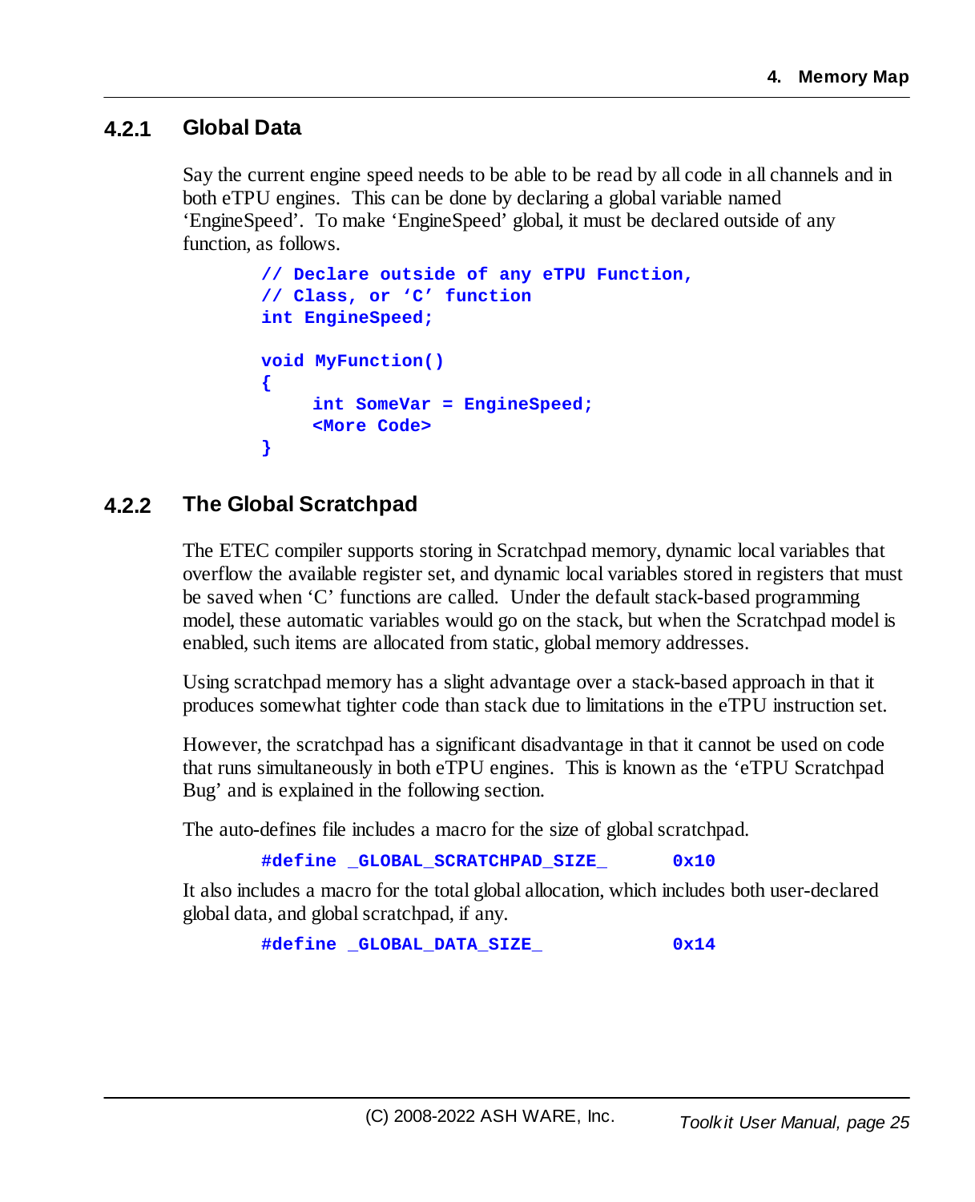### 4.2.1 Global Data

Say the current engine speed needs to be able to be read by all code in all channels and in both eTPU engines. This can be done by declaring a global variable named 'EngineSpeed'. To make 'EngineSpeed' global, it must be declared outside of any function, as follows.

```
// Declare outside of any eTPU Function,
// Class, or 'C' function
int EngineSpeed;

void MyFunction()
{
     int SomeVar = EngineSpeed;
     <More Code>
}
```

### 4.2.2 The Global Scratchpad

The ETEC compiler supports storing in Scratchpad memory, dynamic local variables that overflow the available register set, and dynamic local variables stored in registers that must be saved when 'C' functions are called. Under the default stack-based programming model, these automatic variables would go on the stack, but when the Scratchpad model is enabled, such items are allocated from static, global memory addresses.

Using scratchpad memory has a slight advantage over a stack-based approach in that it produces somewhat tighter code than stack due to limitations in the eTPU instruction set.

However, the scratchpad has a significant disadvantage in that it cannot be used on code that runs simultaneously in both eTPU engines. This is known as the 'eTPU Scratchpad Bug' and is explained in the following section.

The auto-defines file includes a macro for the size of global scratchpad.

```
#define _GLOBAL_SCRATCHPAD_SIZE_       0x10
```

It also includes a macro for the total global allocation, which includes both user-declared global data, and global scratchpad, if any.

```
#define _GLOBAL_DATA_SIZE_             0x14
```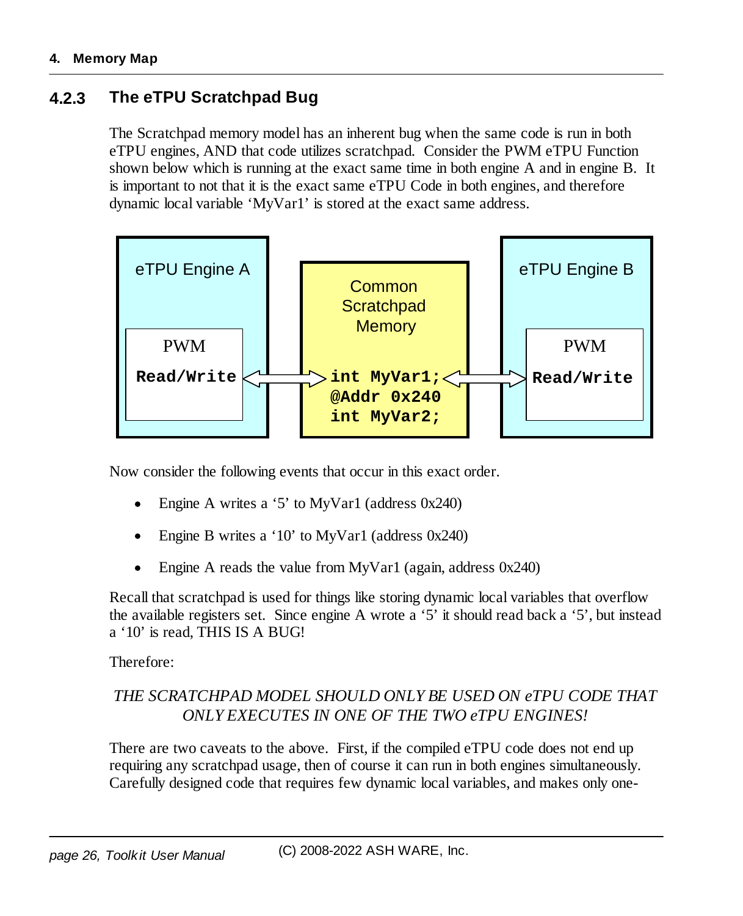### 4.2.3 The eTPU Scratchpad Bug

The Scratchpad memory model has an inherent bug when the same code is run in both eTPU engines, AND that code utilizes scratchpad. Consider the PWM eTPU Function shown below which is running at the exact same time in both engine A and in engine B. It is important to not that it is the exact same eTPU Code in both engines, and therefore dynamic local variable 'MyVar1' is stored at the exact same address.

eTPU Engine A

PWM

**Read/Write**

Common Scratchpad Memory

```
int MyVar1;
@Addr 0x240
int MyVar2;
```

eTPU Engine B

PWM

**Read/Write**

Now consider the following events that occur in this exact order.

- Engine A writes a '5' to MyVar1 (address 0x240)
- Engine B writes a '10' to MyVar1 (address 0x240)
- Engine A reads the value from MyVar1 (again, address 0x240)

Recall that scratchpad is used for things like storing dynamic local variables that overflow the available registers set. Since engine A wrote a '5' it should read back a '5', but instead a '10' is read, THIS IS A BUG!

Therefore:

*THE SCRATCHPAD MODEL SHOULD ONLY BE USED ON eTPU CODE THAT ONLY EXECUTES IN ONE OF THE TWO eTPU ENGINES!*

There are two caveats to the above. First, if the compiled eTPU code does not end up requiring any scratchpad usage, then of course it can run in both engines simultaneously. Carefully designed code that requires few dynamic local variables, and makes only one-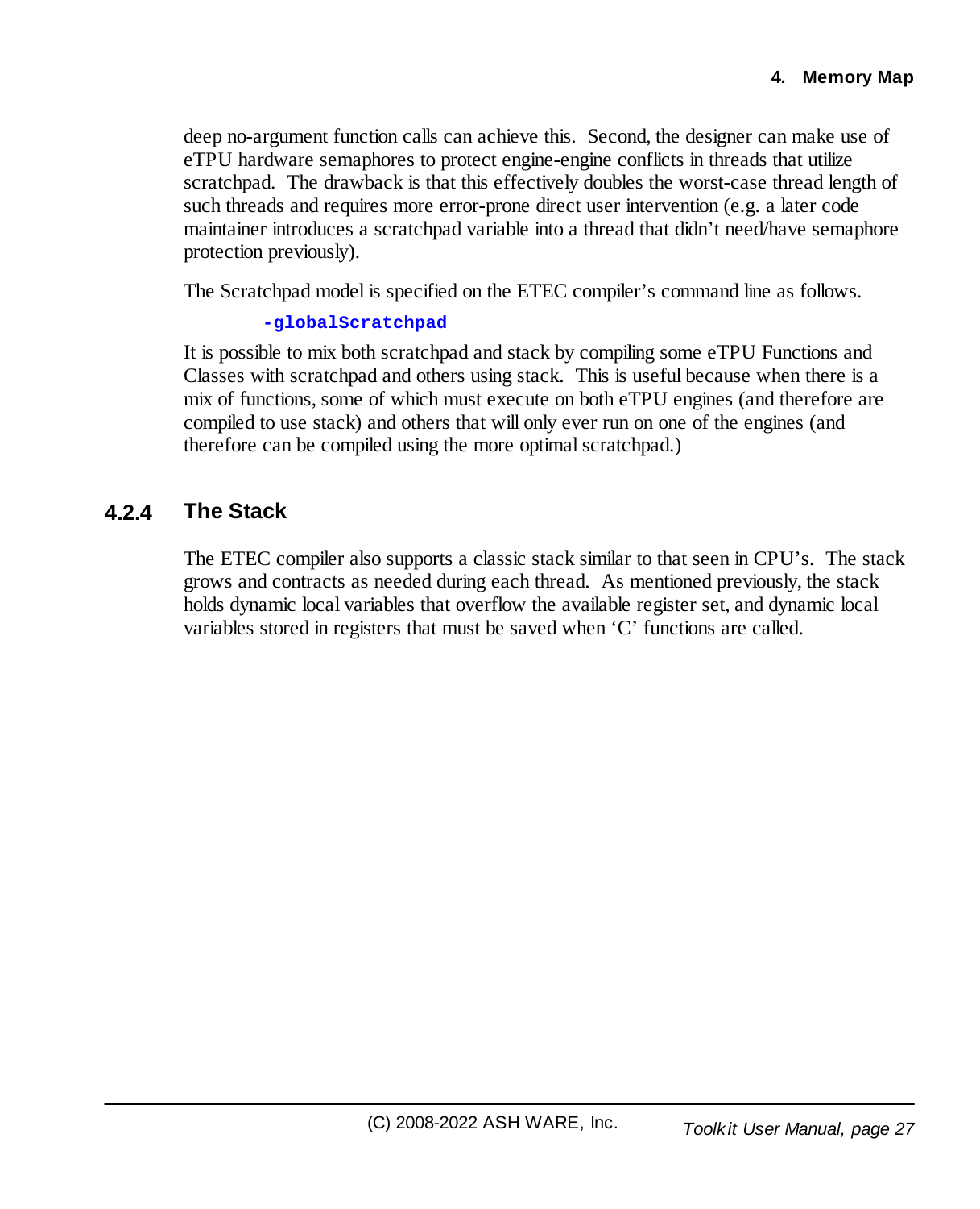deep no-argument function calls can achieve this. Second, the designer can make use of eTPU hardware semaphores to protect engine-engine conflicts in threads that utilize scratchpad. The drawback is that this effectively doubles the worst-case thread length of such threads and requires more error-prone direct user intervention (e.g. a later code maintainer introduces a scratchpad variable into a thread that didn't need/have semaphore protection previously).

The Scratchpad model is specified on the ETEC compiler's command line as follows.

```
-globalScratchpad
```

It is possible to mix both scratchpad and stack by compiling some eTPU Functions and Classes with scratchpad and others using stack. This is useful because when there is a mix of functions, some of which must execute on both eTPU engines (and therefore are compiled to use stack) and others that will only ever run on one of the engines (and therefore can be compiled using the more optimal scratchpad.)

### 4.2.4 The Stack

The ETEC compiler also supports a classic stack similar to that seen in CPU's. The stack grows and contracts as needed during each thread. As mentioned previously, the stack holds dynamic local variables that overflow the available register set, and dynamic local variables stored in registers that must be saved when 'C' functions are called.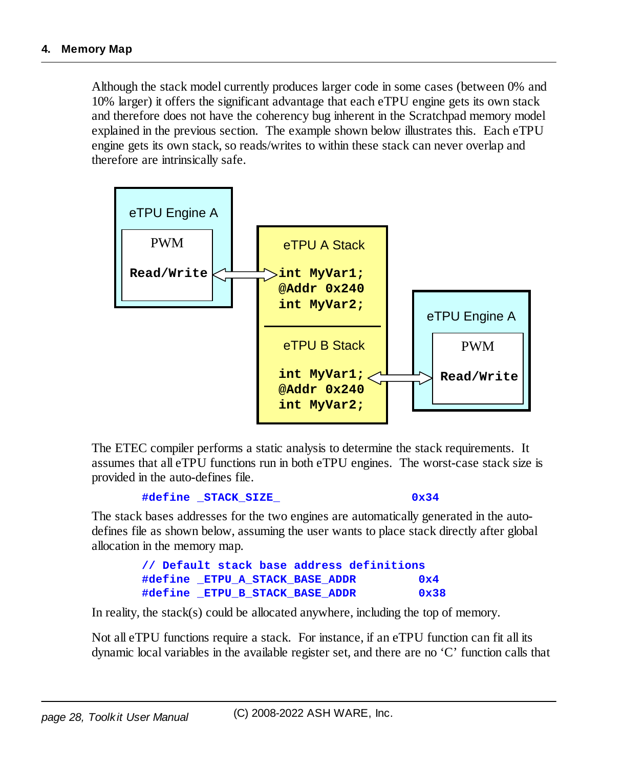Although the stack model currently produces larger code in some cases (between 0% and 10% larger) it offers the significant advantage that each eTPU engine gets its own stack and therefore does not have the coherency bug inherent in the Scratchpad memory model explained in the previous section. The example shown below illustrates this. Each eTPU engine gets its own stack, so reads/writes to within these stack can never overlap and therefore are intrinsically safe.

eTPU Engine A

PWM

**Read/Write**

eTPU A Stack

```
int MyVar1;
@Addr 0x240
int MyVar2;
```

eTPU B Stack

```
int MyVar1;
@Addr 0x240
int MyVar2;
```

eTPU Engine A

PWM

**Read/Write**

The ETEC compiler performs a static analysis to determine the stack requirements. It assumes that all eTPU functions run in both eTPU engines. The worst-case stack size is provided in the auto-defines file.

```
#define _STACK_SIZE_                    0x34
```

The stack bases addresses for the two engines are automatically generated in the auto-defines file as shown below, assuming the user wants to place stack directly after global allocation in the memory map.

```
// Default stack base address definitions
#define _ETPU_A_STACK_BASE_ADDR          0x4
#define _ETPU_B_STACK_BASE_ADDR          0x38
```

In reality, the stack(s) could be allocated anywhere, including the top of memory.

Not all eTPU functions require a stack. For instance, if an eTPU function can fit all its dynamic local variables in the available register set, and there are no 'C' function calls that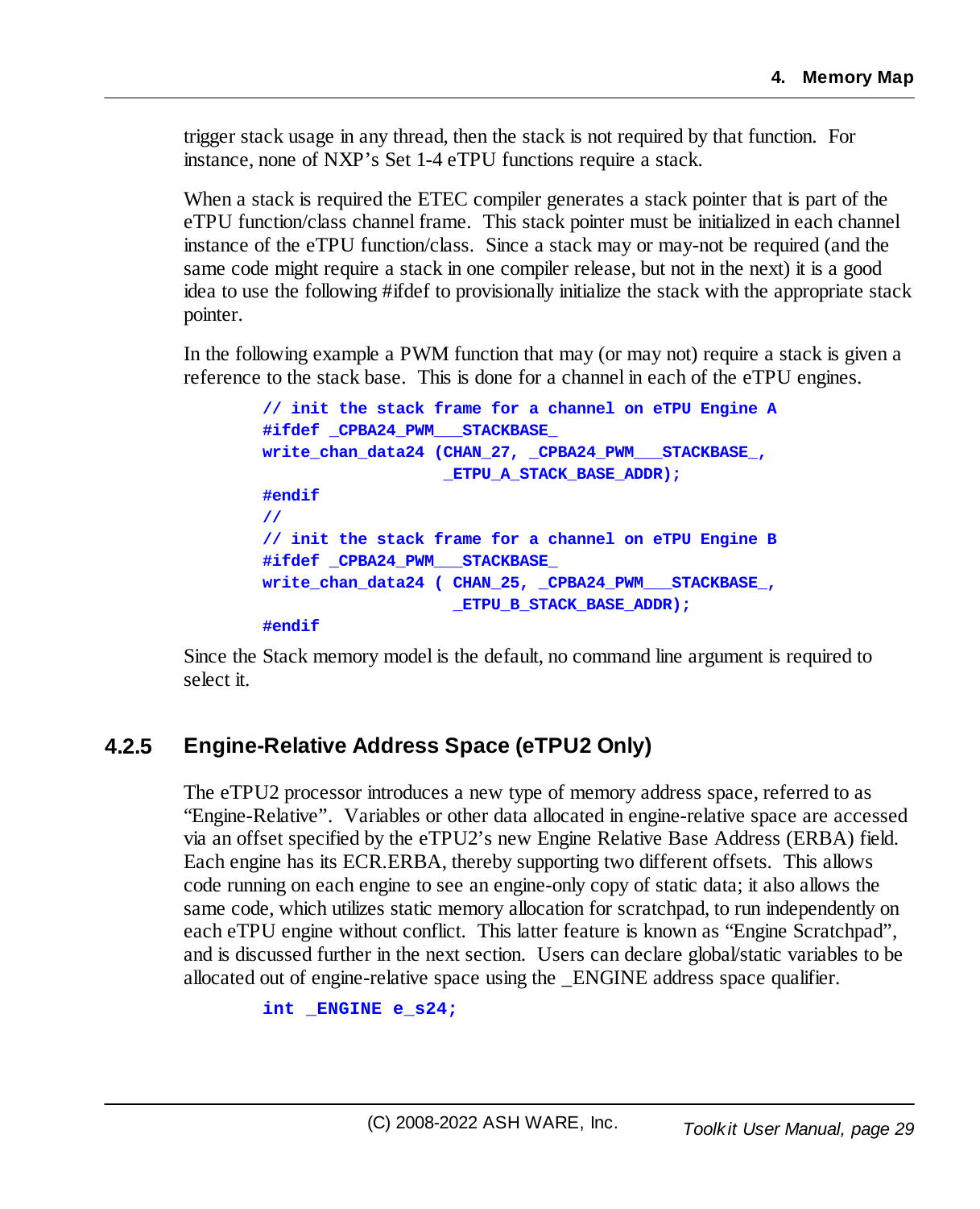trigger stack usage in any thread, then the stack is not required by that function. For instance, none of NXP's Set 1-4 eTPU functions require a stack.

When a stack is required the ETEC compiler generates a stack pointer that is part of the eTPU function/class channel frame. This stack pointer must be initialized in each channel instance of the eTPU function/class. Since a stack may or may-not be required (and the same code might require a stack in one compiler release, but not in the next) it is a good idea to use the following #ifdef to provisionally initialize the stack with the appropriate stack pointer.

In the following example a PWM function that may (or may not) require a stack is given a reference to the stack base. This is done for a channel in each of the eTPU engines.

```
// init the stack frame for a channel on eTPU Engine A
#ifdef _CPBA24_PWM___STACKBASE_
write_chan_data24 (CHAN_27, _CPBA24_PWM___STACKBASE_,
                   _ETPU_A_STACK_BASE_ADDR);
#endif
//
// init the stack frame for a channel on eTPU Engine B
#ifdef _CPBA24_PWM___STACKBASE_
write_chan_data24 ( CHAN_25, _CPBA24_PWM___STACKBASE_,
                    _ETPU_B_STACK_BASE_ADDR);
#endif
```

Since the Stack memory model is the default, no command line argument is required to select it.

### 4.2.5 Engine-Relative Address Space (eTPU2 Only)

The eTPU2 processor introduces a new type of memory address space, referred to as "Engine-Relative". Variables or other data allocated in engine-relative space are accessed via an offset specified by the eTPU2's new Engine Relative Base Address (ERBA) field. Each engine has its ECR.ERBA, thereby supporting two different offsets. This allows code running on each engine to see an engine-only copy of static data; it also allows the same code, which utilizes static memory allocation for scratchpad, to run independently on each eTPU engine without conflict. This latter feature is known as "Engine Scratchpad", and is discussed further in the next section. Users can declare global/static variables to be allocated out of engine-relative space using the _ENGINE address space qualifier.

```
int _ENGINE e_s24;
```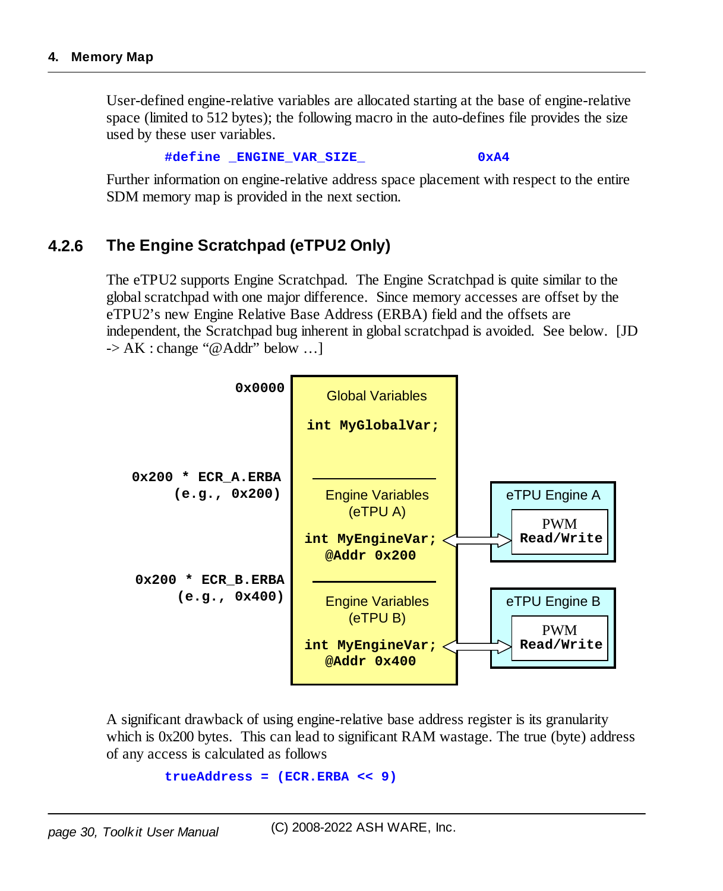User-defined engine-relative variables are allocated starting at the base of engine-relative space (limited to 512 bytes); the following macro in the auto-defines file provides the size used by these user variables.

```
#define _ENGINE_VAR_SIZE_              0xA4
```

Further information on engine-relative address space placement with respect to the entire SDM memory map is provided in the next section.

### 4.2.6 The Engine Scratchpad (eTPU2 Only)

The eTPU2 supports Engine Scratchpad. The Engine Scratchpad is quite similar to the global scratchpad with one major difference. Since memory accesses are offset by the eTPU2's new Engine Relative Base Address (ERBA) field and the offsets are independent, the Scratchpad bug inherent in global scratchpad is avoided. See below. [JD -> AK : change "@Addr" below …]

0x0000 — Global Variables
`int MyGlobalVar;`

0x200 * ECR_A.ERBA (e.g., 0x200) — Engine Variables (eTPU A)
`int MyEngineVar;`
`@Addr 0x200`
↔ eTPU Engine A: PWM Read/Write

0x200 * ECR_B.ERBA (e.g., 0x400) — Engine Variables (eTPU B)
`int MyEngineVar;`
`@Addr 0x400`
↔ eTPU Engine B: PWM Read/Write

A significant drawback of using engine-relative base address register is its granularity which is 0x200 bytes. This can lead to significant RAM wastage. The true (byte) address of any access is calculated as follows

```
trueAddress = (ECR.ERBA << 9)
```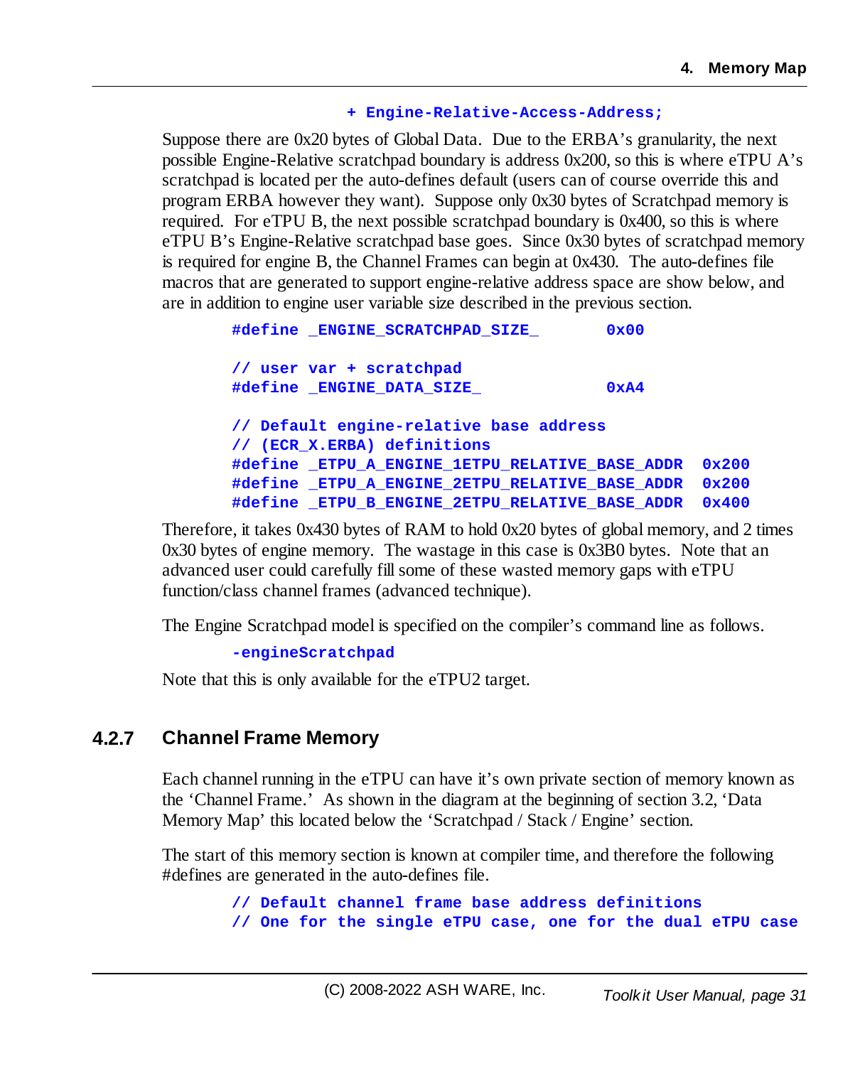```
                    + Engine-Relative-Access-Address;
```

Suppose there are 0x20 bytes of Global Data. Due to the ERBA's granularity, the next possible Engine-Relative scratchpad boundary is address 0x200, so this is where eTPU A's scratchpad is located per the auto-defines default (users can of course override this and program ERBA however they want). Suppose only 0x30 bytes of Scratchpad memory is required. For eTPU B, the next possible scratchpad boundary is 0x400, so this is where eTPU B's Engine-Relative scratchpad base goes. Since 0x30 bytes of scratchpad memory is required for engine B, the Channel Frames can begin at 0x430. The auto-defines file macros that are generated to support engine-relative address space are show below, and are in addition to engine user variable size described in the previous section.

```
#define _ENGINE_SCRATCHPAD_SIZE_       0x00

// user var + scratchpad
#define _ENGINE_DATA_SIZE_             0xA4

// Default engine-relative base address
// (ECR_X.ERBA) definitions
#define _ETPU_A_ENGINE_1ETPU_RELATIVE_BASE_ADDR  0x200
#define _ETPU_A_ENGINE_2ETPU_RELATIVE_BASE_ADDR  0x200
#define _ETPU_B_ENGINE_2ETPU_RELATIVE_BASE_ADDR  0x400
```

Therefore, it takes 0x430 bytes of RAM to hold 0x20 bytes of global memory, and 2 times 0x30 bytes of engine memory. The wastage in this case is 0x3B0 bytes. Note that an advanced user could carefully fill some of these wasted memory gaps with eTPU function/class channel frames (advanced technique).

The Engine Scratchpad model is specified on the compiler's command line as follows.

```
-engineScratchpad
```

Note that this is only available for the eTPU2 target.

### 4.2.7 Channel Frame Memory

Each channel running in the eTPU can have it's own private section of memory known as the 'Channel Frame.' As shown in the diagram at the beginning of section 3.2, 'Data Memory Map' this located below the 'Scratchpad / Stack / Engine' section.

The start of this memory section is known at compiler time, and therefore the following #defines are generated in the auto-defines file.

```
// Default channel frame base address definitions
// One for the single eTPU case, one for the dual eTPU case
```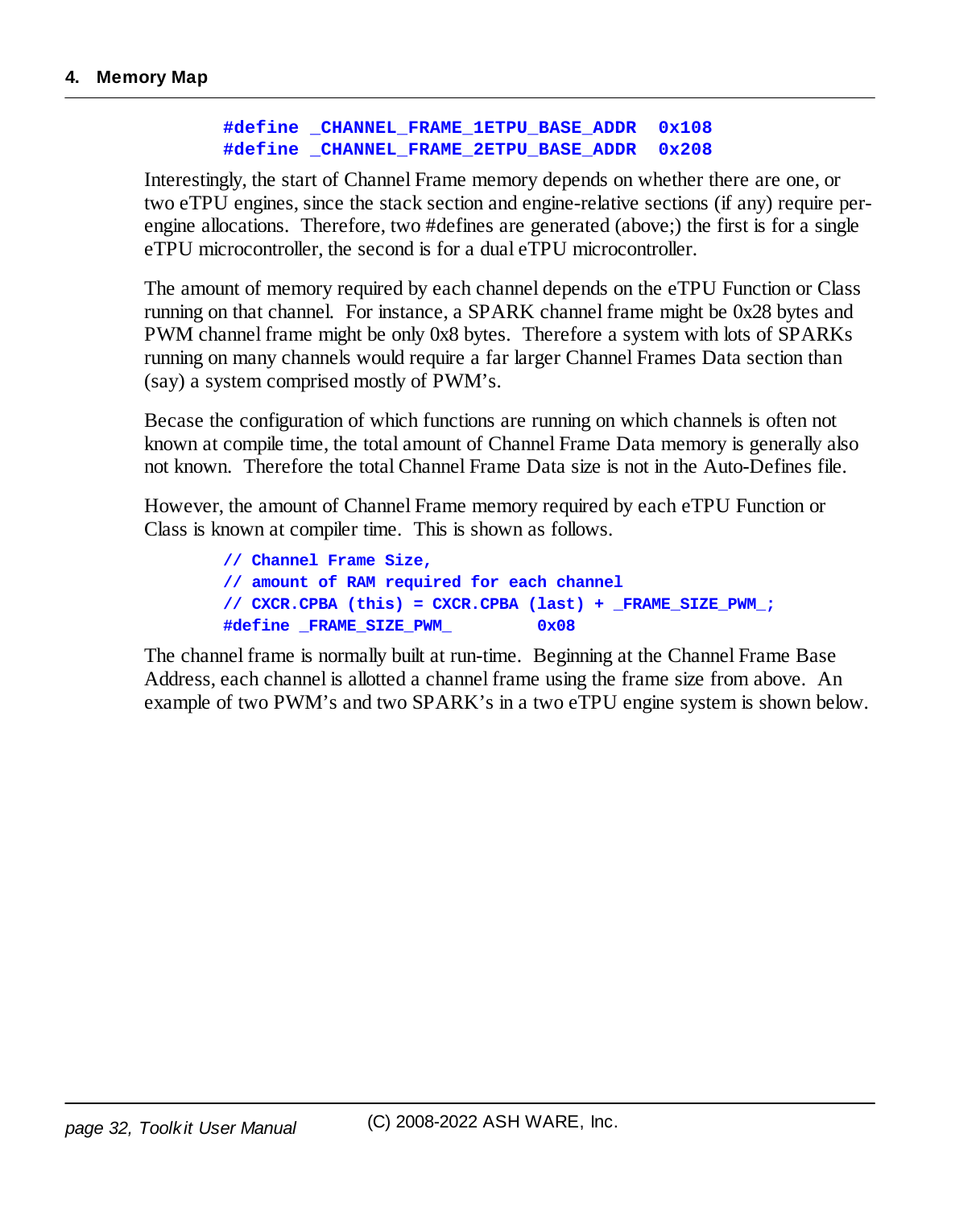```
#define _CHANNEL_FRAME_1ETPU_BASE_ADDR  0x108
#define _CHANNEL_FRAME_2ETPU_BASE_ADDR  0x208
```

Interestingly, the start of Channel Frame memory depends on whether there are one, or two eTPU engines, since the stack section and engine-relative sections (if any) require per-engine allocations. Therefore, two #defines are generated (above;) the first is for a single eTPU microcontroller, the second is for a dual eTPU microcontroller.

The amount of memory required by each channel depends on the eTPU Function or Class running on that channel. For instance, a SPARK channel frame might be 0x28 bytes and PWM channel frame might be only 0x8 bytes. Therefore a system with lots of SPARKs running on many channels would require a far larger Channel Frames Data section than (say) a system comprised mostly of PWM's.

Becase the configuration of which functions are running on which channels is often not known at compile time, the total amount of Channel Frame Data memory is generally also not known. Therefore the total Channel Frame Data size is not in the Auto-Defines file.

However, the amount of Channel Frame memory required by each eTPU Function or Class is known at compiler time. This is shown as follows.

```
// Channel Frame Size,
// amount of RAM required for each channel
// CXCR.CPBA (this) = CXCR.CPBA (last) + _FRAME_SIZE_PWM_;
#define _FRAME_SIZE_PWM_         0x08
```

The channel frame is normally built at run-time. Beginning at the Channel Frame Base Address, each channel is allotted a channel frame using the frame size from above. An example of two PWM's and two SPARK's in a two eTPU engine system is shown below.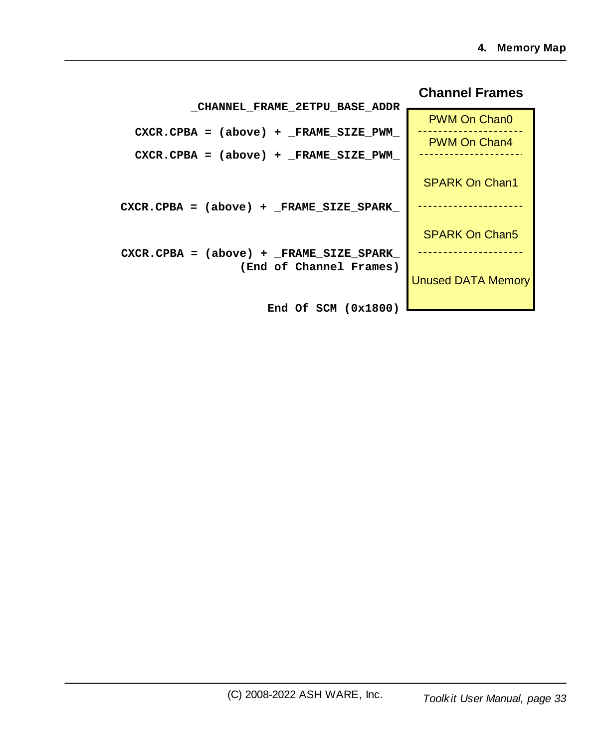**Channel Frames**

| Address | Channel Frames |
|---|---|
| _CHANNEL_FRAME_2ETPU_BASE_ADDR | PWM On Chan0 |
| CXCR.CPBA = (above) + _FRAME_SIZE_PWM_ | PWM On Chan4 |
| CXCR.CPBA = (above) + _FRAME_SIZE_PWM_ | SPARK On Chan1 |
| CXCR.CPBA = (above) + _FRAME_SIZE_SPARK_ | SPARK On Chan5 |
| CXCR.CPBA = (above) + _FRAME_SIZE_SPARK_ (End of Channel Frames) | Unused DATA Memory |
| End Of SCM (0x1800) | |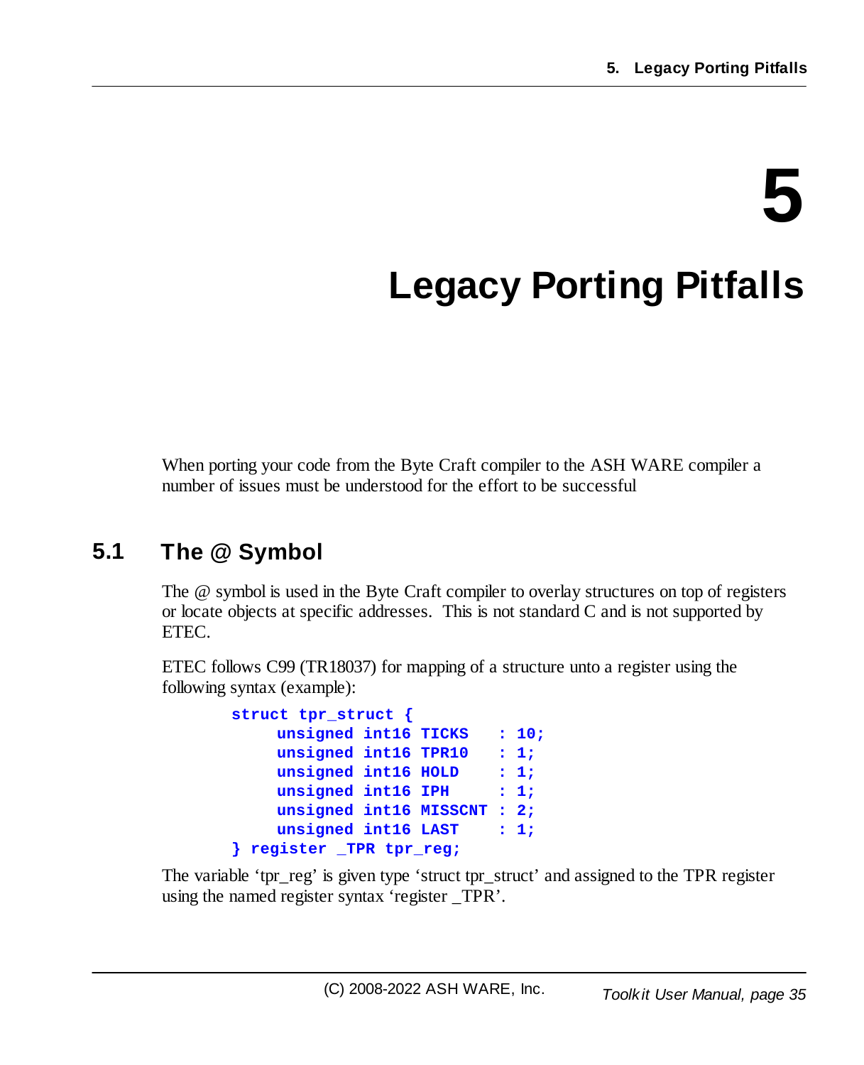# 5 Legacy Porting Pitfalls

When porting your code from the Byte Craft compiler to the ASH WARE compiler a number of issues must be understood for the effort to be successful

## 5.1 The @ Symbol

The @ symbol is used in the Byte Craft compiler to overlay structures on top of registers or locate objects at specific addresses. This is not standard C and is not supported by ETEC.

ETEC follows C99 (TR18037) for mapping of a structure unto a register using the following syntax (example):

```
struct tpr_struct {
     unsigned int16 TICKS   : 10;
     unsigned int16 TPR10   : 1;
     unsigned int16 HOLD    : 1;
     unsigned int16 IPH     : 1;
     unsigned int16 MISSCNT : 2;
     unsigned int16 LAST    : 1;
} register _TPR tpr_reg;
```

The variable 'tpr_reg' is given type 'struct tpr_struct' and assigned to the TPR register using the named register syntax 'register _TPR'.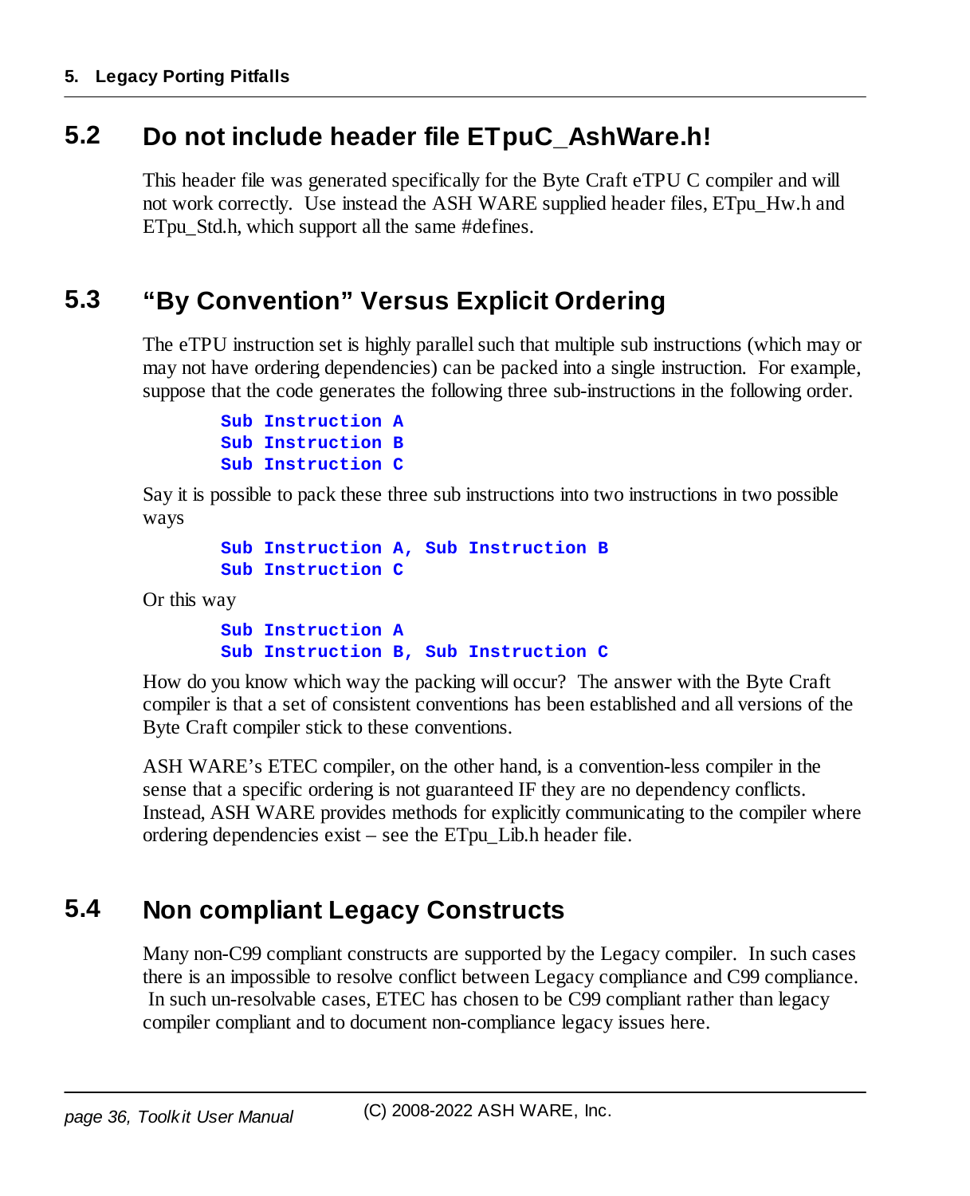## 5.2 Do not include header file ETpuC_AshWare.h!

This header file was generated specifically for the Byte Craft eTPU C compiler and will not work correctly. Use instead the ASH WARE supplied header files, ETpu_Hw.h and ETpu_Std.h, which support all the same #defines.

## 5.3 "By Convention" Versus Explicit Ordering

The eTPU instruction set is highly parallel such that multiple sub instructions (which may or may not have ordering dependencies) can be packed into a single instruction. For example, suppose that the code generates the following three sub-instructions in the following order.

```
Sub Instruction A
Sub Instruction B
Sub Instruction C
```

Say it is possible to pack these three sub instructions into two instructions in two possible ways

```
Sub Instruction A, Sub Instruction B
Sub Instruction C
```

Or this way

```
Sub Instruction A
Sub Instruction B, Sub Instruction C
```

How do you know which way the packing will occur? The answer with the Byte Craft compiler is that a set of consistent conventions has been established and all versions of the Byte Craft compiler stick to these conventions.

ASH WARE's ETEC compiler, on the other hand, is a convention-less compiler in the sense that a specific ordering is not guaranteed IF they are no dependency conflicts. Instead, ASH WARE provides methods for explicitly communicating to the compiler where ordering dependencies exist – see the ETpu_Lib.h header file.

## 5.4 Non compliant Legacy Constructs

Many non-C99 compliant constructs are supported by the Legacy compiler. In such cases there is an impossible to resolve conflict between Legacy compliance and C99 compliance. In such un-resolvable cases, ETEC has chosen to be C99 compliant rather than legacy compiler compliant and to document non-compliance legacy issues here.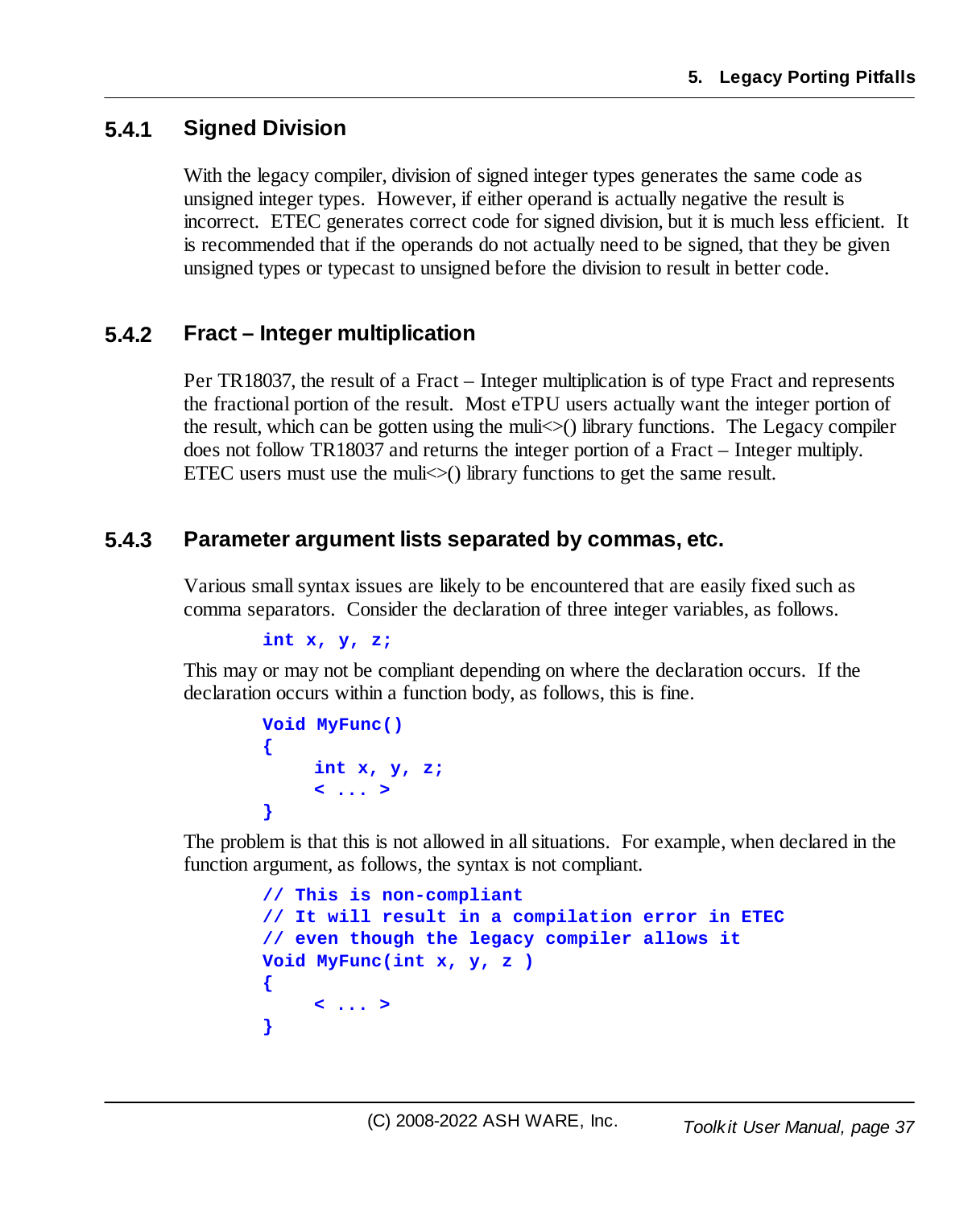### 5.4.1 Signed Division

With the legacy compiler, division of signed integer types generates the same code as unsigned integer types. However, if either operand is actually negative the result is incorrect. ETEC generates correct code for signed division, but it is much less efficient. It is recommended that if the operands do not actually need to be signed, that they be given unsigned types or typecast to unsigned before the division to result in better code.

### 5.4.2 Fract – Integer multiplication

Per TR18037, the result of a Fract – Integer multiplication is of type Fract and represents the fractional portion of the result. Most eTPU users actually want the integer portion of the result, which can be gotten using the muli<>() library functions. The Legacy compiler does not follow TR18037 and returns the integer portion of a Fract – Integer multiply. ETEC users must use the muli<>() library functions to get the same result.

### 5.4.3 Parameter argument lists separated by commas, etc.

Various small syntax issues are likely to be encountered that are easily fixed such as comma separators. Consider the declaration of three integer variables, as follows.

```
int x, y, z;
```

This may or may not be compliant depending on where the declaration occurs. If the declaration occurs within a function body, as follows, this is fine.

```
Void MyFunc()
{
     int x, y, z;
     < ... >
}
```

The problem is that this is not allowed in all situations. For example, when declared in the function argument, as follows, the syntax is not compliant.

```
// This is non-compliant
// It will result in a compilation error in ETEC
// even though the legacy compiler allows it
Void MyFunc(int x, y, z )
{
     < ... >
}
```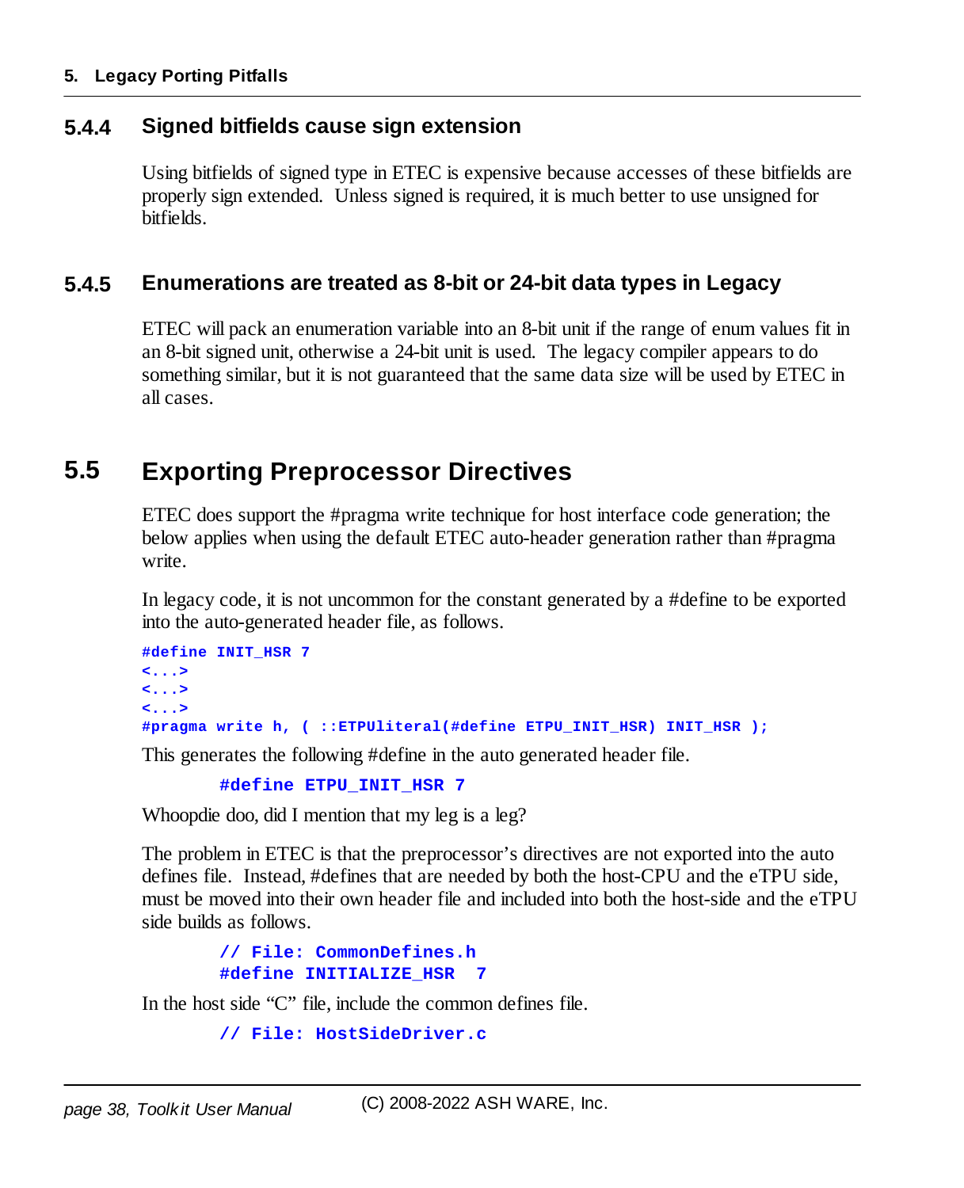### 5.4.4 Signed bitfields cause sign extension

Using bitfields of signed type in ETEC is expensive because accesses of these bitfields are properly sign extended. Unless signed is required, it is much better to use unsigned for bitfields.

### 5.4.5 Enumerations are treated as 8-bit or 24-bit data types in Legacy

ETEC will pack an enumeration variable into an 8-bit unit if the range of enum values fit in an 8-bit signed unit, otherwise a 24-bit unit is used. The legacy compiler appears to do something similar, but it is not guaranteed that the same data size will be used by ETEC in all cases.

## 5.5 Exporting Preprocessor Directives

ETEC does support the #pragma write technique for host interface code generation; the below applies when using the default ETEC auto-header generation rather than #pragma write.

In legacy code, it is not uncommon for the constant generated by a #define to be exported into the auto-generated header file, as follows.

```
#define INIT_HSR 7
<...>
<...>
<...>
#pragma write h, ( ::ETPUliteral(#define ETPU_INIT_HSR) INIT_HSR );
```

This generates the following #define in the auto generated header file.

```
#define ETPU_INIT_HSR 7
```

Whoopdie doo, did I mention that my leg is a leg?

The problem in ETEC is that the preprocessor's directives are not exported into the auto defines file. Instead, #defines that are needed by both the host-CPU and the eTPU side, must be moved into their own header file and included into both the host-side and the eTPU side builds as follows.

```
// File: CommonDefines.h
#define INITIALIZE_HSR  7
```

In the host side "C" file, include the common defines file.

```
// File: HostSideDriver.c
```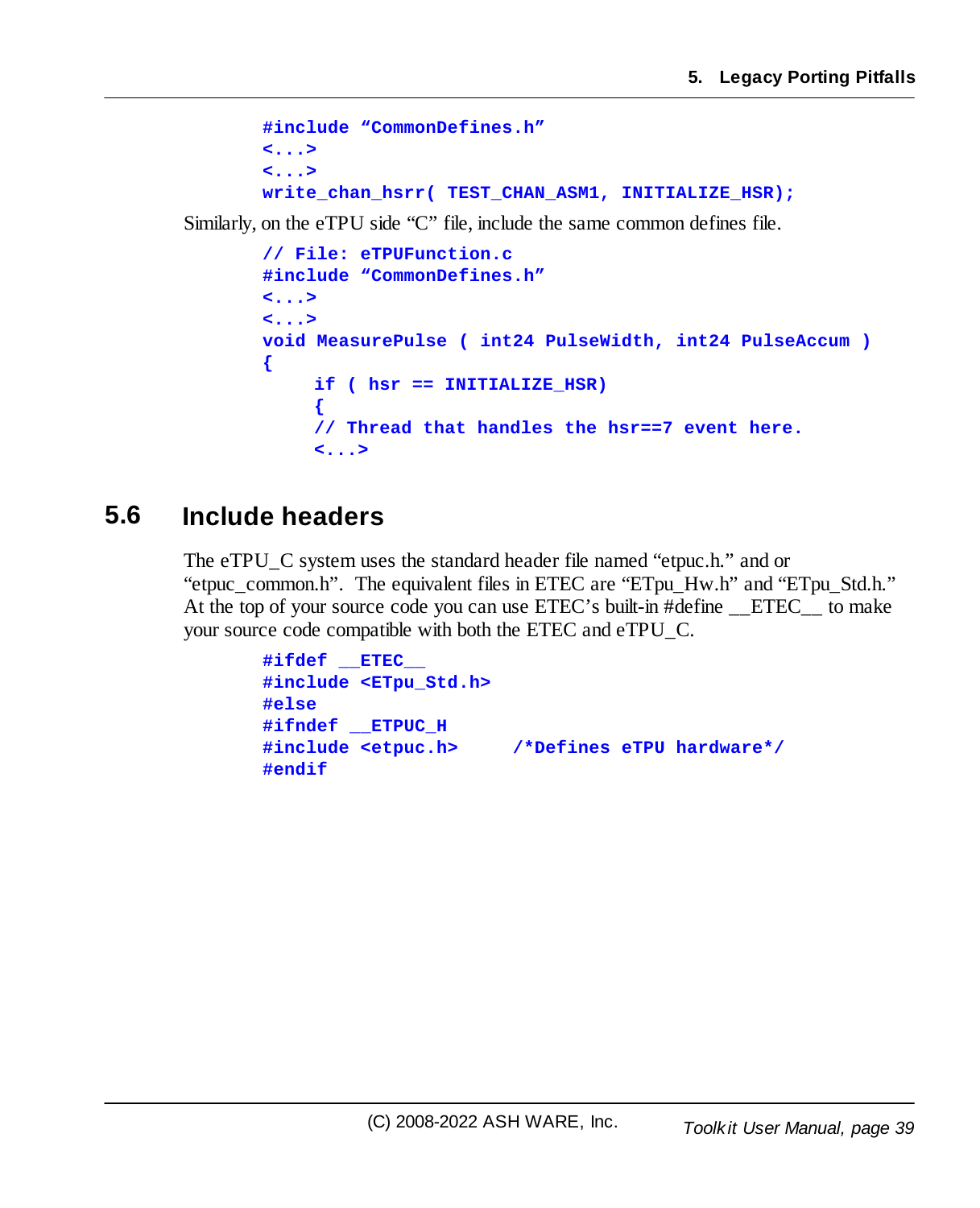```
#include "CommonDefines.h"
<...>
<...>
write_chan_hsrr( TEST_CHAN_ASM1, INITIALIZE_HSR);
```

Similarly, on the eTPU side "C" file, include the same common defines file.

```
// File: eTPUFunction.c
#include "CommonDefines.h"
<...>
<...>
void MeasurePulse ( int24 PulseWidth, int24 PulseAccum )
{
     if ( hsr == INITIALIZE_HSR)
     {
     // Thread that handles the hsr==7 event here.
     <...>
```

## 5.6 Include headers

The eTPU_C system uses the standard header file named "etpuc.h." and or "etpuc_common.h". The equivalent files in ETEC are "ETpu_Hw.h" and "ETpu_Std.h." At the top of your source code you can use ETEC's built-in #define __ETEC__ to make your source code compatible with both the ETEC and eTPU_C.

```
#ifdef __ETEC__
#include <ETpu_Std.h>
#else
#ifndef __ETPUC_H
#include <etpuc.h>     /*Defines eTPU hardware*/
#endif
```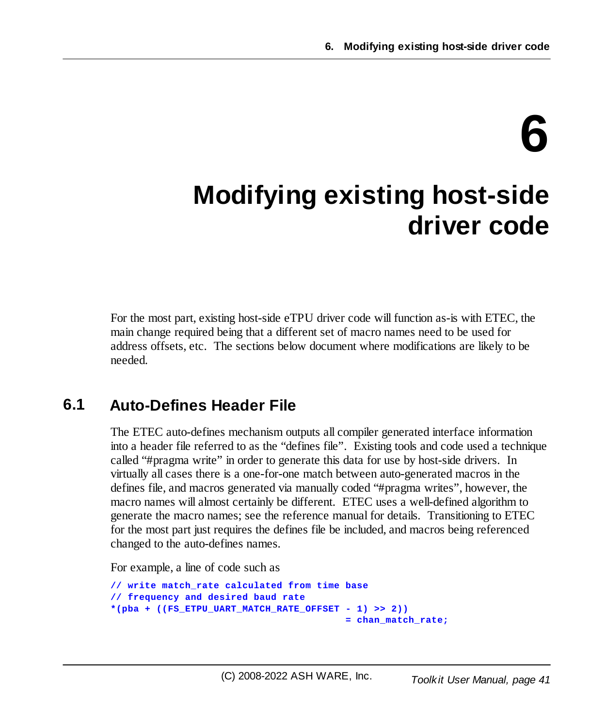# 6 Modifying existing host-side driver code

For the most part, existing host-side eTPU driver code will function as-is with ETEC, the main change required being that a different set of macro names need to be used for address offsets, etc. The sections below document where modifications are likely to be needed.

## 6.1 Auto-Defines Header File

The ETEC auto-defines mechanism outputs all compiler generated interface information into a header file referred to as the "defines file". Existing tools and code used a technique called "#pragma write" in order to generate this data for use by host-side drivers. In virtually all cases there is a one-for-one match between auto-generated macros in the defines file, and macros generated via manually coded "#pragma writes", however, the macro names will almost certainly be different. ETEC uses a well-defined algorithm to generate the macro names; see the reference manual for details. Transitioning to ETEC for the most part just requires the defines file be included, and macros being referenced changed to the auto-defines names.

For example, a line of code such as

```
// write match_rate calculated from time base
// frequency and desired baud rate
*(pba + ((FS_ETPU_UART_MATCH_RATE_OFFSET - 1) >> 2))
                                        = chan_match_rate;
```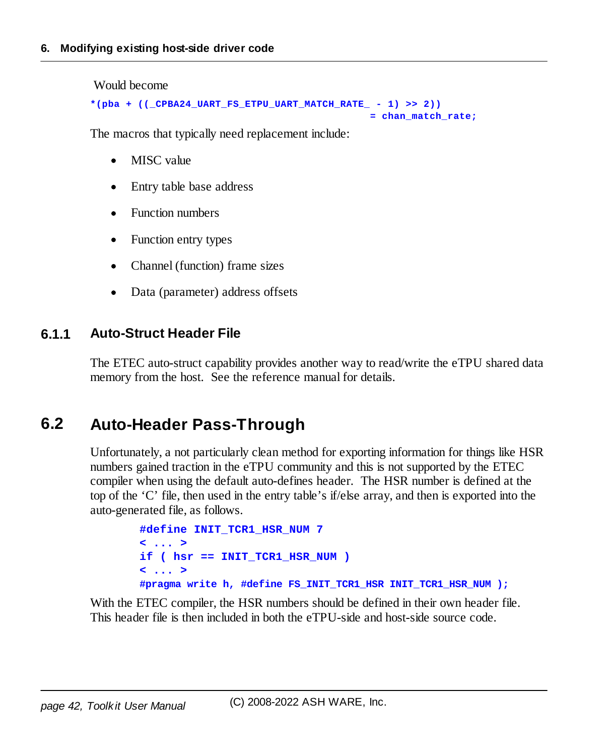Would become

```
*(pba + ((_CPBA24_UART_FS_ETPU_UART_MATCH_RATE_ - 1) >> 2))
                                                   = chan_match_rate;
```

The macros that typically need replacement include:

- MISC value
- Entry table base address
- Function numbers
- Function entry types
- Channel (function) frame sizes
- Data (parameter) address offsets

### 6.1.1 Auto-Struct Header File

The ETEC auto-struct capability provides another way to read/write the eTPU shared data memory from the host. See the reference manual for details.

## 6.2 Auto-Header Pass-Through

Unfortunately, a not particularly clean method for exporting information for things like HSR numbers gained traction in the eTPU community and this is not supported by the ETEC compiler when using the default auto-defines header. The HSR number is defined at the top of the 'C' file, then used in the entry table's if/else array, and then is exported into the auto-generated file, as follows.

```
#define INIT_TCR1_HSR_NUM 7
< ... >
if ( hsr == INIT_TCR1_HSR_NUM )
< ... >
#pragma write h, #define FS_INIT_TCR1_HSR INIT_TCR1_HSR_NUM );
```

With the ETEC compiler, the HSR numbers should be defined in their own header file. This header file is then included in both the eTPU-side and host-side source code.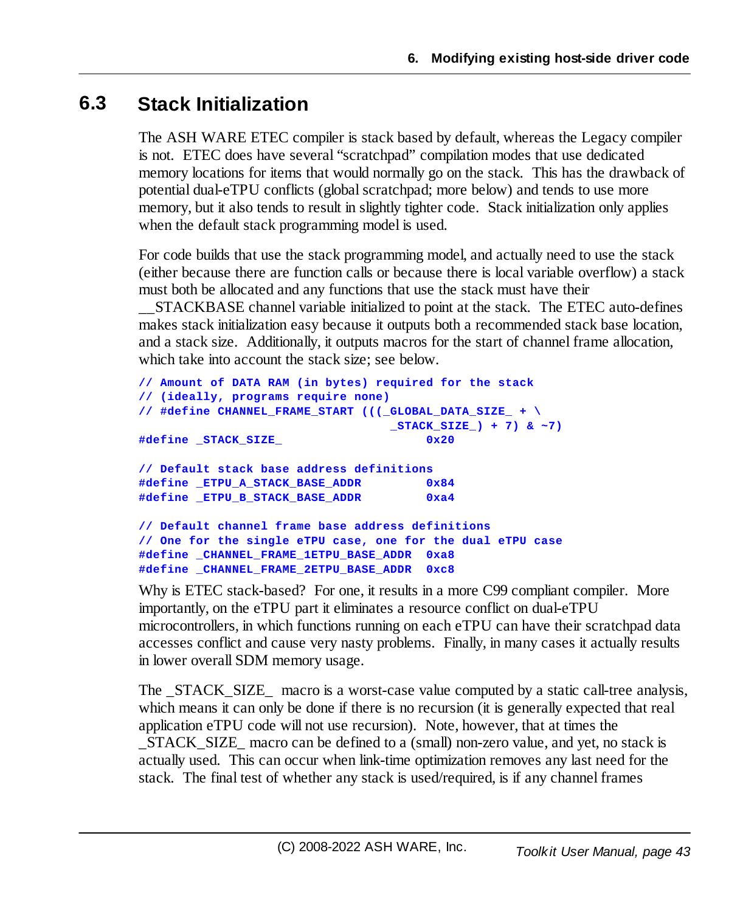## 6.3 Stack Initialization

The ASH WARE ETEC compiler is stack based by default, whereas the Legacy compiler is not. ETEC does have several "scratchpad" compilation modes that use dedicated memory locations for items that would normally go on the stack. This has the drawback of potential dual-eTPU conflicts (global scratchpad; more below) and tends to use more memory, but it also tends to result in slightly tighter code. Stack initialization only applies when the default stack programming model is used.

For code builds that use the stack programming model, and actually need to use the stack (either because there are function calls or because there is local variable overflow) a stack must both be allocated and any functions that use the stack must have their __STACKBASE channel variable initialized to point at the stack. The ETEC auto-defines makes stack initialization easy because it outputs both a recommended stack base location, and a stack size. Additionally, it outputs macros for the start of channel frame allocation, which take into account the stack size; see below.

```
// Amount of DATA RAM (in bytes) required for the stack
// (ideally, programs require none)
// #define CHANNEL_FRAME_START (((_GLOBAL_DATA_SIZE_ + \
                                   _STACK_SIZE_) + 7) & ~7)
#define _STACK_SIZE_                        0x20

// Default stack base address definitions
#define _ETPU_A_STACK_BASE_ADDR          0x84
#define _ETPU_B_STACK_BASE_ADDR          0xa4

// Default channel frame base address definitions
// One for the single eTPU case, one for the dual eTPU case
#define _CHANNEL_FRAME_1ETPU_BASE_ADDR  0xa8
#define _CHANNEL_FRAME_2ETPU_BASE_ADDR  0xc8
```

Why is ETEC stack-based? For one, it results in a more C99 compliant compiler. More importantly, on the eTPU part it eliminates a resource conflict on dual-eTPU microcontrollers, in which functions running on each eTPU can have their scratchpad data accesses conflict and cause very nasty problems. Finally, in many cases it actually results in lower overall SDM memory usage.

The _STACK_SIZE_ macro is a worst-case value computed by a static call-tree analysis, which means it can only be done if there is no recursion (it is generally expected that real application eTPU code will not use recursion). Note, however, that at times the _STACK_SIZE_ macro can be defined to a (small) non-zero value, and yet, no stack is actually used. This can occur when link-time optimization removes any last need for the stack. The final test of whether any stack is used/required, is if any channel frames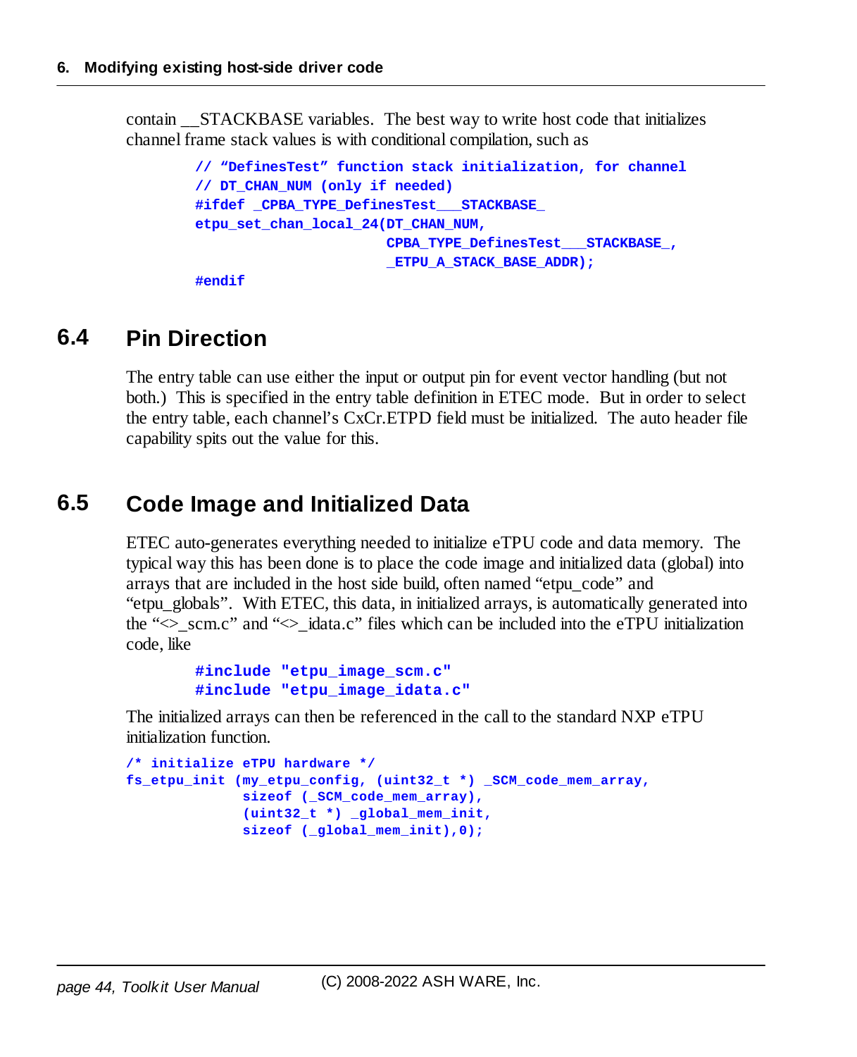contain __STACKBASE variables. The best way to write host code that initializes channel frame stack values is with conditional compilation, such as

```
// "DefinesTest" function stack initialization, for channel
// DT_CHAN_NUM (only if needed)
#ifdef _CPBA_TYPE_DefinesTest___STACKBASE_
etpu_set_chan_local_24(DT_CHAN_NUM,
                       CPBA_TYPE_DefinesTest___STACKBASE_,
                       _ETPU_A_STACK_BASE_ADDR);
#endif
```

## 6.4 Pin Direction

The entry table can use either the input or output pin for event vector handling (but not both.) This is specified in the entry table definition in ETEC mode. But in order to select the entry table, each channel's CxCr.ETPD field must be initialized. The auto header file capability spits out the value for this.

## 6.5 Code Image and Initialized Data

ETEC auto-generates everything needed to initialize eTPU code and data memory. The typical way this has been done is to place the code image and initialized data (global) into arrays that are included in the host side build, often named "etpu_code" and "etpu_globals". With ETEC, this data, in initialized arrays, is automatically generated into the "<>_scm.c" and "<>_idata.c" files which can be included into the eTPU initialization code, like

```
#include "etpu_image_scm.c"
#include "etpu_image_idata.c"
```

The initialized arrays can then be referenced in the call to the standard NXP eTPU initialization function.

```
/* initialize eTPU hardware */
fs_etpu_init (my_etpu_config, (uint32_t *) _SCM_code_mem_array,
              sizeof (_SCM_code_mem_array),
              (uint32_t *) _global_mem_init,
              sizeof (_global_mem_init),0);
```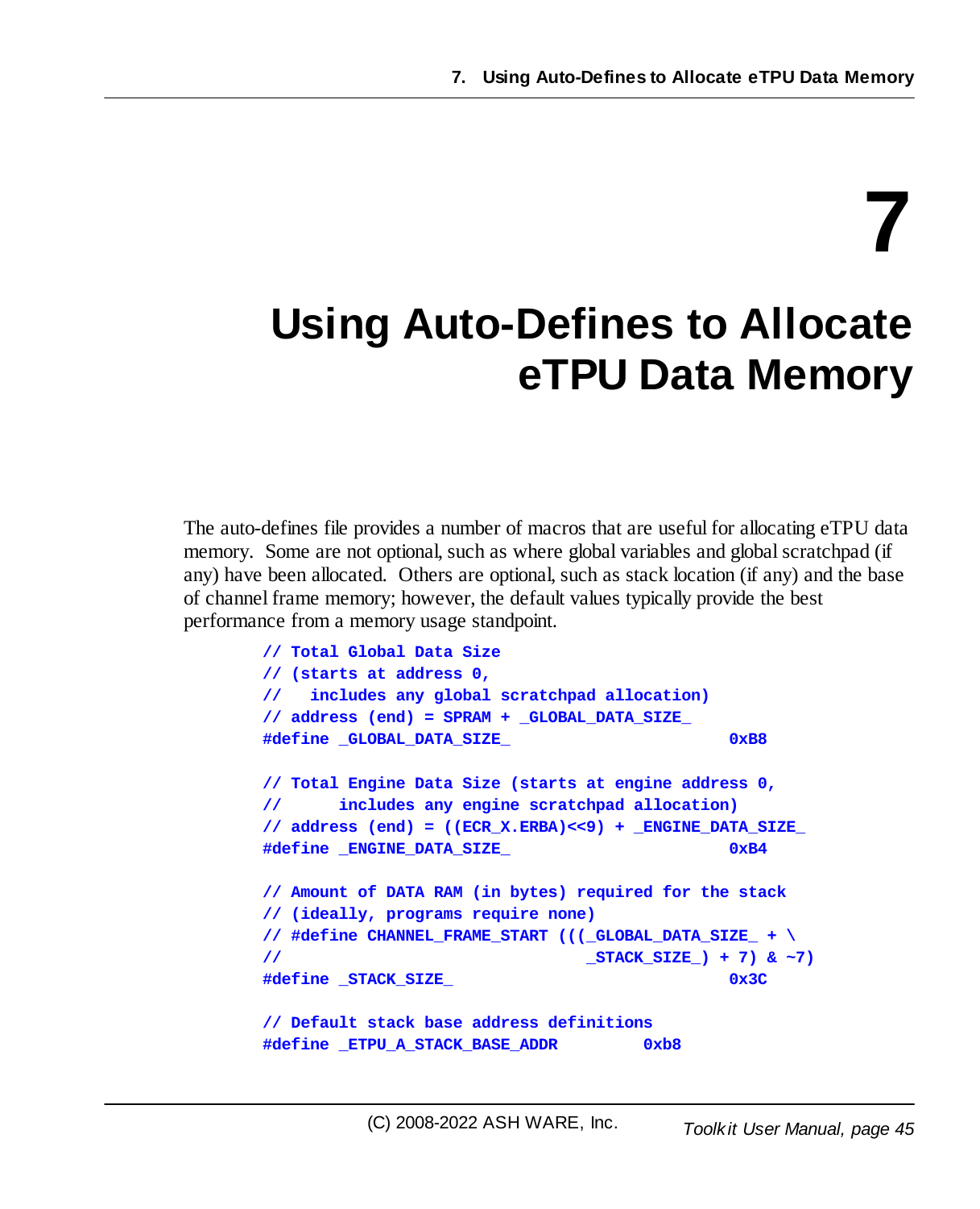# 7 Using Auto-Defines to Allocate eTPU Data Memory

The auto-defines file provides a number of macros that are useful for allocating eTPU data memory. Some are not optional, such as where global variables and global scratchpad (if any) have been allocated. Others are optional, such as stack location (if any) and the base of channel frame memory; however, the default values typically provide the best performance from a memory usage standpoint.

```
// Total Global Data Size
// (starts at address 0,
//   includes any global scratchpad allocation)
// address (end) = SPRAM + _GLOBAL_DATA_SIZE_
#define _GLOBAL_DATA_SIZE_                      0xB8

// Total Engine Data Size (starts at engine address 0,
//      includes any engine scratchpad allocation)
// address (end) = ((ECR_X.ERBA)<<9) + _ENGINE_DATA_SIZE_
#define _ENGINE_DATA_SIZE_                      0xB4

// Amount of DATA RAM (in bytes) required for the stack
// (ideally, programs require none)
// #define CHANNEL_FRAME_START (((_GLOBAL_DATA_SIZE_ + \
//                               _STACK_SIZE_) + 7) & ~7)
#define _STACK_SIZE_                            0x3C

// Default stack base address definitions
#define _ETPU_A_STACK_BASE_ADDR         0xb8
```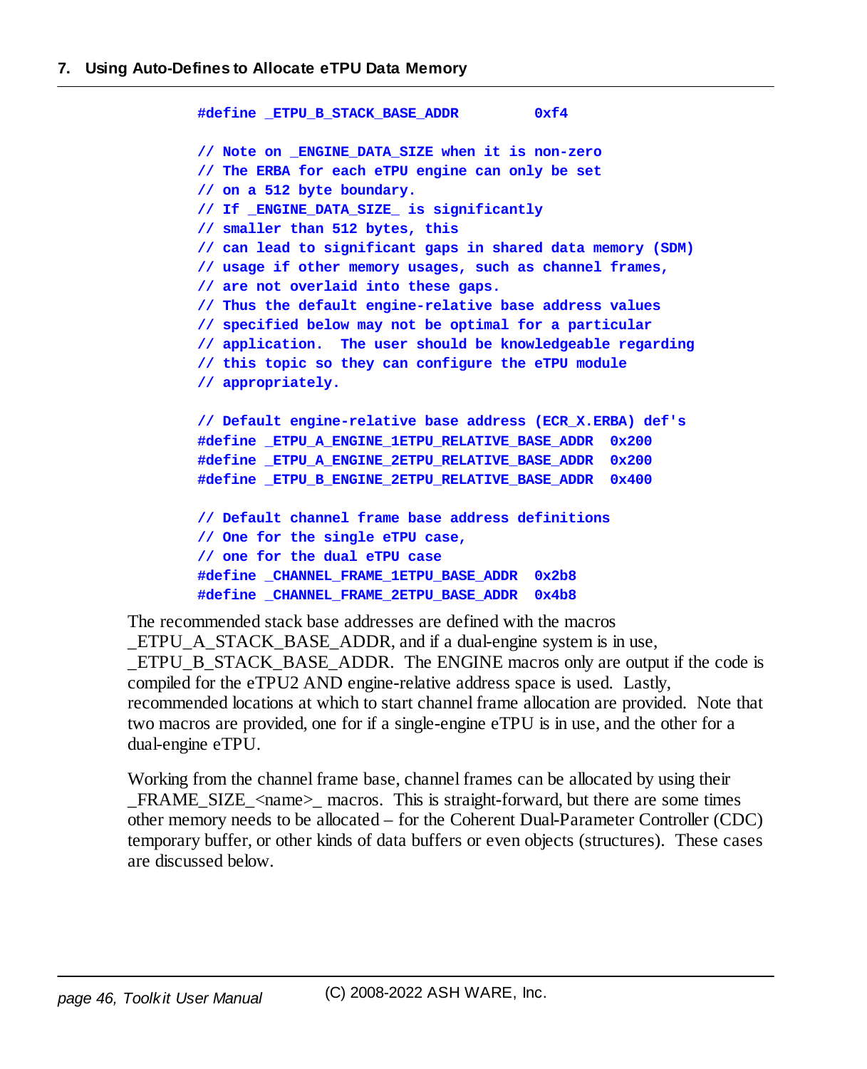```
#define _ETPU_B_STACK_BASE_ADDR        0xf4

// Note on _ENGINE_DATA_SIZE when it is non-zero
// The ERBA for each eTPU engine can only be set
// on a 512 byte boundary.
// If _ENGINE_DATA_SIZE_ is significantly
// smaller than 512 bytes, this
// can lead to significant gaps in shared data memory (SDM)
// usage if other memory usages, such as channel frames,
// are not overlaid into these gaps.
// Thus the default engine-relative base address values
// specified below may not be optimal for a particular
// application.  The user should be knowledgeable regarding
// this topic so they can configure the eTPU module
// appropriately.

// Default engine-relative base address (ECR_X.ERBA) def's
#define _ETPU_A_ENGINE_1ETPU_RELATIVE_BASE_ADDR  0x200
#define _ETPU_A_ENGINE_2ETPU_RELATIVE_BASE_ADDR  0x200
#define _ETPU_B_ENGINE_2ETPU_RELATIVE_BASE_ADDR  0x400

// Default channel frame base address definitions
// One for the single eTPU case,
// one for the dual eTPU case
#define _CHANNEL_FRAME_1ETPU_BASE_ADDR  0x2b8
#define _CHANNEL_FRAME_2ETPU_BASE_ADDR  0x4b8
```

The recommended stack base addresses are defined with the macros _ETPU_A_STACK_BASE_ADDR, and if a dual-engine system is in use, _ETPU_B_STACK_BASE_ADDR. The ENGINE macros only are output if the code is compiled for the eTPU2 AND engine-relative address space is used. Lastly, recommended locations at which to start channel frame allocation are provided. Note that two macros are provided, one for if a single-engine eTPU is in use, and the other for a dual-engine eTPU.

Working from the channel frame base, channel frames can be allocated by using their _FRAME_SIZE_<name>_ macros. This is straight-forward, but there are some times other memory needs to be allocated – for the Coherent Dual-Parameter Controller (CDC) temporary buffer, or other kinds of data buffers or even objects (structures). These cases are discussed below.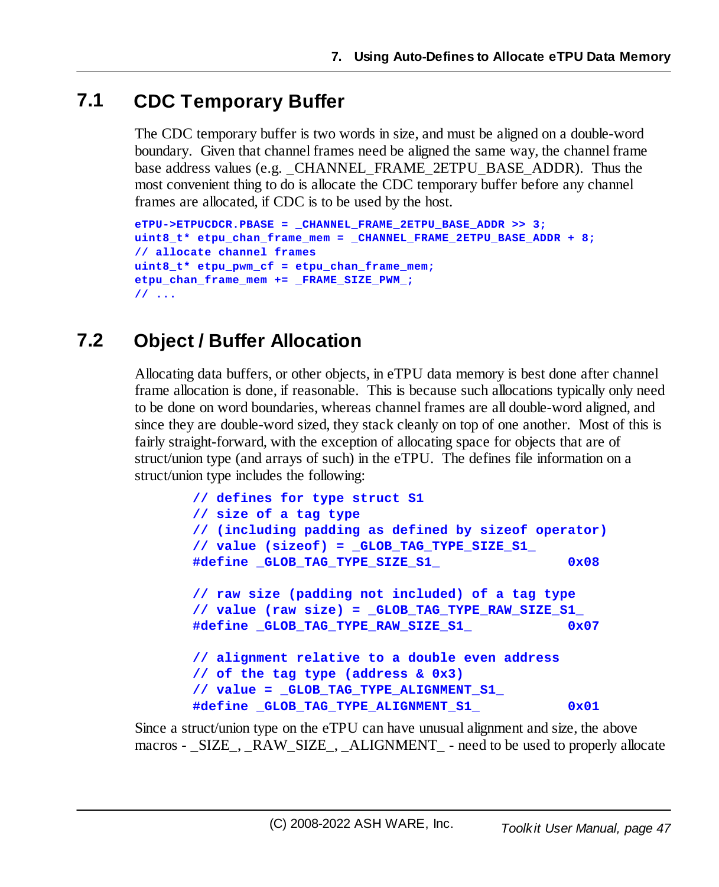## 7.1 CDC Temporary Buffer

The CDC temporary buffer is two words in size, and must be aligned on a double-word boundary. Given that channel frames need be aligned the same way, the channel frame base address values (e.g. _CHANNEL_FRAME_2ETPU_BASE_ADDR). Thus the most convenient thing to do is allocate the CDC temporary buffer before any channel frames are allocated, if CDC is to be used by the host.

```
eTPU->ETPUCDCR.PBASE = _CHANNEL_FRAME_2ETPU_BASE_ADDR >> 3;
uint8_t* etpu_chan_frame_mem = _CHANNEL_FRAME_2ETPU_BASE_ADDR + 8;
// allocate channel frames
uint8_t* etpu_pwm_cf = etpu_chan_frame_mem;
etpu_chan_frame_mem += _FRAME_SIZE_PWM_;
// ...
```

## 7.2 Object / Buffer Allocation

Allocating data buffers, or other objects, in eTPU data memory is best done after channel frame allocation is done, if reasonable. This is because such allocations typically only need to be done on word boundaries, whereas channel frames are all double-word aligned, and since they are double-word sized, they stack cleanly on top of one another. Most of this is fairly straight-forward, with the exception of allocating space for objects that are of struct/union type (and arrays of such) in the eTPU. The defines file information on a struct/union type includes the following:

```
// defines for type struct S1
// size of a tag type
// (including padding as defined by sizeof operator)
// value (sizeof) = _GLOB_TAG_TYPE_SIZE_S1_
#define _GLOB_TAG_TYPE_SIZE_S1_                0x08

// raw size (padding not included) of a tag type
// value (raw size) = _GLOB_TAG_TYPE_RAW_SIZE_S1_
#define _GLOB_TAG_TYPE_RAW_SIZE_S1_            0x07

// alignment relative to a double even address
// of the tag type (address & 0x3)
// value = _GLOB_TAG_TYPE_ALIGNMENT_S1_
#define _GLOB_TAG_TYPE_ALIGNMENT_S1_           0x01
```

Since a struct/union type on the eTPU can have unusual alignment and size, the above macros - _SIZE_, _RAW_SIZE_, _ALIGNMENT_ - need to be used to properly allocate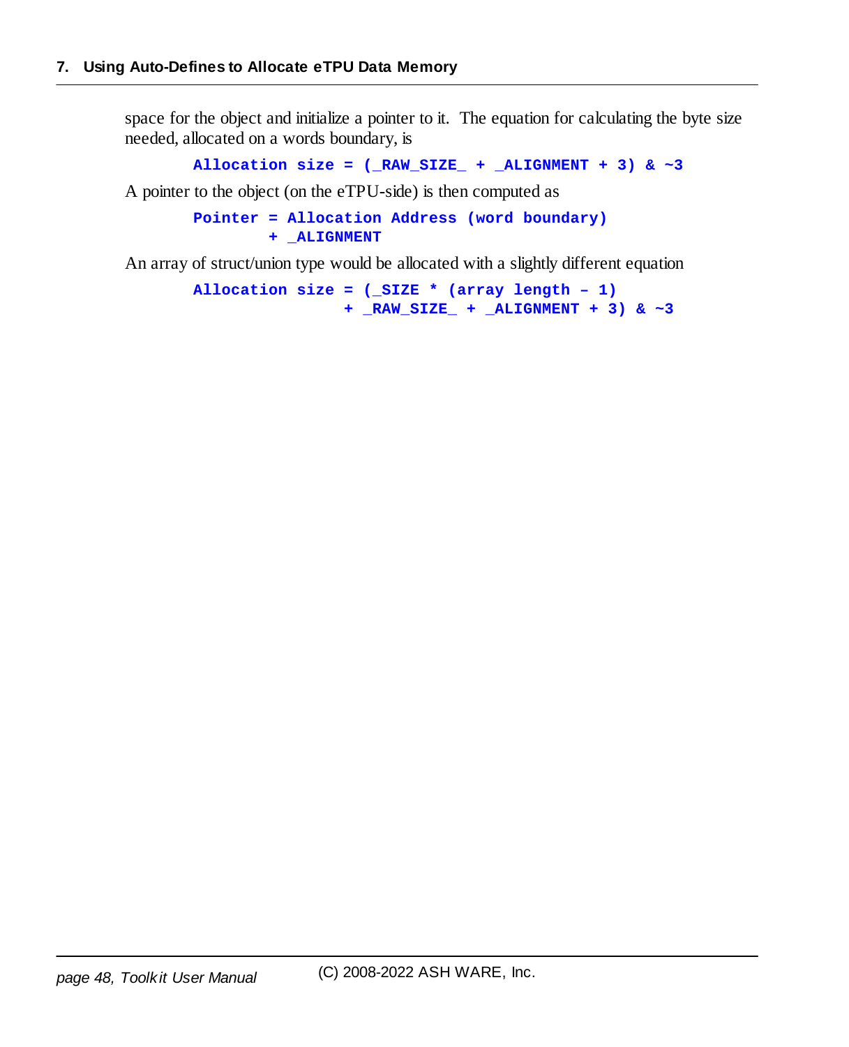space for the object and initialize a pointer to it. The equation for calculating the byte size needed, allocated on a words boundary, is

```
Allocation size = (_RAW_SIZE_ + _ALIGNMENT + 3) & ~3
```

A pointer to the object (on the eTPU-side) is then computed as

```
Pointer = Allocation Address (word boundary)
        + _ALIGNMENT
```

An array of struct/union type would be allocated with a slightly different equation

```
Allocation size = (_SIZE * (array length – 1)
                + _RAW_SIZE_ + _ALIGNMENT + 3) & ~3
```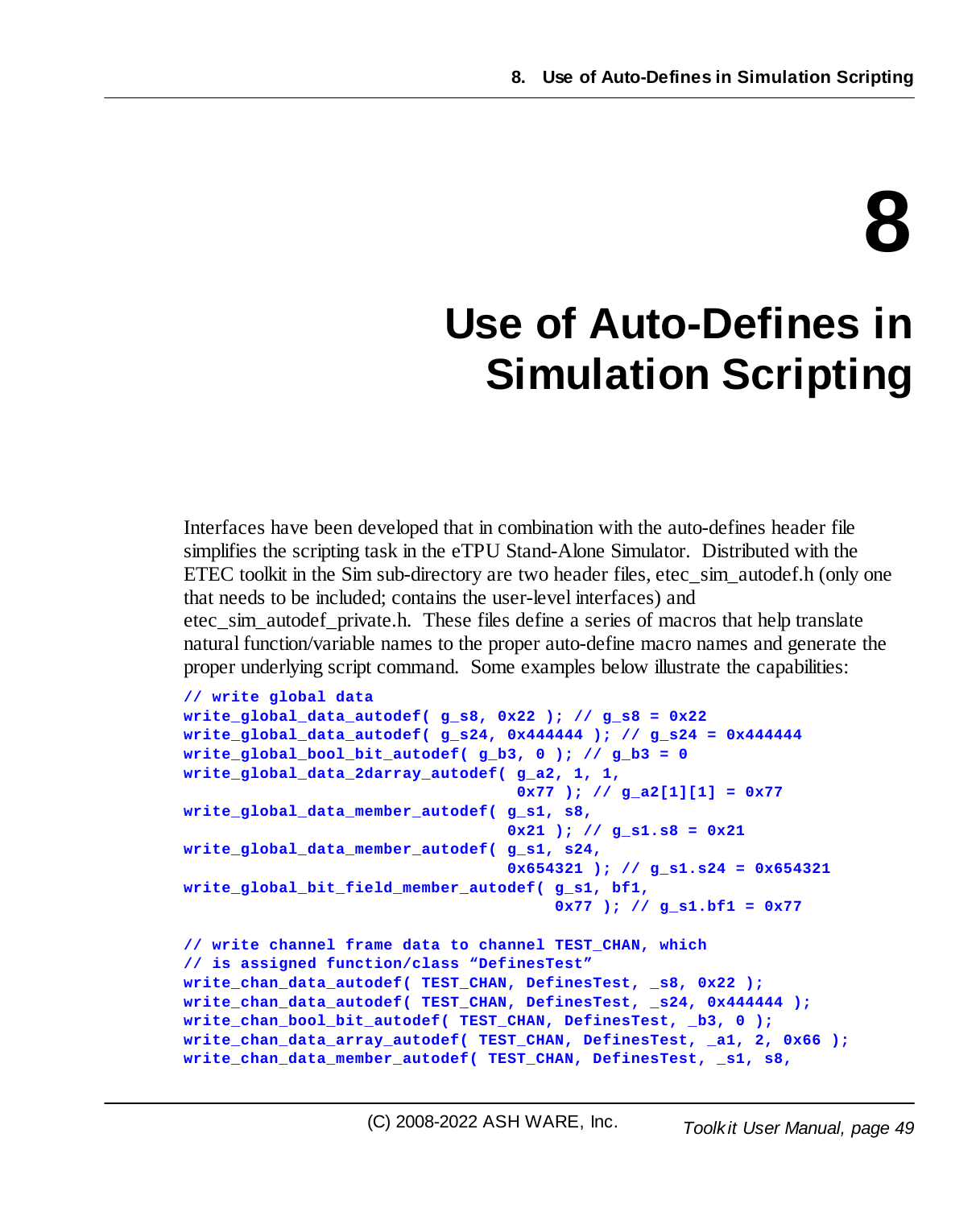# 8 Use of Auto-Defines in Simulation Scripting

Interfaces have been developed that in combination with the auto-defines header file simplifies the scripting task in the eTPU Stand-Alone Simulator. Distributed with the ETEC toolkit in the Sim sub-directory are two header files, etec_sim_autodef.h (only one that needs to be included; contains the user-level interfaces) and etec_sim_autodef_private.h. These files define a series of macros that help translate natural function/variable names to the proper auto-define macro names and generate the proper underlying script command. Some examples below illustrate the capabilities:

```
// write global data
write_global_data_autodef( g_s8, 0x22 ); // g_s8 = 0x22
write_global_data_autodef( g_s24, 0x444444 ); // g_s24 = 0x444444
write_global_bool_bit_autodef( g_b3, 0 ); // g_b3 = 0
write_global_data_2darray_autodef( g_a2, 1, 1,
                                   0x77 ); // g_a2[1][1] = 0x77
write_global_data_member_autodef( g_s1, s8,
                                  0x21 ); // g_s1.s8 = 0x21
write_global_data_member_autodef( g_s1, s24,
                                  0x654321 ); // g_s1.s24 = 0x654321
write_global_bit_field_member_autodef( g_s1, bf1,
                                       0x77 ); // g_s1.bf1 = 0x77

// write channel frame data to channel TEST_CHAN, which
// is assigned function/class “DefinesTest”
write_chan_data_autodef( TEST_CHAN, DefinesTest, _s8, 0x22 );
write_chan_data_autodef( TEST_CHAN, DefinesTest, _s24, 0x444444 );
write_chan_bool_bit_autodef( TEST_CHAN, DefinesTest, _b3, 0 );
write_chan_data_array_autodef( TEST_CHAN, DefinesTest, _a1, 2, 0x66 );
write_chan_data_member_autodef( TEST_CHAN, DefinesTest, _s1, s8,
```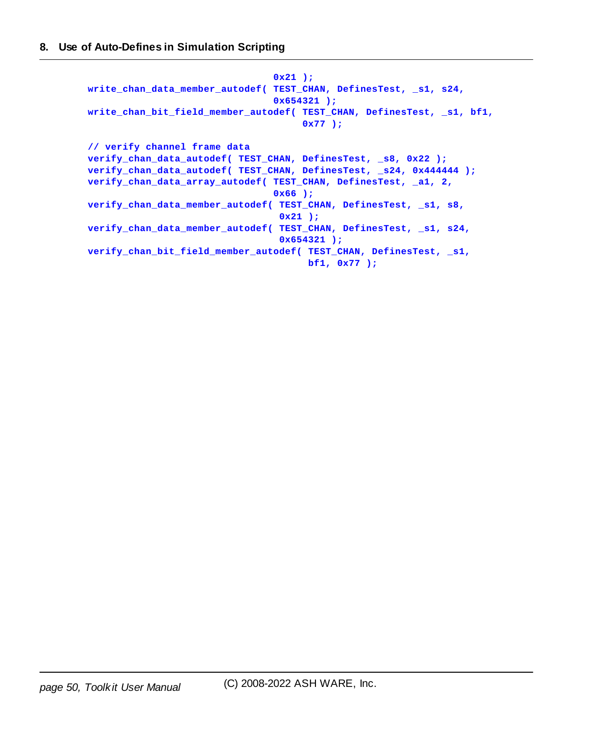```
                                0x21 );
write_chan_data_member_autodef( TEST_CHAN, DefinesTest, _s1, s24,
                                0x654321 );
write_chan_bit_field_member_autodef( TEST_CHAN, DefinesTest, _s1, bf1,
                                     0x77 );

// verify channel frame data
verify_chan_data_autodef( TEST_CHAN, DefinesTest, _s8, 0x22 );
verify_chan_data_autodef( TEST_CHAN, DefinesTest, _s24, 0x444444 );
verify_chan_data_array_autodef( TEST_CHAN, DefinesTest, _a1, 2,
                                0x66 );
verify_chan_data_member_autodef( TEST_CHAN, DefinesTest, _s1, s8,
                                 0x21 );
verify_chan_data_member_autodef( TEST_CHAN, DefinesTest, _s1, s24,
                                 0x654321 );
verify_chan_bit_field_member_autodef( TEST_CHAN, DefinesTest, _s1,
                                      bf1, 0x77 );
```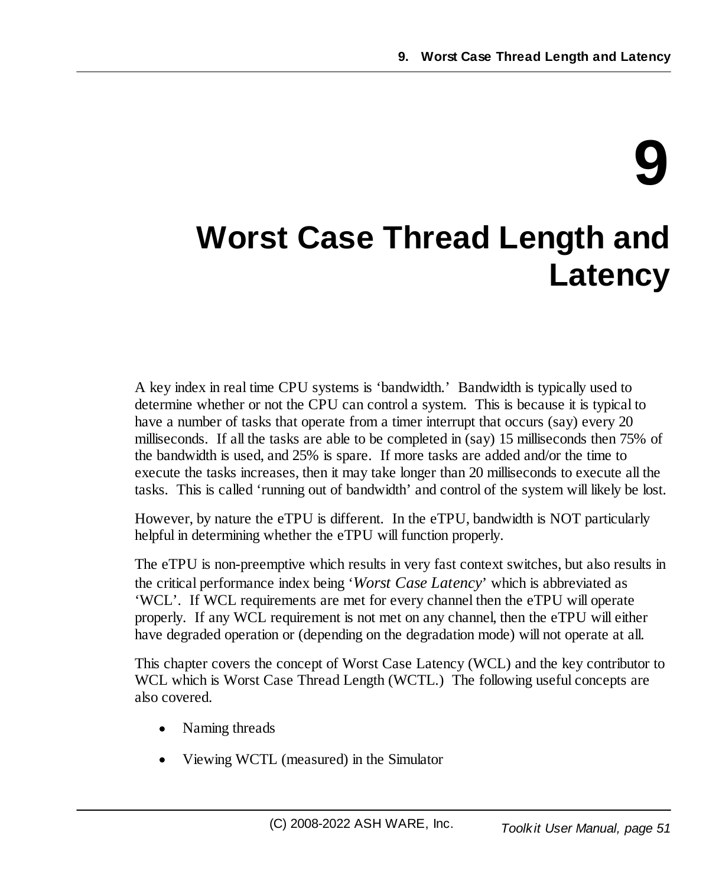# 9

# Worst Case Thread Length and Latency

A key index in real time CPU systems is 'bandwidth.' Bandwidth is typically used to determine whether or not the CPU can control a system. This is because it is typical to have a number of tasks that operate from a timer interrupt that occurs (say) every 20 milliseconds. If all the tasks are able to be completed in (say) 15 milliseconds then 75% of the bandwidth is used, and 25% is spare. If more tasks are added and/or the time to execute the tasks increases, then it may take longer than 20 milliseconds to execute all the tasks. This is called 'running out of bandwidth' and control of the system will likely be lost.

However, by nature the eTPU is different. In the eTPU, bandwidth is NOT particularly helpful in determining whether the eTPU will function properly.

The eTPU is non-preemptive which results in very fast context switches, but also results in the critical performance index being '*Worst Case Latency*' which is abbreviated as 'WCL'. If WCL requirements are met for every channel then the eTPU will operate properly. If any WCL requirement is not met on any channel, then the eTPU will either have degraded operation or (depending on the degradation mode) will not operate at all.

This chapter covers the concept of Worst Case Latency (WCL) and the key contributor to WCL which is Worst Case Thread Length (WCTL.) The following useful concepts are also covered.

- Naming threads
- Viewing WCTL (measured) in the Simulator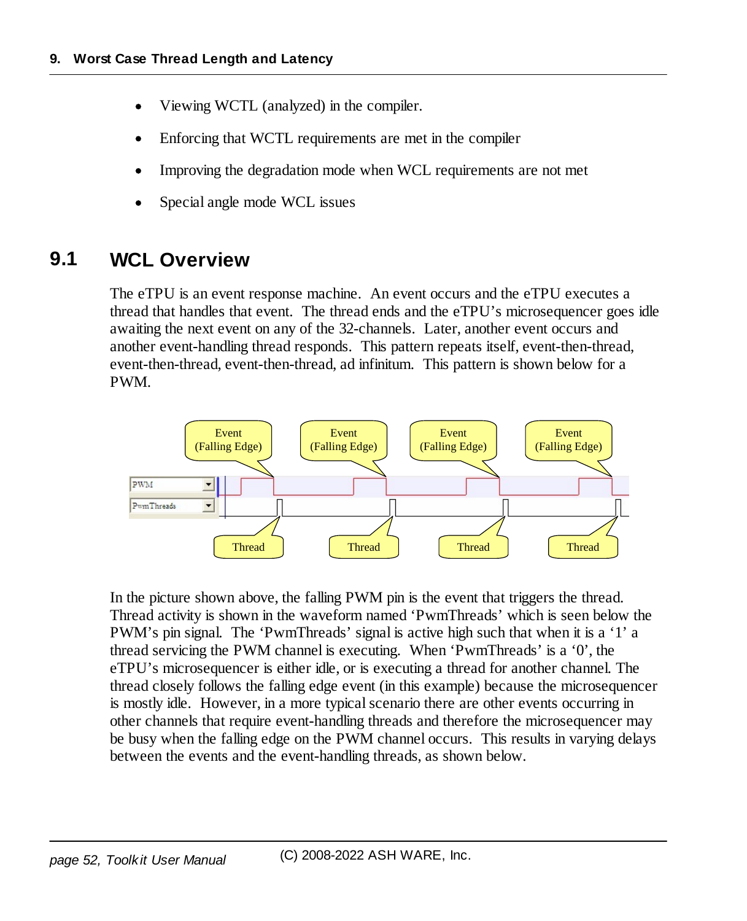- Viewing WCTL (analyzed) in the compiler.
- Enforcing that WCTL requirements are met in the compiler
- Improving the degradation mode when WCL requirements are not met
- Special angle mode WCL issues

## 9.1 WCL Overview

The eTPU is an event response machine. An event occurs and the eTPU executes a thread that handles that event. The thread ends and the eTPU's microsequencer goes idle awaiting the next event on any of the 32-channels. Later, another event occurs and another event-handling thread responds. This pattern repeats itself, event-then-thread, event-then-thread, event-then-thread, ad infinitum. This pattern is shown below for a PWM.

In the picture shown above, the falling PWM pin is the event that triggers the thread. Thread activity is shown in the waveform named 'PwmThreads' which is seen below the PWM's pin signal. The 'PwmThreads' signal is active high such that when it is a '1' a thread servicing the PWM channel is executing. When 'PwmThreads' is a '0', the eTPU's microsequencer is either idle, or is executing a thread for another channel. The thread closely follows the falling edge event (in this example) because the microsequencer is mostly idle. However, in a more typical scenario there are other events occurring in other channels that require event-handling threads and therefore the microsequencer may be busy when the falling edge on the PWM channel occurs. This results in varying delays between the events and the event-handling threads, as shown below.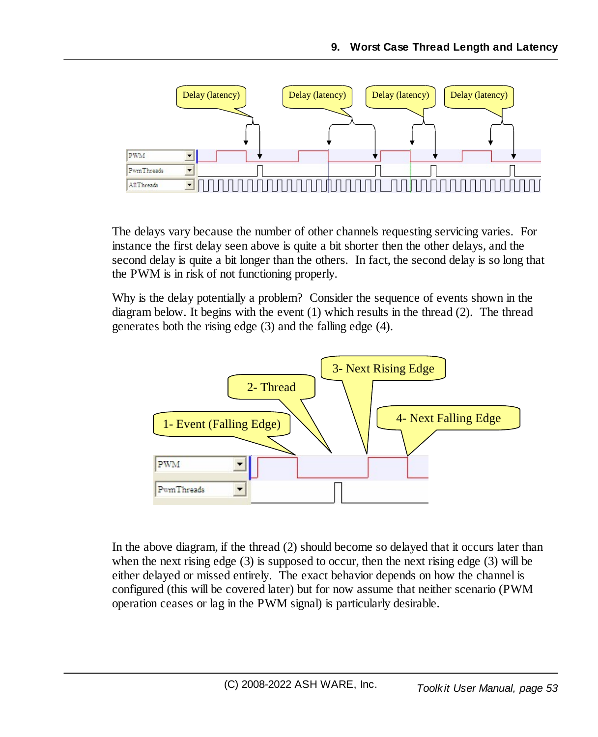The delays vary because the number of other channels requesting servicing varies. For instance the first delay seen above is quite a bit shorter then the other delays, and the second delay is quite a bit longer than the others. In fact, the second delay is so long that the PWM is in risk of not functioning properly.

Why is the delay potentially a problem? Consider the sequence of events shown in the diagram below. It begins with the event (1) which results in the thread (2). The thread generates both the rising edge (3) and the falling edge (4).

In the above diagram, if the thread (2) should become so delayed that it occurs later than when the next rising edge (3) is supposed to occur, then the next rising edge (3) will be either delayed or missed entirely. The exact behavior depends on how the channel is configured (this will be covered later) but for now assume that neither scenario (PWM operation ceases or lag in the PWM signal) is particularly desirable.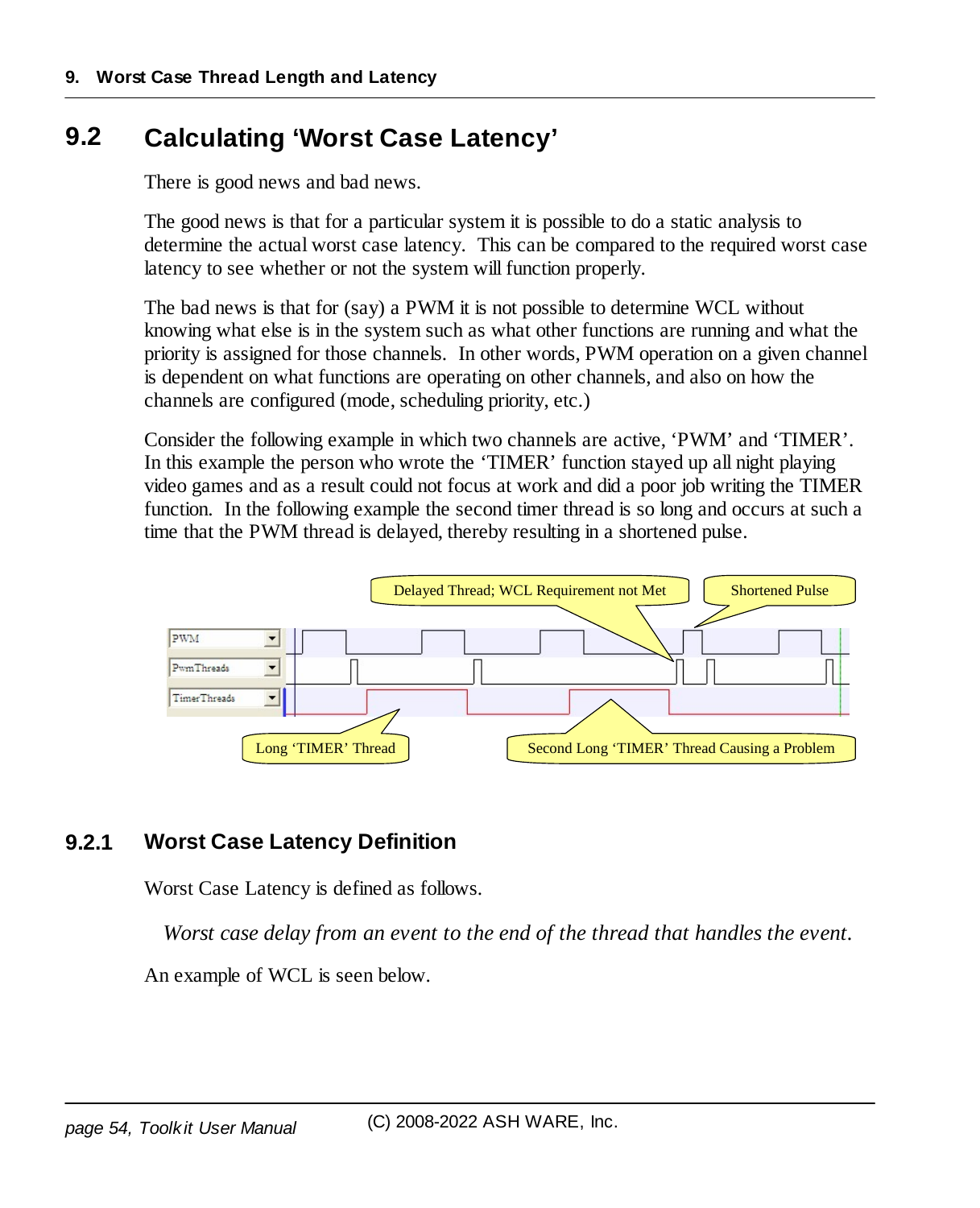## 9.2 Calculating 'Worst Case Latency'

There is good news and bad news.

The good news is that for a particular system it is possible to do a static analysis to determine the actual worst case latency. This can be compared to the required worst case latency to see whether or not the system will function properly.

The bad news is that for (say) a PWM it is not possible to determine WCL without knowing what else is in the system such as what other functions are running and what the priority is assigned for those channels. In other words, PWM operation on a given channel is dependent on what functions are operating on other channels, and also on how the channels are configured (mode, scheduling priority, etc.)

Consider the following example in which two channels are active, 'PWM' and 'TIMER'. In this example the person who wrote the 'TIMER' function stayed up all night playing video games and as a result could not focus at work and did a poor job writing the TIMER function. In the following example the second timer thread is so long and occurs at such a time that the PWM thread is delayed, thereby resulting in a shortened pulse.

### 9.2.1 Worst Case Latency Definition

Worst Case Latency is defined as follows.

*Worst case delay from an event to the end of the thread that handles the event.*

An example of WCL is seen below.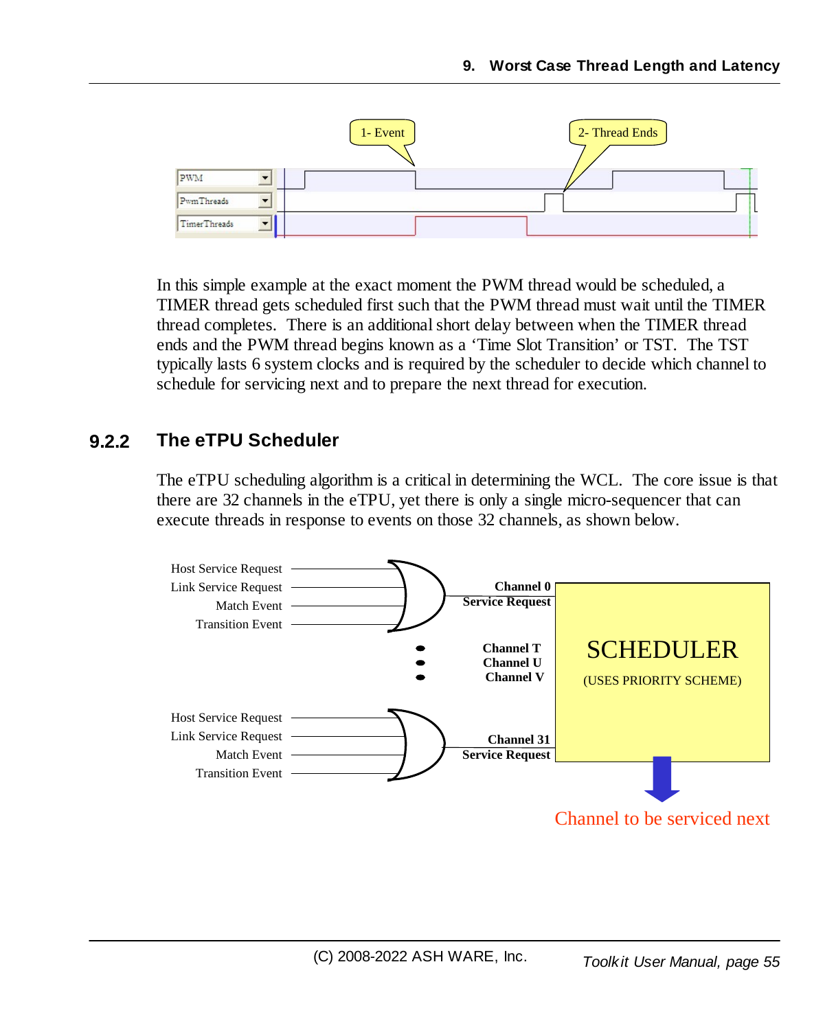In this simple example at the exact moment the PWM thread would be scheduled, a TIMER thread gets scheduled first such that the PWM thread must wait until the TIMER thread completes. There is an additional short delay between when the TIMER thread ends and the PWM thread begins known as a 'Time Slot Transition' or TST. The TST typically lasts 6 system clocks and is required by the scheduler to decide which channel to schedule for servicing next and to prepare the next thread for execution.

### 9.2.2 The eTPU Scheduler

The eTPU scheduling algorithm is a critical in determining the WCL. The core issue is that there are 32 channels in the eTPU, yet there is only a single micro-sequencer that can execute threads in response to events on those 32 channels, as shown below.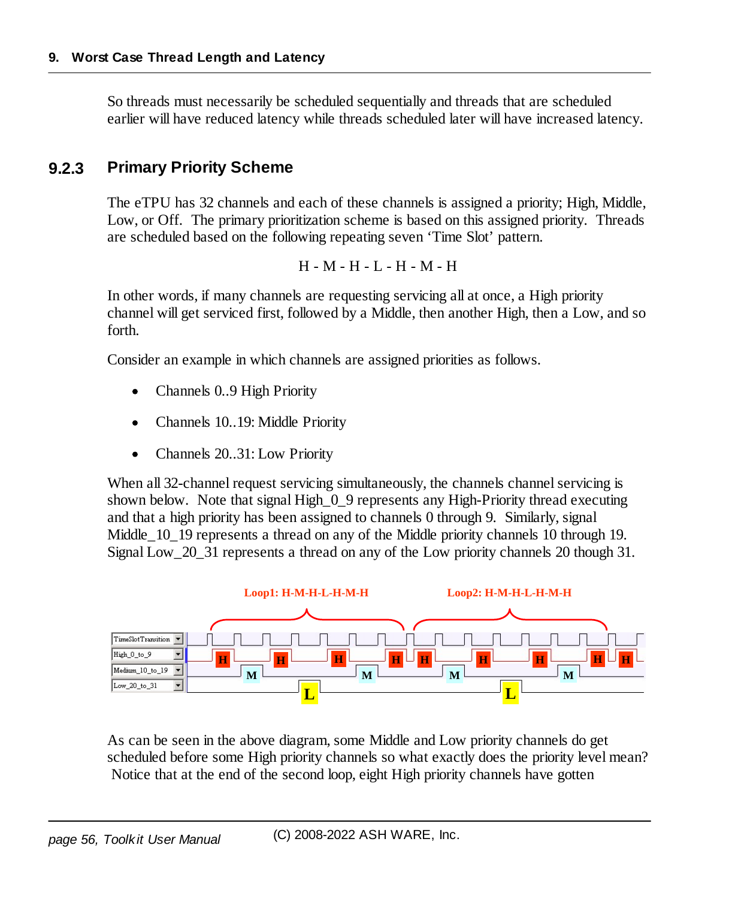So threads must necessarily be scheduled sequentially and threads that are scheduled earlier will have reduced latency while threads scheduled later will have increased latency.

### 9.2.3 Primary Priority Scheme

The eTPU has 32 channels and each of these channels is assigned a priority; High, Middle, Low, or Off. The primary prioritization scheme is based on this assigned priority. Threads are scheduled based on the following repeating seven 'Time Slot' pattern.

H - M - H - L - H - M - H

In other words, if many channels are requesting servicing all at once, a High priority channel will get serviced first, followed by a Middle, then another High, then a Low, and so forth.

Consider an example in which channels are assigned priorities as follows.

- Channels 0..9 High Priority
- Channels 10..19: Middle Priority
- Channels 20..31: Low Priority

When all 32-channel request servicing simultaneously, the channels channel servicing is shown below. Note that signal High_0_9 represents any High-Priority thread executing and that a high priority has been assigned to channels 0 through 9. Similarly, signal Middle_10_19 represents a thread on any of the Middle priority channels 10 through 19. Signal Low_20_31 represents a thread on any of the Low priority channels 20 though 31.

As can be seen in the above diagram, some Middle and Low priority channels do get scheduled before some High priority channels so what exactly does the priority level mean? Notice that at the end of the second loop, eight High priority channels have gotten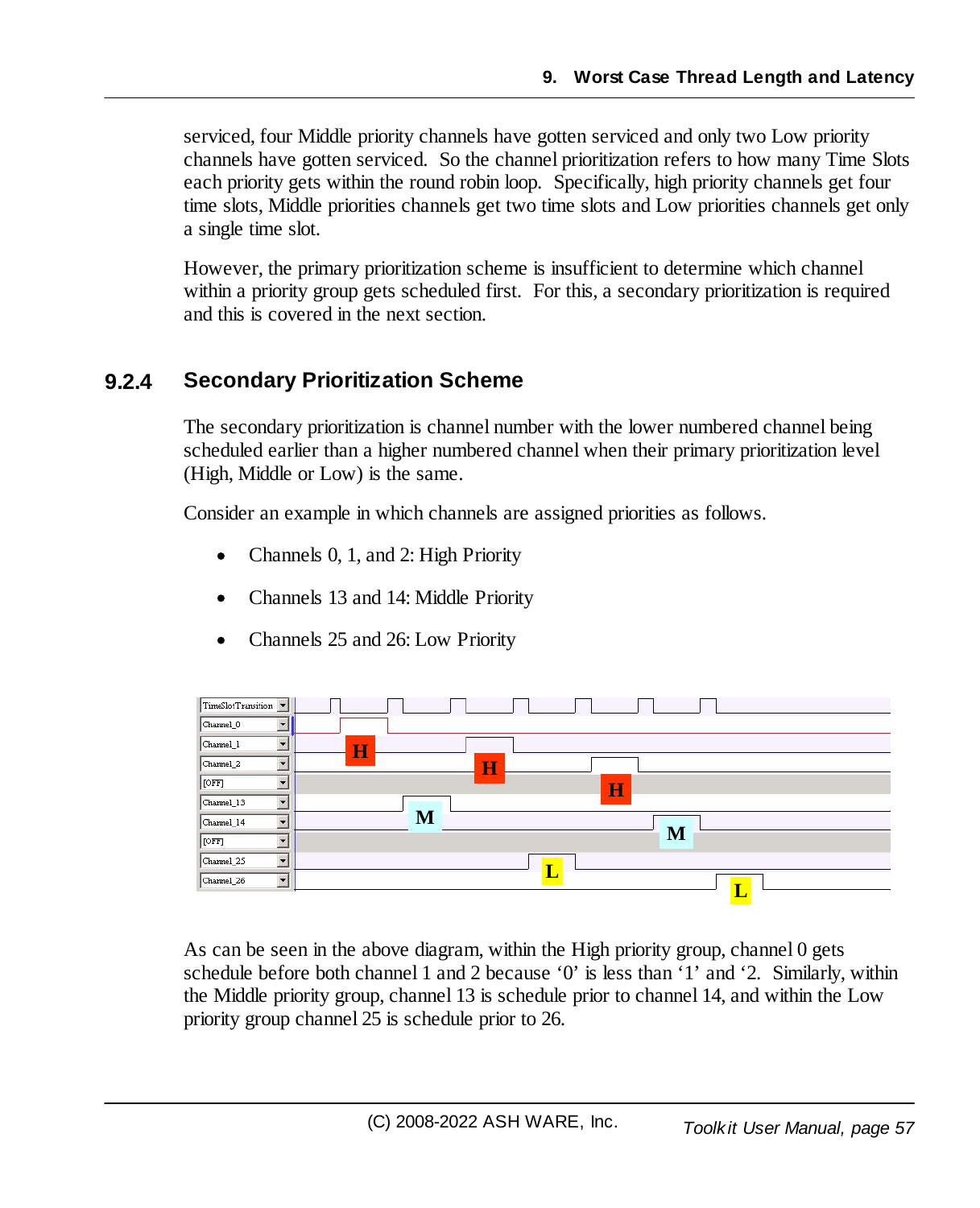serviced, four Middle priority channels have gotten serviced and only two Low priority channels have gotten serviced. So the channel prioritization refers to how many Time Slots each priority gets within the round robin loop. Specifically, high priority channels get four time slots, Middle priorities channels get two time slots and Low priorities channels get only a single time slot.

However, the primary prioritization scheme is insufficient to determine which channel within a priority group gets scheduled first. For this, a secondary prioritization is required and this is covered in the next section.

### 9.2.4 Secondary Prioritization Scheme

The secondary prioritization is channel number with the lower numbered channel being scheduled earlier than a higher numbered channel when their primary prioritization level (High, Middle or Low) is the same.

Consider an example in which channels are assigned priorities as follows.

- Channels 0, 1, and 2: High Priority
- Channels 13 and 14: Middle Priority
- Channels 25 and 26: Low Priority

As can be seen in the above diagram, within the High priority group, channel 0 gets schedule before both channel 1 and 2 because ‘0’ is less than ‘1’ and ‘2. Similarly, within the Middle priority group, channel 13 is schedule prior to channel 14, and within the Low priority group channel 25 is schedule prior to 26.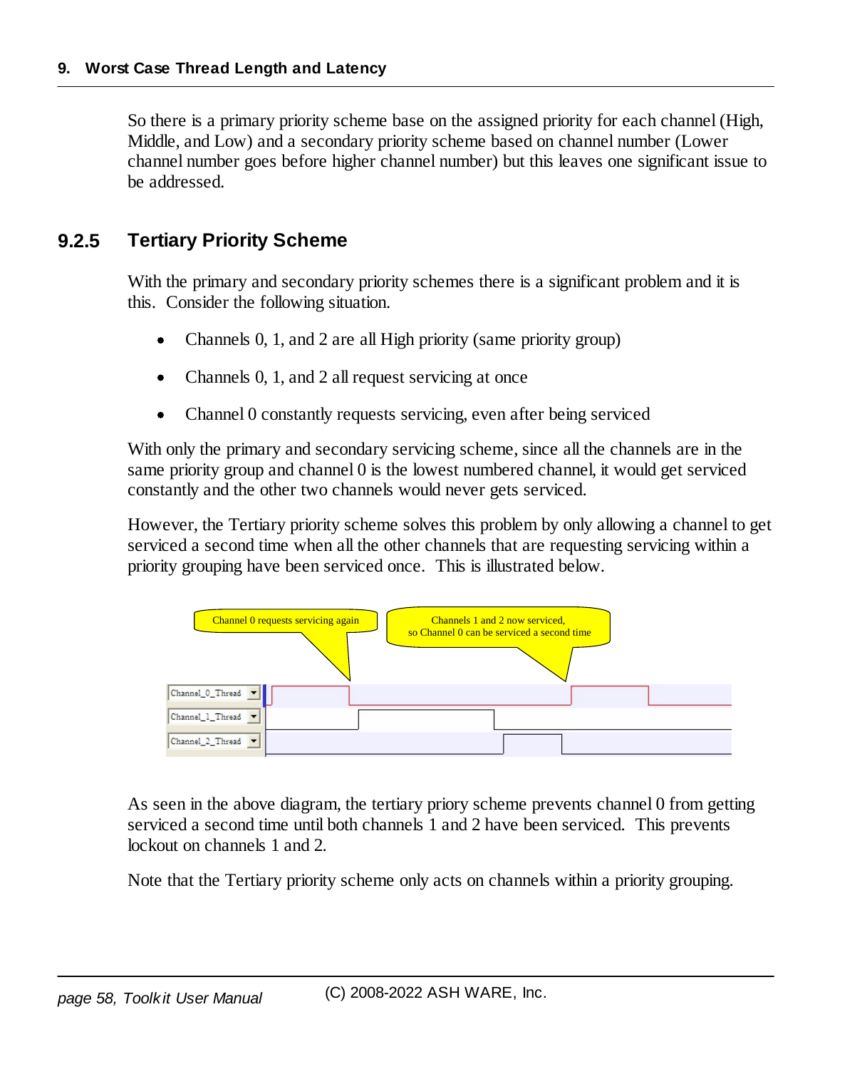So there is a primary priority scheme base on the assigned priority for each channel (High, Middle, and Low) and a secondary priority scheme based on channel number (Lower channel number goes before higher channel number) but this leaves one significant issue to be addressed.

### 9.2.5 Tertiary Priority Scheme

With the primary and secondary priority schemes there is a significant problem and it is this. Consider the following situation.

- Channels 0, 1, and 2 are all High priority (same priority group)
- Channels 0, 1, and 2 all request servicing at once
- Channel 0 constantly requests servicing, even after being serviced

With only the primary and secondary servicing scheme, since all the channels are in the same priority group and channel 0 is the lowest numbered channel, it would get serviced constantly and the other two channels would never gets serviced.

However, the Tertiary priority scheme solves this problem by only allowing a channel to get serviced a second time when all the other channels that are requesting servicing within a priority grouping have been serviced once. This is illustrated below.

As seen in the above diagram, the tertiary priory scheme prevents channel 0 from getting serviced a second time until both channels 1 and 2 have been serviced. This prevents lockout on channels 1 and 2.

Note that the Tertiary priority scheme only acts on channels within a priority grouping.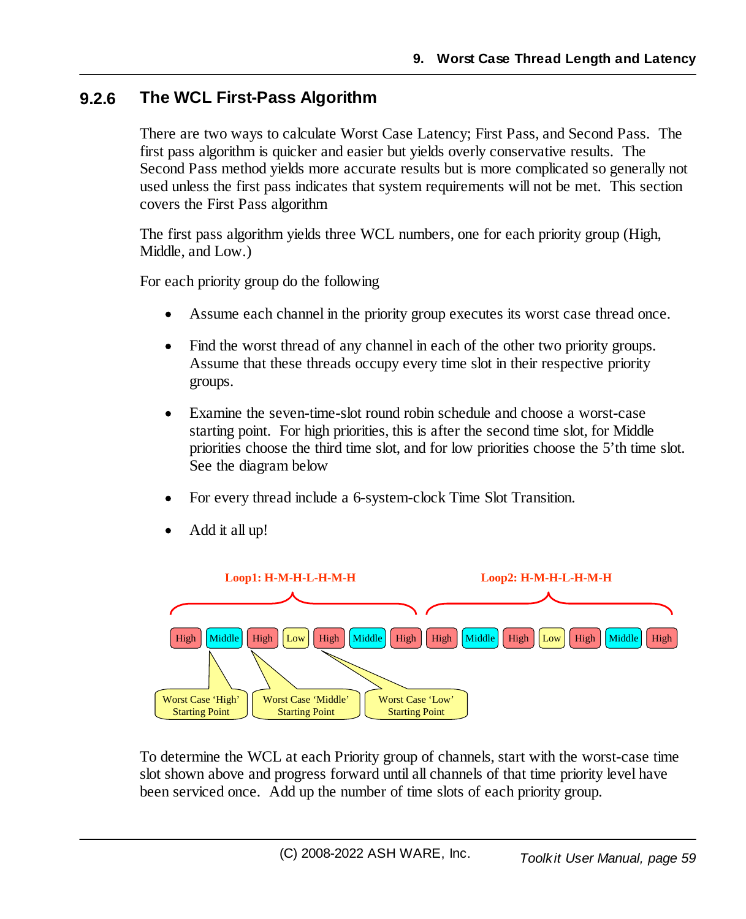### 9.2.6 The WCL First-Pass Algorithm

There are two ways to calculate Worst Case Latency; First Pass, and Second Pass. The first pass algorithm is quicker and easier but yields overly conservative results. The Second Pass method yields more accurate results but is more complicated so generally not used unless the first pass indicates that system requirements will not be met. This section covers the First Pass algorithm

The first pass algorithm yields three WCL numbers, one for each priority group (High, Middle, and Low.)

For each priority group do the following

- Assume each channel in the priority group executes its worst case thread once.
- Find the worst thread of any channel in each of the other two priority groups. Assume that these threads occupy every time slot in their respective priority groups.
- Examine the seven-time-slot round robin schedule and choose a worst-case starting point. For high priorities, this is after the second time slot, for Middle priorities choose the third time slot, and for low priorities choose the 5'th time slot. See the diagram below
- For every thread include a 6-system-clock Time Slot Transition.
- Add it all up!

Loop1: H-M-H-L-H-M-H    Loop2: H-M-H-L-H-M-H

High | Middle | High | Low | High | Middle | High | High | Middle | High | Low | High | Middle | High

Worst Case 'High' Starting Point    Worst Case 'Middle' Starting Point    Worst Case 'Low' Starting Point

To determine the WCL at each Priority group of channels, start with the worst-case time slot shown above and progress forward until all channels of that time priority level have been serviced once. Add up the number of time slots of each priority group.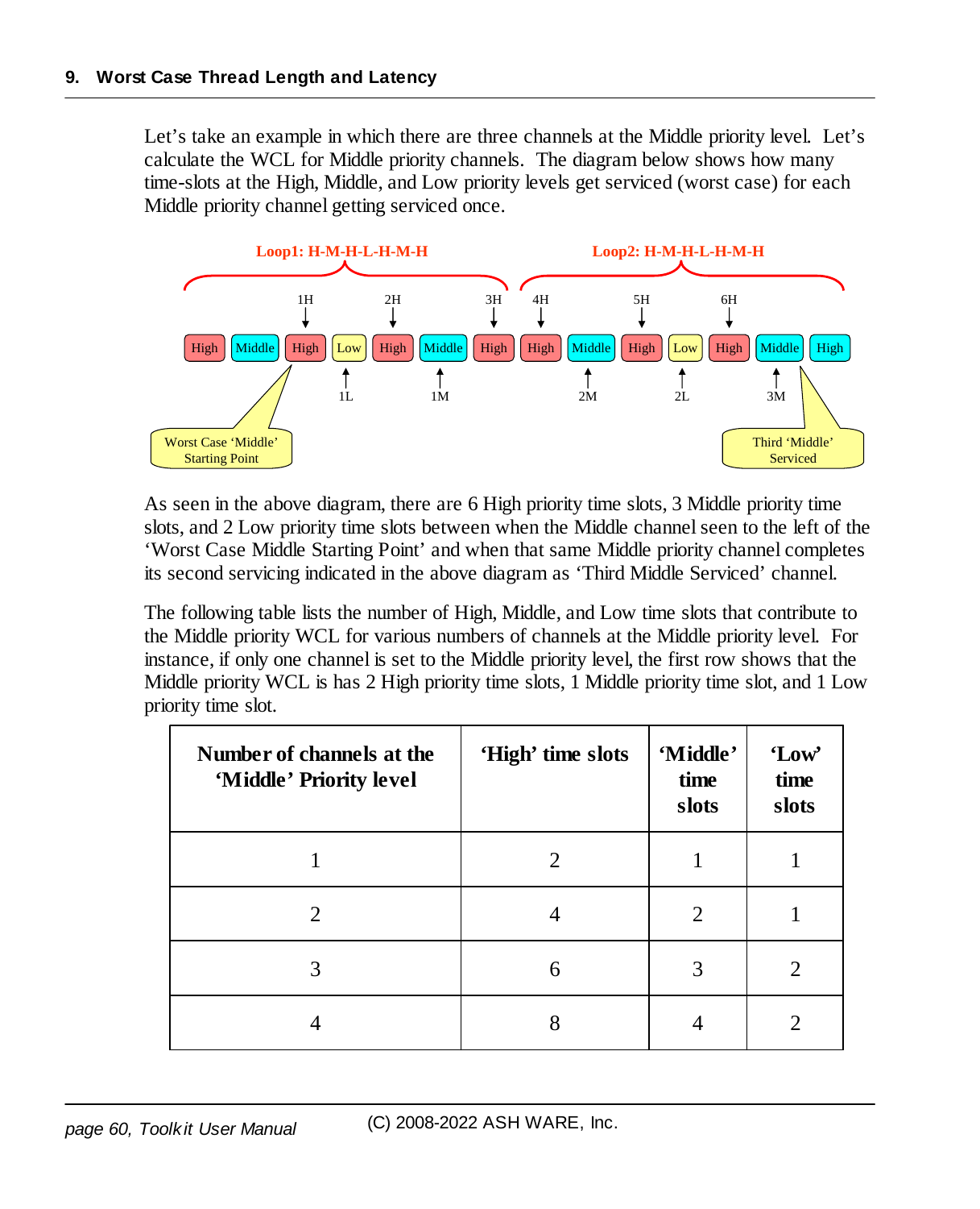Let's take an example in which there are three channels at the Middle priority level. Let's calculate the WCL for Middle priority channels. The diagram below shows how many time-slots at the High, Middle, and Low priority levels get serviced (worst case) for each Middle priority channel getting serviced once.

Loop1: H-M-H-L-H-M-H

Loop2: H-M-H-L-H-M-H

| High | Middle | High | Low | High | Middle | High | High | Middle | High | Low | High | Middle | High |
|---|---|---|---|---|---|---|---|---|---|---|---|---|---|
| | | 1H | 1L | 2H | 1M | 3H | 4H | 2M | 5H | 2L | 6H | 3M | |

Worst Case 'Middle' Starting Point

Third 'Middle' Serviced

As seen in the above diagram, there are 6 High priority time slots, 3 Middle priority time slots, and 2 Low priority time slots between when the Middle channel seen to the left of the 'Worst Case Middle Starting Point' and when that same Middle priority channel completes its second servicing indicated in the above diagram as 'Third Middle Serviced' channel.

The following table lists the number of High, Middle, and Low time slots that contribute to the Middle priority WCL for various numbers of channels at the Middle priority level. For instance, if only one channel is set to the Middle priority level, the first row shows that the Middle priority WCL is has 2 High priority time slots, 1 Middle priority time slot, and 1 Low priority time slot.

| Number of channels at the 'Middle' Priority level | 'High' time slots | 'Middle' time slots | 'Low' time slots |
|---|---|---|---|
| 1 | 2 | 1 | 1 |
| 2 | 4 | 2 | 1 |
| 3 | 6 | 3 | 2 |
| 4 | 8 | 4 | 2 |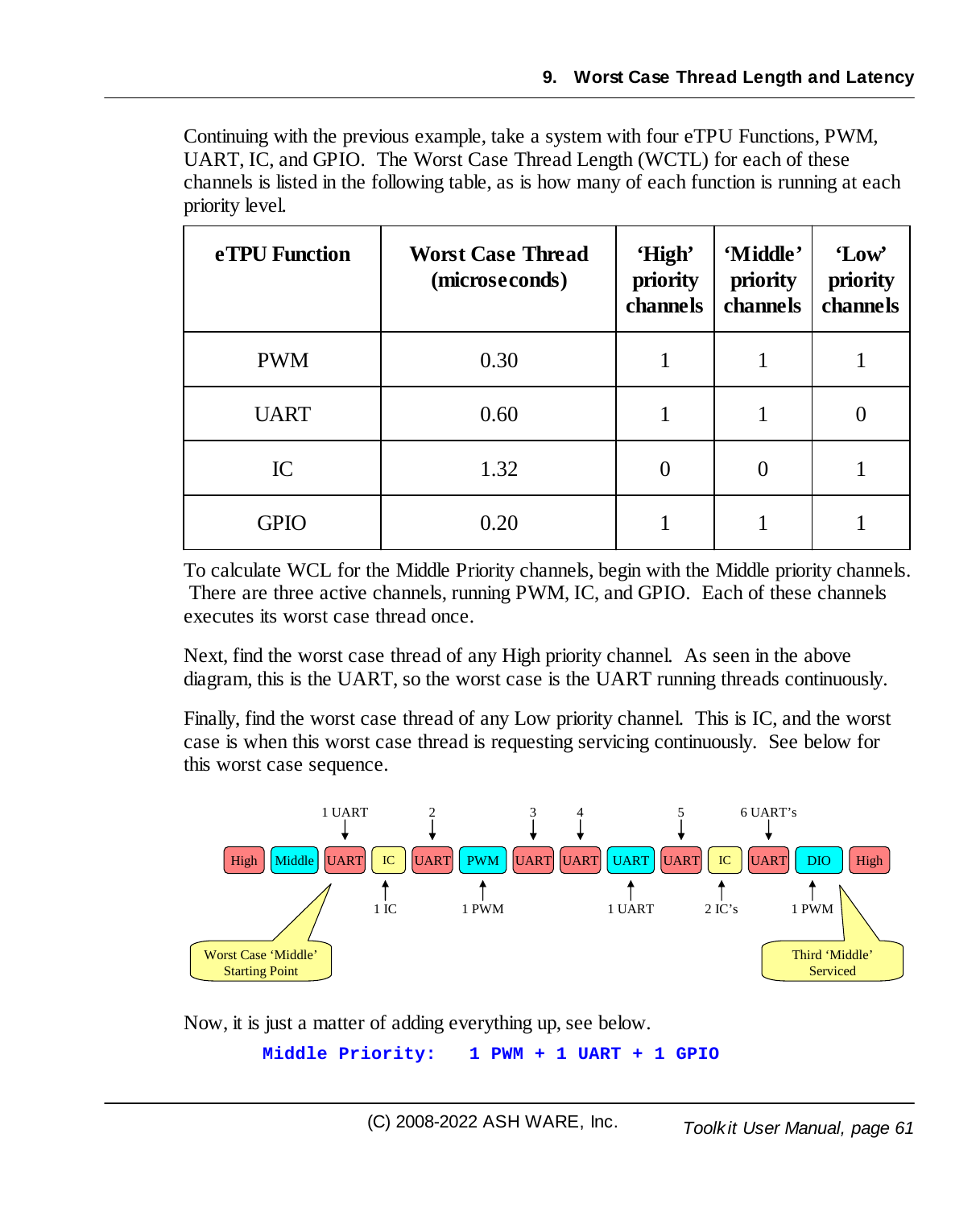Continuing with the previous example, take a system with four eTPU Functions, PWM, UART, IC, and GPIO. The Worst Case Thread Length (WCTL) for each of these channels is listed in the following table, as is how many of each function is running at each priority level.

| eTPU Function | Worst Case Thread (microseconds) | 'High' priority channels | 'Middle' priority channels | 'Low' priority channels |
|---|---|---|---|---|
| PWM | 0.30 | 1 | 1 | 1 |
| UART | 0.60 | 1 | 1 | 0 |
| IC | 1.32 | 0 | 0 | 1 |
| GPIO | 0.20 | 1 | 1 | 1 |

To calculate WCL for the Middle Priority channels, begin with the Middle priority channels. There are three active channels, running PWM, IC, and GPIO. Each of these channels executes its worst case thread once.

Next, find the worst case thread of any High priority channel. As seen in the above diagram, this is the UART, so the worst case is the UART running threads continuously.

Finally, find the worst case thread of any Low priority channel. This is IC, and the worst case is when this worst case thread is requesting servicing continuously. See below for this worst case sequence.

High | Middle | UART | IC | UART | PWM | UART | UART | UART | UART | IC | UART | DIO | High

1 UART, 2, 3, 4, 5, 6 UART's

1 IC, 1 PWM, 1 UART, 2 IC's, 1 PWM

Worst Case 'Middle' Starting Point

Third 'Middle' Serviced

Now, it is just a matter of adding everything up, see below.

```
Middle Priority:   1 PWM + 1 UART + 1 GPIO
```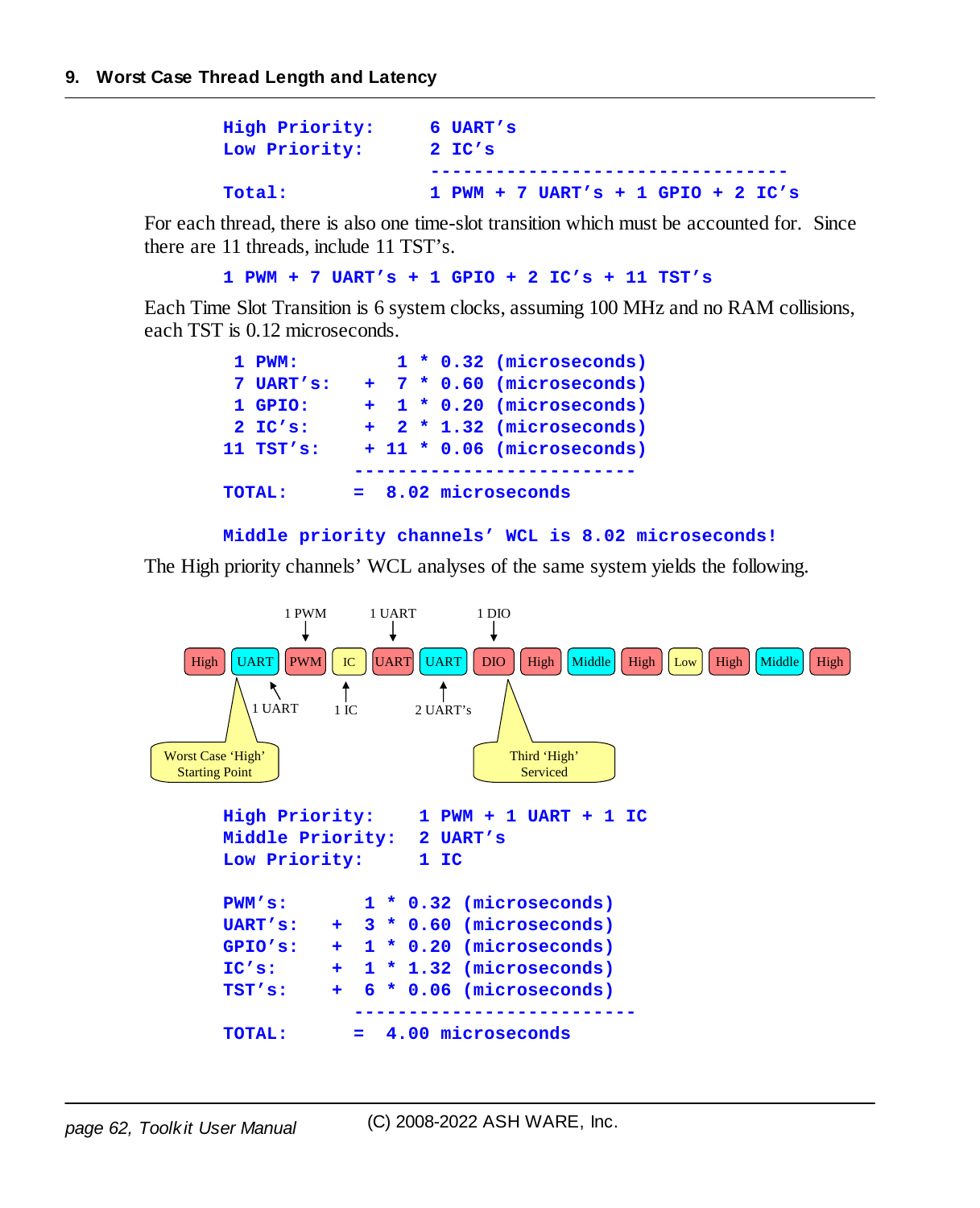```
High Priority:      6 UART's
Low Priority:       2 IC's
                    ---------------------------------
Total:              1 PWM + 7 UART's + 1 GPIO + 2 IC's
```

For each thread, there is also one time-slot transition which must be accounted for. Since there are 11 threads, include 11 TST's.

```
1 PWM + 7 UART's + 1 GPIO + 2 IC's + 11 TST's
```

Each Time Slot Transition is 6 system clocks, assuming 100 MHz and no RAM collisions, each TST is 0.12 microseconds.

```
 1 PWM:          1 * 0.32 (microseconds)
 7 UART's:   +   7 * 0.60 (microseconds)
 1 GPIO:     +   1 * 0.20 (microseconds)
 2 IC's:     +   2 * 1.32 (microseconds)
11 TST's:    +  11 * 0.06 (microseconds)
            --------------------------
TOTAL:      =  8.02 microseconds

Middle priority channels' WCL is 8.02 microseconds!
```

The High priority channels' WCL analyses of the same system yields the following.

High | UART | PWM | IC | UART | UART | DIO | High | Middle | High | Low | High | Middle | High

1 PWM, 1 UART, 1 DIO, 1 UART, 1 IC, 2 UART's

Worst Case 'High' Starting Point

Third 'High' Serviced

```
High Priority:     1 PWM + 1 UART + 1 IC
Middle Priority:   2 UART's
Low Priority:      1 IC

PWM's:         1 * 0.32 (microseconds)
UART's:    +   3 * 0.60 (microseconds)
GPIO's:    +   1 * 0.20 (microseconds)
IC's:      +   1 * 1.32 (microseconds)
TST's:     +   6 * 0.06 (microseconds)
            --------------------------
TOTAL:      =  4.00 microseconds
```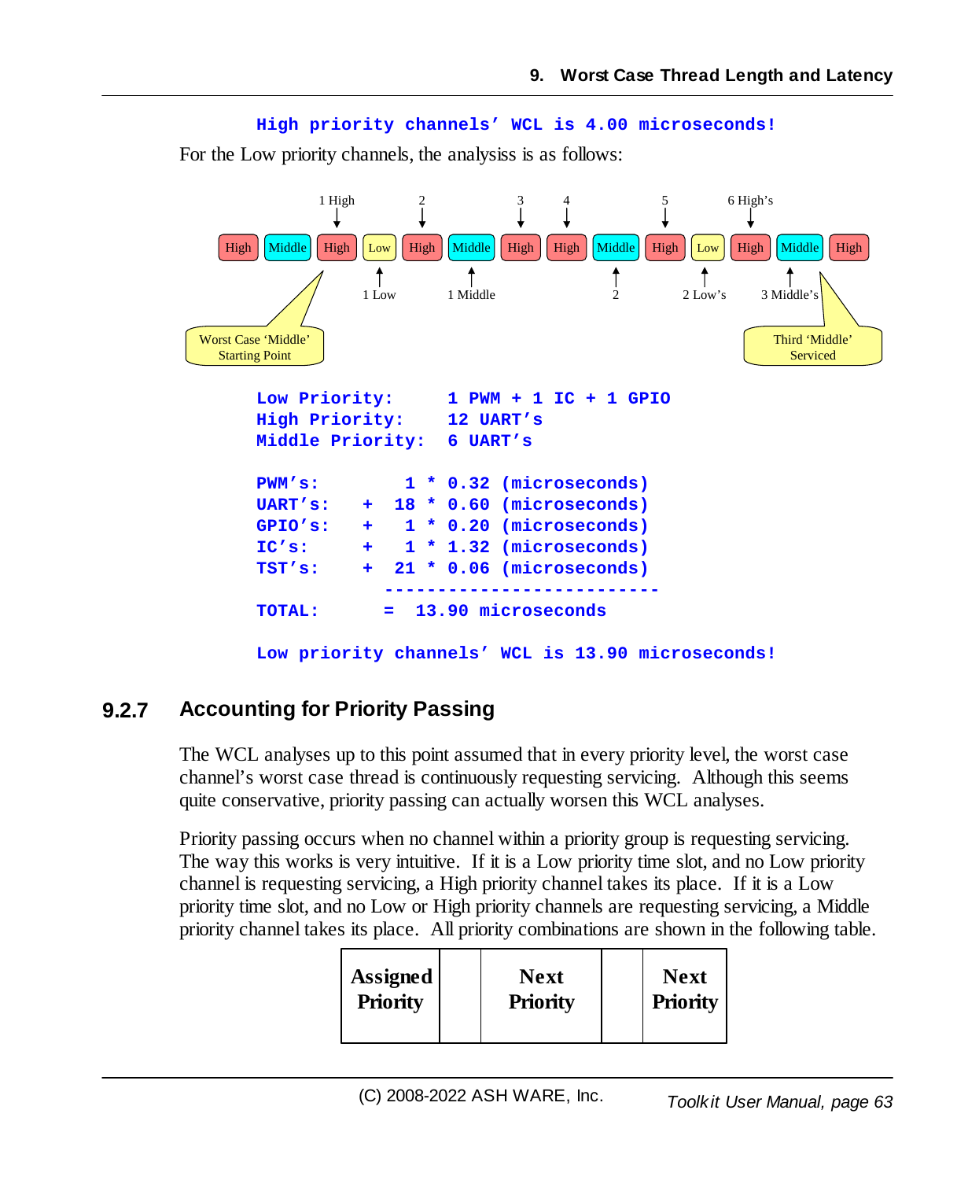**High priority channels' WCL is 4.00 microseconds!**

For the Low priority channels, the analysiss is as follows:

```
Low Priority:     1 PWM + 1 IC + 1 GPIO
High Priority:    12 UART's
Middle Priority:  6 UART's

PWM's:        1 * 0.32 (microseconds)
UART's:   +  18 * 0.60 (microseconds)
GPIO's:   +   1 * 0.20 (microseconds)
IC's:     +   1 * 1.32 (microseconds)
TST's:    +  21 * 0.06 (microseconds)
           --------------------------
TOTAL:      =  13.90 microseconds
```

**Low priority channels' WCL is 13.90 microseconds!**

### 9.2.7 Accounting for Priority Passing

The WCL analyses up to this point assumed that in every priority level, the worst case channel's worst case thread is continuously requesting servicing. Although this seems quite conservative, priority passing can actually worsen this WCL analyses.

Priority passing occurs when no channel within a priority group is requesting servicing. The way this works is very intuitive. If it is a Low priority time slot, and no Low priority channel is requesting servicing, a High priority channel takes its place. If it is a Low priority time slot, and no Low or High priority channels are requesting servicing, a Middle priority channel takes its place. All priority combinations are shown in the following table.

| Assigned Priority | | Next Priority | | Next Priority |
|---|---|---|---|---|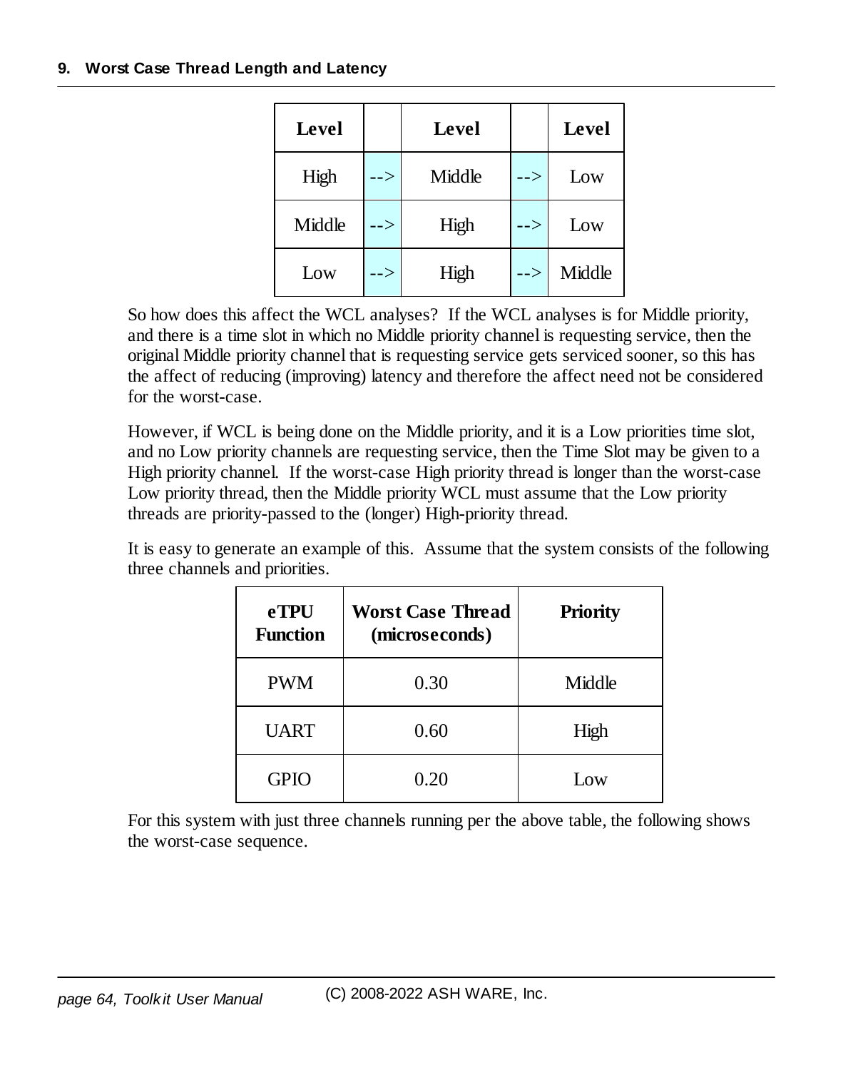| Level | | Level | | Level |
|---|---|---|---|---|
| High | --> | Middle | --> | Low |
| Middle | --> | High | --> | Low |
| Low | --> | High | --> | Middle |

So how does this affect the WCL analyses? If the WCL analyses is for Middle priority, and there is a time slot in which no Middle priority channel is requesting service, then the original Middle priority channel that is requesting service gets serviced sooner, so this has the affect of reducing (improving) latency and therefore the affect need not be considered for the worst-case.

However, if WCL is being done on the Middle priority, and it is a Low priorities time slot, and no Low priority channels are requesting service, then the Time Slot may be given to a High priority channel. If the worst-case High priority thread is longer than the worst-case Low priority thread, then the Middle priority WCL must assume that the Low priority threads are priority-passed to the (longer) High-priority thread.

It is easy to generate an example of this. Assume that the system consists of the following three channels and priorities.

| eTPU Function | Worst Case Thread (microseconds) | Priority |
|---|---|---|
| PWM | 0.30 | Middle |
| UART | 0.60 | High |
| GPIO | 0.20 | Low |

For this system with just three channels running per the above table, the following shows the worst-case sequence.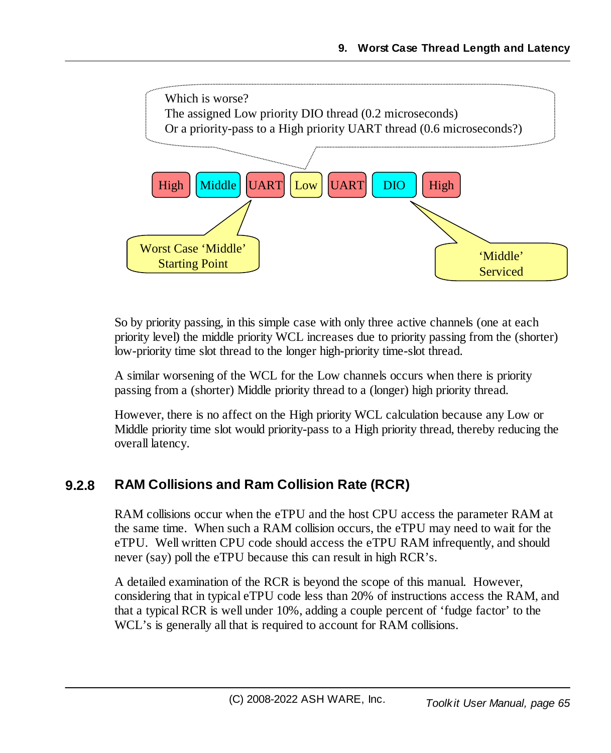Which is worse?
The assigned Low priority DIO thread (0.2 microseconds)
Or a priority-pass to a High priority UART thread (0.6 microseconds?)

High | Middle | UART | Low | UART | DIO | High

Worst Case 'Middle' Starting Point

'Middle' Serviced

So by priority passing, in this simple case with only three active channels (one at each priority level) the middle priority WCL increases due to priority passing from the (shorter) low-priority time slot thread to the longer high-priority time-slot thread.

A similar worsening of the WCL for the Low channels occurs when there is priority passing from a (shorter) Middle priority thread to a (longer) high priority thread.

However, there is no affect on the High priority WCL calculation because any Low or Middle priority time slot would priority-pass to a High priority thread, thereby reducing the overall latency.

### 9.2.8 RAM Collisions and Ram Collision Rate (RCR)

RAM collisions occur when the eTPU and the host CPU access the parameter RAM at the same time. When such a RAM collision occurs, the eTPU may need to wait for the eTPU. Well written CPU code should access the eTPU RAM infrequently, and should never (say) poll the eTPU because this can result in high RCR's.

A detailed examination of the RCR is beyond the scope of this manual. However, considering that in typical eTPU code less than 20% of instructions access the RAM, and that a typical RCR is well under 10%, adding a couple percent of 'fudge factor' to the WCL's is generally all that is required to account for RAM collisions.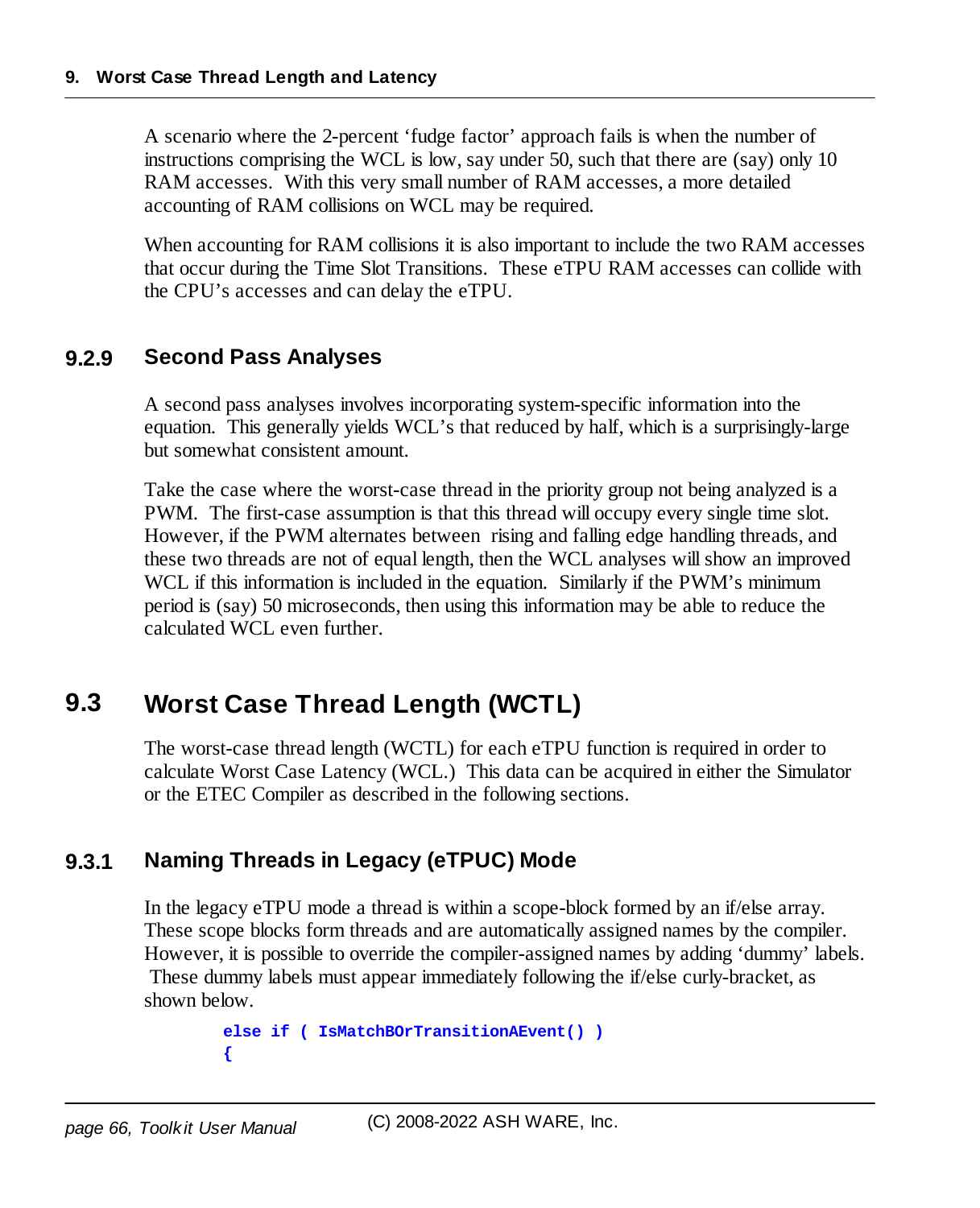A scenario where the 2-percent 'fudge factor' approach fails is when the number of instructions comprising the WCL is low, say under 50, such that there are (say) only 10 RAM accesses. With this very small number of RAM accesses, a more detailed accounting of RAM collisions on WCL may be required.

When accounting for RAM collisions it is also important to include the two RAM accesses that occur during the Time Slot Transitions. These eTPU RAM accesses can collide with the CPU's accesses and can delay the eTPU.

### 9.2.9 Second Pass Analyses

A second pass analyses involves incorporating system-specific information into the equation. This generally yields WCL's that reduced by half, which is a surprisingly-large but somewhat consistent amount.

Take the case where the worst-case thread in the priority group not being analyzed is a PWM. The first-case assumption is that this thread will occupy every single time slot. However, if the PWM alternates between rising and falling edge handling threads, and these two threads are not of equal length, then the WCL analyses will show an improved WCL if this information is included in the equation. Similarly if the PWM's minimum period is (say) 50 microseconds, then using this information may be able to reduce the calculated WCL even further.

## 9.3 Worst Case Thread Length (WCTL)

The worst-case thread length (WCTL) for each eTPU function is required in order to calculate Worst Case Latency (WCL.) This data can be acquired in either the Simulator or the ETEC Compiler as described in the following sections.

### 9.3.1 Naming Threads in Legacy (eTPUC) Mode

In the legacy eTPU mode a thread is within a scope-block formed by an if/else array. These scope blocks form threads and are automatically assigned names by the compiler. However, it is possible to override the compiler-assigned names by adding 'dummy' labels. These dummy labels must appear immediately following the if/else curly-bracket, as shown below.

```
else if ( IsMatchBOrTransitionAEvent() )
{
```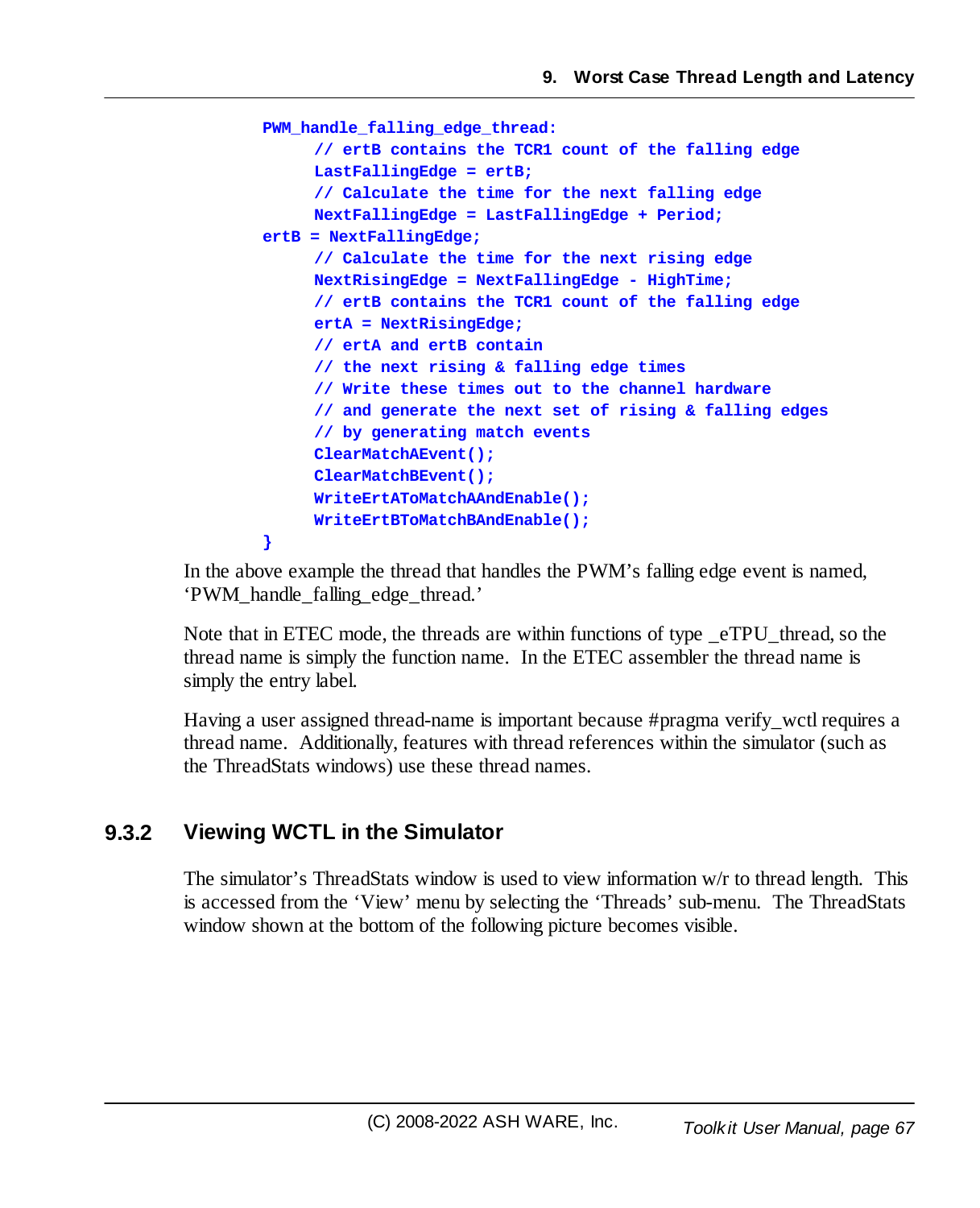```
PWM_handle_falling_edge_thread:
     // ertB contains the TCR1 count of the falling edge
     LastFallingEdge = ertB;
     // Calculate the time for the next falling edge
     NextFallingEdge = LastFallingEdge + Period;
ertB = NextFallingEdge;
     // Calculate the time for the next rising edge
     NextRisingEdge = NextFallingEdge - HighTime;
     // ertB contains the TCR1 count of the falling edge
     ertA = NextRisingEdge;
     // ertA and ertB contain
     // the next rising & falling edge times
     // Write these times out to the channel hardware
     // and generate the next set of rising & falling edges
     // by generating match events
     ClearMatchAEvent();
     ClearMatchBEvent();
     WriteErtAToMatchAAndEnable();
     WriteErtBToMatchBAndEnable();
}
```

In the above example the thread that handles the PWM's falling edge event is named, 'PWM_handle_falling_edge_thread.'

Note that in ETEC mode, the threads are within functions of type _eTPU_thread, so the thread name is simply the function name. In the ETEC assembler the thread name is simply the entry label.

Having a user assigned thread-name is important because #pragma verify_wctl requires a thread name. Additionally, features with thread references within the simulator (such as the ThreadStats windows) use these thread names.

### 9.3.2 Viewing WCTL in the Simulator

The simulator's ThreadStats window is used to view information w/r to thread length. This is accessed from the 'View' menu by selecting the 'Threads' sub-menu. The ThreadStats window shown at the bottom of the following picture becomes visible.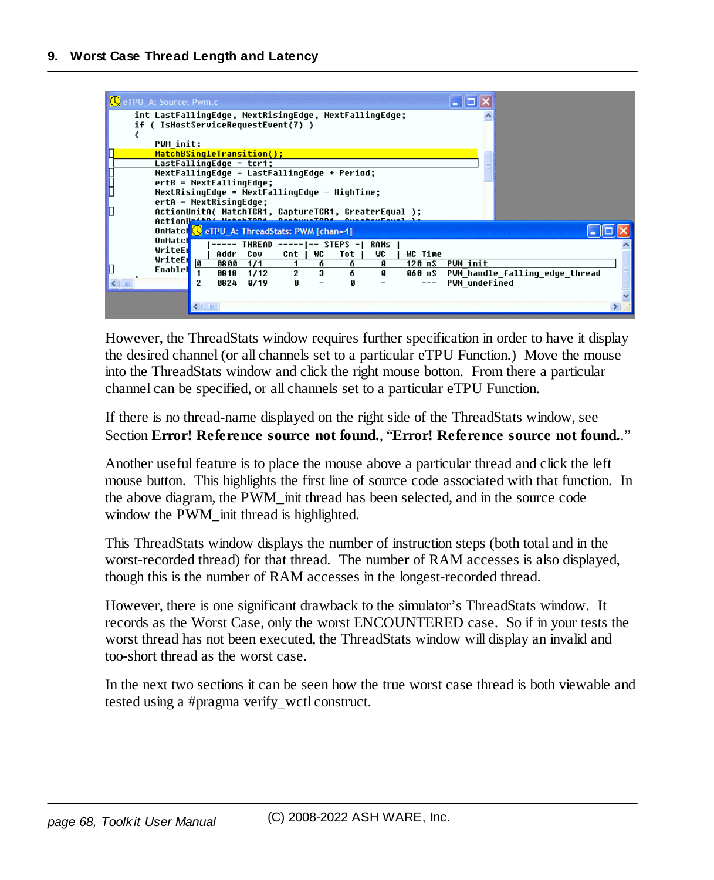## 9. Worst Case Thread Length and Latency

However, the ThreadStats window requires further specification in order to have it display the desired channel (or all channels set to a particular eTPU Function.) Move the mouse into the ThreadStats window and click the right mouse botton. From there a particular channel can be specified, or all channels set to a particular eTPU Function.

If there is no thread-name displayed on the right side of the ThreadStats window, see Section **Error! Reference source not found.**, "**Error! Reference source not found.**."

Another useful feature is to place the mouse above a particular thread and click the left mouse button. This highlights the first line of source code associated with that function. In the above diagram, the PWM_init thread has been selected, and in the source code window the PWM_init thread is highlighted.

This ThreadStats window displays the number of instruction steps (both total and in the worst-recorded thread) for that thread. The number of RAM accesses is also displayed, though this is the number of RAM accesses in the longest-recorded thread.

However, there is one significant drawback to the simulator's ThreadStats window. It records as the Worst Case, only the worst ENCOUNTERED case. So if in your tests the worst thread has not been executed, the ThreadStats window will display an invalid and too-short thread as the worst case.

In the next two sections it can be seen how the true worst case thread is both viewable and tested using a #pragma verify_wctl construct.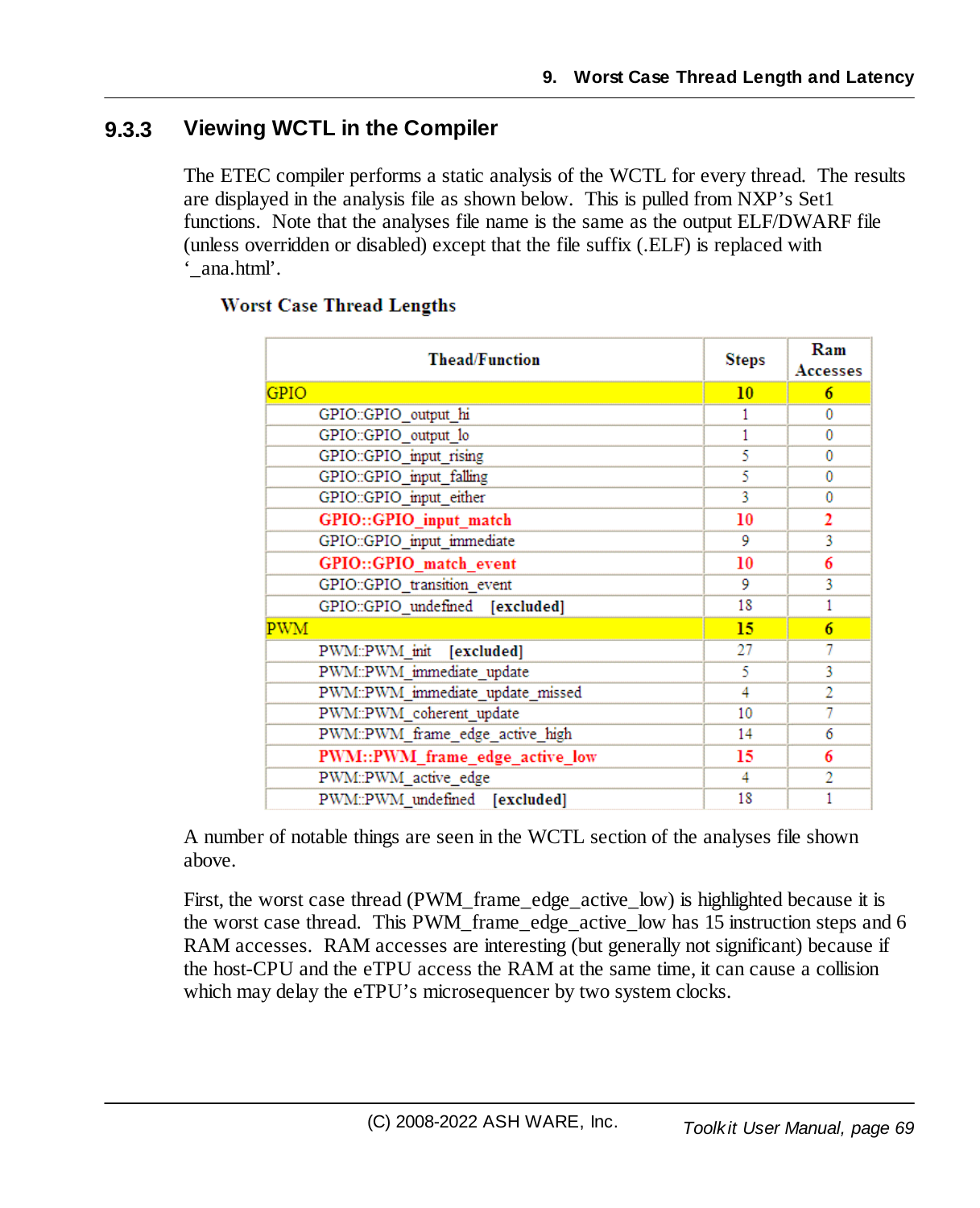### 9.3.3 Viewing WCTL in the Compiler

The ETEC compiler performs a static analysis of the WCTL for every thread. The results are displayed in the analysis file as shown below. This is pulled from NXP's Set1 functions. Note that the analyses file name is the same as the output ELF/DWARF file (unless overridden or disabled) except that the file suffix (.ELF) is replaced with '_ana.html'.

**Worst Case Thread Lengths**

| Thead/Function | Steps | Ram Accesses |
|---|---|---|
| GPIO | **10** | **6** |
| GPIO::GPIO_output_hi | 1 | 0 |
| GPIO::GPIO_output_lo | 1 | 0 |
| GPIO::GPIO_input_rising | 5 | 0 |
| GPIO::GPIO_input_falling | 5 | 0 |
| GPIO::GPIO_input_either | 3 | 0 |
| **GPIO::GPIO_input_match** | **10** | **2** |
| GPIO::GPIO_input_immediate | 9 | 3 |
| **GPIO::GPIO_match_event** | **10** | **6** |
| GPIO::GPIO_transition_event | 9 | 3 |
| GPIO::GPIO_undefined **[excluded]** | 18 | 1 |
| PWM | **15** | **6** |
| PWM::PWM_init **[excluded]** | 27 | 7 |
| PWM::PWM_immediate_update | 5 | 3 |
| PWM::PWM_immediate_update_missed | 4 | 2 |
| PWM::PWM_coherent_update | 10 | 7 |
| PWM::PWM_frame_edge_active_high | 14 | 6 |
| **PWM::PWM_frame_edge_active_low** | **15** | **6** |
| PWM::PWM_active_edge | 4 | 2 |
| PWM::PWM_undefined **[excluded]** | 18 | 1 |

A number of notable things are seen in the WCTL section of the analyses file shown above.

First, the worst case thread (PWM_frame_edge_active_low) is highlighted because it is the worst case thread. This PWM_frame_edge_active_low has 15 instruction steps and 6 RAM accesses. RAM accesses are interesting (but generally not significant) because if the host-CPU and the eTPU access the RAM at the same time, it can cause a collision which may delay the eTPU's microsequencer by two system clocks.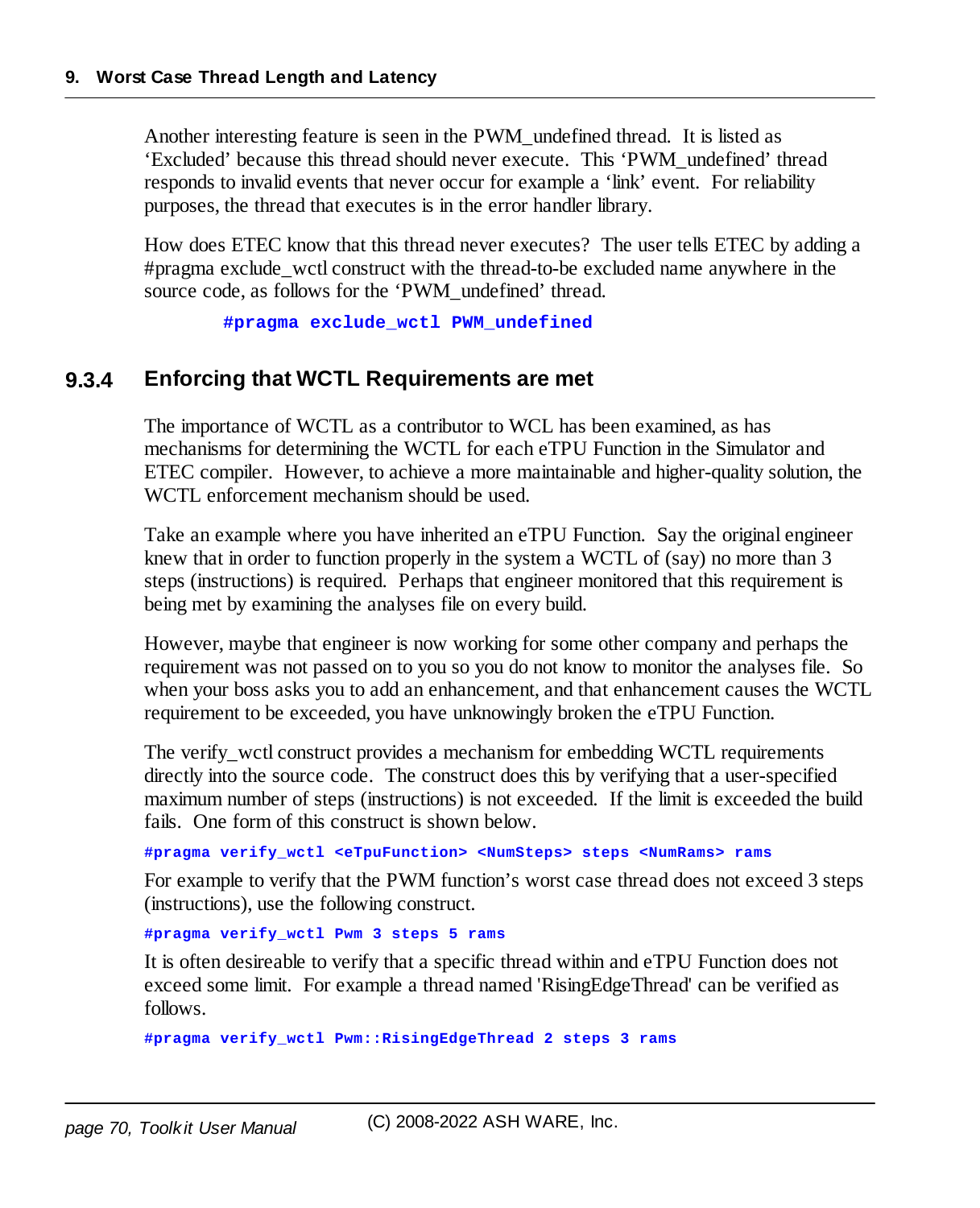Another interesting feature is seen in the PWM_undefined thread. It is listed as 'Excluded' because this thread should never execute. This 'PWM_undefined' thread responds to invalid events that never occur for example a 'link' event. For reliability purposes, the thread that executes is in the error handler library.

How does ETEC know that this thread never executes? The user tells ETEC by adding a #pragma exclude_wctl construct with the thread-to-be excluded name anywhere in the source code, as follows for the 'PWM_undefined' thread.

```
#pragma exclude_wctl PWM_undefined
```

### 9.3.4 Enforcing that WCTL Requirements are met

The importance of WCTL as a contributor to WCL has been examined, as has mechanisms for determining the WCTL for each eTPU Function in the Simulator and ETEC compiler. However, to achieve a more maintainable and higher-quality solution, the WCTL enforcement mechanism should be used.

Take an example where you have inherited an eTPU Function. Say the original engineer knew that in order to function properly in the system a WCTL of (say) no more than 3 steps (instructions) is required. Perhaps that engineer monitored that this requirement is being met by examining the analyses file on every build.

However, maybe that engineer is now working for some other company and perhaps the requirement was not passed on to you so you do not know to monitor the analyses file. So when your boss asks you to add an enhancement, and that enhancement causes the WCTL requirement to be exceeded, you have unknowingly broken the eTPU Function.

The verify_wctl construct provides a mechanism for embedding WCTL requirements directly into the source code. The construct does this by verifying that a user-specified maximum number of steps (instructions) is not exceeded. If the limit is exceeded the build fails. One form of this construct is shown below.

```
#pragma verify_wctl <eTpuFunction> <NumSteps> steps <NumRams> rams
```

For example to verify that the PWM function's worst case thread does not exceed 3 steps (instructions), use the following construct.

```
#pragma verify_wctl Pwm 3 steps 5 rams
```

It is often desireable to verify that a specific thread within and eTPU Function does not exceed some limit. For example a thread named 'RisingEdgeThread' can be verified as follows.

```
#pragma verify_wctl Pwm::RisingEdgeThread 2 steps 3 rams
```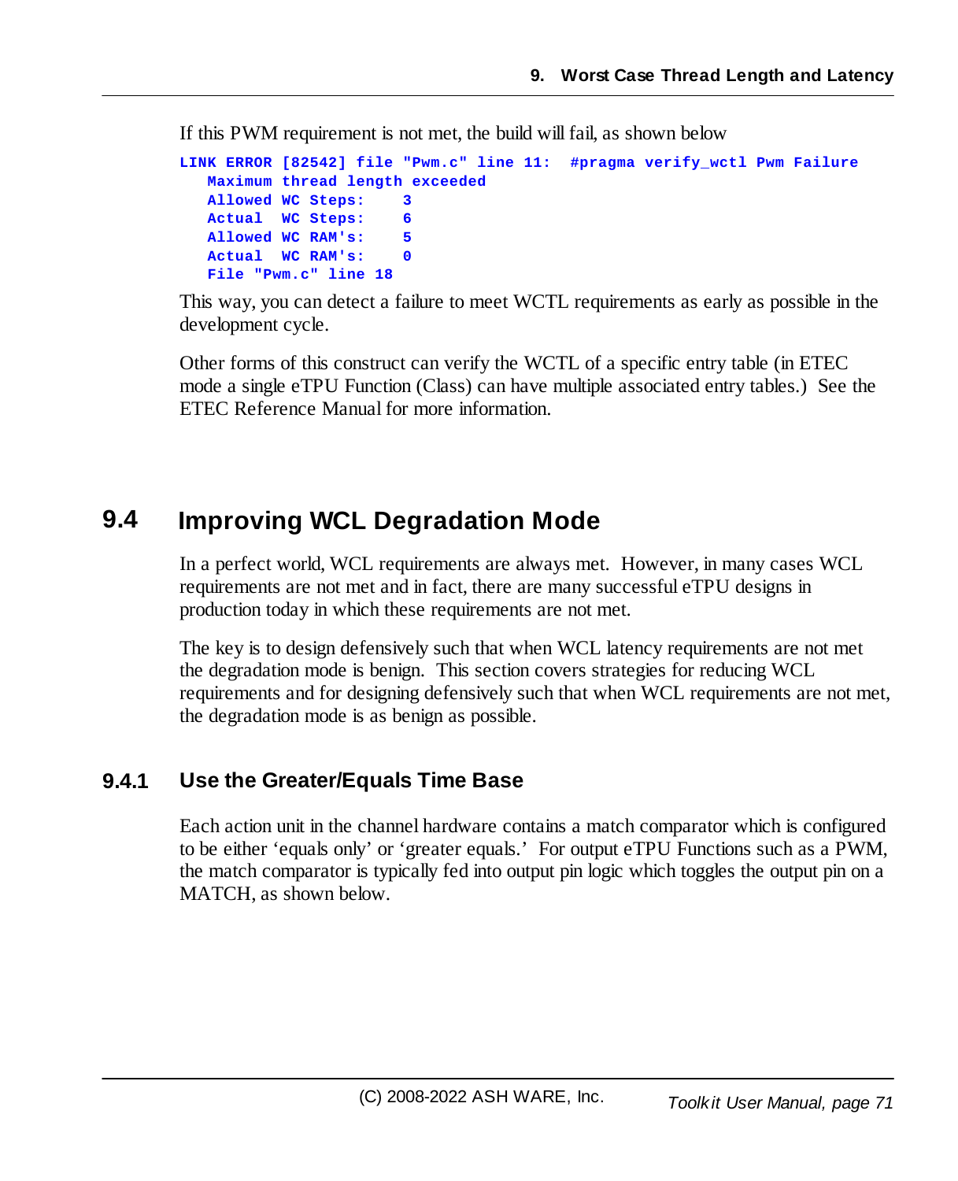If this PWM requirement is not met, the build will fail, as shown below

```
LINK ERROR [82542] file "Pwm.c" line 11:  #pragma verify_wctl Pwm Failure
   Maximum thread length exceeded
   Allowed WC Steps:    3
   Actual  WC Steps:    6
   Allowed WC RAM's:    5
   Actual  WC RAM's:    0
   File "Pwm.c" line 18
```

This way, you can detect a failure to meet WCTL requirements as early as possible in the development cycle.

Other forms of this construct can verify the WCTL of a specific entry table (in ETEC mode a single eTPU Function (Class) can have multiple associated entry tables.) See the ETEC Reference Manual for more information.

## 9.4 Improving WCL Degradation Mode

In a perfect world, WCL requirements are always met. However, in many cases WCL requirements are not met and in fact, there are many successful eTPU designs in production today in which these requirements are not met.

The key is to design defensively such that when WCL latency requirements are not met the degradation mode is benign. This section covers strategies for reducing WCL requirements and for designing defensively such that when WCL requirements are not met, the degradation mode is as benign as possible.

### 9.4.1 Use the Greater/Equals Time Base

Each action unit in the channel hardware contains a match comparator which is configured to be either 'equals only' or 'greater equals.' For output eTPU Functions such as a PWM, the match comparator is typically fed into output pin logic which toggles the output pin on a MATCH, as shown below.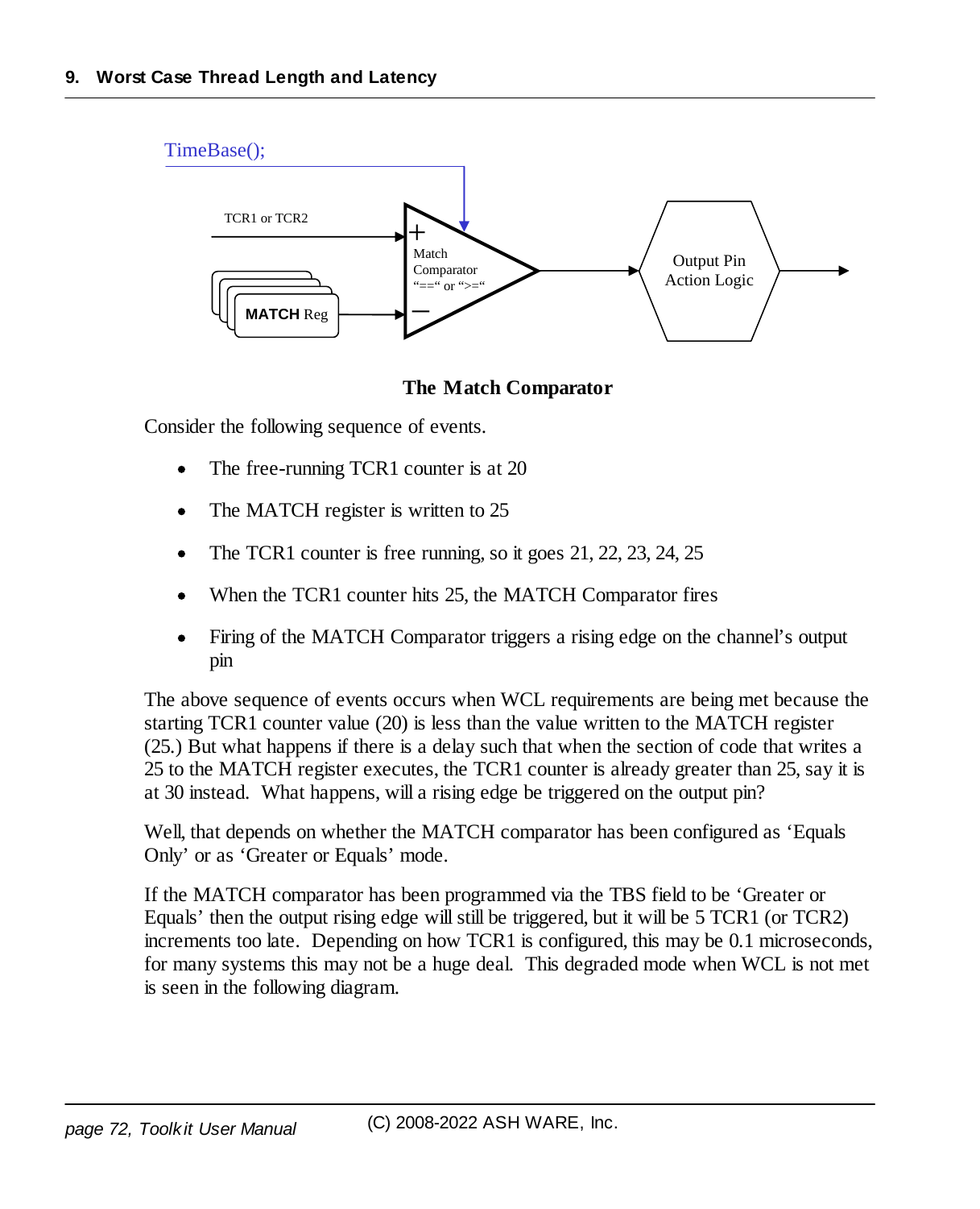The Match Comparator

Consider the following sequence of events.

- The free-running TCR1 counter is at 20
- The MATCH register is written to 25
- The TCR1 counter is free running, so it goes 21, 22, 23, 24, 25
- When the TCR1 counter hits 25, the MATCH Comparator fires
- Firing of the MATCH Comparator triggers a rising edge on the channel's output pin

The above sequence of events occurs when WCL requirements are being met because the starting TCR1 counter value (20) is less than the value written to the MATCH register (25.) But what happens if there is a delay such that when the section of code that writes a 25 to the MATCH register executes, the TCR1 counter is already greater than 25, say it is at 30 instead. What happens, will a rising edge be triggered on the output pin?

Well, that depends on whether the MATCH comparator has been configured as 'Equals Only' or as 'Greater or Equals' mode.

If the MATCH comparator has been programmed via the TBS field to be 'Greater or Equals' then the output rising edge will still be triggered, but it will be 5 TCR1 (or TCR2) increments too late. Depending on how TCR1 is configured, this may be 0.1 microseconds, for many systems this may not be a huge deal. This degraded mode when WCL is not met is seen in the following diagram.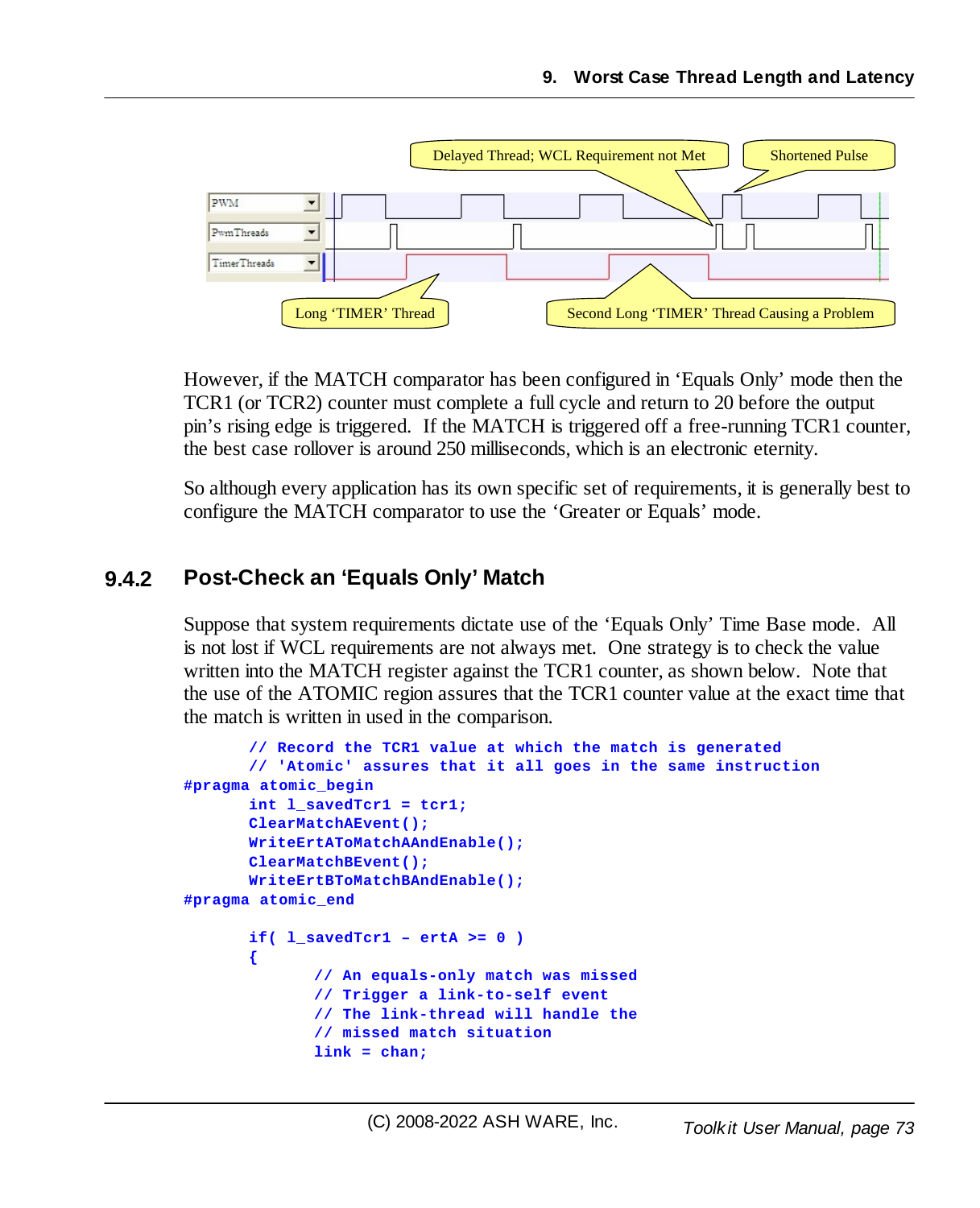However, if the MATCH comparator has been configured in ‘Equals Only’ mode then the TCR1 (or TCR2) counter must complete a full cycle and return to 20 before the output pin’s rising edge is triggered. If the MATCH is triggered off a free-running TCR1 counter, the best case rollover is around 250 milliseconds, which is an electronic eternity.

So although every application has its own specific set of requirements, it is generally best to configure the MATCH comparator to use the ‘Greater or Equals’ mode.

### 9.4.2 Post-Check an ‘Equals Only’ Match

Suppose that system requirements dictate use of the ‘Equals Only’ Time Base mode. All is not lost if WCL requirements are not always met. One strategy is to check the value written into the MATCH register against the TCR1 counter, as shown below. Note that the use of the ATOMIC region assures that the TCR1 counter value at the exact time that the match is written in used in the comparison.

```
        // Record the TCR1 value at which the match is generated
        // 'Atomic' assures that it all goes in the same instruction
#pragma atomic_begin
        int l_savedTcr1 = tcr1;
        ClearMatchAEvent();
        WriteErtAToMatchAAndEnable();
        ClearMatchBEvent();
        WriteErtBToMatchBAndEnable();
#pragma atomic_end

        if( l_savedTcr1 – ertA >= 0 )
        {
                // An equals-only match was missed
                // Trigger a link-to-self event
                // The link-thread will handle the
                // missed match situation
                link = chan;
```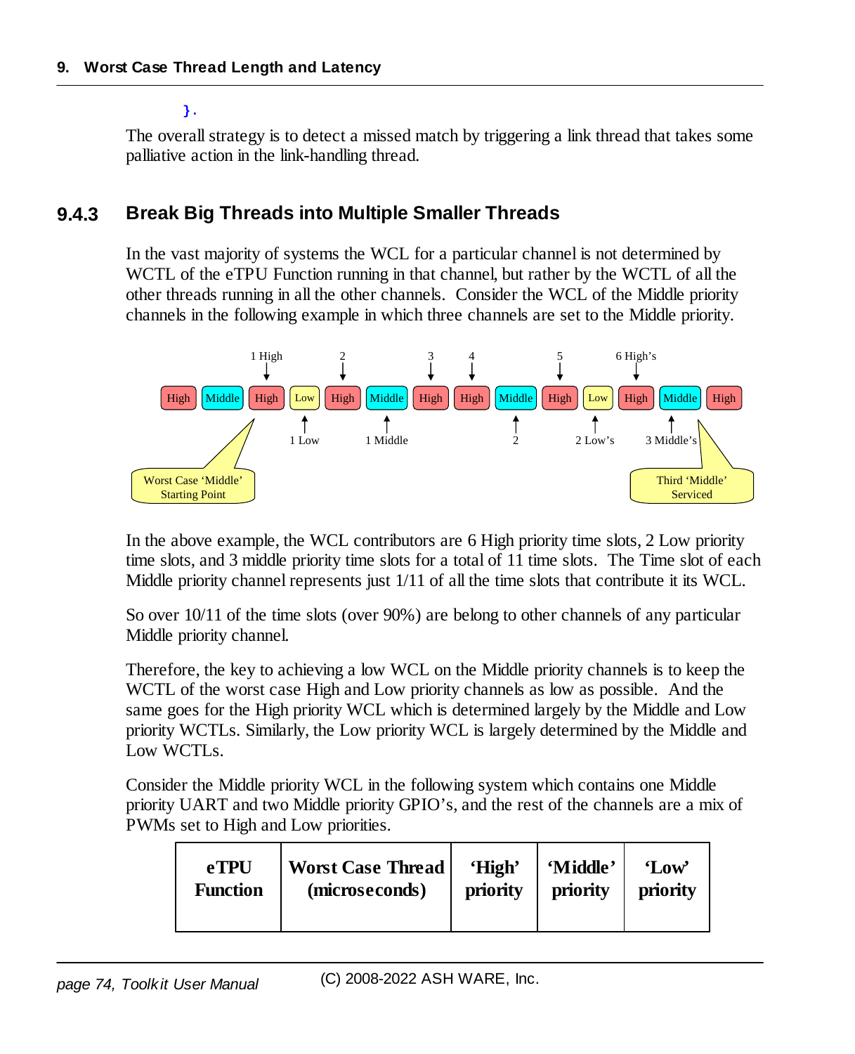```
}.
```

The overall strategy is to detect a missed match by triggering a link thread that takes some palliative action in the link-handling thread.

### 9.4.3 Break Big Threads into Multiple Smaller Threads

In the vast majority of systems the WCL for a particular channel is not determined by WCTL of the eTPU Function running in that channel, but rather by the WCTL of all the other threads running in all the other channels. Consider the WCL of the Middle priority channels in the following example in which three channels are set to the Middle priority.

1 High 2 3 4 5 6 High's

High Middle High Low High Middle High High Middle High Low High Middle High

1 Low 1 Middle 2 2 Low's 3 Middle's

Worst Case 'Middle' Starting Point

Third 'Middle' Serviced

In the above example, the WCL contributors are 6 High priority time slots, 2 Low priority time slots, and 3 middle priority time slots for a total of 11 time slots. The Time slot of each Middle priority channel represents just 1/11 of all the time slots that contribute it its WCL.

So over 10/11 of the time slots (over 90%) are belong to other channels of any particular Middle priority channel.

Therefore, the key to achieving a low WCL on the Middle priority channels is to keep the WCTL of the worst case High and Low priority channels as low as possible. And the same goes for the High priority WCL which is determined largely by the Middle and Low priority WCTLs. Similarly, the Low priority WCL is largely determined by the Middle and Low WCTLs.

Consider the Middle priority WCL in the following system which contains one Middle priority UART and two Middle priority GPIO's, and the rest of the channels are a mix of PWMs set to High and Low priorities.

| eTPU Function | Worst Case Thread (microseconds) | 'High' priority | 'Middle' priority | 'Low' priority |
|---|---|---|---|---|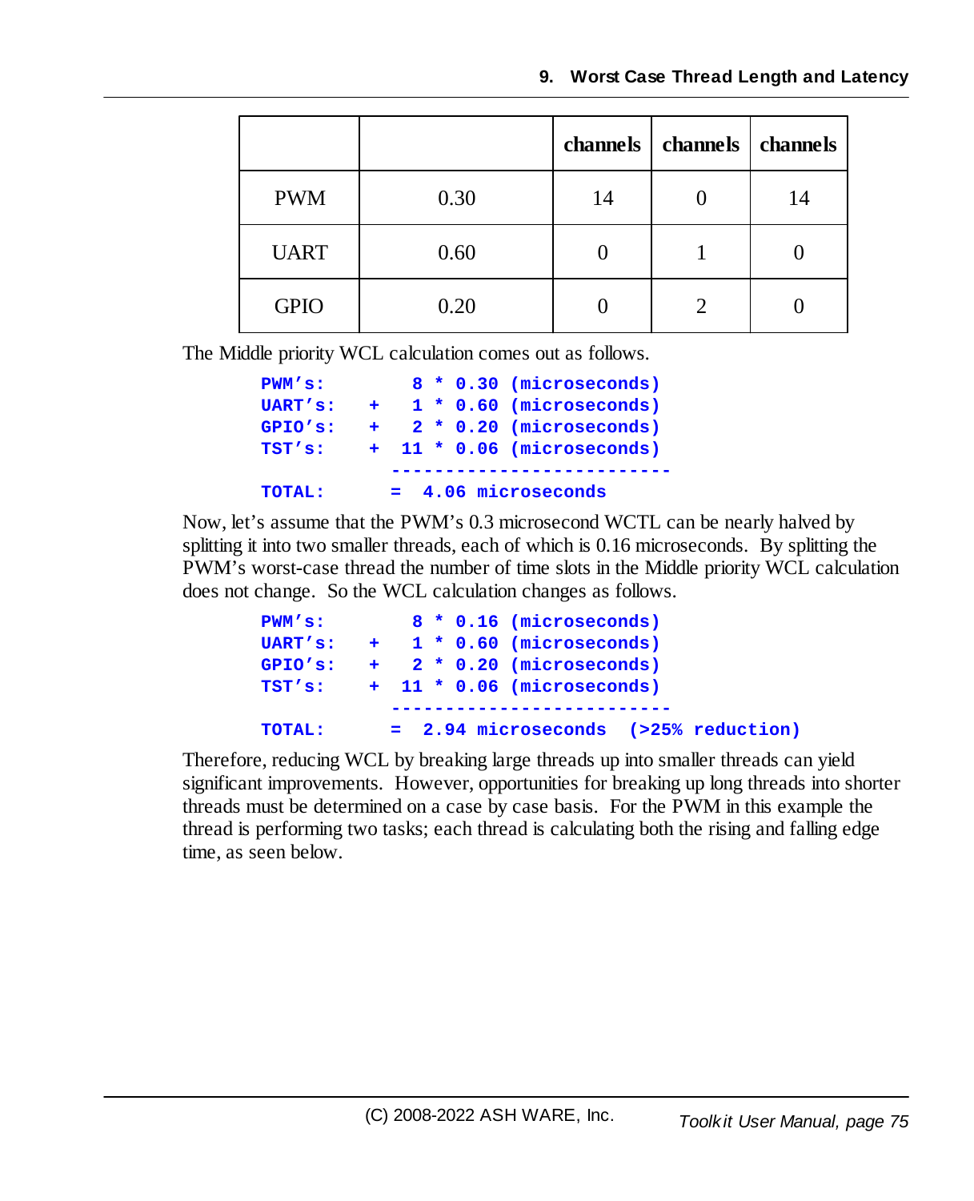| | | channels | channels | channels |
|---|---|---|---|---|
| PWM | 0.30 | 14 | 0 | 14 |
| UART | 0.60 | 0 | 1 | 0 |
| GPIO | 0.20 | 0 | 2 | 0 |

The Middle priority WCL calculation comes out as follows.

```
PWM's:        8 * 0.30 (microseconds)
UART's:   +   1 * 0.60 (microseconds)
GPIO's:   +   2 * 0.20 (microseconds)
TST's:    +  11 * 0.06 (microseconds)
            -------------------------
TOTAL:      =  4.06 microseconds
```

Now, let's assume that the PWM's 0.3 microsecond WCTL can be nearly halved by splitting it into two smaller threads, each of which is 0.16 microseconds. By splitting the PWM's worst-case thread the number of time slots in the Middle priority WCL calculation does not change. So the WCL calculation changes as follows.

```
PWM's:        8 * 0.16 (microseconds)
UART's:   +   1 * 0.60 (microseconds)
GPIO's:   +   2 * 0.20 (microseconds)
TST's:    +  11 * 0.06 (microseconds)
            -------------------------
TOTAL:      =  2.94 microseconds  (>25% reduction)
```

Therefore, reducing WCL by breaking large threads up into smaller threads can yield significant improvements. However, opportunities for breaking up long threads into shorter threads must be determined on a case by case basis. For the PWM in this example the thread is performing two tasks; each thread is calculating both the rising and falling edge time, as seen below.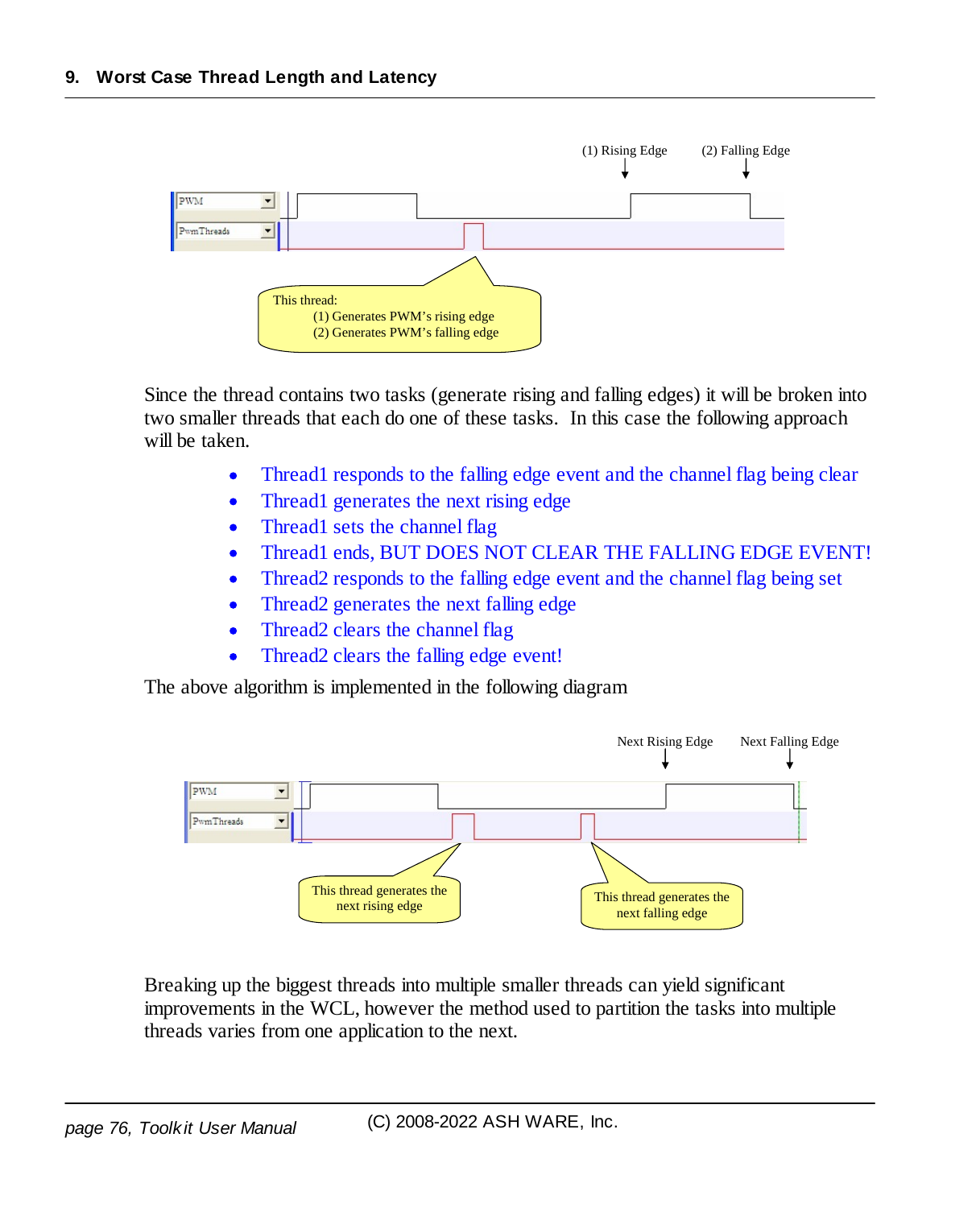# 9. Worst Case Thread Length and Latency

Since the thread contains two tasks (generate rising and falling edges) it will be broken into two smaller threads that each do one of these tasks. In this case the following approach will be taken.

- Thread1 responds to the falling edge event and the channel flag being clear
- Thread1 generates the next rising edge
- Thread1 sets the channel flag
- Thread1 ends, BUT DOES NOT CLEAR THE FALLING EDGE EVENT!
- Thread2 responds to the falling edge event and the channel flag being set
- Thread2 generates the next falling edge
- Thread2 clears the channel flag
- Thread2 clears the falling edge event!

The above algorithm is implemented in the following diagram

Breaking up the biggest threads into multiple smaller threads can yield significant improvements in the WCL, however the method used to partition the tasks into multiple threads varies from one application to the next.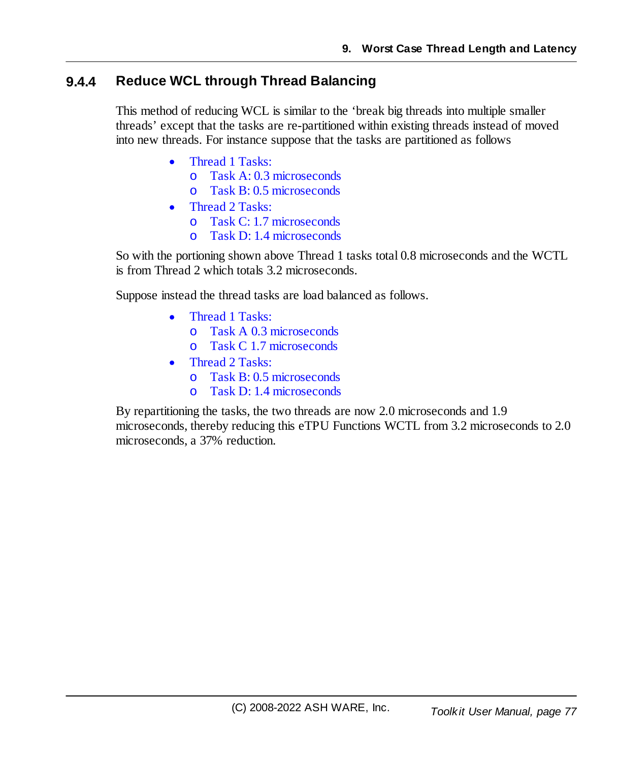### 9.4.4 Reduce WCL through Thread Balancing

This method of reducing WCL is similar to the 'break big threads into multiple smaller threads' except that the tasks are re-partitioned within existing threads instead of moved into new threads. For instance suppose that the tasks are partitioned as follows

- Thread 1 Tasks:
  - Task A: 0.3 microseconds
  - Task B: 0.5 microseconds
- Thread 2 Tasks:
  - Task C: 1.7 microseconds
  - Task D: 1.4 microseconds

So with the portioning shown above Thread 1 tasks total 0.8 microseconds and the WCTL is from Thread 2 which totals 3.2 microseconds.

Suppose instead the thread tasks are load balanced as follows.

- Thread 1 Tasks:
  - Task A 0.3 microseconds
  - Task C 1.7 microseconds
- Thread 2 Tasks:
  - Task B: 0.5 microseconds
  - Task D: 1.4 microseconds

By repartitioning the tasks, the two threads are now 2.0 microseconds and 1.9 microseconds, thereby reducing this eTPU Functions WCTL from 3.2 microseconds to 2.0 microseconds, a 37% reduction.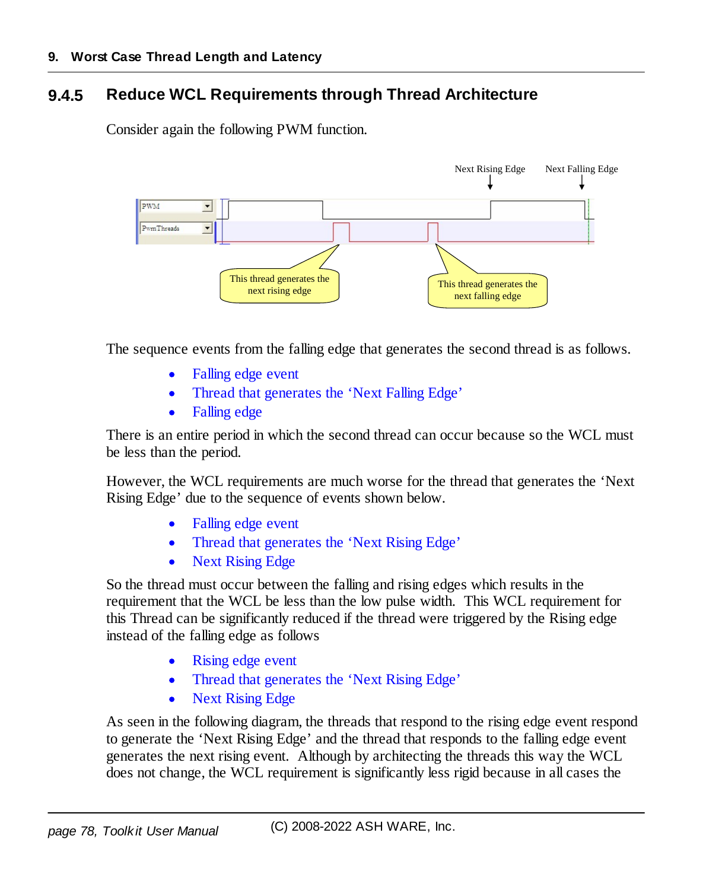### 9.4.5 Reduce WCL Requirements through Thread Architecture

Consider again the following PWM function.

The sequence events from the falling edge that generates the second thread is as follows.

- Falling edge event
- Thread that generates the 'Next Falling Edge'
- Falling edge

There is an entire period in which the second thread can occur because so the WCL must be less than the period.

However, the WCL requirements are much worse for the thread that generates the 'Next Rising Edge' due to the sequence of events shown below.

- Falling edge event
- Thread that generates the 'Next Rising Edge'
- Next Rising Edge

So the thread must occur between the falling and rising edges which results in the requirement that the WCL be less than the low pulse width. This WCL requirement for this Thread can be significantly reduced if the thread were triggered by the Rising edge instead of the falling edge as follows

- Rising edge event
- Thread that generates the 'Next Rising Edge'
- Next Rising Edge

As seen in the following diagram, the threads that respond to the rising edge event respond to generate the 'Next Rising Edge' and the thread that responds to the falling edge event generates the next rising event. Although by architecting the threads this way the WCL does not change, the WCL requirement is significantly less rigid because in all cases the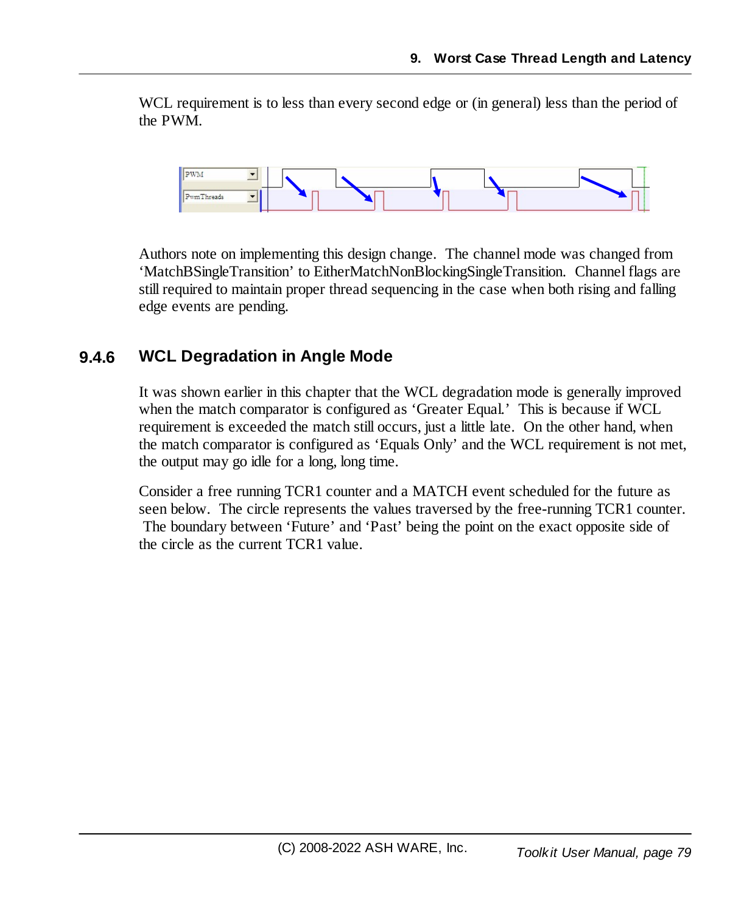WCL requirement is to less than every second edge or (in general) less than the period of the PWM.

Authors note on implementing this design change. The channel mode was changed from ‘MatchBSingleTransition’ to EitherMatchNonBlockingSingleTransition. Channel flags are still required to maintain proper thread sequencing in the case when both rising and falling edge events are pending.

### 9.4.6 WCL Degradation in Angle Mode

It was shown earlier in this chapter that the WCL degradation mode is generally improved when the match comparator is configured as ‘Greater Equal.’ This is because if WCL requirement is exceeded the match still occurs, just a little late. On the other hand, when the match comparator is configured as ‘Equals Only’ and the WCL requirement is not met, the output may go idle for a long, long time.

Consider a free running TCR1 counter and a MATCH event scheduled for the future as seen below. The circle represents the values traversed by the free-running TCR1 counter. The boundary between ‘Future’ and ‘Past’ being the point on the exact opposite side of the circle as the current TCR1 value.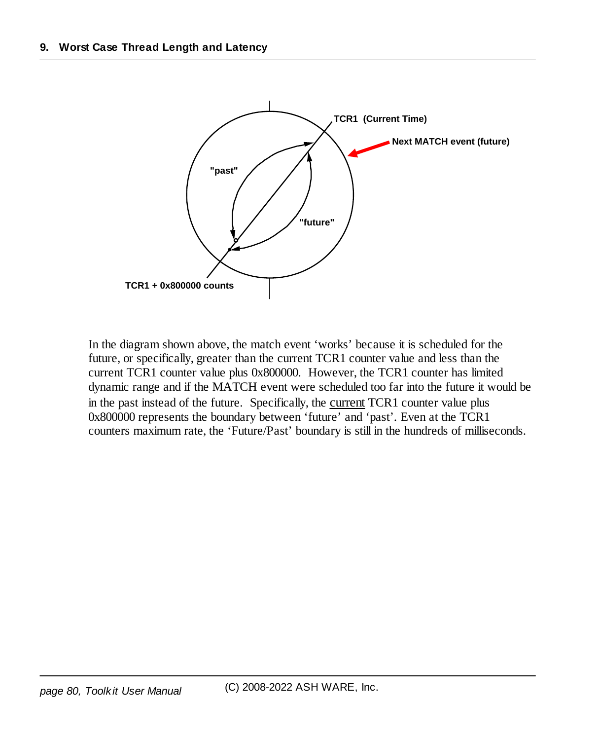TCR1 (Current Time)

Next MATCH event (future)

"past"

"future"

TCR1 + 0x800000 counts

In the diagram shown above, the match event 'works' because it is scheduled for the future, or specifically, greater than the current TCR1 counter value and less than the current TCR1 counter value plus 0x800000. However, the TCR1 counter has limited dynamic range and if the MATCH event were scheduled too far into the future it would be in the past instead of the future. Specifically, the current TCR1 counter value plus 0x800000 represents the boundary between 'future' and 'past'. Even at the TCR1 counters maximum rate, the 'Future/Past' boundary is still in the hundreds of milliseconds.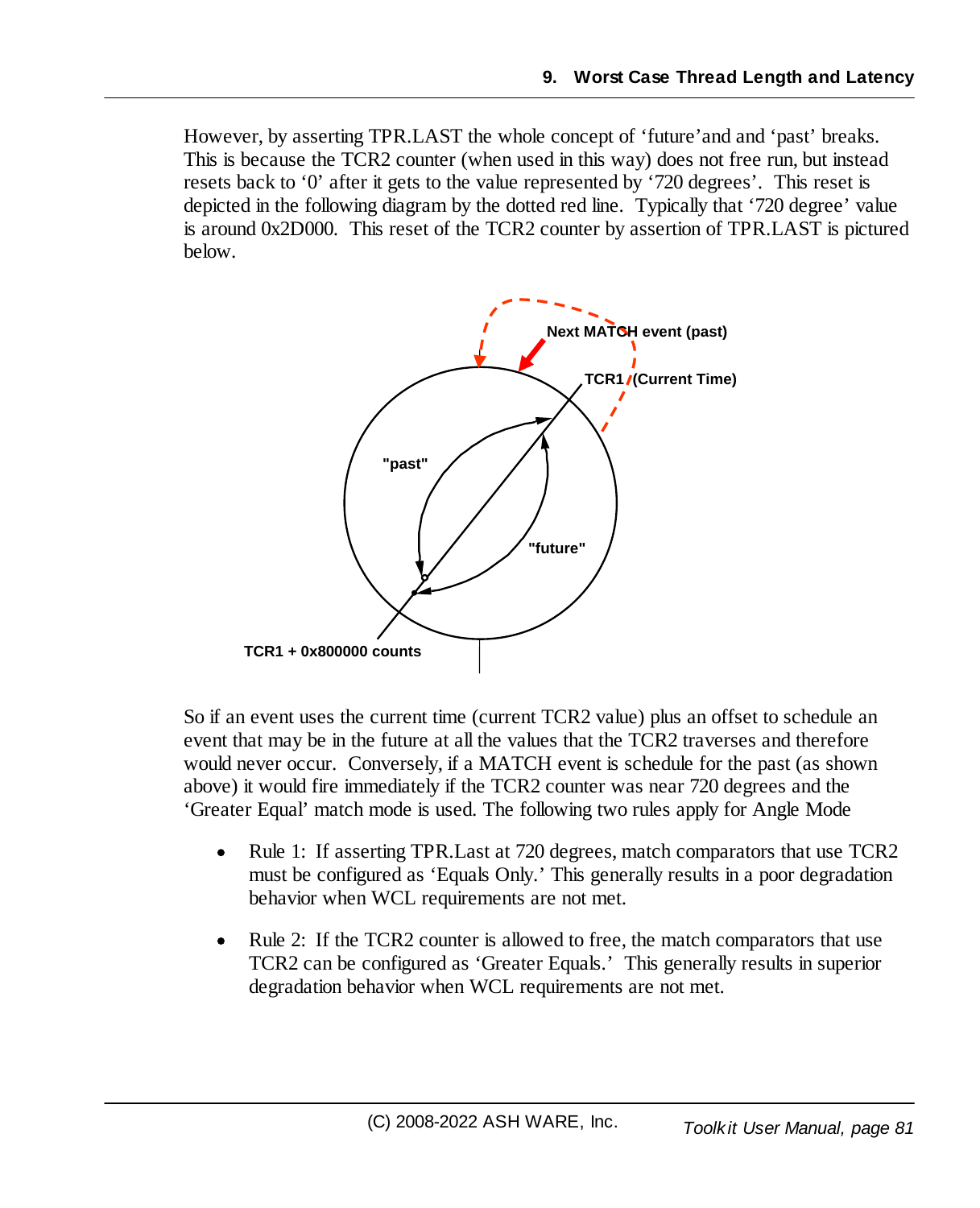However, by asserting TPR.LAST the whole concept of 'future'and and 'past' breaks. This is because the TCR2 counter (when used in this way) does not free run, but instead resets back to '0' after it gets to the value represented by '720 degrees'. This reset is depicted in the following diagram by the dotted red line. Typically that '720 degree' value is around 0x2D000. This reset of the TCR2 counter by assertion of TPR.LAST is pictured below.

So if an event uses the current time (current TCR2 value) plus an offset to schedule an event that may be in the future at all the values that the TCR2 traverses and therefore would never occur. Conversely, if a MATCH event is schedule for the past (as shown above) it would fire immediately if the TCR2 counter was near 720 degrees and the 'Greater Equal' match mode is used. The following two rules apply for Angle Mode

- Rule 1: If asserting TPR.Last at 720 degrees, match comparators that use TCR2 must be configured as 'Equals Only.' This generally results in a poor degradation behavior when WCL requirements are not met.

- Rule 2: If the TCR2 counter is allowed to free, the match comparators that use TCR2 can be configured as 'Greater Equals.' This generally results in superior degradation behavior when WCL requirements are not met.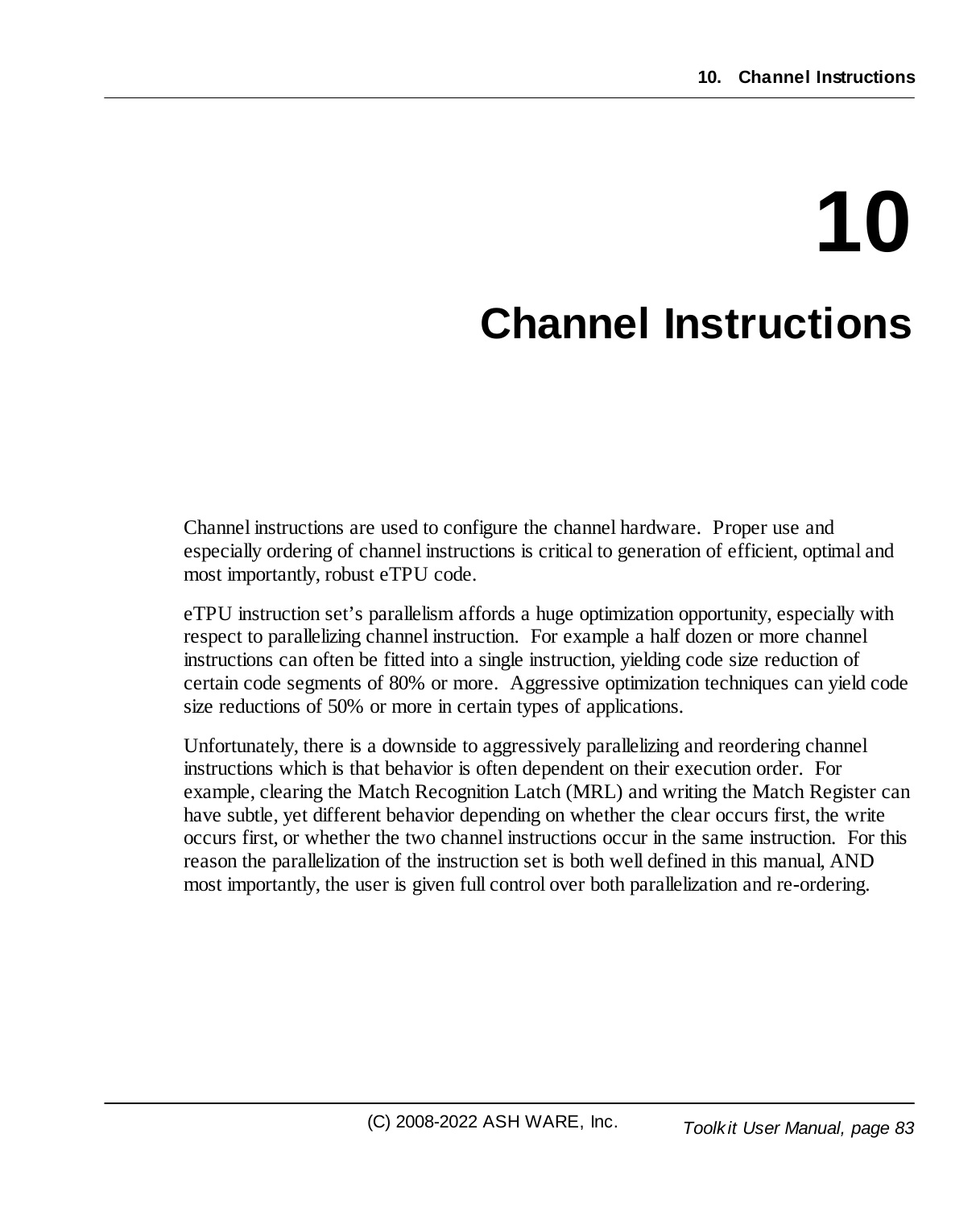# 10 Channel Instructions

Channel instructions are used to configure the channel hardware. Proper use and especially ordering of channel instructions is critical to generation of efficient, optimal and most importantly, robust eTPU code.

eTPU instruction set's parallelism affords a huge optimization opportunity, especially with respect to parallelizing channel instruction. For example a half dozen or more channel instructions can often be fitted into a single instruction, yielding code size reduction of certain code segments of 80% or more. Aggressive optimization techniques can yield code size reductions of 50% or more in certain types of applications.

Unfortunately, there is a downside to aggressively parallelizing and reordering channel instructions which is that behavior is often dependent on their execution order. For example, clearing the Match Recognition Latch (MRL) and writing the Match Register can have subtle, yet different behavior depending on whether the clear occurs first, the write occurs first, or whether the two channel instructions occur in the same instruction. For this reason the parallelization of the instruction set is both well defined in this manual, AND most importantly, the user is given full control over both parallelization and re-ordering.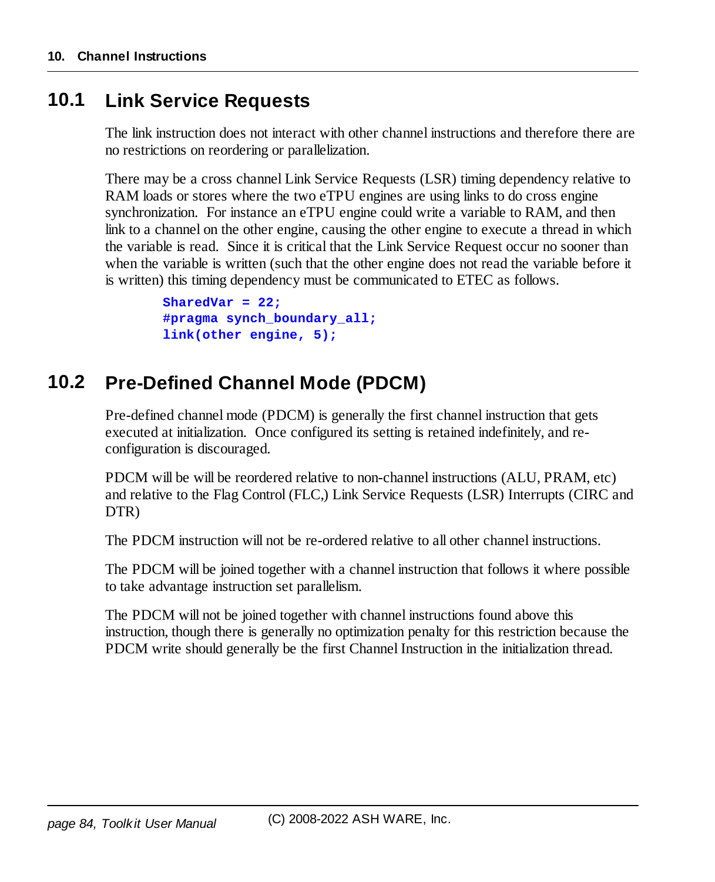## 10.1 Link Service Requests

The link instruction does not interact with other channel instructions and therefore there are no restrictions on reordering or parallelization.

There may be a cross channel Link Service Requests (LSR) timing dependency relative to RAM loads or stores where the two eTPU engines are using links to do cross engine synchronization. For instance an eTPU engine could write a variable to RAM, and then link to a channel on the other engine, causing the other engine to execute a thread in which the variable is read. Since it is critical that the Link Service Request occur no sooner than when the variable is written (such that the other engine does not read the variable before it is written) this timing dependency must be communicated to ETEC as follows.

```
SharedVar = 22;
#pragma synch_boundary_all;
link(other engine, 5);
```

## 10.2 Pre-Defined Channel Mode (PDCM)

Pre-defined channel mode (PDCM) is generally the first channel instruction that gets executed at initialization. Once configured its setting is retained indefinitely, and re-configuration is discouraged.

PDCM will be will be reordered relative to non-channel instructions (ALU, PRAM, etc) and relative to the Flag Control (FLC,) Link Service Requests (LSR) Interrupts (CIRC and DTR)

The PDCM instruction will not be re-ordered relative to all other channel instructions.

The PDCM will be joined together with a channel instruction that follows it where possible to take advantage instruction set parallelism.

The PDCM will not be joined together with channel instructions found above this instruction, though there is generally no optimization penalty for this restriction because the PDCM write should generally be the first Channel Instruction in the initialization thread.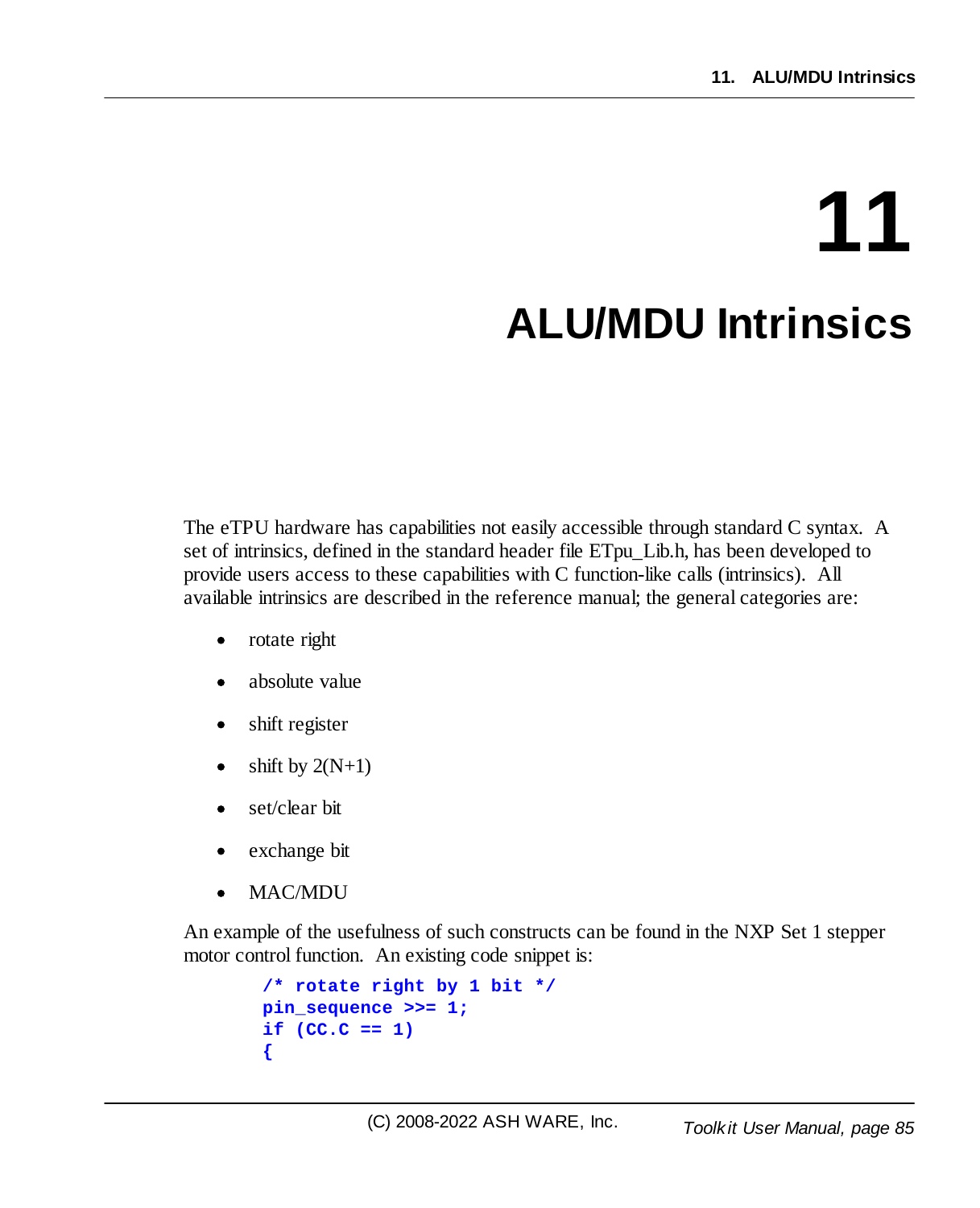# 11 ALU/MDU Intrinsics

The eTPU hardware has capabilities not easily accessible through standard C syntax. A set of intrinsics, defined in the standard header file ETpu_Lib.h, has been developed to provide users access to these capabilities with C function-like calls (intrinsics). All available intrinsics are described in the reference manual; the general categories are:

- rotate right
- absolute value
- shift register
- shift by 2(N+1)
- set/clear bit
- exchange bit
- MAC/MDU

An example of the usefulness of such constructs can be found in the NXP Set 1 stepper motor control function. An existing code snippet is:

```
/* rotate right by 1 bit */
pin_sequence >>= 1;
if (CC.C == 1)
{
```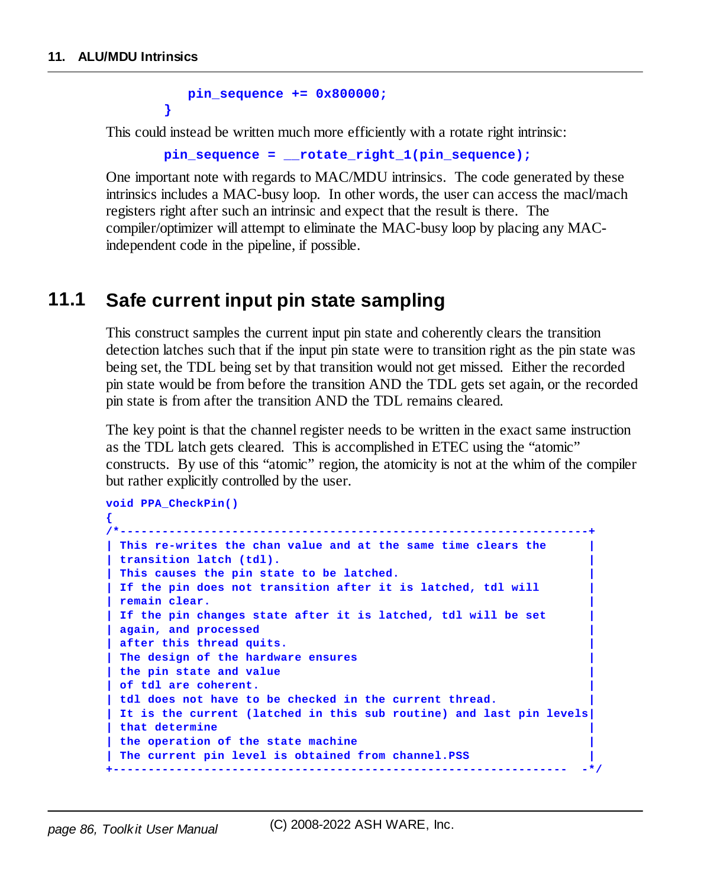```
        pin_sequence += 0x800000;
    }
```

This could instead be written much more efficiently with a rotate right intrinsic:

```
    pin_sequence = __rotate_right_1(pin_sequence);
```

One important note with regards to MAC/MDU intrinsics. The code generated by these intrinsics includes a MAC-busy loop. In other words, the user can access the macl/mach registers right after such an intrinsic and expect that the result is there. The compiler/optimizer will attempt to eliminate the MAC-busy loop by placing any MAC-independent code in the pipeline, if possible.

## 11.1 Safe current input pin state sampling

This construct samples the current input pin state and coherently clears the transition detection latches such that if the input pin state were to transition right as the pin state was being set, the TDL being set by that transition would not get missed. Either the recorded pin state would be from before the transition AND the TDL gets set again, or the recorded pin state is from after the transition AND the TDL remains cleared.

The key point is that the channel register needs to be written in the exact same instruction as the TDL latch gets cleared. This is accomplished in ETEC using the "atomic" constructs. By use of this "atomic" region, the atomicity is not at the whim of the compiler but rather explicitly controlled by the user.

```
void PPA_CheckPin()
{
/*-----------------------------------------------------------------+
| This re-writes the chan value and at the same time clears the     |
| transition latch (tdl).                                           |
| This causes the pin state to be latched.                          |
| If the pin does not transition after it is latched, tdl will      |
| remain clear.                                                     |
| If the pin changes state after it is latched, tdl will be set     |
| again, and processed                                              |
| after this thread quits.                                          |
| The design of the hardware ensures                                |
| the pin state and value                                           |
| of tdl are coherent.                                              |
| tdl does not have to be checked in the current thread.            |
| It is the current (latched in this sub routine) and last pin levels|
| that determine                                                    |
| the operation of the state machine                                |
| The current pin level is obtained from channel.PSS                |
+----------------------------------------------------------------  -*/
```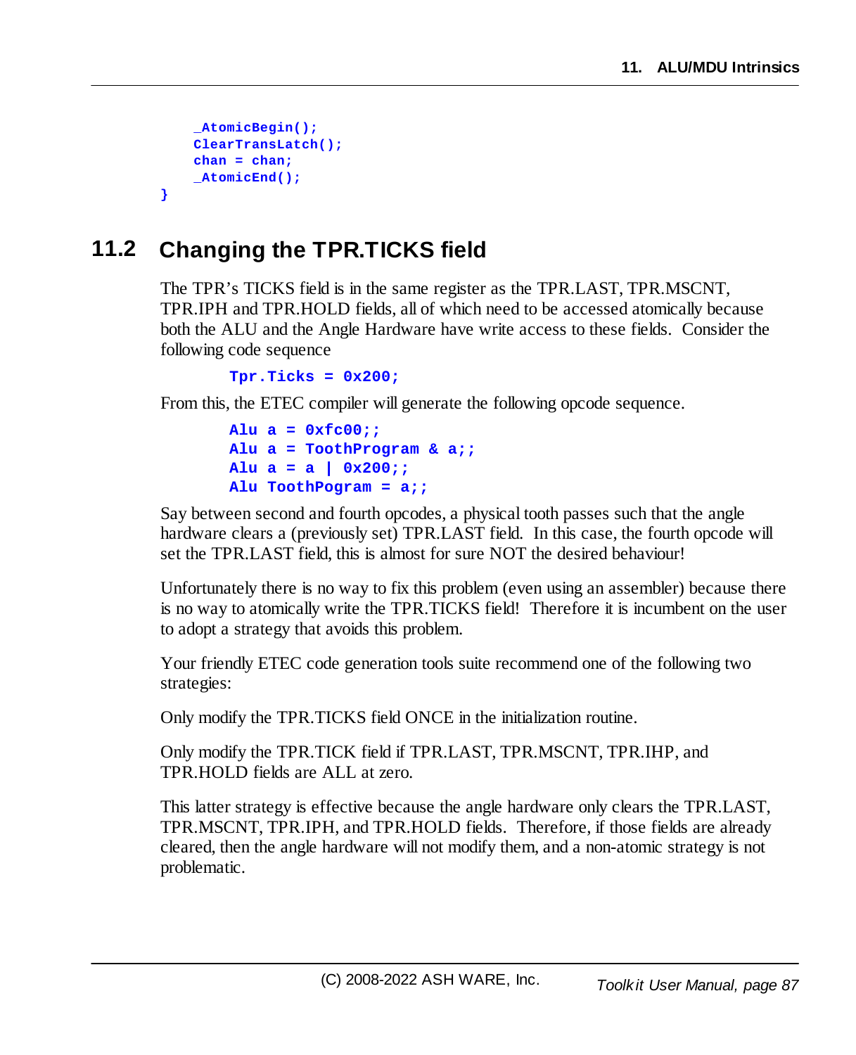```
    _AtomicBegin();
    ClearTransLatch();
    chan = chan;
    _AtomicEnd();
}
```

## 11.2 Changing the TPR.TICKS field

The TPR's TICKS field is in the same register as the TPR.LAST, TPR.MSCNT, TPR.IPH and TPR.HOLD fields, all of which need to be accessed atomically because both the ALU and the Angle Hardware have write access to these fields. Consider the following code sequence

```
Tpr.Ticks = 0x200;
```

From this, the ETEC compiler will generate the following opcode sequence.

```
Alu a = 0xfc00;;
Alu a = ToothProgram & a;;
Alu a = a | 0x200;;
Alu ToothPogram = a;;
```

Say between second and fourth opcodes, a physical tooth passes such that the angle hardware clears a (previously set) TPR.LAST field. In this case, the fourth opcode will set the TPR.LAST field, this is almost for sure NOT the desired behaviour!

Unfortunately there is no way to fix this problem (even using an assembler) because there is no way to atomically write the TPR.TICKS field! Therefore it is incumbent on the user to adopt a strategy that avoids this problem.

Your friendly ETEC code generation tools suite recommend one of the following two strategies:

Only modify the TPR.TICKS field ONCE in the initialization routine.

Only modify the TPR.TICK field if TPR.LAST, TPR.MSCNT, TPR.IHP, and TPR.HOLD fields are ALL at zero.

This latter strategy is effective because the angle hardware only clears the TPR.LAST, TPR.MSCNT, TPR.IPH, and TPR.HOLD fields. Therefore, if those fields are already cleared, then the angle hardware will not modify them, and a non-atomic strategy is not problematic.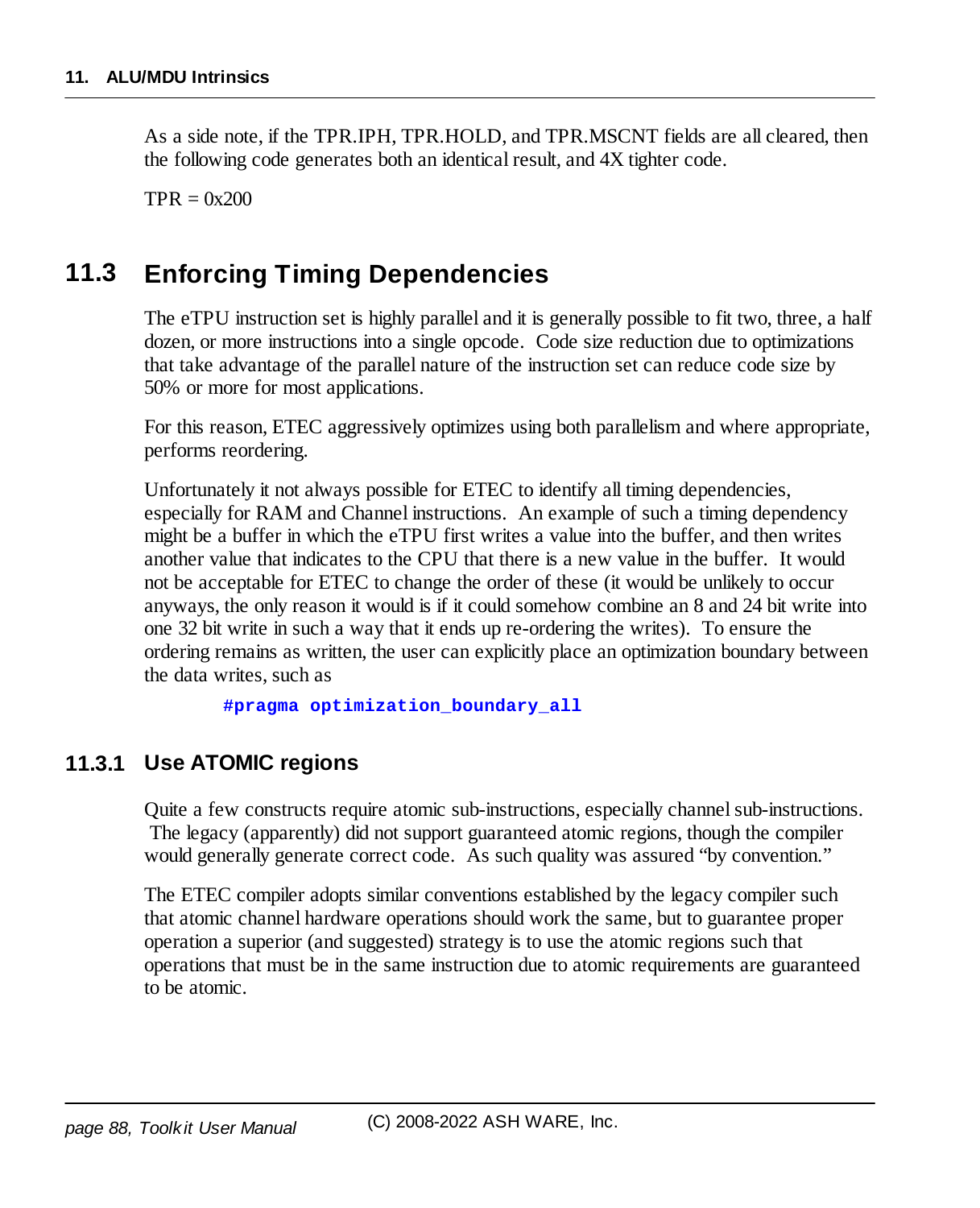As a side note, if the TPR.IPH, TPR.HOLD, and TPR.MSCNT fields are all cleared, then the following code generates both an identical result, and 4X tighter code.

TPR = 0x200

## 11.3 Enforcing Timing Dependencies

The eTPU instruction set is highly parallel and it is generally possible to fit two, three, a half dozen, or more instructions into a single opcode. Code size reduction due to optimizations that take advantage of the parallel nature of the instruction set can reduce code size by 50% or more for most applications.

For this reason, ETEC aggressively optimizes using both parallelism and where appropriate, performs reordering.

Unfortunately it not always possible for ETEC to identify all timing dependencies, especially for RAM and Channel instructions. An example of such a timing dependency might be a buffer in which the eTPU first writes a value into the buffer, and then writes another value that indicates to the CPU that there is a new value in the buffer. It would not be acceptable for ETEC to change the order of these (it would be unlikely to occur anyways, the only reason it would is if it could somehow combine an 8 and 24 bit write into one 32 bit write in such a way that it ends up re-ordering the writes). To ensure the ordering remains as written, the user can explicitly place an optimization boundary between the data writes, such as

```
#pragma optimization_boundary_all
```

### 11.3.1 Use ATOMIC regions

Quite a few constructs require atomic sub-instructions, especially channel sub-instructions. The legacy (apparently) did not support guaranteed atomic regions, though the compiler would generally generate correct code. As such quality was assured "by convention."

The ETEC compiler adopts similar conventions established by the legacy compiler such that atomic channel hardware operations should work the same, but to guarantee proper operation a superior (and suggested) strategy is to use the atomic regions such that operations that must be in the same instruction due to atomic requirements are guaranteed to be atomic.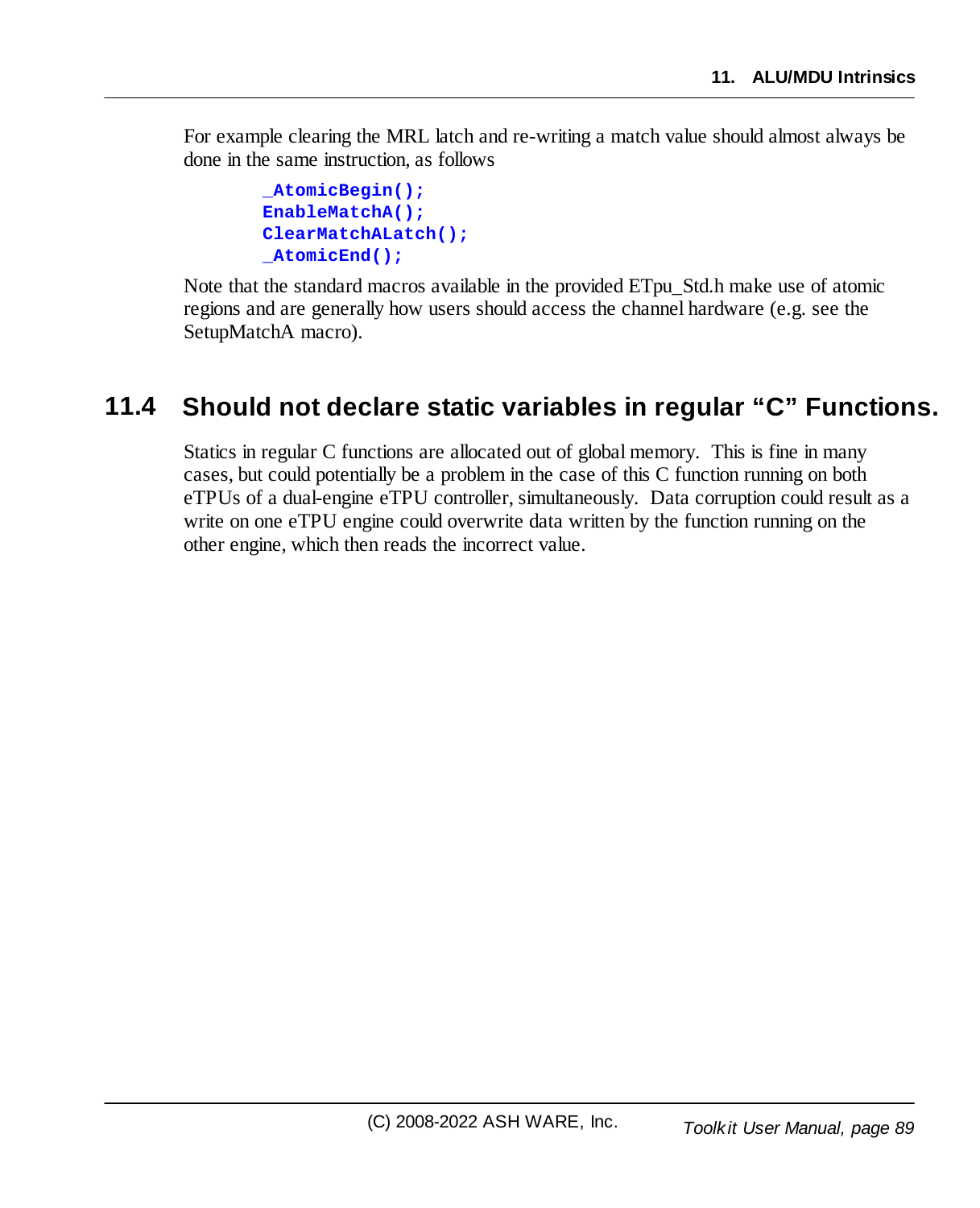For example clearing the MRL latch and re-writing a match value should almost always be done in the same instruction, as follows

```
_AtomicBegin();
EnableMatchA();
ClearMatchALatch();
_AtomicEnd();
```

Note that the standard macros available in the provided ETpu_Std.h make use of atomic regions and are generally how users should access the channel hardware (e.g. see the SetupMatchA macro).

## 11.4 Should not declare static variables in regular "C" Functions.

Statics in regular C functions are allocated out of global memory. This is fine in many cases, but could potentially be a problem in the case of this C function running on both eTPUs of a dual-engine eTPU controller, simultaneously. Data corruption could result as a write on one eTPU engine could overwrite data written by the function running on the other engine, which then reads the incorrect value.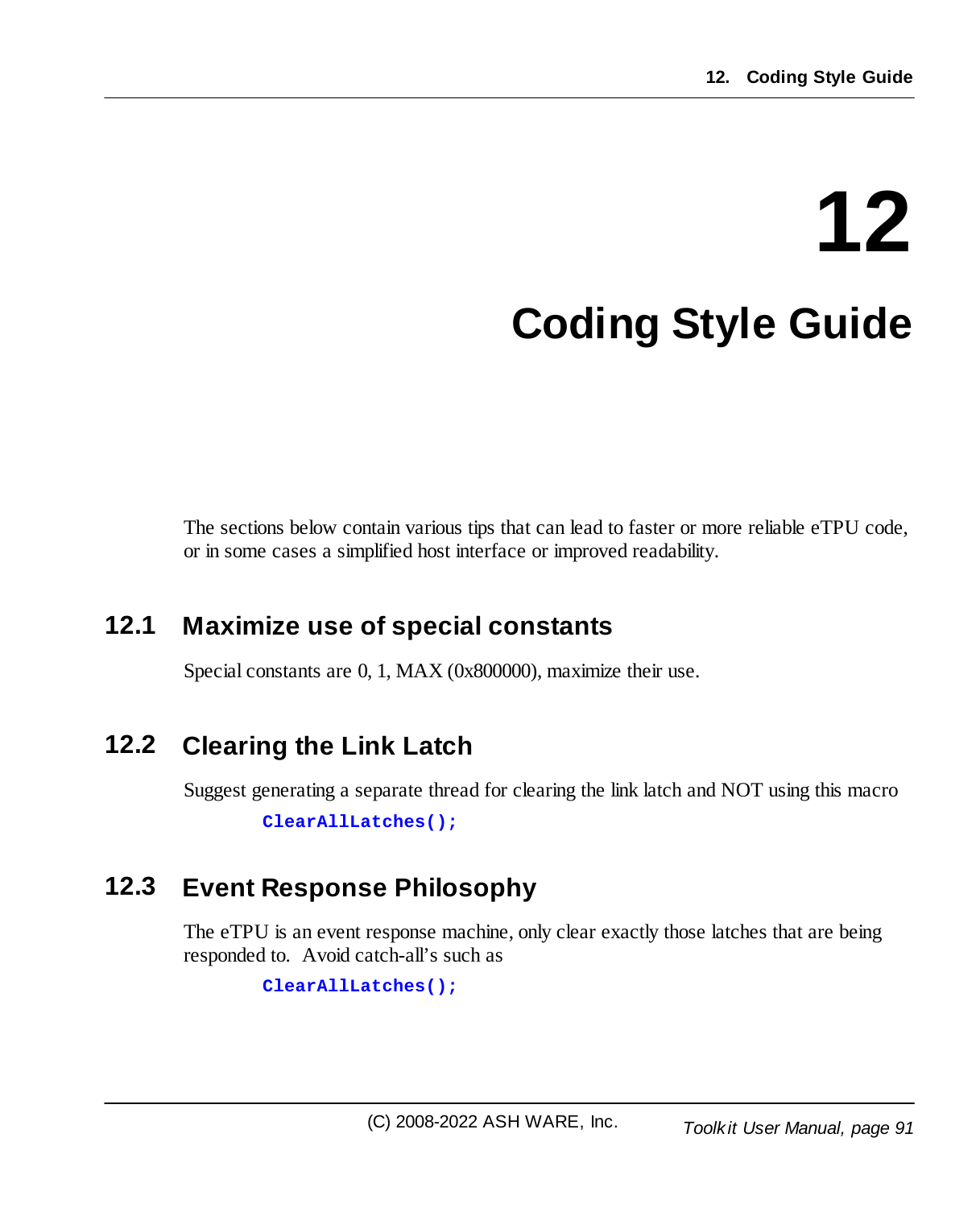# 12 Coding Style Guide

The sections below contain various tips that can lead to faster or more reliable eTPU code, or in some cases a simplified host interface or improved readability.

## 12.1 Maximize use of special constants

Special constants are 0, 1, MAX (0x800000), maximize their use.

## 12.2 Clearing the Link Latch

Suggest generating a separate thread for clearing the link latch and NOT using this macro

```
ClearAllLatches();
```

## 12.3 Event Response Philosophy

The eTPU is an event response machine, only clear exactly those latches that are being responded to. Avoid catch-all's such as

```
ClearAllLatches();
```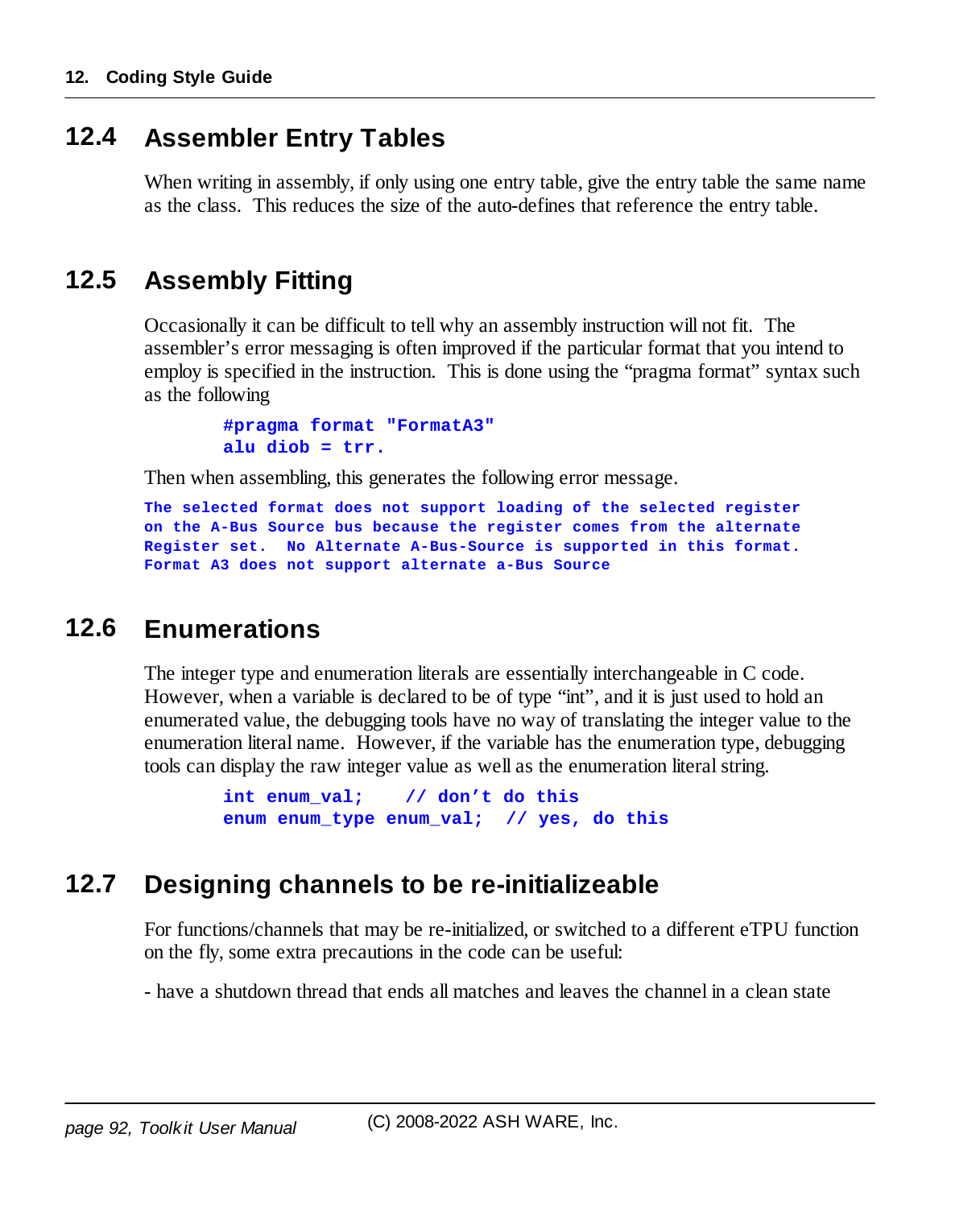## 12.4 Assembler Entry Tables

When writing in assembly, if only using one entry table, give the entry table the same name as the class. This reduces the size of the auto-defines that reference the entry table.

## 12.5 Assembly Fitting

Occasionally it can be difficult to tell why an assembly instruction will not fit. The assembler's error messaging is often improved if the particular format that you intend to employ is specified in the instruction. This is done using the "pragma format" syntax such as the following

```
#pragma format "FormatA3"
alu diob = trr.
```

Then when assembling, this generates the following error message.

```
The selected format does not support loading of the selected register
on the A-Bus Source bus because the register comes from the alternate
Register set.  No Alternate A-Bus-Source is supported in this format.
Format A3 does not support alternate a-Bus Source
```

## 12.6 Enumerations

The integer type and enumeration literals are essentially interchangeable in C code. However, when a variable is declared to be of type "int", and it is just used to hold an enumerated value, the debugging tools have no way of translating the integer value to the enumeration literal name. However, if the variable has the enumeration type, debugging tools can display the raw integer value as well as the enumeration literal string.

```
int enum_val;    // don't do this
enum enum_type enum_val;  // yes, do this
```

## 12.7 Designing channels to be re-initializeable

For functions/channels that may be re-initialized, or switched to a different eTPU function on the fly, some extra precautions in the code can be useful:

- have a shutdown thread that ends all matches and leaves the channel in a clean state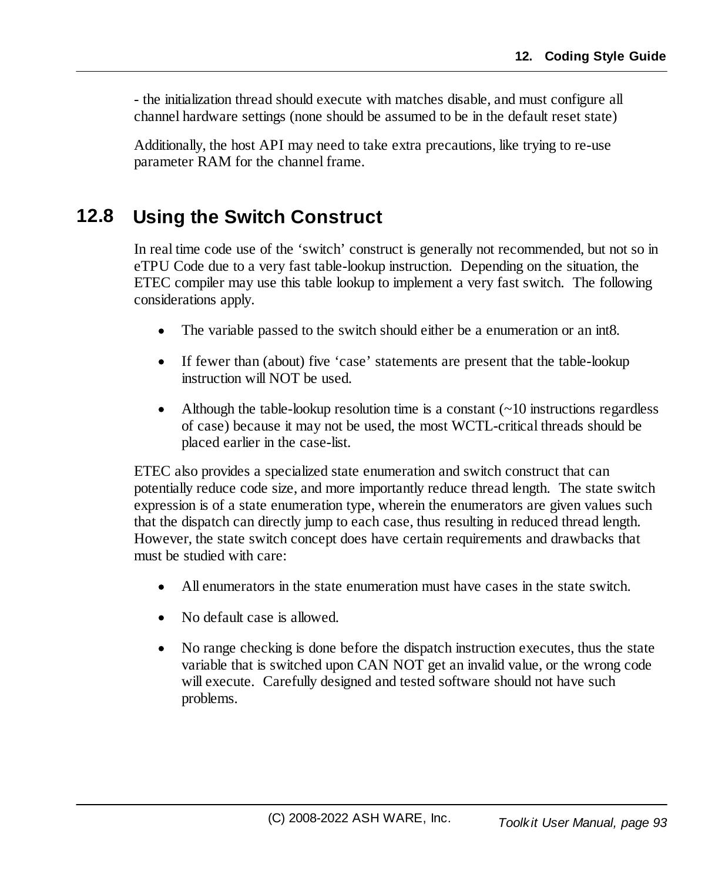- the initialization thread should execute with matches disable, and must configure all channel hardware settings (none should be assumed to be in the default reset state)

Additionally, the host API may need to take extra precautions, like trying to re-use parameter RAM for the channel frame.

## 12.8 Using the Switch Construct

In real time code use of the 'switch' construct is generally not recommended, but not so in eTPU Code due to a very fast table-lookup instruction. Depending on the situation, the ETEC compiler may use this table lookup to implement a very fast switch. The following considerations apply.

- The variable passed to the switch should either be a enumeration or an int8.
- If fewer than (about) five 'case' statements are present that the table-lookup instruction will NOT be used.
- Although the table-lookup resolution time is a constant (~10 instructions regardless of case) because it may not be used, the most WCTL-critical threads should be placed earlier in the case-list.

ETEC also provides a specialized state enumeration and switch construct that can potentially reduce code size, and more importantly reduce thread length. The state switch expression is of a state enumeration type, wherein the enumerators are given values such that the dispatch can directly jump to each case, thus resulting in reduced thread length. However, the state switch concept does have certain requirements and drawbacks that must be studied with care:

- All enumerators in the state enumeration must have cases in the state switch.
- No default case is allowed.
- No range checking is done before the dispatch instruction executes, thus the state variable that is switched upon CAN NOT get an invalid value, or the wrong code will execute. Carefully designed and tested software should not have such problems.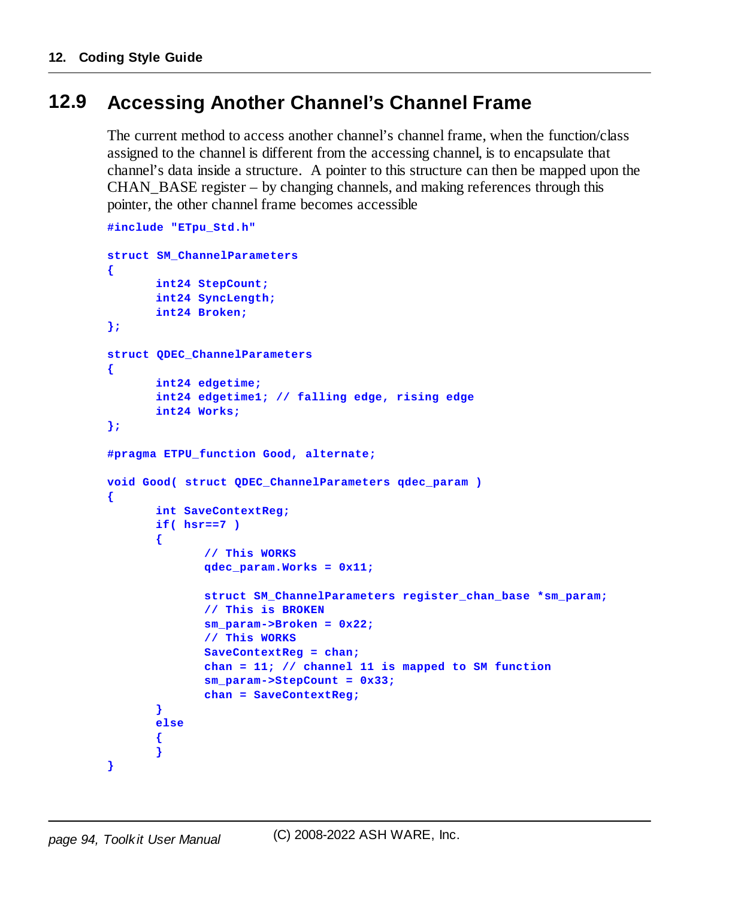## 12.9 Accessing Another Channel's Channel Frame

The current method to access another channel's channel frame, when the function/class assigned to the channel is different from the accessing channel, is to encapsulate that channel's data inside a structure. A pointer to this structure can then be mapped upon the CHAN_BASE register – by changing channels, and making references through this pointer, the other channel frame becomes accessible

```
#include "ETpu_Std.h"

struct SM_ChannelParameters
{
        int24 StepCount;
        int24 SyncLength;
        int24 Broken;
};

struct QDEC_ChannelParameters
{
        int24 edgetime;
        int24 edgetime1; // falling edge, rising edge
        int24 Works;
};

#pragma ETPU_function Good, alternate;

void Good( struct QDEC_ChannelParameters qdec_param )
{
        int SaveContextReg;
        if( hsr==7 )
        {
                // This WORKS
                qdec_param.Works = 0x11;

                struct SM_ChannelParameters register_chan_base *sm_param;
                // This is BROKEN
                sm_param->Broken = 0x22;
                // This WORKS
                SaveContextReg = chan;
                chan = 11; // channel 11 is mapped to SM function
                sm_param->StepCount = 0x33;
                chan = SaveContextReg;
        }
        else
        {
        }
}
```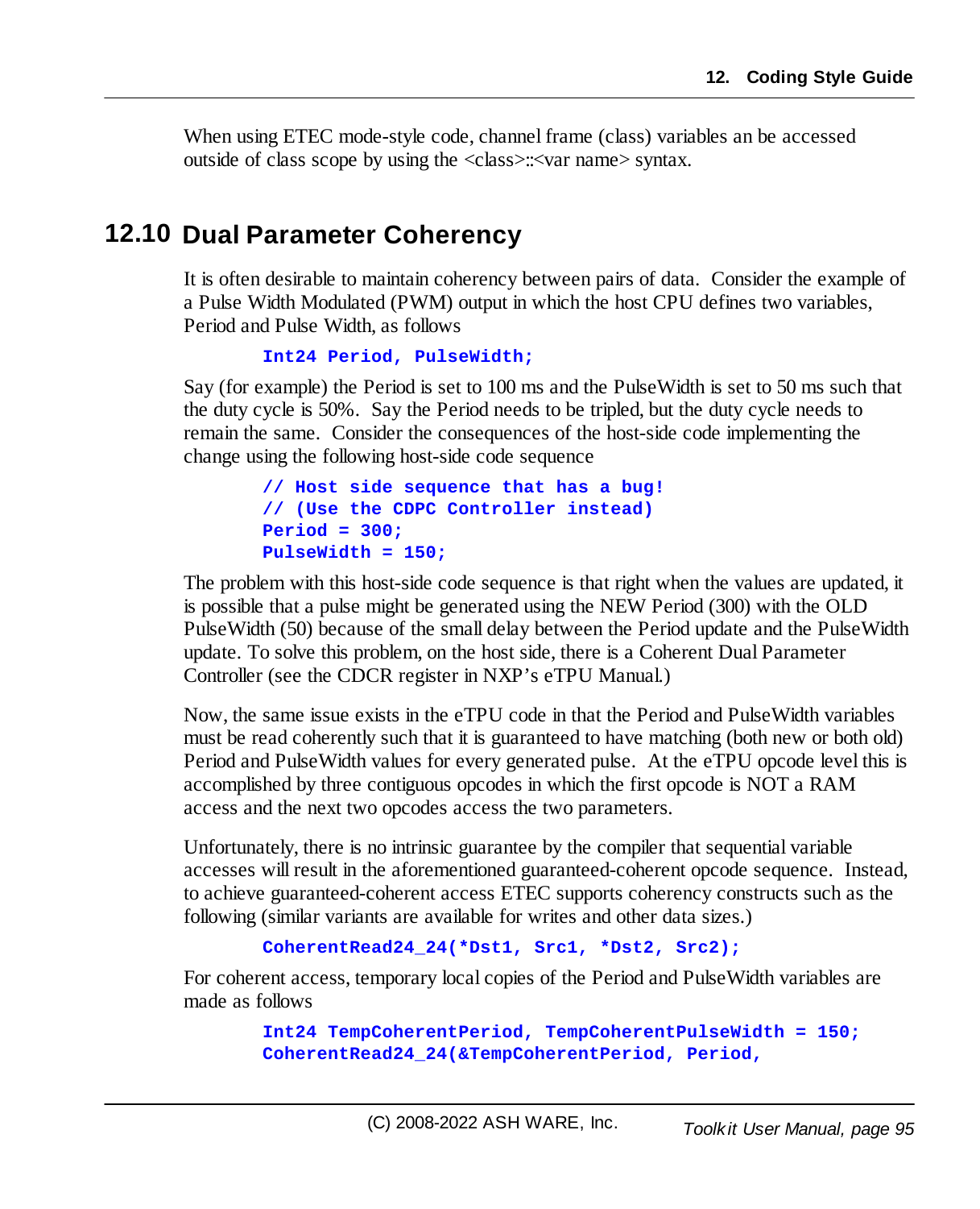When using ETEC mode-style code, channel frame (class) variables an be accessed outside of class scope by using the <class>::<var name> syntax.

## 12.10 Dual Parameter Coherency

It is often desirable to maintain coherency between pairs of data. Consider the example of a Pulse Width Modulated (PWM) output in which the host CPU defines two variables, Period and Pulse Width, as follows

```
Int24 Period, PulseWidth;
```

Say (for example) the Period is set to 100 ms and the PulseWidth is set to 50 ms such that the duty cycle is 50%. Say the Period needs to be tripled, but the duty cycle needs to remain the same. Consider the consequences of the host-side code implementing the change using the following host-side code sequence

```
// Host side sequence that has a bug!
// (Use the CDPC Controller instead)
Period = 300;
PulseWidth = 150;
```

The problem with this host-side code sequence is that right when the values are updated, it is possible that a pulse might be generated using the NEW Period (300) with the OLD PulseWidth (50) because of the small delay between the Period update and the PulseWidth update. To solve this problem, on the host side, there is a Coherent Dual Parameter Controller (see the CDCR register in NXP's eTPU Manual.)

Now, the same issue exists in the eTPU code in that the Period and PulseWidth variables must be read coherently such that it is guaranteed to have matching (both new or both old) Period and PulseWidth values for every generated pulse. At the eTPU opcode level this is accomplished by three contiguous opcodes in which the first opcode is NOT a RAM access and the next two opcodes access the two parameters.

Unfortunately, there is no intrinsic guarantee by the compiler that sequential variable accesses will result in the aforementioned guaranteed-coherent opcode sequence. Instead, to achieve guaranteed-coherent access ETEC supports coherency constructs such as the following (similar variants are available for writes and other data sizes.)

```
CoherentRead24_24(*Dst1, Src1, *Dst2, Src2);
```

For coherent access, temporary local copies of the Period and PulseWidth variables are made as follows

```
Int24 TempCoherentPeriod, TempCoherentPulseWidth = 150;
CoherentRead24_24(&TempCoherentPeriod, Period,
```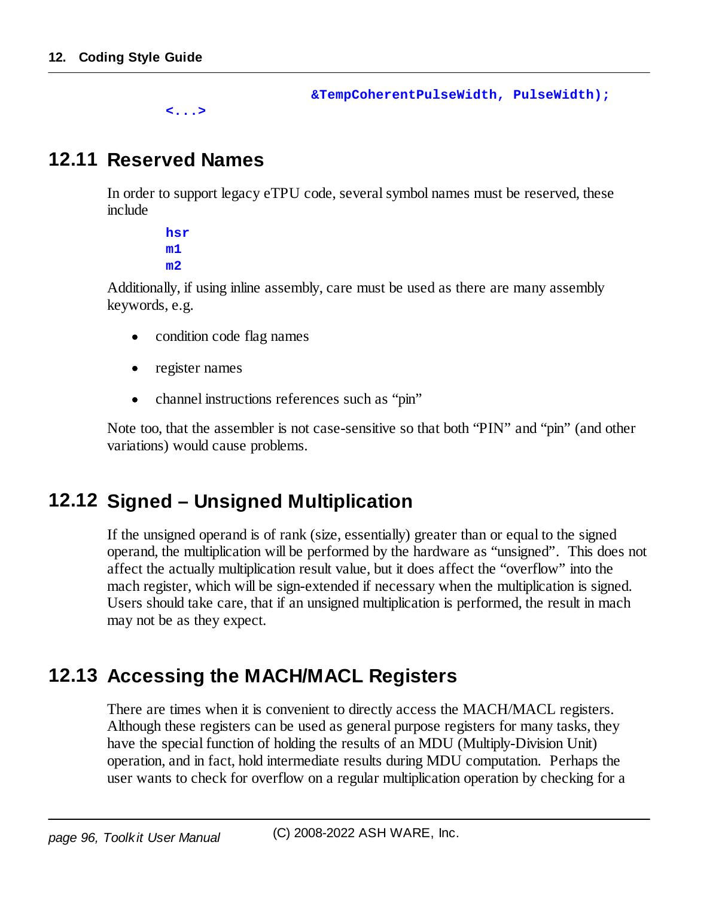```
                              &TempCoherentPulseWidth, PulseWidth);
<...>
```

## 12.11 Reserved Names

In order to support legacy eTPU code, several symbol names must be reserved, these include

```
hsr
m1
m2
```

Additionally, if using inline assembly, care must be used as there are many assembly keywords, e.g.

- condition code flag names
- register names
- channel instructions references such as "pin"

Note too, that the assembler is not case-sensitive so that both "PIN" and "pin" (and other variations) would cause problems.

## 12.12 Signed – Unsigned Multiplication

If the unsigned operand is of rank (size, essentially) greater than or equal to the signed operand, the multiplication will be performed by the hardware as "unsigned". This does not affect the actually multiplication result value, but it does affect the "overflow" into the mach register, which will be sign-extended if necessary when the multiplication is signed. Users should take care, that if an unsigned multiplication is performed, the result in mach may not be as they expect.

## 12.13 Accessing the MACH/MACL Registers

There are times when it is convenient to directly access the MACH/MACL registers. Although these registers can be used as general purpose registers for many tasks, they have the special function of holding the results of an MDU (Multiply-Division Unit) operation, and in fact, hold intermediate results during MDU computation. Perhaps the user wants to check for overflow on a regular multiplication operation by checking for a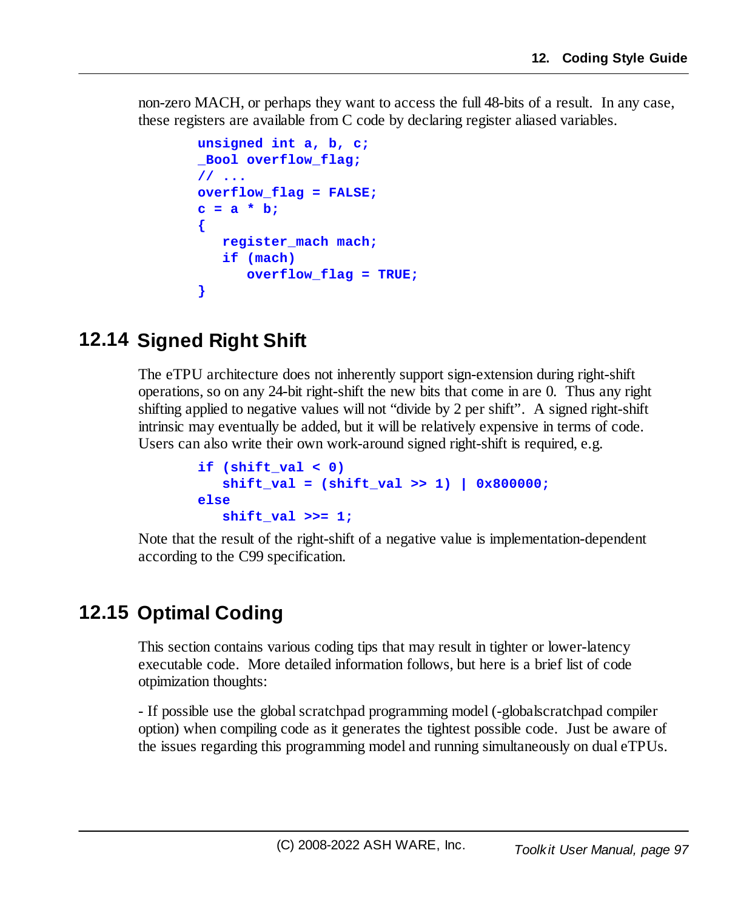non-zero MACH, or perhaps they want to access the full 48-bits of a result. In any case, these registers are available from C code by declaring register aliased variables.

```
unsigned int a, b, c;
_Bool overflow_flag;
// ...
overflow_flag = FALSE;
c = a * b;
{
   register_mach mach;
   if (mach)
      overflow_flag = TRUE;
}
```

## 12.14 Signed Right Shift

The eTPU architecture does not inherently support sign-extension during right-shift operations, so on any 24-bit right-shift the new bits that come in are 0. Thus any right shifting applied to negative values will not "divide by 2 per shift". A signed right-shift intrinsic may eventually be added, but it will be relatively expensive in terms of code. Users can also write their own work-around signed right-shift is required, e.g.

```
if (shift_val < 0)
   shift_val = (shift_val >> 1) | 0x800000;
else
   shift_val >>= 1;
```

Note that the result of the right-shift of a negative value is implementation-dependent according to the C99 specification.

## 12.15 Optimal Coding

This section contains various coding tips that may result in tighter or lower-latency executable code. More detailed information follows, but here is a brief list of code otpimization thoughts:

- If possible use the global scratchpad programming model (-globalscratchpad compiler option) when compiling code as it generates the tightest possible code. Just be aware of the issues regarding this programming model and running simultaneously on dual eTPUs.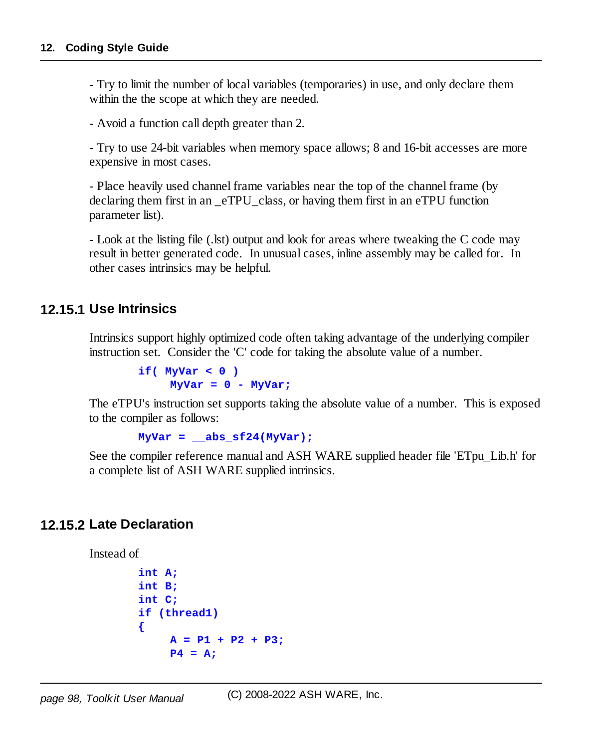- Try to limit the number of local variables (temporaries) in use, and only declare them within the the scope at which they are needed.

- Avoid a function call depth greater than 2.

- Try to use 24-bit variables when memory space allows; 8 and 16-bit accesses are more expensive in most cases.

- Place heavily used channel frame variables near the top of the channel frame (by declaring them first in an _eTPU_class, or having them first in an eTPU function parameter list).

- Look at the listing file (.lst) output and look for areas where tweaking the C code may result in better generated code. In unusual cases, inline assembly may be called for. In other cases intrinsics may be helpful.

### 12.15.1 Use Intrinsics

Intrinsics support highly optimized code often taking advantage of the underlying compiler instruction set. Consider the 'C' code for taking the absolute value of a number.

```
if( MyVar < 0 )
     MyVar = 0 - MyVar;
```

The eTPU's instruction set supports taking the absolute value of a number. This is exposed to the compiler as follows:

```
MyVar = __abs_sf24(MyVar);
```

See the compiler reference manual and ASH WARE supplied header file 'ETpu_Lib.h' for a complete list of ASH WARE supplied intrinsics.

### 12.15.2 Late Declaration

Instead of

```
int A;
int B;
int C;
if (thread1)
{
     A = P1 + P2 + P3;
     P4 = A;
```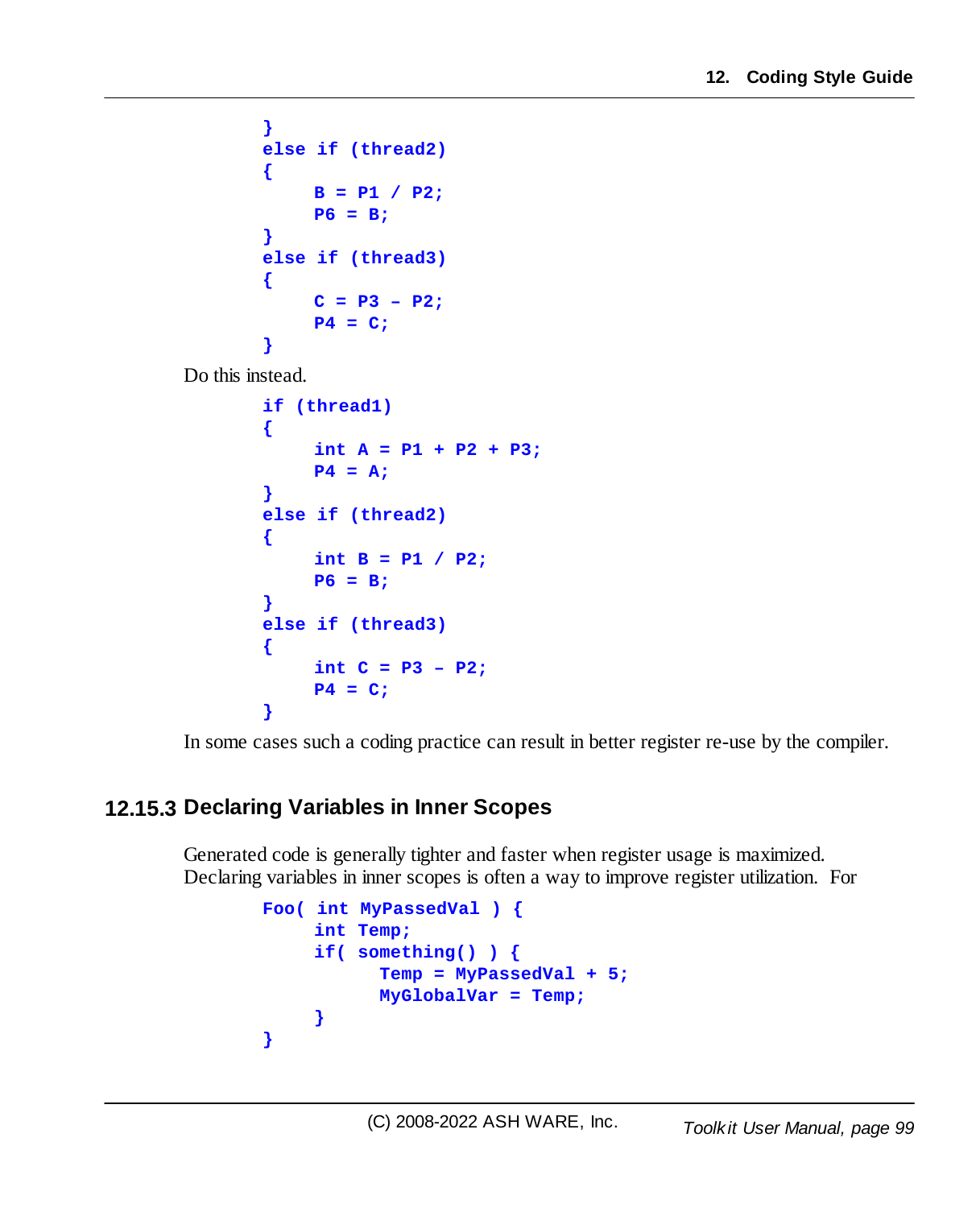```
}
else if (thread2)
{
     B = P1 / P2;
     P6 = B;
}
else if (thread3)
{
     C = P3 – P2;
     P4 = C;
}
```

Do this instead.

```
if (thread1)
{
     int A = P1 + P2 + P3;
     P4 = A;
}
else if (thread2)
{
     int B = P1 / P2;
     P6 = B;
}
else if (thread3)
{
     int C = P3 – P2;
     P4 = C;
}
```

In some cases such a coding practice can result in better register re-use by the compiler.

### 12.15.3 Declaring Variables in Inner Scopes

Generated code is generally tighter and faster when register usage is maximized. Declaring variables in inner scopes is often a way to improve register utilization. For

```
Foo( int MyPassedVal ) {
     int Temp;
     if( something() ) {
           Temp = MyPassedVal + 5;
           MyGlobalVar = Temp;
     }
}
```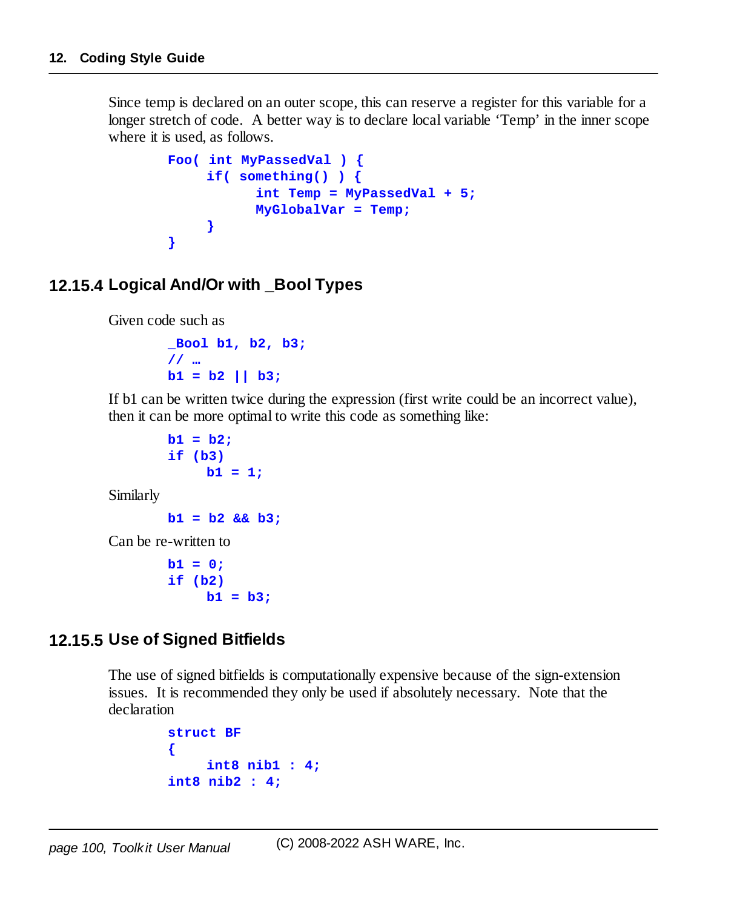Since temp is declared on an outer scope, this can reserve a register for this variable for a longer stretch of code. A better way is to declare local variable 'Temp' in the inner scope where it is used, as follows.

```
Foo( int MyPassedVal ) {
     if( something() ) {
           int Temp = MyPassedVal + 5;
           MyGlobalVar = Temp;
     }
}
```

### 12.15.4 Logical And/Or with _Bool Types

Given code such as

```
_Bool b1, b2, b3;
// …
b1 = b2 || b3;
```

If b1 can be written twice during the expression (first write could be an incorrect value), then it can be more optimal to write this code as something like:

```
b1 = b2;
if (b3)
     b1 = 1;
```

Similarly

```
b1 = b2 && b3;
```

Can be re-written to

```
b1 = 0;
if (b2)
     b1 = b3;
```

### 12.15.5 Use of Signed Bitfields

The use of signed bitfields is computationally expensive because of the sign-extension issues. It is recommended they only be used if absolutely necessary. Note that the declaration

```
struct BF
{
     int8 nib1 : 4;
int8 nib2 : 4;
```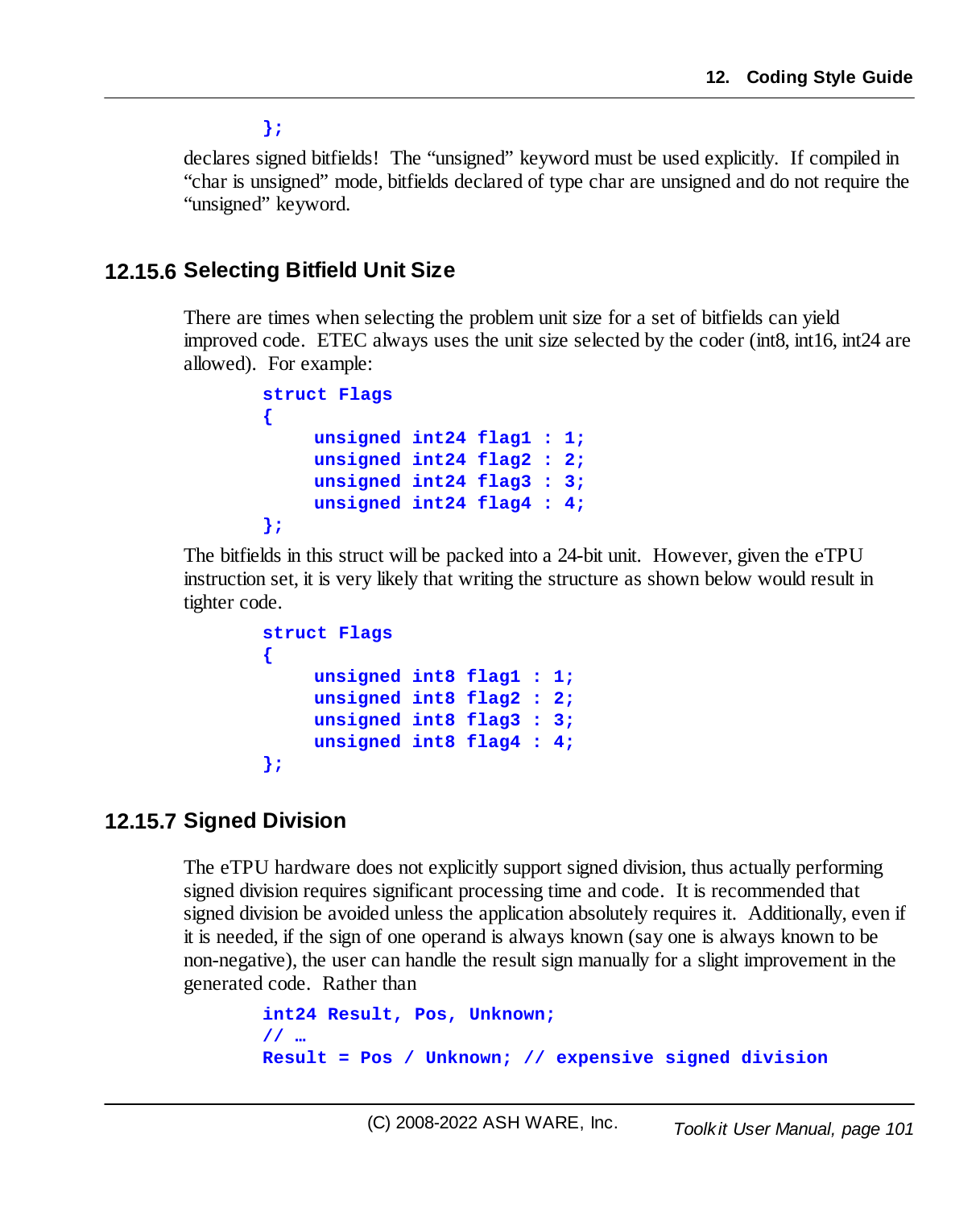```
};
```

declares signed bitfields! The "unsigned" keyword must be used explicitly. If compiled in "char is unsigned" mode, bitfields declared of type char are unsigned and do not require the "unsigned" keyword.

### 12.15.6 Selecting Bitfield Unit Size

There are times when selecting the problem unit size for a set of bitfields can yield improved code. ETEC always uses the unit size selected by the coder (int8, int16, int24 are allowed). For example:

```
struct Flags
{
     unsigned int24 flag1 : 1;
     unsigned int24 flag2 : 2;
     unsigned int24 flag3 : 3;
     unsigned int24 flag4 : 4;
};
```

The bitfields in this struct will be packed into a 24-bit unit. However, given the eTPU instruction set, it is very likely that writing the structure as shown below would result in tighter code.

```
struct Flags
{
     unsigned int8 flag1 : 1;
     unsigned int8 flag2 : 2;
     unsigned int8 flag3 : 3;
     unsigned int8 flag4 : 4;
};
```

### 12.15.7 Signed Division

The eTPU hardware does not explicitly support signed division, thus actually performing signed division requires significant processing time and code. It is recommended that signed division be avoided unless the application absolutely requires it. Additionally, even if it is needed, if the sign of one operand is always known (say one is always known to be non-negative), the user can handle the result sign manually for a slight improvement in the generated code. Rather than

```
int24 Result, Pos, Unknown;
// …
Result = Pos / Unknown; // expensive signed division
```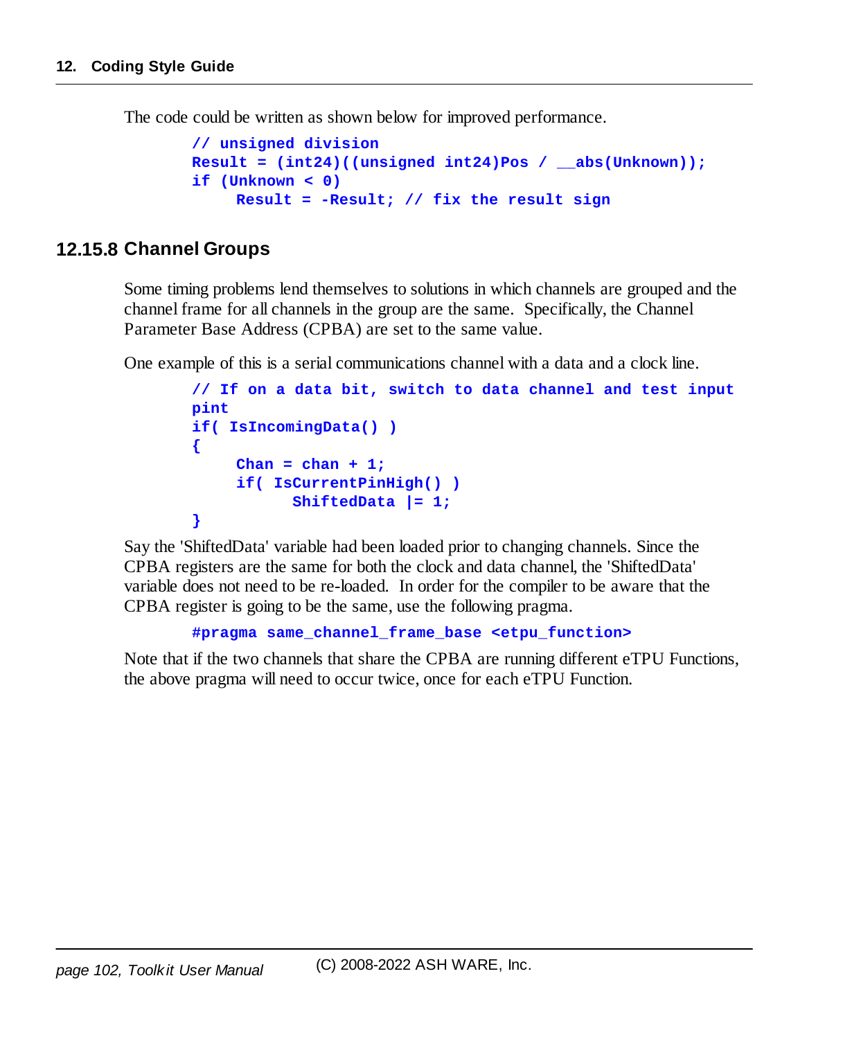The code could be written as shown below for improved performance.

```
// unsigned division
Result = (int24)((unsigned int24)Pos / __abs(Unknown));
if (Unknown < 0)
     Result = -Result; // fix the result sign
```

### 12.15.8 Channel Groups

Some timing problems lend themselves to solutions in which channels are grouped and the channel frame for all channels in the group are the same. Specifically, the Channel Parameter Base Address (CPBA) are set to the same value.

One example of this is a serial communications channel with a data and a clock line.

```
// If on a data bit, switch to data channel and test input
pint
if( IsIncomingData() )
{
     Chan = chan + 1;
     if( IsCurrentPinHigh() )
           ShiftedData |= 1;
}
```

Say the 'ShiftedData' variable had been loaded prior to changing channels. Since the CPBA registers are the same for both the clock and data channel, the 'ShiftedData' variable does not need to be re-loaded. In order for the compiler to be aware that the CPBA register is going to be the same, use the following pragma.

```
#pragma same_channel_frame_base <etpu_function>
```

Note that if the two channels that share the CPBA are running different eTPU Functions, the above pragma will need to occur twice, once for each eTPU Function.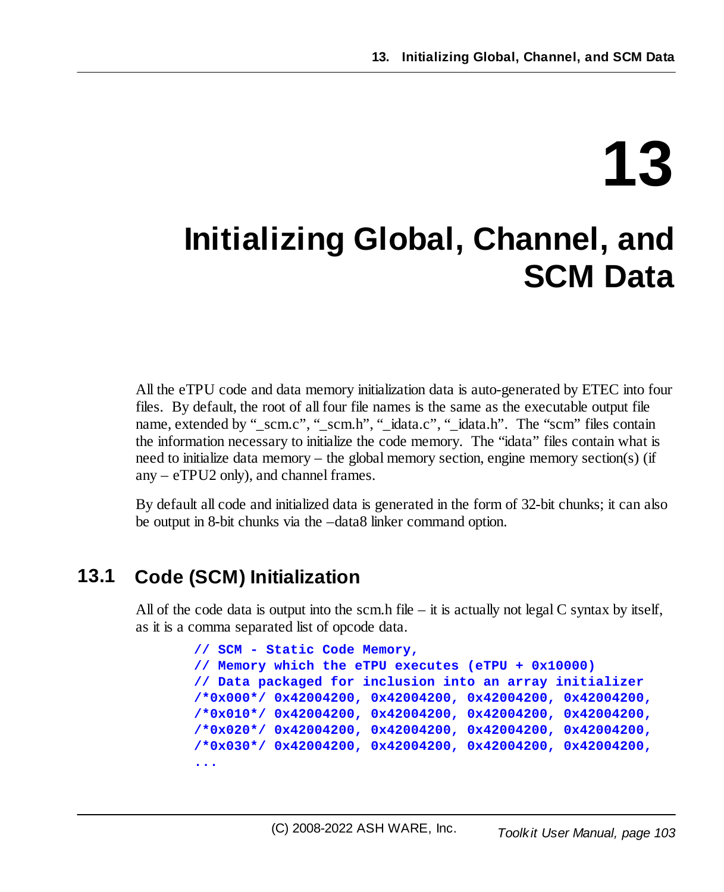# 13 Initializing Global, Channel, and SCM Data

All the eTPU code and data memory initialization data is auto-generated by ETEC into four files. By default, the root of all four file names is the same as the executable output file name, extended by "_scm.c", "_scm.h", "_idata.c", "_idata.h". The "scm" files contain the information necessary to initialize the code memory. The "idata" files contain what is need to initialize data memory – the global memory section, engine memory section(s) (if any – eTPU2 only), and channel frames.

By default all code and initialized data is generated in the form of 32-bit chunks; it can also be output in 8-bit chunks via the –data8 linker command option.

## 13.1 Code (SCM) Initialization

All of the code data is output into the scm.h file – it is actually not legal C syntax by itself, as it is a comma separated list of opcode data.

```
// SCM - Static Code Memory,
// Memory which the eTPU executes (eTPU + 0x10000)
// Data packaged for inclusion into an array initializer
/*0x000*/ 0x42004200, 0x42004200, 0x42004200, 0x42004200,
/*0x010*/ 0x42004200, 0x42004200, 0x42004200, 0x42004200,
/*0x020*/ 0x42004200, 0x42004200, 0x42004200, 0x42004200,
/*0x030*/ 0x42004200, 0x42004200, 0x42004200, 0x42004200,
...
```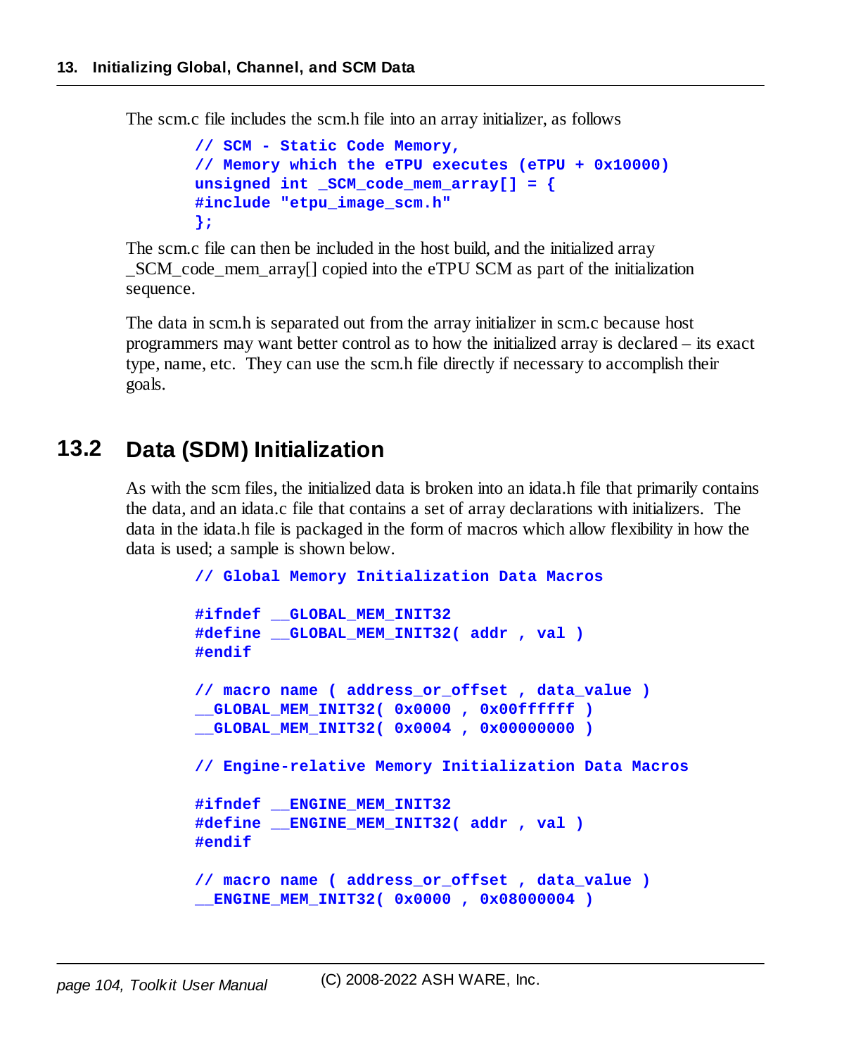The scm.c file includes the scm.h file into an array initializer, as follows

```
// SCM - Static Code Memory,
// Memory which the eTPU executes (eTPU + 0x10000)
unsigned int _SCM_code_mem_array[] = {
#include "etpu_image_scm.h"
};
```

The scm.c file can then be included in the host build, and the initialized array _SCM_code_mem_array[] copied into the eTPU SCM as part of the initialization sequence.

The data in scm.h is separated out from the array initializer in scm.c because host programmers may want better control as to how the initialized array is declared – its exact type, name, etc. They can use the scm.h file directly if necessary to accomplish their goals.

## 13.2 Data (SDM) Initialization

As with the scm files, the initialized data is broken into an idata.h file that primarily contains the data, and an idata.c file that contains a set of array declarations with initializers. The data in the idata.h file is packaged in the form of macros which allow flexibility in how the data is used; a sample is shown below.

```
// Global Memory Initialization Data Macros

#ifndef __GLOBAL_MEM_INIT32
#define __GLOBAL_MEM_INIT32( addr , val )
#endif

// macro name ( address_or_offset , data_value )
__GLOBAL_MEM_INIT32( 0x0000 , 0x00ffffff )
__GLOBAL_MEM_INIT32( 0x0004 , 0x00000000 )

// Engine-relative Memory Initialization Data Macros

#ifndef __ENGINE_MEM_INIT32
#define __ENGINE_MEM_INIT32( addr , val )
#endif

// macro name ( address_or_offset , data_value )
__ENGINE_MEM_INIT32( 0x0000 , 0x08000004 )
```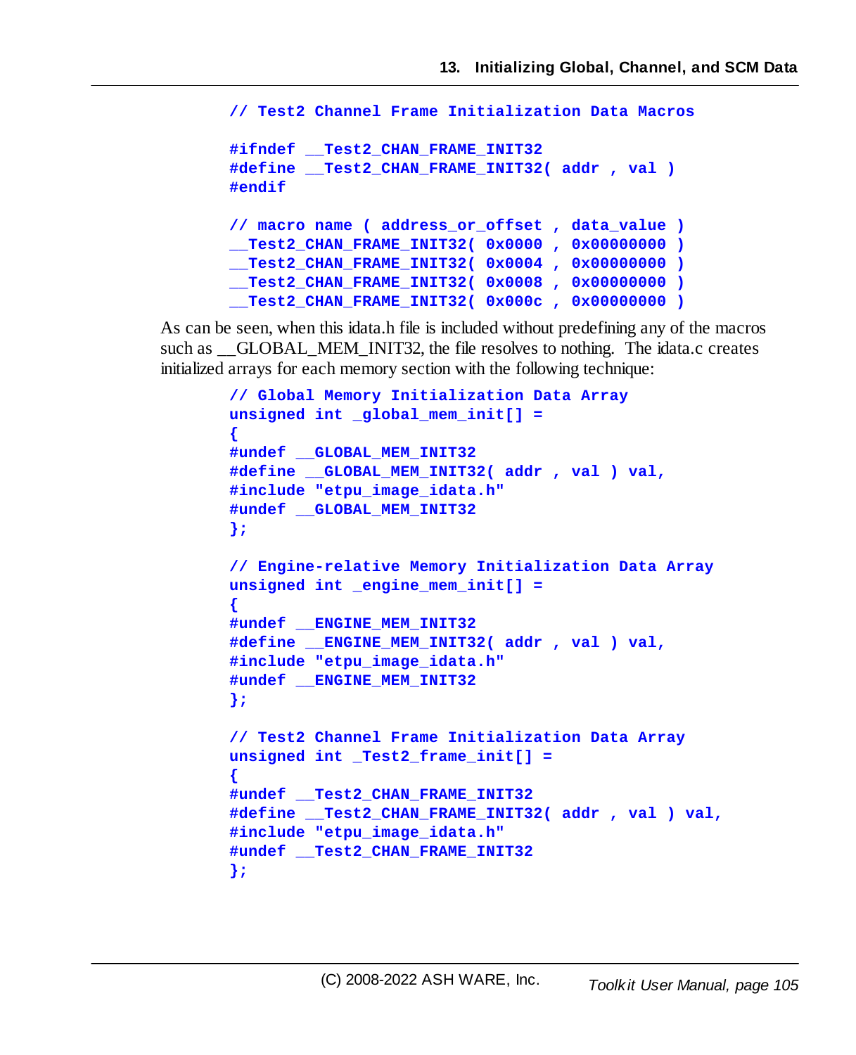```
// Test2 Channel Frame Initialization Data Macros

#ifndef __Test2_CHAN_FRAME_INIT32
#define __Test2_CHAN_FRAME_INIT32( addr , val )
#endif

// macro name ( address_or_offset , data_value )
__Test2_CHAN_FRAME_INIT32( 0x0000 , 0x00000000 )
__Test2_CHAN_FRAME_INIT32( 0x0004 , 0x00000000 )
__Test2_CHAN_FRAME_INIT32( 0x0008 , 0x00000000 )
__Test2_CHAN_FRAME_INIT32( 0x000c , 0x00000000 )
```

As can be seen, when this idata.h file is included without predefining any of the macros such as __GLOBAL_MEM_INIT32, the file resolves to nothing. The idata.c creates initialized arrays for each memory section with the following technique:

```
// Global Memory Initialization Data Array
unsigned int _global_mem_init[] =
{
#undef __GLOBAL_MEM_INIT32
#define __GLOBAL_MEM_INIT32( addr , val ) val,
#include "etpu_image_idata.h"
#undef __GLOBAL_MEM_INIT32
};

// Engine-relative Memory Initialization Data Array
unsigned int _engine_mem_init[] =
{
#undef __ENGINE_MEM_INIT32
#define __ENGINE_MEM_INIT32( addr , val ) val,
#include "etpu_image_idata.h"
#undef __ENGINE_MEM_INIT32
};

// Test2 Channel Frame Initialization Data Array
unsigned int _Test2_frame_init[] =
{
#undef __Test2_CHAN_FRAME_INIT32
#define __Test2_CHAN_FRAME_INIT32( addr , val ) val,
#include "etpu_image_idata.h"
#undef __Test2_CHAN_FRAME_INIT32
};
```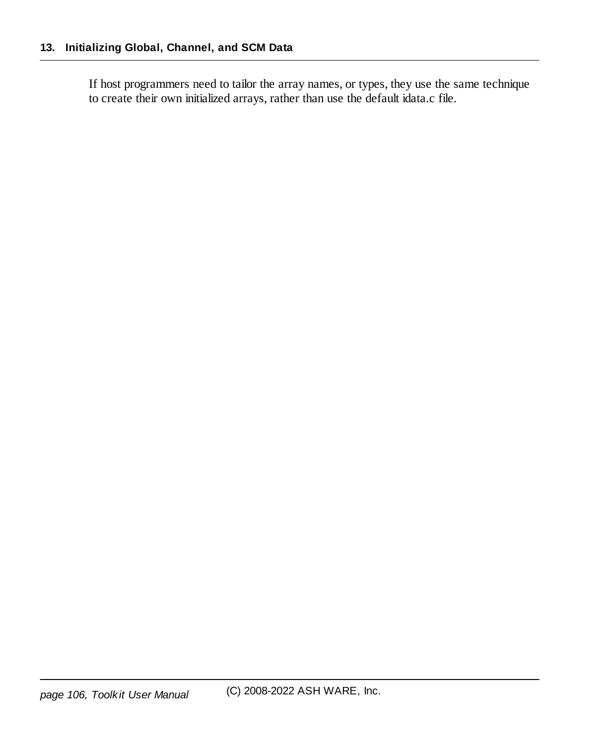If host programmers need to tailor the array names, or types, they use the same technique to create their own initialized arrays, rather than use the default idata.c file.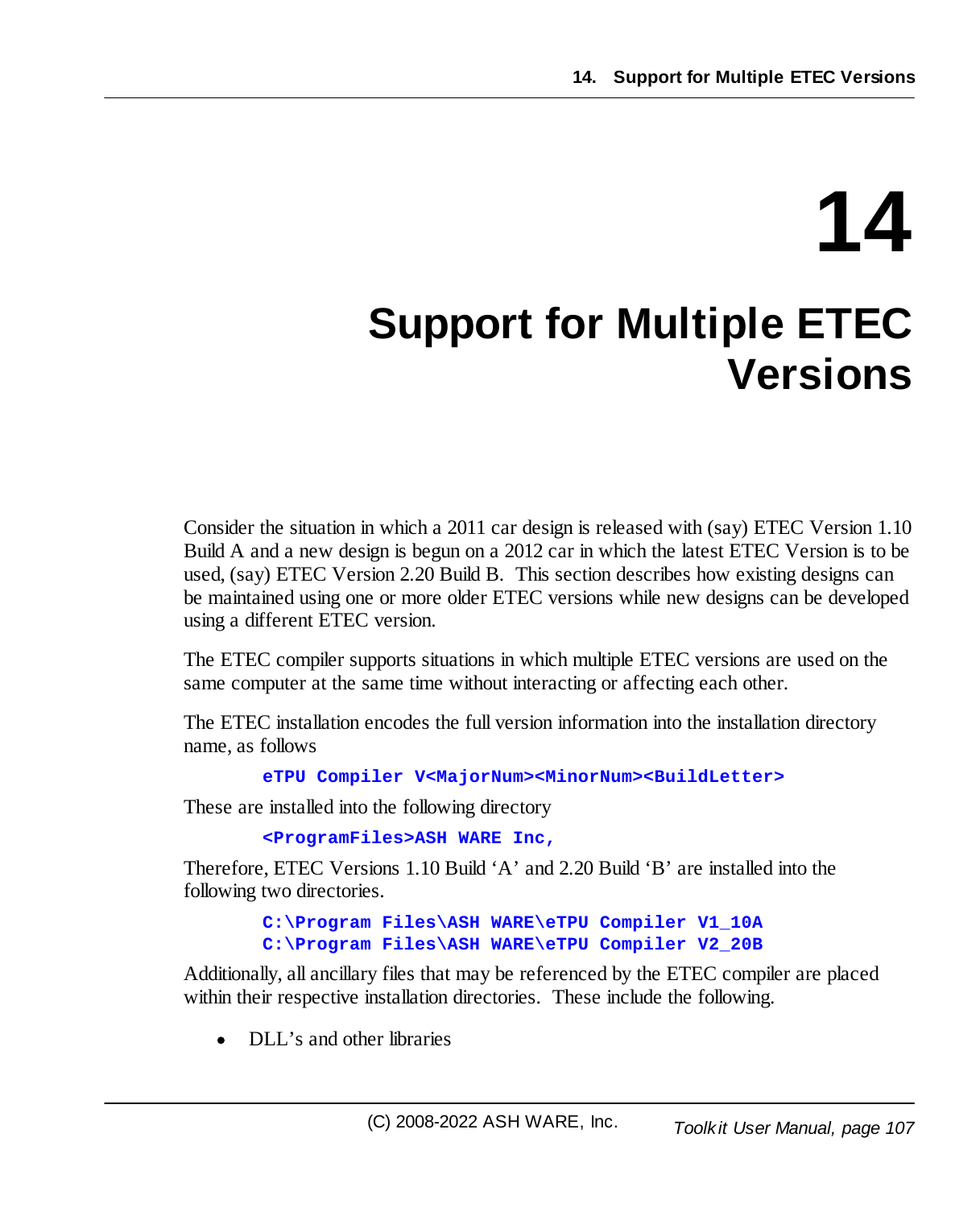# 14 Support for Multiple ETEC Versions

Consider the situation in which a 2011 car design is released with (say) ETEC Version 1.10 Build A and a new design is begun on a 2012 car in which the latest ETEC Version is to be used, (say) ETEC Version 2.20 Build B. This section describes how existing designs can be maintained using one or more older ETEC versions while new designs can be developed using a different ETEC version.

The ETEC compiler supports situations in which multiple ETEC versions are used on the same computer at the same time without interacting or affecting each other.

The ETEC installation encodes the full version information into the installation directory name, as follows

```
eTPU Compiler V<MajorNum><MinorNum><BuildLetter>
```

These are installed into the following directory

```
<ProgramFiles>ASH WARE Inc,
```

Therefore, ETEC Versions 1.10 Build 'A' and 2.20 Build 'B' are installed into the following two directories.

```
C:\Program Files\ASH WARE\eTPU Compiler V1_10A
C:\Program Files\ASH WARE\eTPU Compiler V2_20B
```

Additionally, all ancillary files that may be referenced by the ETEC compiler are placed within their respective installation directories. These include the following.

- DLL's and other libraries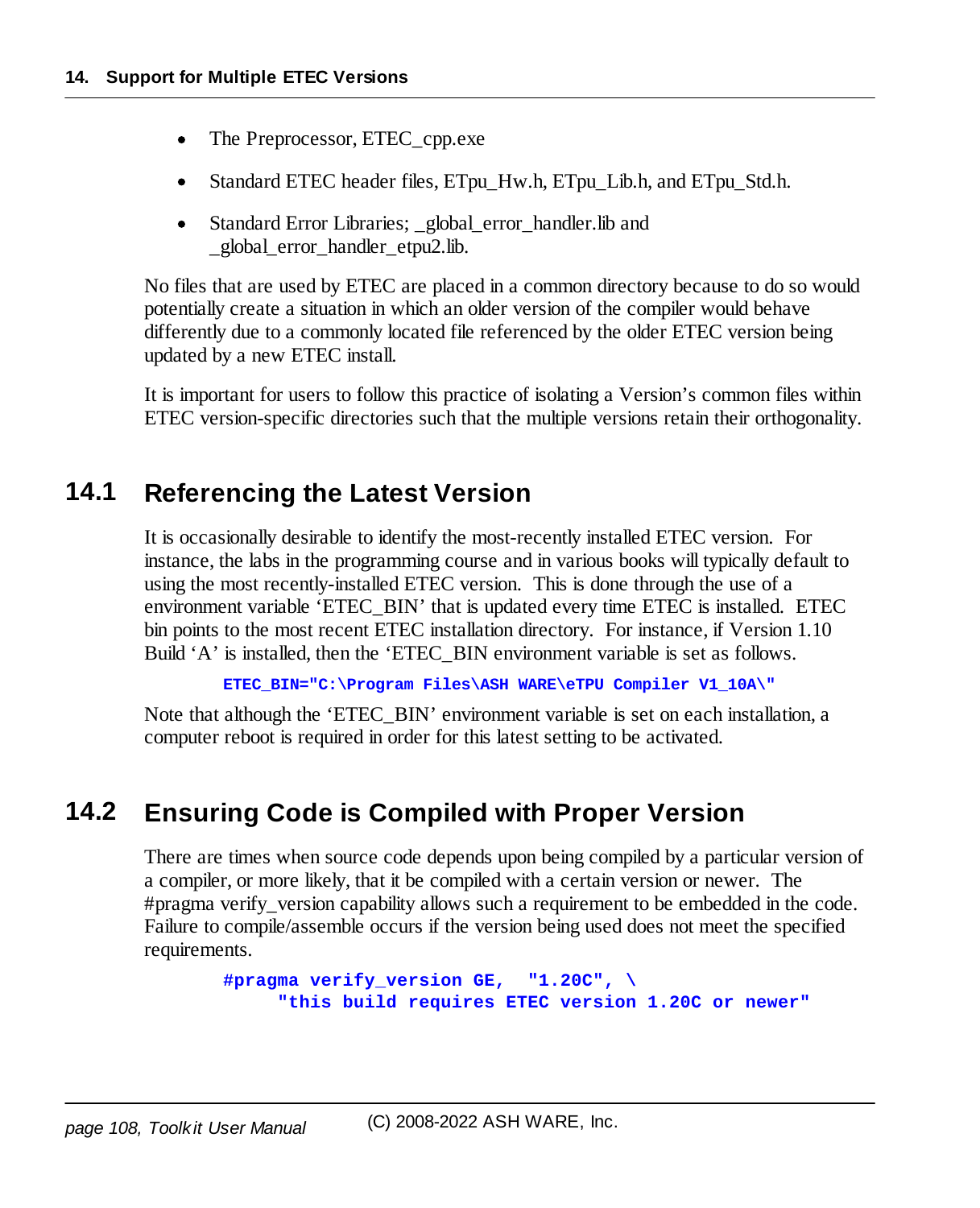- The Preprocessor, ETEC_cpp.exe
- Standard ETEC header files, ETpu_Hw.h, ETpu_Lib.h, and ETpu_Std.h.
- Standard Error Libraries; _global_error_handler.lib and _global_error_handler_etpu2.lib.

No files that are used by ETEC are placed in a common directory because to do so would potentially create a situation in which an older version of the compiler would behave differently due to a commonly located file referenced by the older ETEC version being updated by a new ETEC install.

It is important for users to follow this practice of isolating a Version's common files within ETEC version-specific directories such that the multiple versions retain their orthogonality.

## 14.1 Referencing the Latest Version

It is occasionally desirable to identify the most-recently installed ETEC version. For instance, the labs in the programming course and in various books will typically default to using the most recently-installed ETEC version. This is done through the use of a environment variable 'ETEC_BIN' that is updated every time ETEC is installed. ETEC bin points to the most recent ETEC installation directory. For instance, if Version 1.10 Build 'A' is installed, then the 'ETEC_BIN environment variable is set as follows.

```
ETEC_BIN="C:\Program Files\ASH WARE\eTPU Compiler V1_10A\"
```

Note that although the 'ETEC_BIN' environment variable is set on each installation, a computer reboot is required in order for this latest setting to be activated.

## 14.2 Ensuring Code is Compiled with Proper Version

There are times when source code depends upon being compiled by a particular version of a compiler, or more likely, that it be compiled with a certain version or newer. The #pragma verify_version capability allows such a requirement to be embedded in the code. Failure to compile/assemble occurs if the version being used does not meet the specified requirements.

```
#pragma verify_version GE,  "1.20C", \
    "this build requires ETEC version 1.20C or newer"
```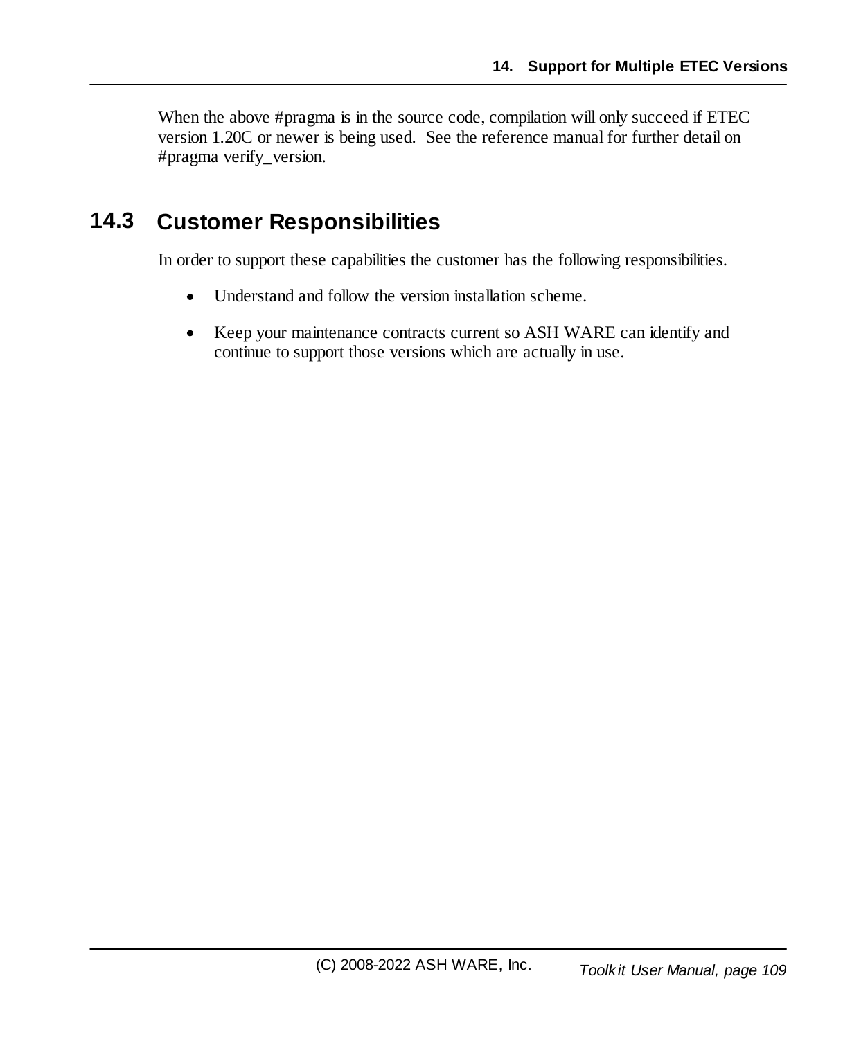When the above #pragma is in the source code, compilation will only succeed if ETEC version 1.20C or newer is being used. See the reference manual for further detail on #pragma verify_version.

## 14.3 Customer Responsibilities

In order to support these capabilities the customer has the following responsibilities.

- Understand and follow the version installation scheme.
- Keep your maintenance contracts current so ASH WARE can identify and continue to support those versions which are actually in use.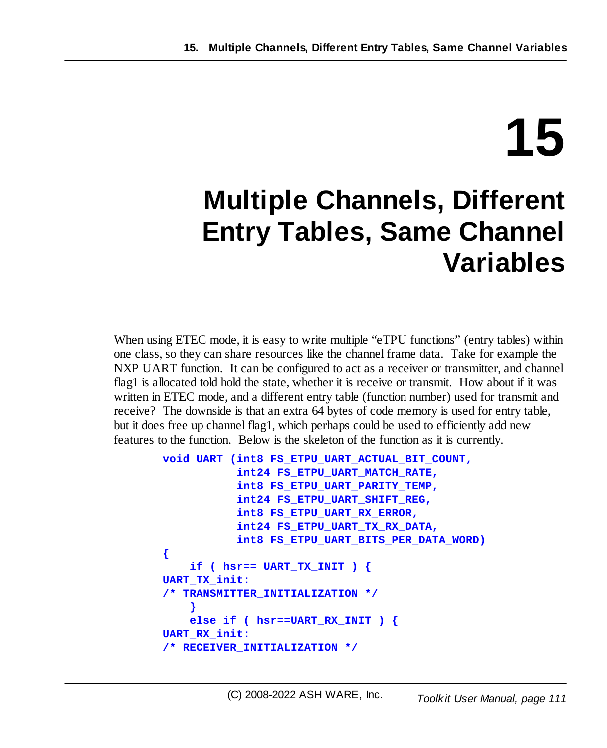# 15 Multiple Channels, Different Entry Tables, Same Channel Variables

When using ETEC mode, it is easy to write multiple “eTPU functions” (entry tables) within one class, so they can share resources like the channel frame data. Take for example the NXP UART function. It can be configured to act as a receiver or transmitter, and channel flag1 is allocated told hold the state, whether it is receive or transmit. How about if it was written in ETEC mode, and a different entry table (function number) used for transmit and receive? The downside is that an extra 64 bytes of code memory is used for entry table, but it does free up channel flag1, which perhaps could be used to efficiently add new features to the function. Below is the skeleton of the function as it is currently.

```
void UART (int8 FS_ETPU_UART_ACTUAL_BIT_COUNT,
           int24 FS_ETPU_UART_MATCH_RATE,
           int8 FS_ETPU_UART_PARITY_TEMP,
           int24 FS_ETPU_UART_SHIFT_REG,
           int8 FS_ETPU_UART_RX_ERROR,
           int24 FS_ETPU_UART_TX_RX_DATA,
           int8 FS_ETPU_UART_BITS_PER_DATA_WORD)
{
    if ( hsr== UART_TX_INIT ) {
UART_TX_init:
/* TRANSMITTER_INITIALIZATION */
    }
    else if ( hsr==UART_RX_INIT ) {
UART_RX_init:
/* RECEIVER_INITIALIZATION */
```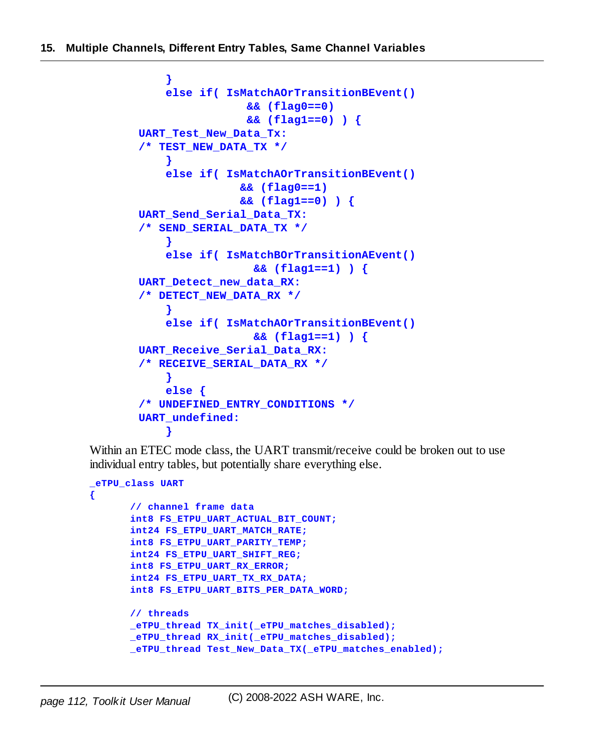```
            }
            else if( IsMatchAOrTransitionBEvent()
                        && (flag0==0)
                        && (flag1==0) ) {
        UART_Test_New_Data_Tx:
        /* TEST_NEW_DATA_TX */
            }
            else if( IsMatchAOrTransitionBEvent()
                       && (flag0==1)
                       && (flag1==0) ) {
        UART_Send_Serial_Data_TX:
        /* SEND_SERIAL_DATA_TX */
            }
            else if( IsMatchBOrTransitionAEvent()
                         && (flag1==1) ) {
        UART_Detect_new_data_RX:
        /* DETECT_NEW_DATA_RX */
            }
            else if( IsMatchAOrTransitionBEvent()
                         && (flag1==1) ) {
        UART_Receive_Serial_Data_RX:
        /* RECEIVE_SERIAL_DATA_RX */
            }
            else {
        /* UNDEFINED_ENTRY_CONDITIONS */
        UART_undefined:
            }
```

Within an ETEC mode class, the UART transmit/receive could be broken out to use individual entry tables, but potentially share everything else.

```
_eTPU_class UART
{
       // channel frame data
       int8 FS_ETPU_UART_ACTUAL_BIT_COUNT;
       int24 FS_ETPU_UART_MATCH_RATE;
       int8 FS_ETPU_UART_PARITY_TEMP;
       int24 FS_ETPU_UART_SHIFT_REG;
       int8 FS_ETPU_UART_RX_ERROR;
       int24 FS_ETPU_UART_TX_RX_DATA;
       int8 FS_ETPU_UART_BITS_PER_DATA_WORD;

       // threads
       _eTPU_thread TX_init(_eTPU_matches_disabled);
       _eTPU_thread RX_init(_eTPU_matches_disabled);
       _eTPU_thread Test_New_Data_TX(_eTPU_matches_enabled);
```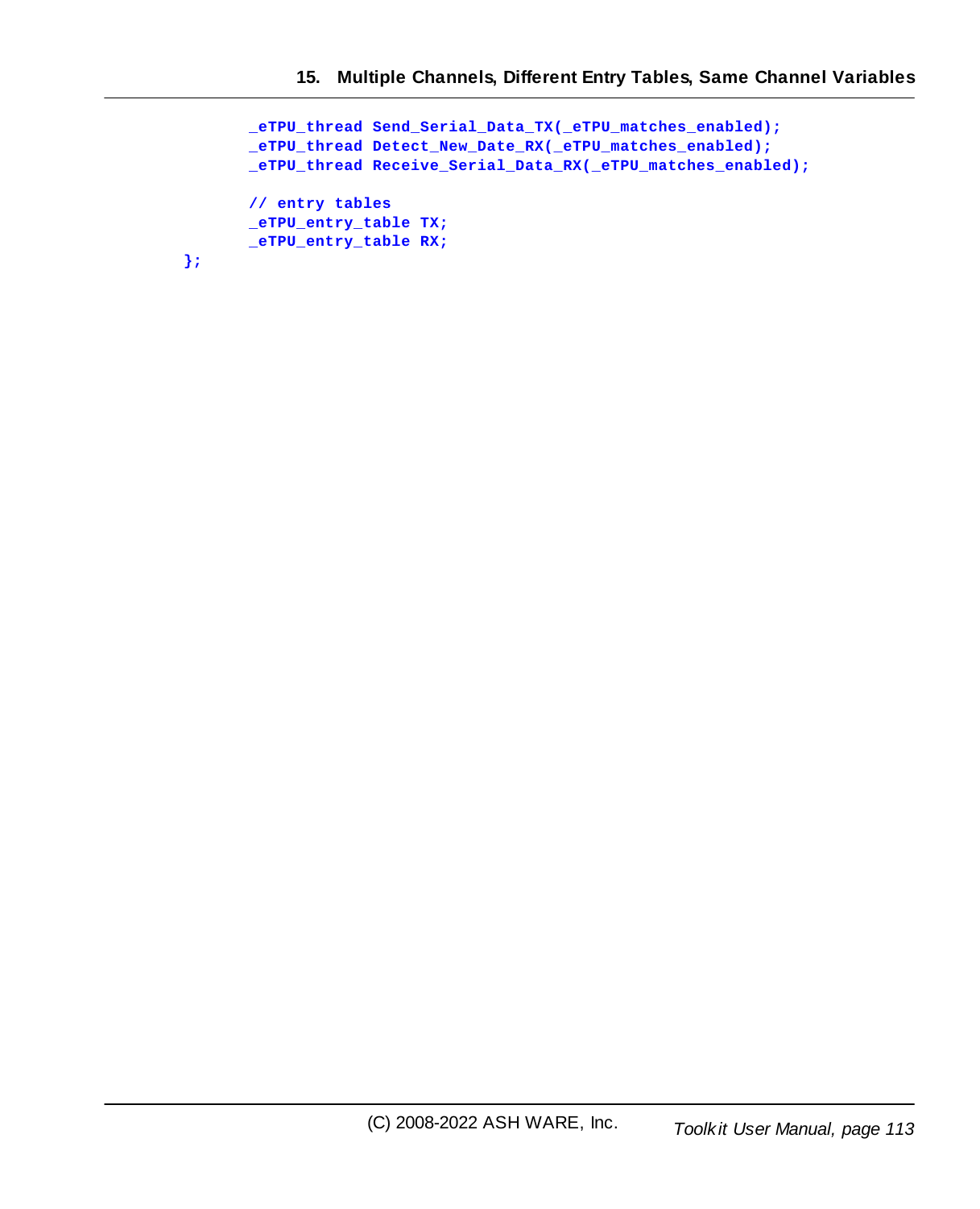```
        _eTPU_thread Send_Serial_Data_TX(_eTPU_matches_enabled);
        _eTPU_thread Detect_New_Date_RX(_eTPU_matches_enabled);
        _eTPU_thread Receive_Serial_Data_RX(_eTPU_matches_enabled);

        // entry tables
        _eTPU_entry_table TX;
        _eTPU_entry_table RX;
};
```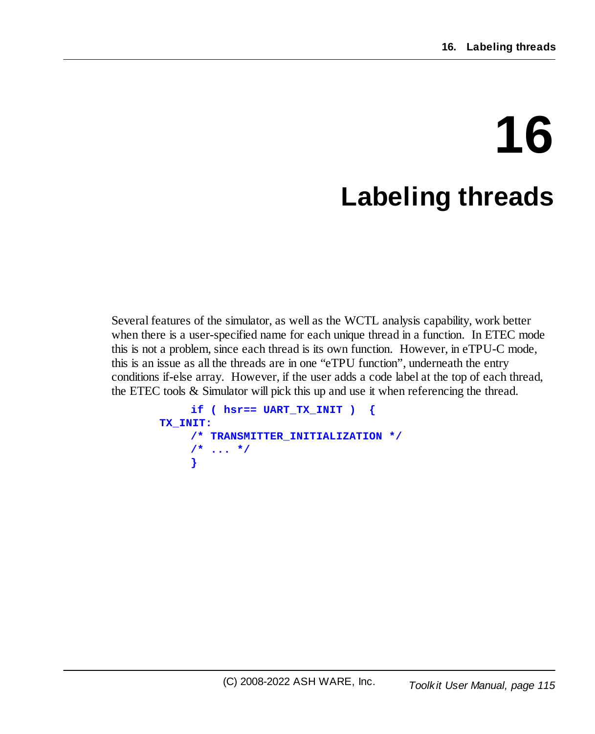# 16 Labeling threads

Several features of the simulator, as well as the WCTL analysis capability, work better when there is a user-specified name for each unique thread in a function. In ETEC mode this is not a problem, since each thread is its own function. However, in eTPU-C mode, this is an issue as all the threads are in one “eTPU function”, underneath the entry conditions if-else array. However, if the user adds a code label at the top of each thread, the ETEC tools & Simulator will pick this up and use it when referencing the thread.

```
     if ( hsr== UART_TX_INIT )  {
TX_INIT:
     /* TRANSMITTER_INITIALIZATION */
     /* ... */
     }
```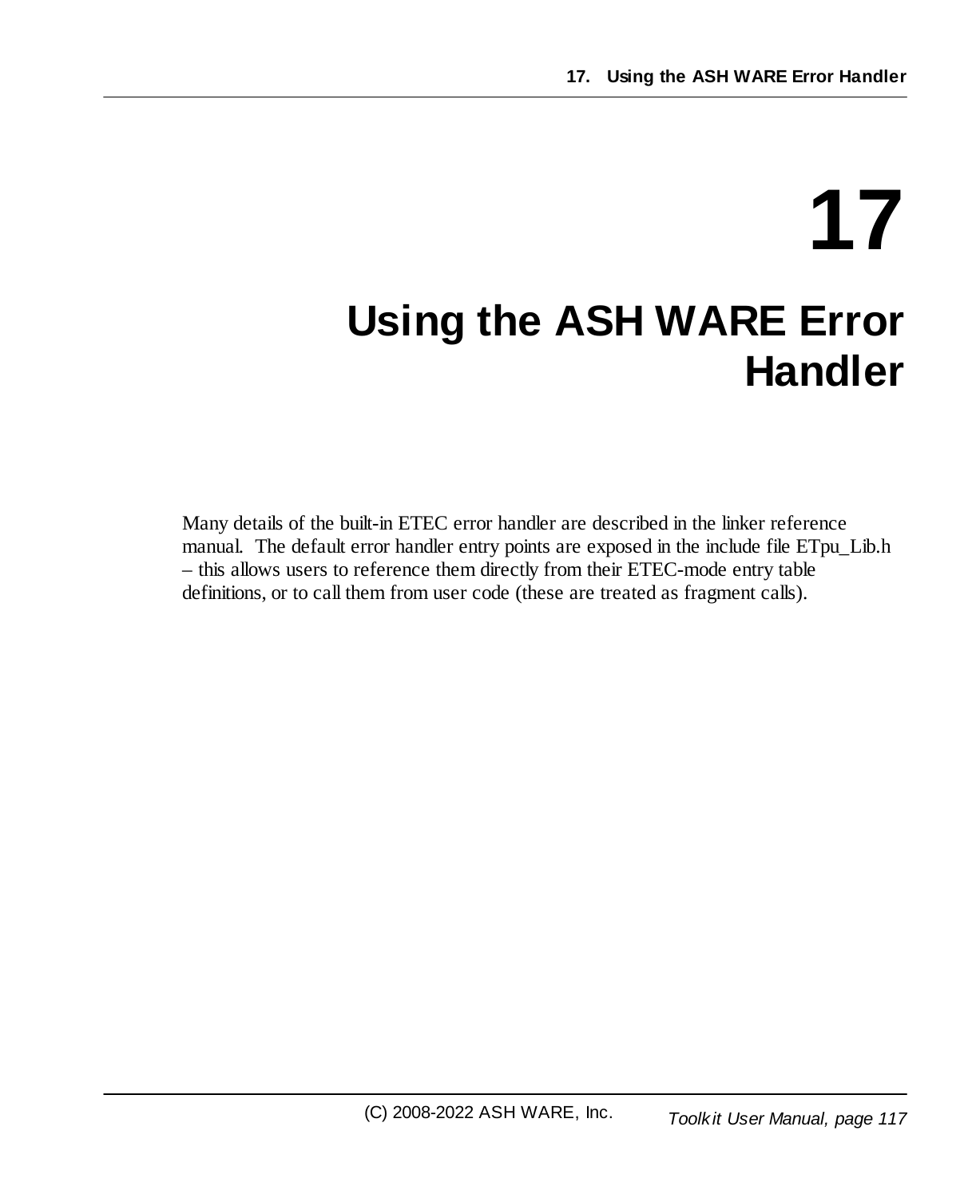# 17 Using the ASH WARE Error Handler

Many details of the built-in ETEC error handler are described in the linker reference manual. The default error handler entry points are exposed in the include file ETpu_Lib.h – this allows users to reference them directly from their ETEC-mode entry table definitions, or to call them from user code (these are treated as fragment calls).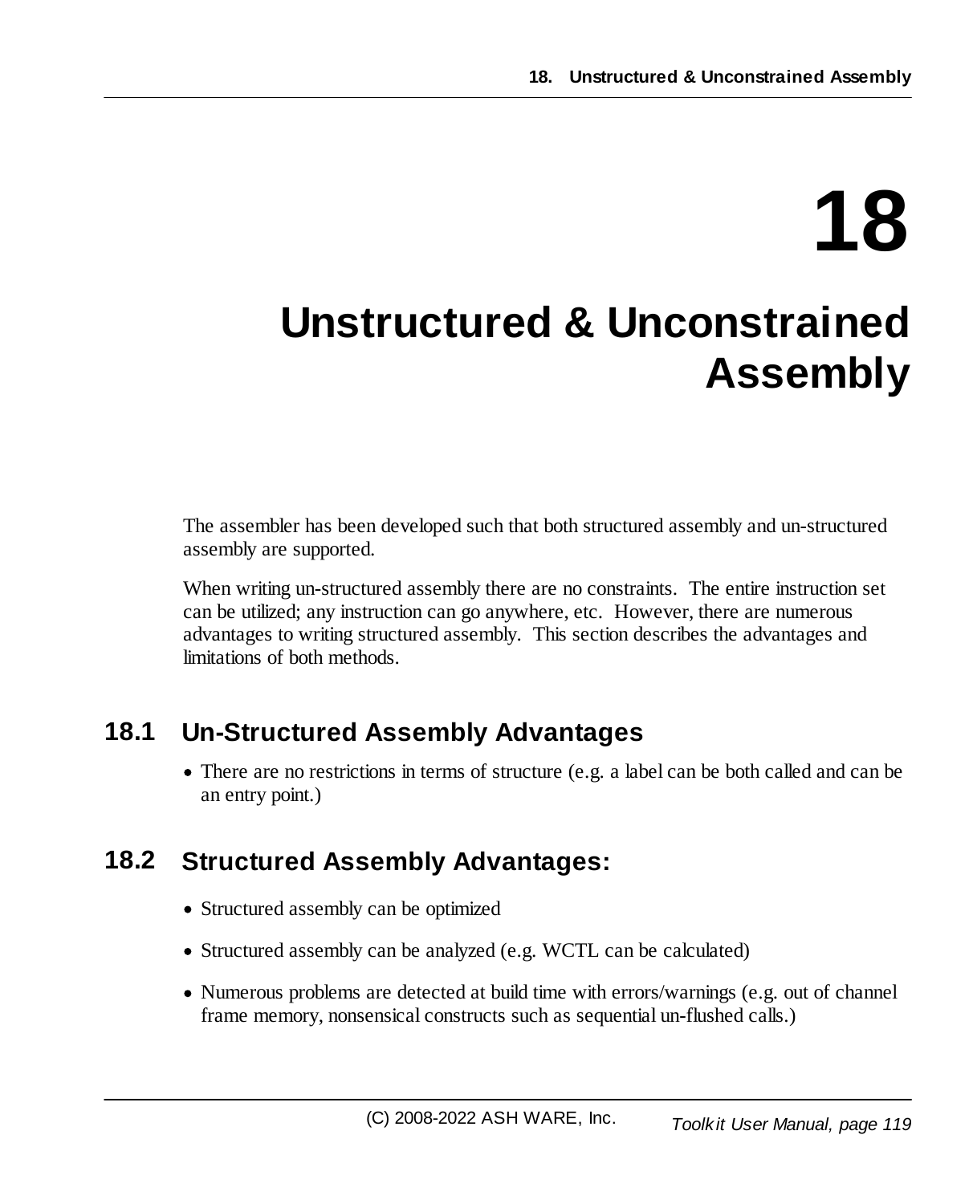# 18 Unstructured & Unconstrained Assembly

The assembler has been developed such that both structured assembly and un-structured assembly are supported.

When writing un-structured assembly there are no constraints. The entire instruction set can be utilized; any instruction can go anywhere, etc. However, there are numerous advantages to writing structured assembly. This section describes the advantages and limitations of both methods.

## 18.1 Un-Structured Assembly Advantages

- There are no restrictions in terms of structure (e.g. a label can be both called and can be an entry point.)

## 18.2 Structured Assembly Advantages:

- Structured assembly can be optimized
- Structured assembly can be analyzed (e.g. WCTL can be calculated)
- Numerous problems are detected at build time with errors/warnings (e.g. out of channel frame memory, nonsensical constructs such as sequential un-flushed calls.)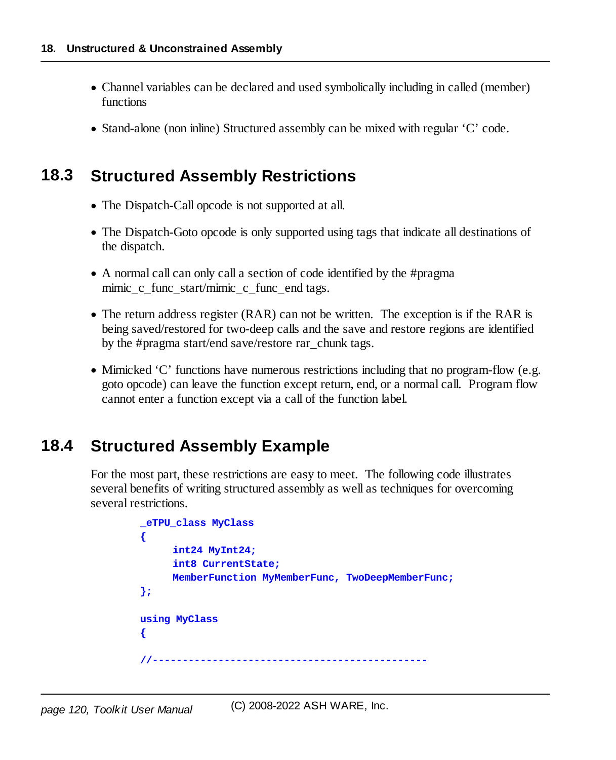- Channel variables can be declared and used symbolically including in called (member) functions
- Stand-alone (non inline) Structured assembly can be mixed with regular 'C' code.

## 18.3 Structured Assembly Restrictions

- The Dispatch-Call opcode is not supported at all.
- The Dispatch-Goto opcode is only supported using tags that indicate all destinations of the dispatch.
- A normal call can only call a section of code identified by the #pragma mimic_c_func_start/mimic_c_func_end tags.
- The return address register (RAR) can not be written. The exception is if the RAR is being saved/restored for two-deep calls and the save and restore regions are identified by the #pragma start/end save/restore rar_chunk tags.
- Mimicked 'C' functions have numerous restrictions including that no program-flow (e.g. goto opcode) can leave the function except return, end, or a normal call. Program flow cannot enter a function except via a call of the function label.

## 18.4 Structured Assembly Example

For the most part, these restrictions are easy to meet. The following code illustrates several benefits of writing structured assembly as well as techniques for overcoming several restrictions.

```
_eTPU_class MyClass
{
     int24 MyInt24;
     int8 CurrentState;
     MemberFunction MyMemberFunc, TwoDeepMemberFunc;
};

using MyClass
{

//---------------------------------------------
```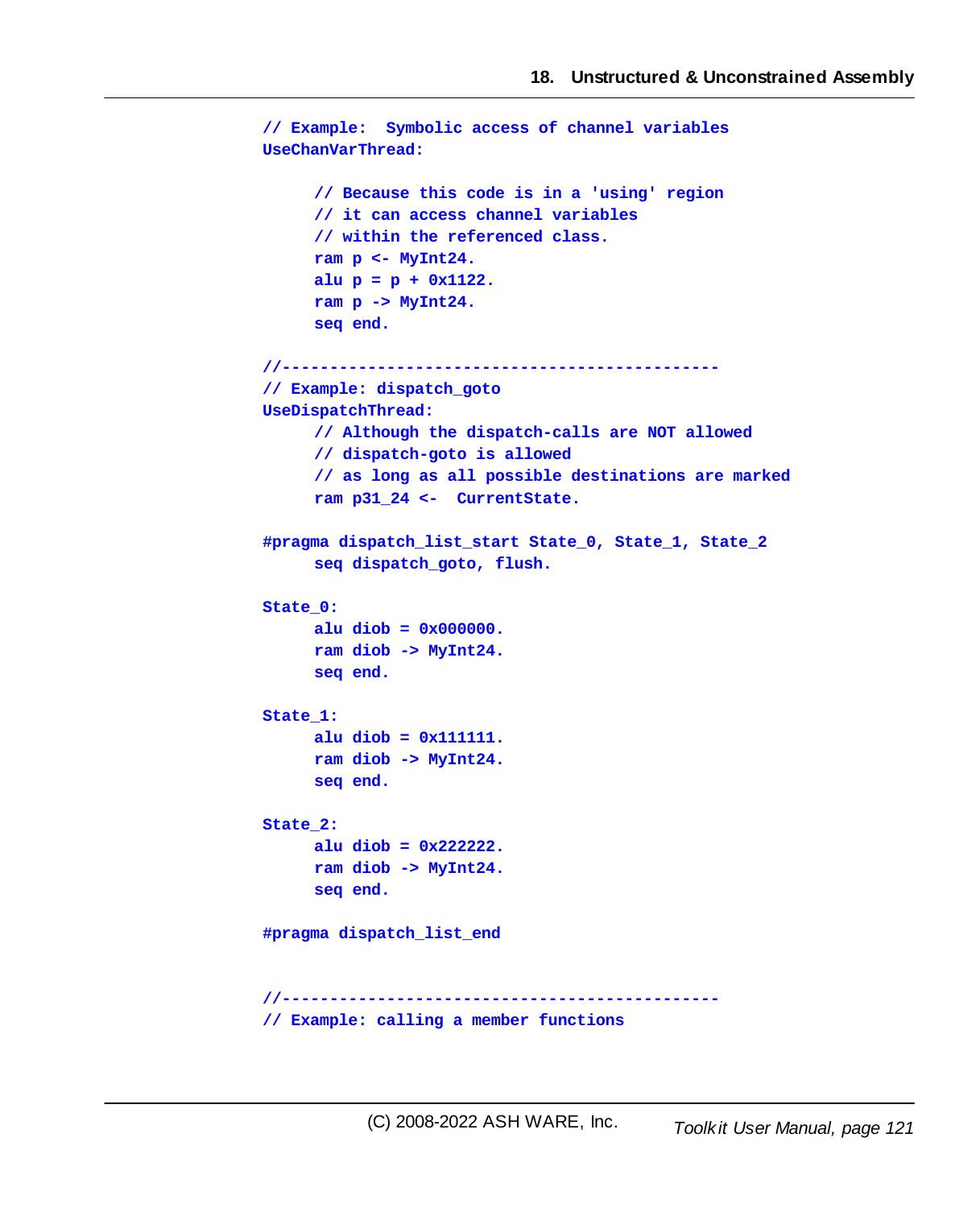```
// Example:  Symbolic access of channel variables
UseChanVarThread:

     // Because this code is in a 'using' region
     // it can access channel variables
     // within the referenced class.
     ram p <- MyInt24.
     alu p = p + 0x1122.
     ram p -> MyInt24.
     seq end.

//----------------------------------------------
// Example: dispatch_goto
UseDispatchThread:
     // Although the dispatch-calls are NOT allowed
     // dispatch-goto is allowed
     // as long as all possible destinations are marked
     ram p31_24 <-  CurrentState.

#pragma dispatch_list_start State_0, State_1, State_2
     seq dispatch_goto, flush.

State_0:
     alu diob = 0x000000.
     ram diob -> MyInt24.
     seq end.

State_1:
     alu diob = 0x111111.
     ram diob -> MyInt24.
     seq end.

State_2:
     alu diob = 0x222222.
     ram diob -> MyInt24.
     seq end.

#pragma dispatch_list_end


//----------------------------------------------
// Example: calling a member functions
```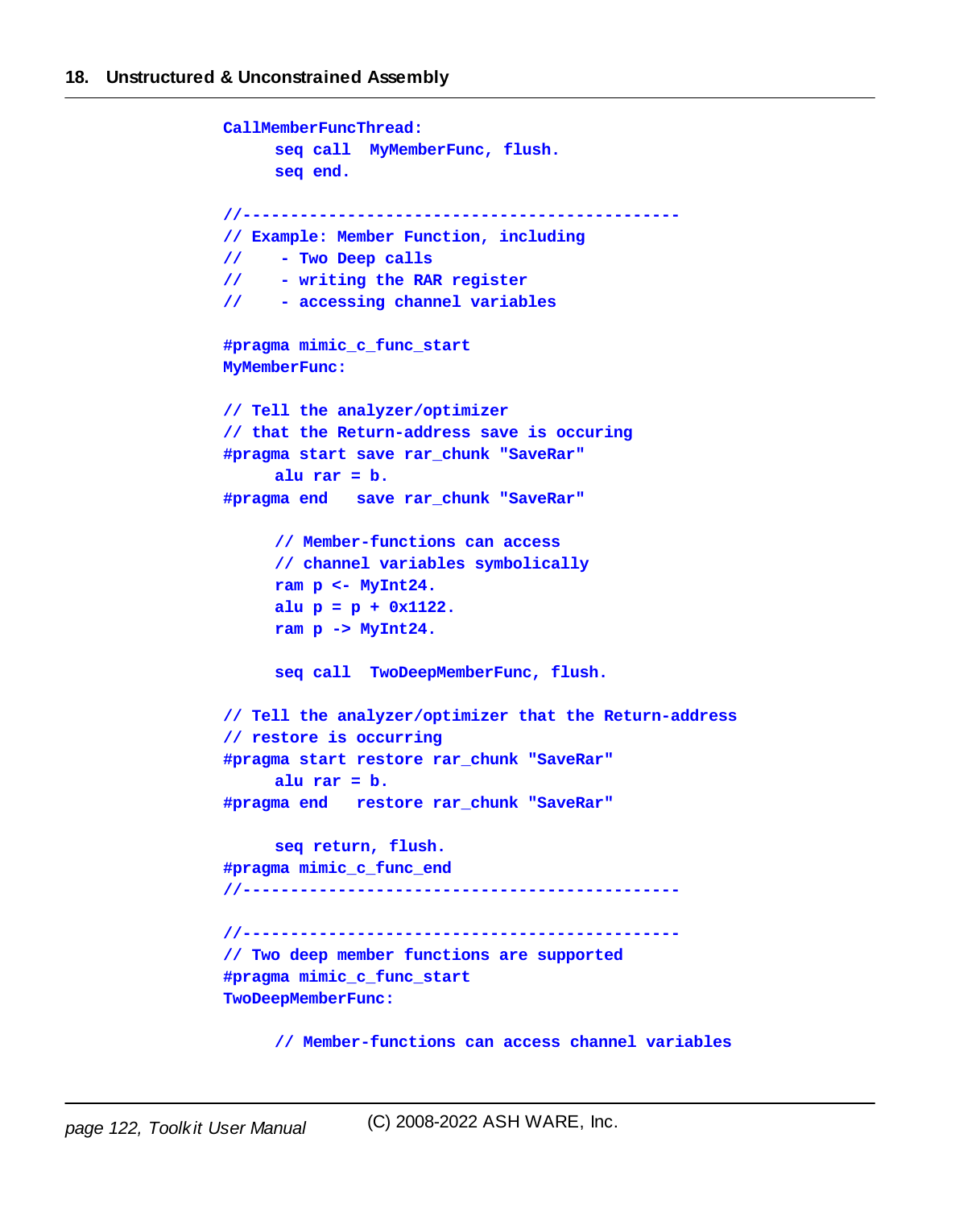```
CallMemberFuncThread:
     seq call  MyMemberFunc, flush.
     seq end.

//----------------------------------------------
// Example: Member Function, including
//    - Two Deep calls
//    - writing the RAR register
//    - accessing channel variables

#pragma mimic_c_func_start
MyMemberFunc:

// Tell the analyzer/optimizer
// that the Return-address save is occuring
#pragma start save rar_chunk "SaveRar"
     alu rar = b.
#pragma end   save rar_chunk "SaveRar"

     // Member-functions can access
     // channel variables symbolically
     ram p <- MyInt24.
     alu p = p + 0x1122.
     ram p -> MyInt24.

     seq call  TwoDeepMemberFunc, flush.

// Tell the analyzer/optimizer that the Return-address
// restore is occurring
#pragma start restore rar_chunk "SaveRar"
     alu rar = b.
#pragma end   restore rar_chunk "SaveRar"

     seq return, flush.
#pragma mimic_c_func_end
//----------------------------------------------

//----------------------------------------------
// Two deep member functions are supported
#pragma mimic_c_func_start
TwoDeepMemberFunc:

     // Member-functions can access channel variables
```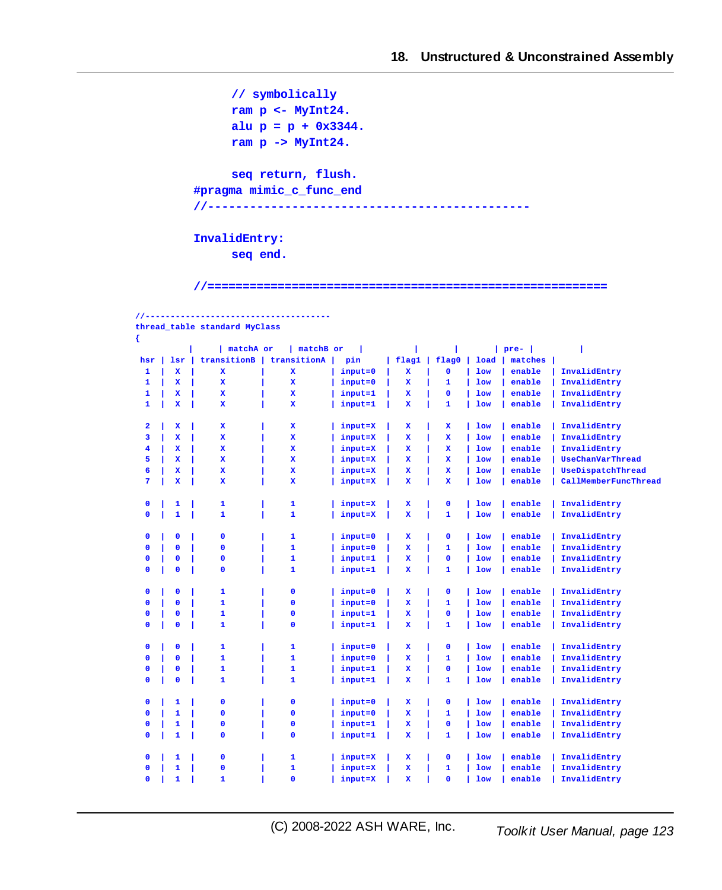```
        // symbolically
        ram p <- MyInt24.
        alu p = p + 0x3344.
        ram p -> MyInt24.

        seq return, flush.
    #pragma mimic_c_func_end
    //---------------------------------------------

    InvalidEntry:
        seq end.

    //=========================================================
```

```
//-----------------------------------
thread_table standard MyClass
{
         |     | matchA or   | matchB or   |          |       |       | pre-  |        |
 hsr | lsr | transitionB | transitionA |  pin      | flag1 | flag0 | load | matches |
  1  |  x  |      x      |      x      | input=0  |   x   |   0   | low  | enable  | InvalidEntry
  1  |  x  |      x      |      x      | input=0  |   x   |   1   | low  | enable  | InvalidEntry
  1  |  x  |      x      |      x      | input=1  |   x   |   0   | low  | enable  | InvalidEntry
  1  |  x  |      x      |      x      | input=1  |   x   |   1   | low  | enable  | InvalidEntry

  2  |  x  |      x      |      x      | input=X  |   x   |   x   | low  | enable  | InvalidEntry
  3  |  x  |      x      |      x      | input=X  |   x   |   x   | low  | enable  | InvalidEntry
  4  |  x  |      x      |      x      | input=X  |   x   |   x   | low  | enable  | InvalidEntry
  5  |  x  |      x      |      x      | input=X  |   x   |   x   | low  | enable  | UseChanVarThread
  6  |  x  |      x      |      x      | input=X  |   x   |   x   | low  | enable  | UseDispatchThread
  7  |  x  |      x      |      x      | input=X  |   x   |   x   | low  | enable  | CallMemberFuncThread

  0  |  1  |      1      |      1      | input=X  |   x   |   0   | low  | enable  | InvalidEntry
  0  |  1  |      1      |      1      | input=X  |   x   |   1   | low  | enable  | InvalidEntry

  0  |  0  |      0      |      1      | input=0  |   x   |   0   | low  | enable  | InvalidEntry
  0  |  0  |      0      |      1      | input=0  |   x   |   1   | low  | enable  | InvalidEntry
  0  |  0  |      0      |      1      | input=1  |   x   |   0   | low  | enable  | InvalidEntry
  0  |  0  |      0      |      1      | input=1  |   x   |   1   | low  | enable  | InvalidEntry

  0  |  0  |      1      |      0      | input=0  |   x   |   0   | low  | enable  | InvalidEntry
  0  |  0  |      1      |      0      | input=0  |   x   |   1   | low  | enable  | InvalidEntry
  0  |  0  |      1      |      0      | input=1  |   x   |   0   | low  | enable  | InvalidEntry
  0  |  0  |      1      |      0      | input=1  |   x   |   1   | low  | enable  | InvalidEntry

  0  |  0  |      1      |      1      | input=0  |   x   |   0   | low  | enable  | InvalidEntry
  0  |  0  |      1      |      1      | input=0  |   x   |   1   | low  | enable  | InvalidEntry
  0  |  0  |      1      |      1      | input=1  |   x   |   0   | low  | enable  | InvalidEntry
  0  |  0  |      1      |      1      | input=1  |   x   |   1   | low  | enable  | InvalidEntry

  0  |  1  |      0      |      0      | input=0  |   x   |   0   | low  | enable  | InvalidEntry
  0  |  1  |      0      |      0      | input=0  |   x   |   1   | low  | enable  | InvalidEntry
  0  |  1  |      0      |      0      | input=1  |   x   |   0   | low  | enable  | InvalidEntry
  0  |  1  |      0      |      0      | input=1  |   x   |   1   | low  | enable  | InvalidEntry

  0  |  1  |      0      |      1      | input=X  |   x   |   0   | low  | enable  | InvalidEntry
  0  |  1  |      0      |      1      | input=X  |   x   |   1   | low  | enable  | InvalidEntry
  0  |  1  |      1      |      0      | input=X  |   x   |   0   | low  | enable  | InvalidEntry
```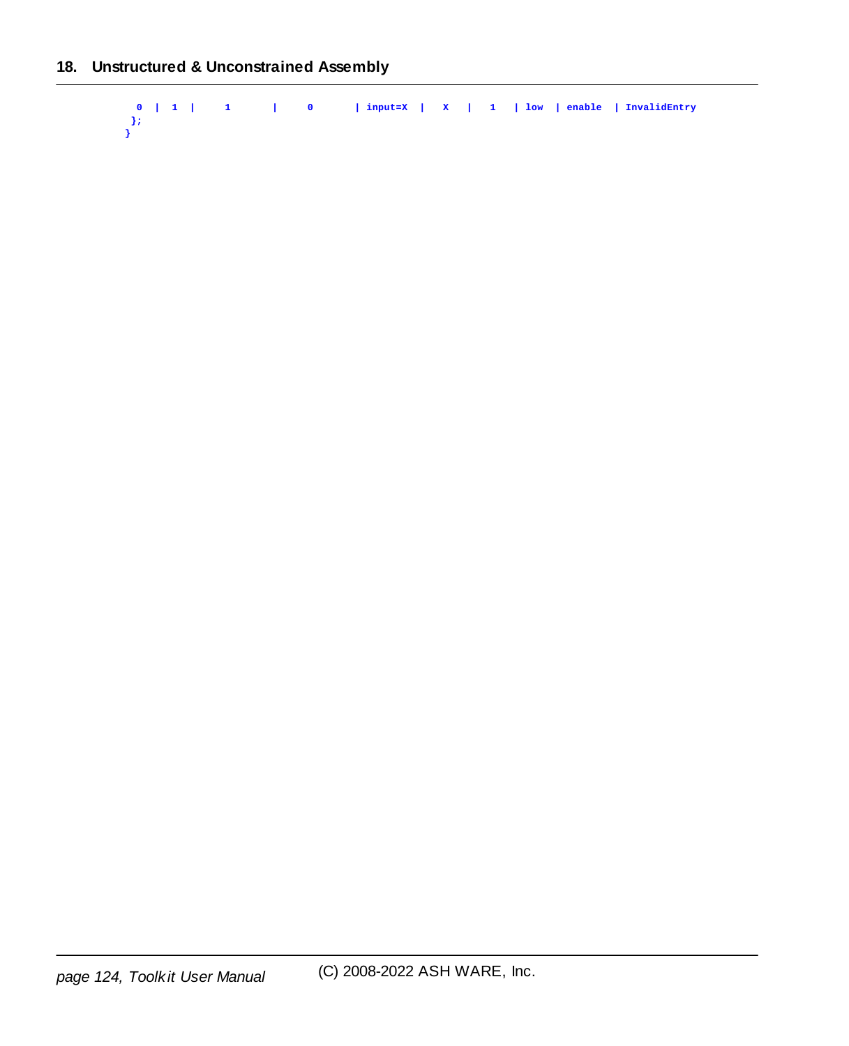```
         0  |  1  |     1      |     0      | input=X  |   X   |   1   | low  | enable  | InvalidEntry
        };
       }
```